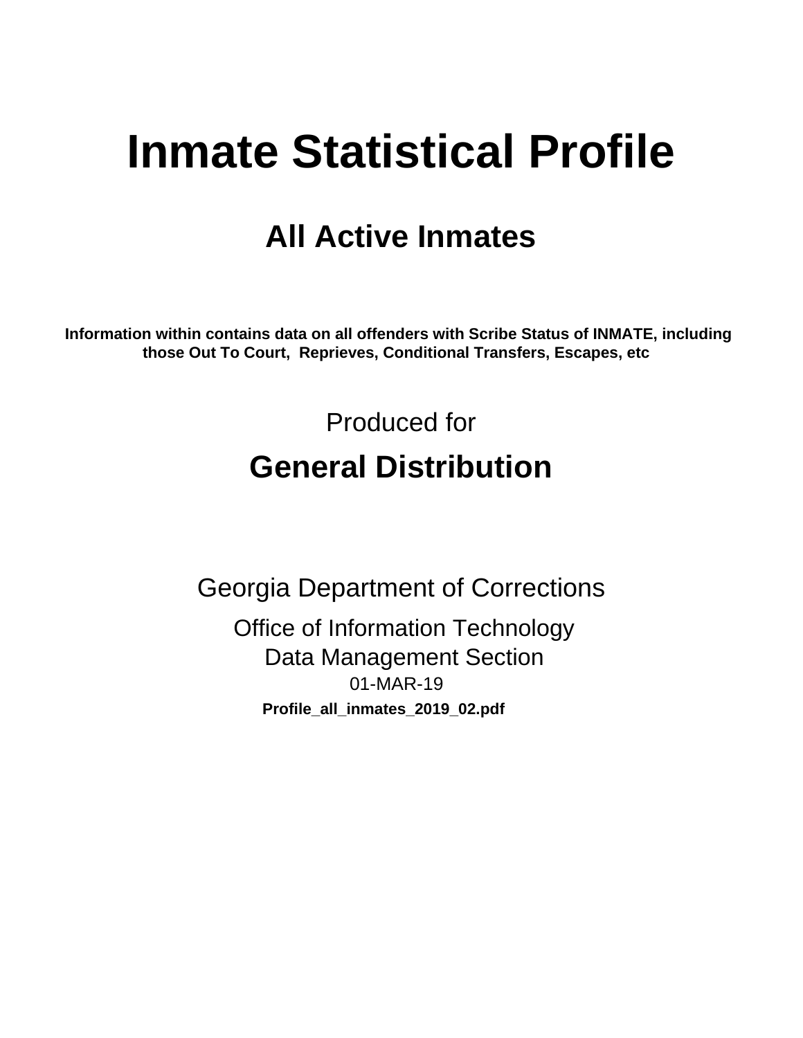# Inmate Statistical Profile

## All Active Inmates

**Information within contains data on all offenders with Scribe Status of INMATE, including those Out To Court, Reprieves, Conditional Transfers, Escapes, etc**

Produced for

## General Distribution

Georgia Department of Corrections

Office of Information Technology

Data Management Section

01-MAR-19

**Profile_all_inmates_2019_02.pdf**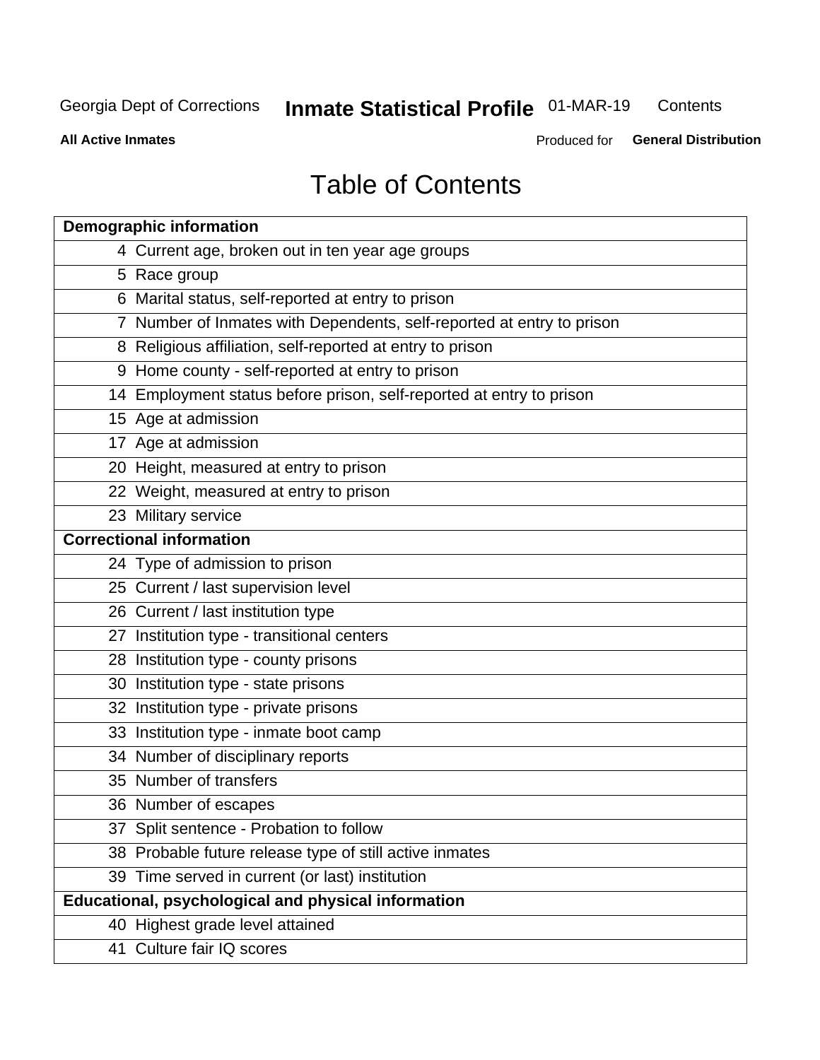Georgia Dept of Corrections **Inmate Statistical Profile** 01-MAR-19 Contents

**All Active Inmates** Produced for **General Distribution**

# Table of Contents

| **Demographic information** | |
|---|---|
| 4 | Current age, broken out in ten year age groups |
| 5 | Race group |
| 6 | Marital status, self-reported at entry to prison |
| 7 | Number of Inmates with Dependents, self-reported at entry to prison |
| 8 | Religious affiliation, self-reported at entry to prison |
| 9 | Home county - self-reported at entry to prison |
| 14 | Employment status before prison, self-reported at entry to prison |
| 15 | Age at admission |
| 17 | Age at admission |
| 20 | Height, measured at entry to prison |
| 22 | Weight, measured at entry to prison |
| 23 | Military service |
| **Correctional information** | |
| 24 | Type of admission to prison |
| 25 | Current / last supervision level |
| 26 | Current / last institution type |
| 27 | Institution type - transitional centers |
| 28 | Institution type - county prisons |
| 30 | Institution type - state prisons |
| 32 | Institution type - private prisons |
| 33 | Institution type - inmate boot camp |
| 34 | Number of disciplinary reports |
| 35 | Number of transfers |
| 36 | Number of escapes |
| 37 | Split sentence - Probation to follow |
| 38 | Probable future release type of still active inmates |
| 39 | Time served in current (or last) institution |
| **Educational, psychological and physical information** | |
| 40 | Highest grade level attained |
| 41 | Culture fair IQ scores |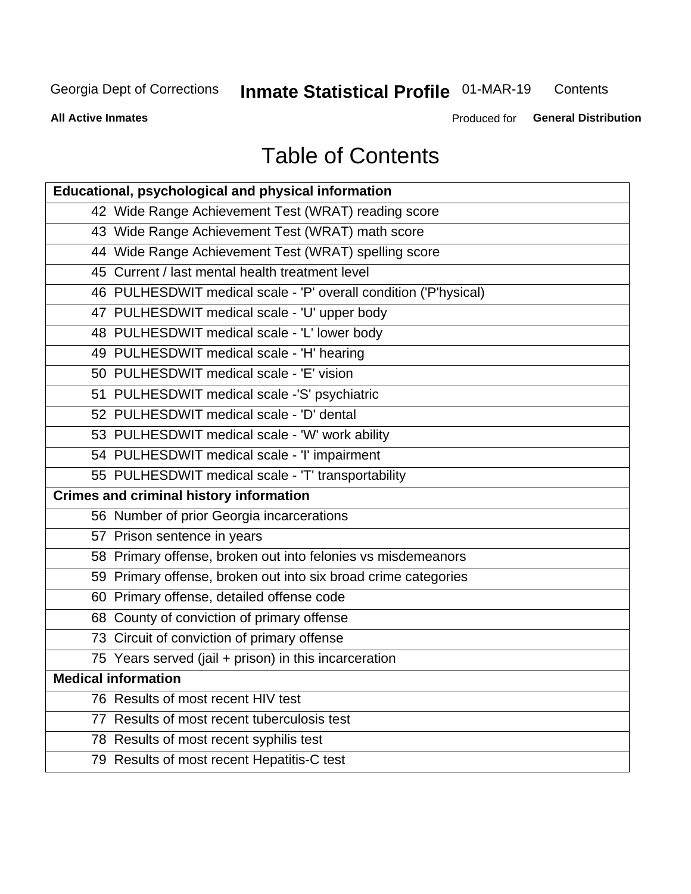Georgia Dept of Corrections **Inmate Statistical Profile** 01-MAR-19 Contents

**All Active Inmates** Produced for **General Distribution**

# Table of Contents

| **Educational, psychological and physical information** |
|---|
| 42 Wide Range Achievement Test (WRAT) reading score |
| 43 Wide Range Achievement Test (WRAT) math score |
| 44 Wide Range Achievement Test (WRAT) spelling score |
| 45 Current / last mental health treatment level |
| 46 PULHESDWIT medical scale - 'P' overall condition ('P'hysical) |
| 47 PULHESDWIT medical scale - 'U' upper body |
| 48 PULHESDWIT medical scale - 'L' lower body |
| 49 PULHESDWIT medical scale - 'H' hearing |
| 50 PULHESDWIT medical scale - 'E' vision |
| 51 PULHESDWIT medical scale -'S' psychiatric |
| 52 PULHESDWIT medical scale - 'D' dental |
| 53 PULHESDWIT medical scale - 'W' work ability |
| 54 PULHESDWIT medical scale - 'I' impairment |
| 55 PULHESDWIT medical scale - 'T' transportability |
| **Crimes and criminal history information** |
| 56 Number of prior Georgia incarcerations |
| 57 Prison sentence in years |
| 58 Primary offense, broken out into felonies vs misdemeanors |
| 59 Primary offense, broken out into six broad crime categories |
| 60 Primary offense, detailed offense code |
| 68 County of conviction of primary offense |
| 73 Circuit of conviction of primary offense |
| 75 Years served (jail + prison) in this incarceration |
| **Medical information** |
| 76 Results of most recent HIV test |
| 77 Results of most recent tuberculosis test |
| 78 Results of most recent syphilis test |
| 79 Results of most recent Hepatitis-C test |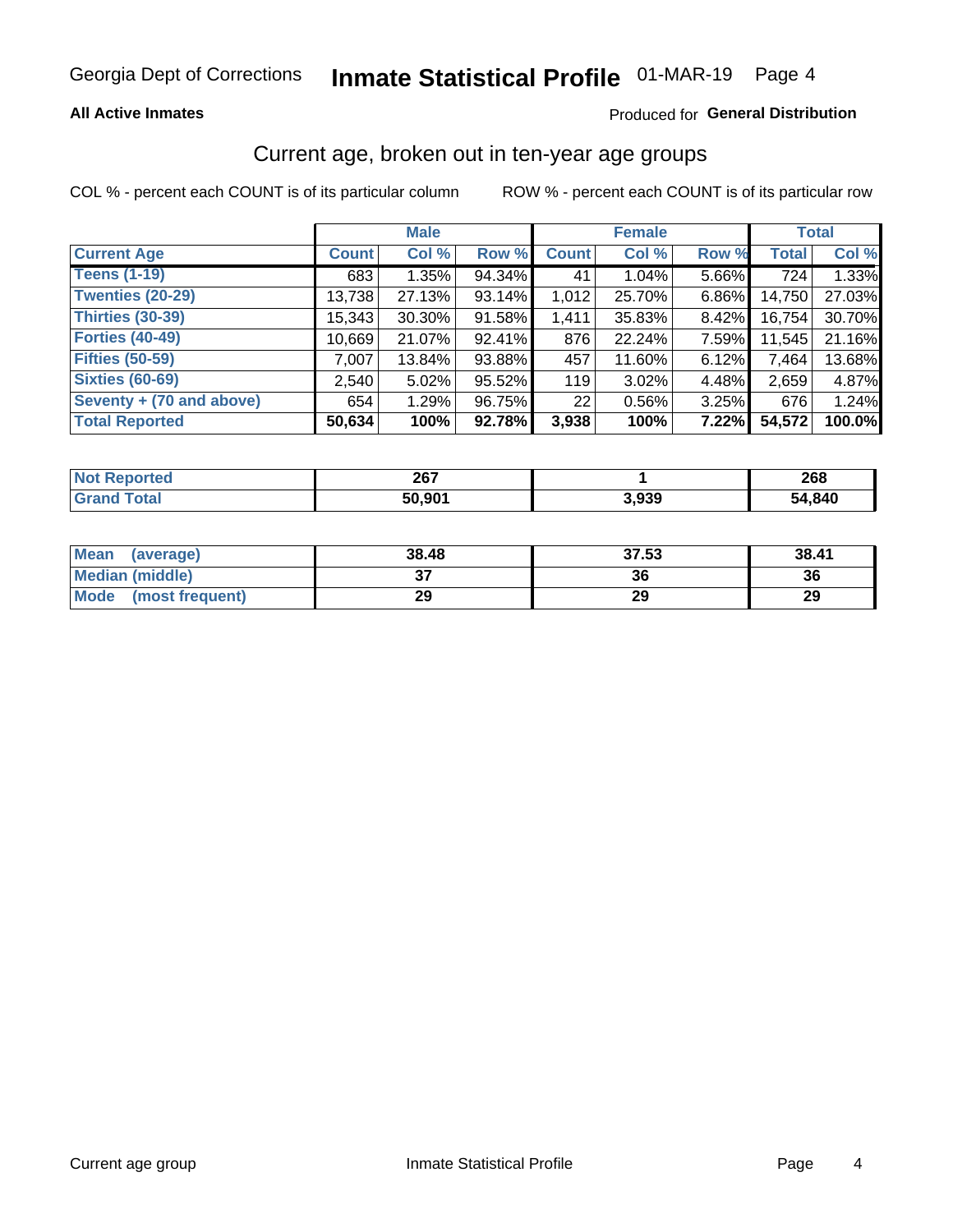Georgia Dept of Corrections **Inmate Statistical Profile** 01-MAR-19

**All Active Inmates**

Produced for **General Distribution**

## Current age, broken out in ten-year age groups

COL % - percent each COUNT is of its particular column

ROW % - percent each COUNT is of its particular row

| | Male | | | Female | | | Total | |
|---|---|---|---|---|---|---|---|---|
| **Current Age** | **Count** | **Col %** | **Row %** | **Count** | **Col %** | **Row %** | **Total** | **Col %** |
| **Teens (1-19)** | 683 | 1.35% | 94.34% | 41 | 1.04% | 5.66% | 724 | 1.33% |
| **Twenties (20-29)** | 13,738 | 27.13% | 93.14% | 1,012 | 25.70% | 6.86% | 14,750 | 27.03% |
| **Thirties (30-39)** | 15,343 | 30.30% | 91.58% | 1,411 | 35.83% | 8.42% | 16,754 | 30.70% |
| **Forties (40-49)** | 10,669 | 21.07% | 92.41% | 876 | 22.24% | 7.59% | 11,545 | 21.16% |
| **Fifties (50-59)** | 7,007 | 13.84% | 93.88% | 457 | 11.60% | 6.12% | 7,464 | 13.68% |
| **Sixties (60-69)** | 2,540 | 5.02% | 95.52% | 119 | 3.02% | 4.48% | 2,659 | 4.87% |
| **Seventy + (70 and above)** | 654 | 1.29% | 96.75% | 22 | 0.56% | 3.25% | 676 | 1.24% |
| **Total Reported** | **50,634** | **100%** | **92.78%** | **3,938** | **100%** | **7.22%** | **54,572** | **100.0%** |

| | Male | Female | Total |
|---|---|---|---|
| **Not Reported** | **267** | **1** | **268** |
| **Grand Total** | **50,901** | **3,939** | **54,840** |

| | Male | Female | Total |
|---|---|---|---|
| **Mean (average)** | **38.48** | **37.53** | **38.41** |
| **Median (middle)** | **37** | **36** | **36** |
| **Mode (most frequent)** | **29** | **29** | **29** |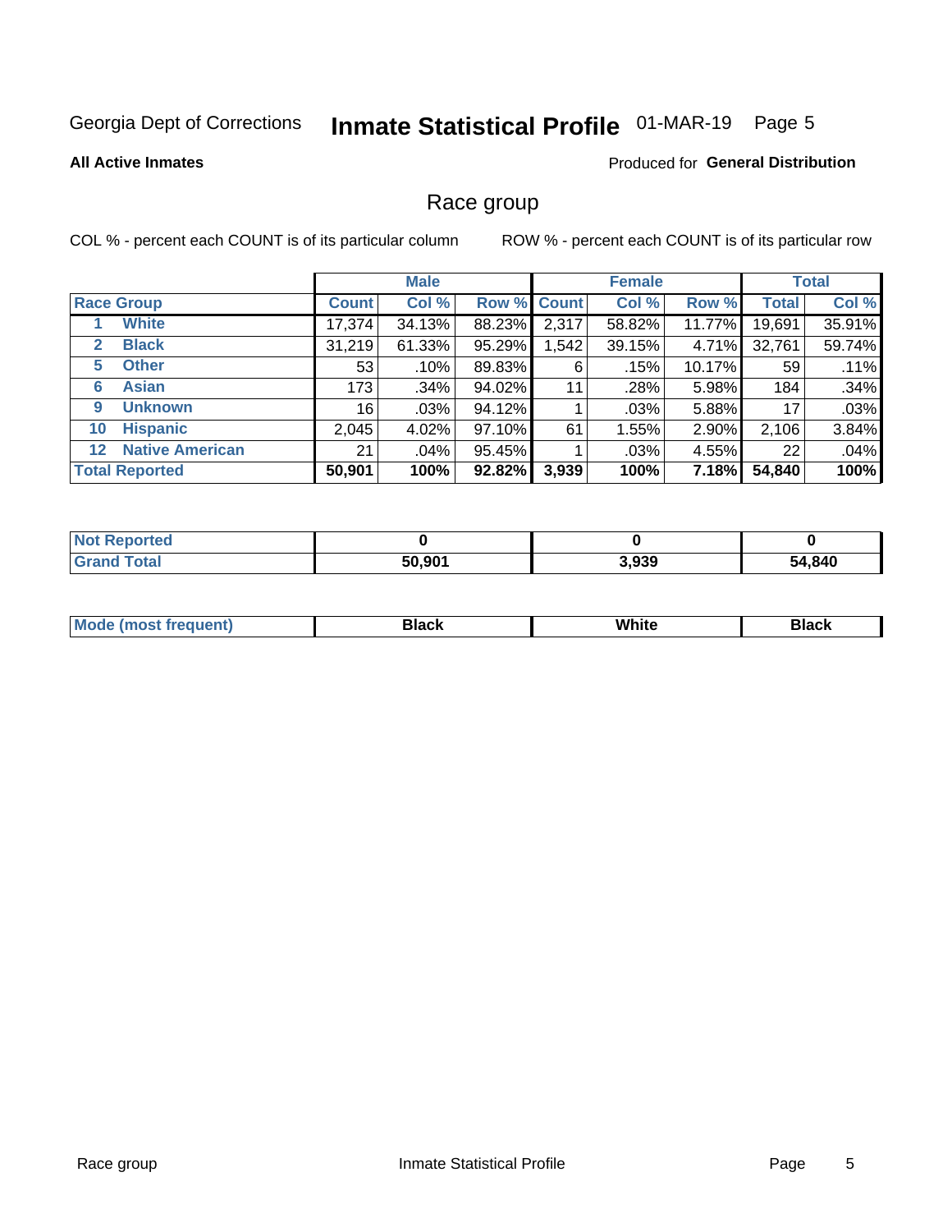Georgia Dept of Corrections **Inmate Statistical Profile** 01-MAR-19 Page 5

**All Active Inmates**

Produced for **General Distribution**

## Race group

COL % - percent each COUNT is of its particular column

ROW % - percent each COUNT is of its particular row

| | Male | | | Female | | | Total | |
|---|---|---|---|---|---|---|---|---|
| **Race Group** | **Count** | **Col %** | **Row %** | **Count** | **Col %** | **Row %** | **Total** | **Col %** |
| 1 **White** | 17,374 | 34.13% | 88.23% | 2,317 | 58.82% | 11.77% | 19,691 | 35.91% |
| 2 **Black** | 31,219 | 61.33% | 95.29% | 1,542 | 39.15% | 4.71% | 32,761 | 59.74% |
| 5 **Other** | 53 | .10% | 89.83% | 6 | .15% | 10.17% | 59 | .11% |
| 6 **Asian** | 173 | .34% | 94.02% | 11 | .28% | 5.98% | 184 | .34% |
| 9 **Unknown** | 16 | .03% | 94.12% | 1 | .03% | 5.88% | 17 | .03% |
| 10 **Hispanic** | 2,045 | 4.02% | 97.10% | 61 | 1.55% | 2.90% | 2,106 | 3.84% |
| 12 **Native American** | 21 | .04% | 95.45% | 1 | .03% | 4.55% | 22 | .04% |
| **Total Reported** | **50,901** | **100%** | **92.82%** | **3,939** | **100%** | **7.18%** | **54,840** | **100%** |

| | Male | Female | Total |
|---|---|---|---|
| **Not Reported** | **0** | **0** | **0** |
| **Grand Total** | **50,901** | **3,939** | **54,840** |

| | Male | Female | Total |
|---|---|---|---|
| **Mode (most frequent)** | **Black** | **White** | **Black** |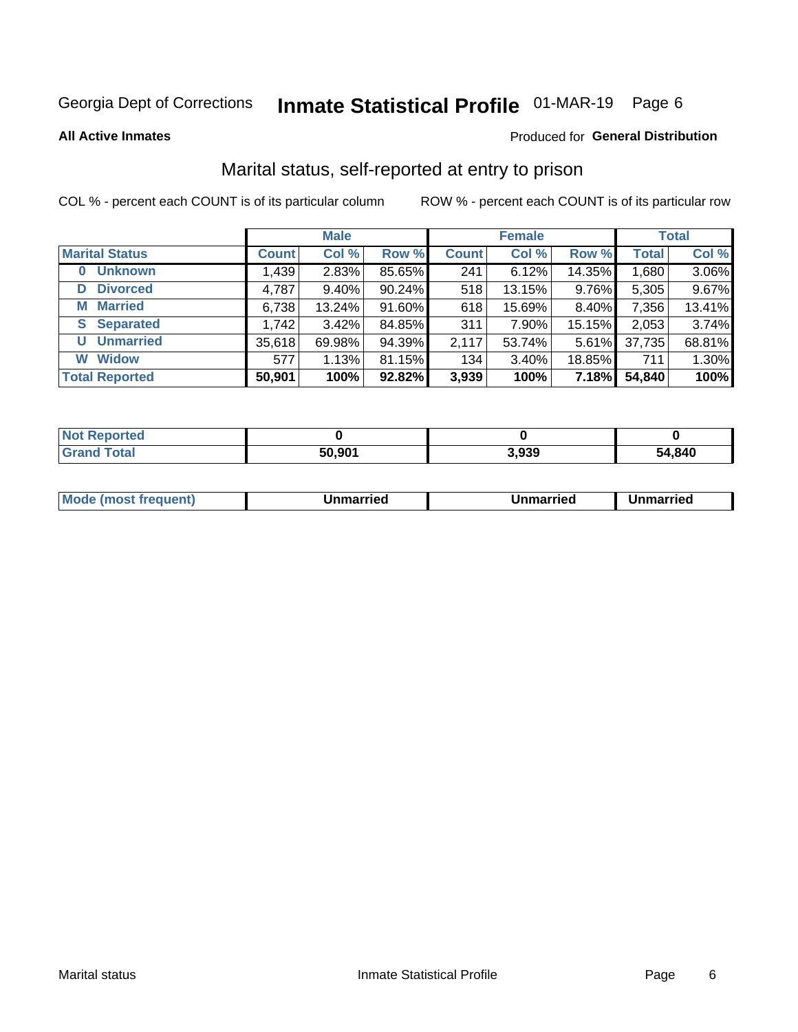Georgia Dept of Corrections **Inmate Statistical Profile** 01-MAR-19 Page 6

**All Active Inmates**

Produced for **General Distribution**

## Marital status, self-reported at entry to prison

COL % - percent each COUNT is of its particular column

ROW % - percent each COUNT is of its particular row

| | Male | | | Female | | | Total | |
|---|---|---|---|---|---|---|---|---|
| **Marital Status** | **Count** | **Col %** | **Row %** | **Count** | **Col %** | **Row %** | **Total** | **Col %** |
| **0 Unknown** | 1,439 | 2.83% | 85.65% | 241 | 6.12% | 14.35% | 1,680 | 3.06% |
| **D Divorced** | 4,787 | 9.40% | 90.24% | 518 | 13.15% | 9.76% | 5,305 | 9.67% |
| **M Married** | 6,738 | 13.24% | 91.60% | 618 | 15.69% | 8.40% | 7,356 | 13.41% |
| **S Separated** | 1,742 | 3.42% | 84.85% | 311 | 7.90% | 15.15% | 2,053 | 3.74% |
| **U Unmarried** | 35,618 | 69.98% | 94.39% | 2,117 | 53.74% | 5.61% | 37,735 | 68.81% |
| **W Widow** | 577 | 1.13% | 81.15% | 134 | 3.40% | 18.85% | 711 | 1.30% |
| **Total Reported** | **50,901** | **100%** | **92.82%** | **3,939** | **100%** | **7.18%** | **54,840** | **100%** |

| | Male | Female | Total |
|---|---|---|---|
| **Not Reported** | **0** | **0** | **0** |
| **Grand Total** | **50,901** | **3,939** | **54,840** |

| | Male | Female | Total |
|---|---|---|---|
| **Mode (most frequent)** | **Unmarried** | **Unmarried** | **Unmarried** |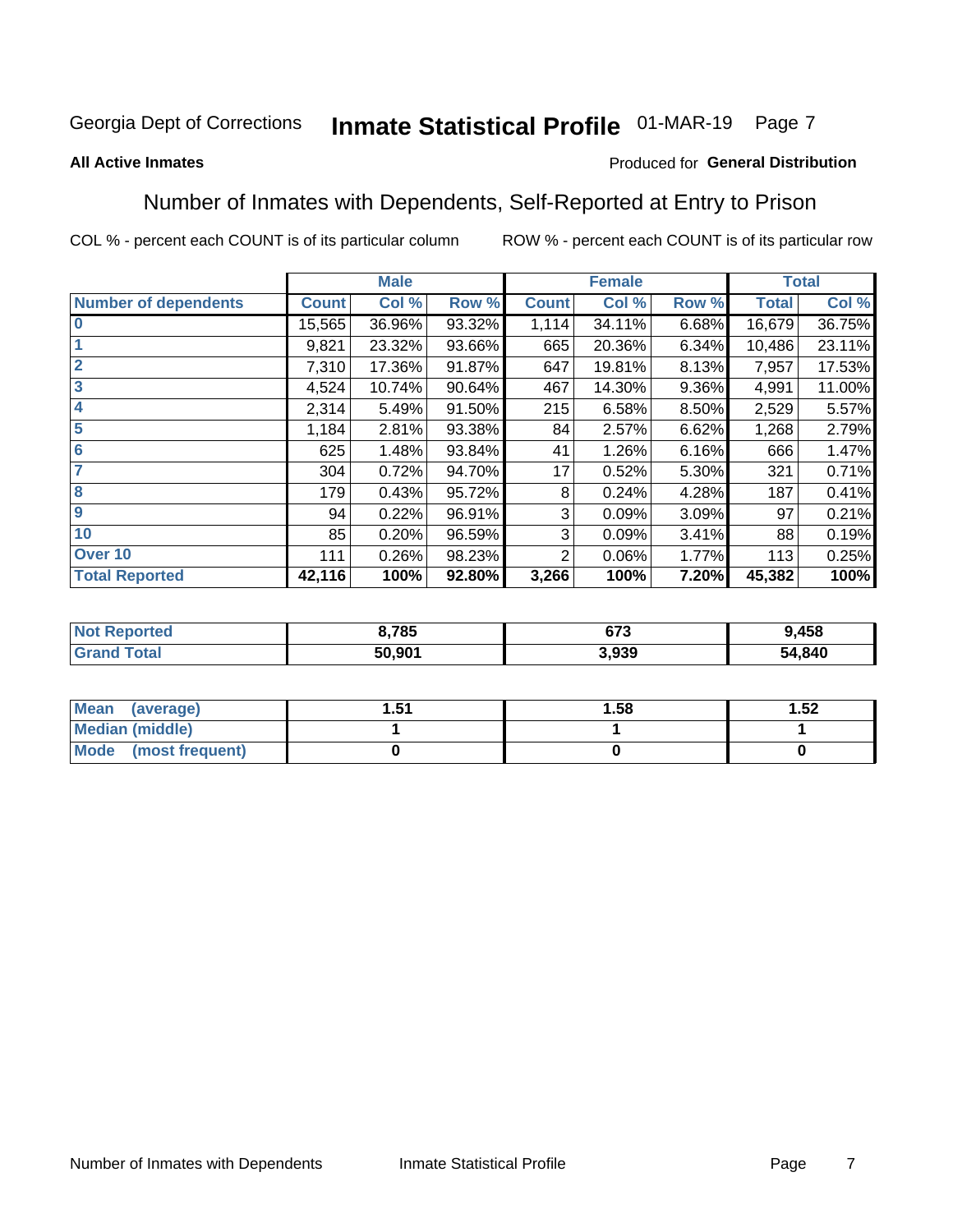Georgia Dept of Corrections **Inmate Statistical Profile** 01-MAR-19

**All Active Inmates**

Produced for **General Distribution**

## Number of Inmates with Dependents, Self-Reported at Entry to Prison

COL % - percent each COUNT is of its particular column

ROW % - percent each COUNT is of its particular row

| | Male | | | Female | | | Total | |
|---|---|---|---|---|---|---|---|---|
| **Number of dependents** | **Count** | **Col %** | **Row %** | **Count** | **Col %** | **Row %** | **Total** | **Col %** |
| **0** | 15,565 | 36.96% | 93.32% | 1,114 | 34.11% | 6.68% | 16,679 | 36.75% |
| **1** | 9,821 | 23.32% | 93.66% | 665 | 20.36% | 6.34% | 10,486 | 23.11% |
| **2** | 7,310 | 17.36% | 91.87% | 647 | 19.81% | 8.13% | 7,957 | 17.53% |
| **3** | 4,524 | 10.74% | 90.64% | 467 | 14.30% | 9.36% | 4,991 | 11.00% |
| **4** | 2,314 | 5.49% | 91.50% | 215 | 6.58% | 8.50% | 2,529 | 5.57% |
| **5** | 1,184 | 2.81% | 93.38% | 84 | 2.57% | 6.62% | 1,268 | 2.79% |
| **6** | 625 | 1.48% | 93.84% | 41 | 1.26% | 6.16% | 666 | 1.47% |
| **7** | 304 | 0.72% | 94.70% | 17 | 0.52% | 5.30% | 321 | 0.71% |
| **8** | 179 | 0.43% | 95.72% | 8 | 0.24% | 4.28% | 187 | 0.41% |
| **9** | 94 | 0.22% | 96.91% | 3 | 0.09% | 3.09% | 97 | 0.21% |
| **10** | 85 | 0.20% | 96.59% | 3 | 0.09% | 3.41% | 88 | 0.19% |
| **Over 10** | 111 | 0.26% | 98.23% | 2 | 0.06% | 1.77% | 113 | 0.25% |
| **Total Reported** | **42,116** | **100%** | **92.80%** | **3,266** | **100%** | **7.20%** | **45,382** | **100%** |

| | Male | Female | Total |
|---|---|---|---|
| **Not Reported** | **8,785** | **673** | **9,458** |
| **Grand Total** | **50,901** | **3,939** | **54,840** |

| | Male | Female | Total |
|---|---|---|---|
| **Mean (average)** | **1.51** | **1.58** | **1.52** |
| **Median (middle)** | **1** | **1** | **1** |
| **Mode (most frequent)** | **0** | **0** | **0** |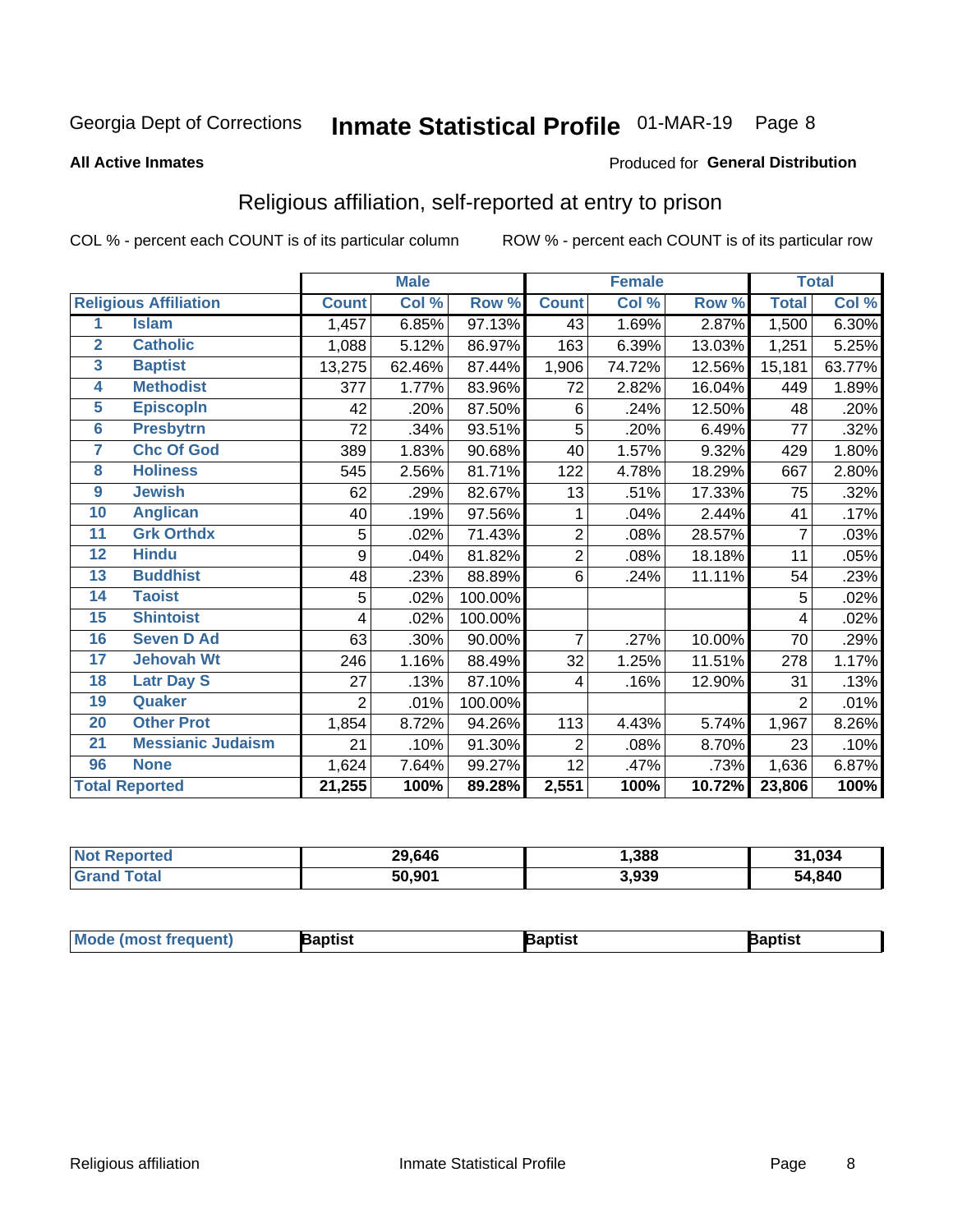Georgia Dept of Corrections **Inmate Statistical Profile** 01-MAR-19 Page 8

**All Active Inmates**

Produced for **General Distribution**

## Religious affiliation, self-reported at entry to prison

COL % - percent each COUNT is of its particular column ROW % - percent each COUNT is of its particular row

| Religious Affiliation | | Male | | | Female | | | Total | |
|---|---|---|---|---|---|---|---|---|---|
| | | Count | Col % | Row % | Count | Col % | Row % | Total | Col % |
| 1 | Islam | 1,457 | 6.85% | 97.13% | 43 | 1.69% | 2.87% | 1,500 | 6.30% |
| 2 | Catholic | 1,088 | 5.12% | 86.97% | 163 | 6.39% | 13.03% | 1,251 | 5.25% |
| 3 | Baptist | 13,275 | 62.46% | 87.44% | 1,906 | 74.72% | 12.56% | 15,181 | 63.77% |
| 4 | Methodist | 377 | 1.77% | 83.96% | 72 | 2.82% | 16.04% | 449 | 1.89% |
| 5 | Episcopln | 42 | .20% | 87.50% | 6 | .24% | 12.50% | 48 | .20% |
| 6 | Presbytrn | 72 | .34% | 93.51% | 5 | .20% | 6.49% | 77 | .32% |
| 7 | Chc Of God | 389 | 1.83% | 90.68% | 40 | 1.57% | 9.32% | 429 | 1.80% |
| 8 | Holiness | 545 | 2.56% | 81.71% | 122 | 4.78% | 18.29% | 667 | 2.80% |
| 9 | Jewish | 62 | .29% | 82.67% | 13 | .51% | 17.33% | 75 | .32% |
| 10 | Anglican | 40 | .19% | 97.56% | 1 | .04% | 2.44% | 41 | .17% |
| 11 | Grk Orthdx | 5 | .02% | 71.43% | 2 | .08% | 28.57% | 7 | .03% |
| 12 | Hindu | 9 | .04% | 81.82% | 2 | .08% | 18.18% | 11 | .05% |
| 13 | Buddhist | 48 | .23% | 88.89% | 6 | .24% | 11.11% | 54 | .23% |
| 14 | Taoist | 5 | .02% | 100.00% | | | | 5 | .02% |
| 15 | Shintoist | 4 | .02% | 100.00% | | | | 4 | .02% |
| 16 | Seven D Ad | 63 | .30% | 90.00% | 7 | .27% | 10.00% | 70 | .29% |
| 17 | Jehovah Wt | 246 | 1.16% | 88.49% | 32 | 1.25% | 11.51% | 278 | 1.17% |
| 18 | Latr Day S | 27 | .13% | 87.10% | 4 | .16% | 12.90% | 31 | .13% |
| 19 | Quaker | 2 | .01% | 100.00% | | | | 2 | .01% |
| 20 | Other Prot | 1,854 | 8.72% | 94.26% | 113 | 4.43% | 5.74% | 1,967 | 8.26% |
| 21 | Messianic Judaism | 21 | .10% | 91.30% | 2 | .08% | 8.70% | 23 | .10% |
| 96 | None | 1,624 | 7.64% | 99.27% | 12 | .47% | .73% | 1,636 | 6.87% |
| Total Reported | | 21,255 | 100% | 89.28% | 2,551 | 100% | 10.72% | 23,806 | 100% |

| | Male | Female | Total |
|---|---|---|---|
| Not Reported | 29,646 | 1,388 | 31,034 |
| Grand Total | 50,901 | 3,939 | 54,840 |

| | Male | Female | Total |
|---|---|---|---|
| Mode (most frequent) | Baptist | Baptist | Baptist |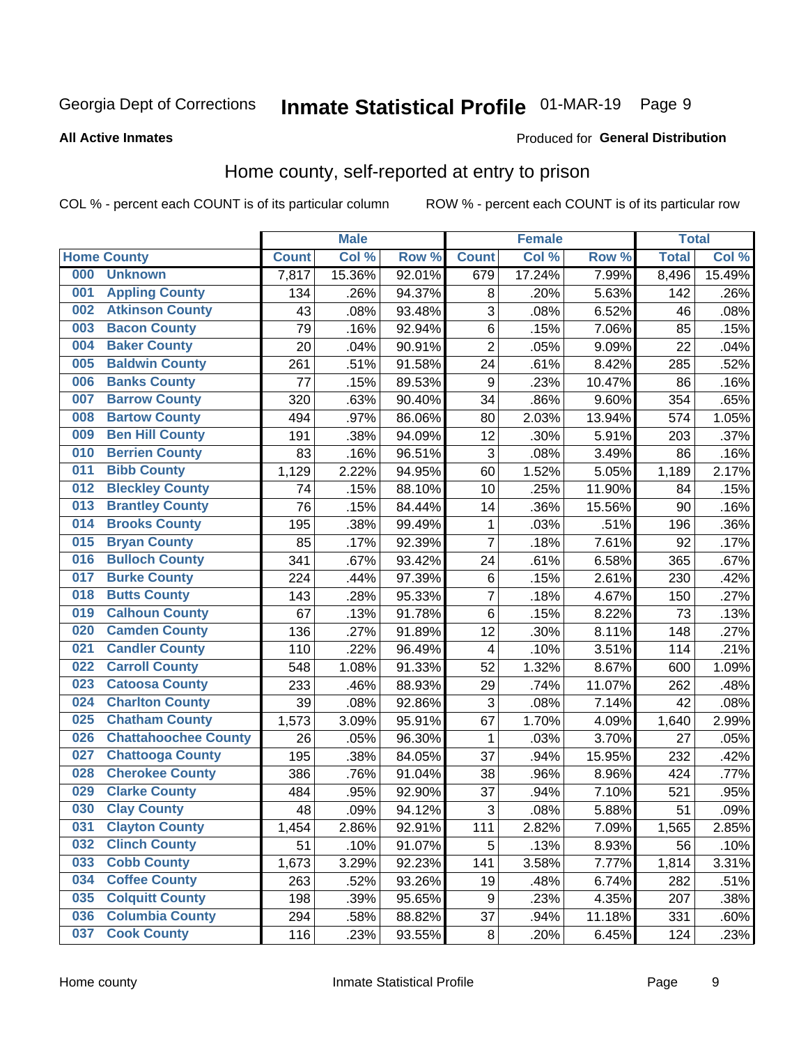Georgia Dept of Corrections **Inmate Statistical Profile** 01-MAR-19

**All Active Inmates**

Produced for **General Distribution**

## Home county, self-reported at entry to prison

COL % - percent each COUNT is of its particular column ROW % - percent each COUNT is of its particular row

| Home County | | Male | | | Female | | | Total | |
|---|---|---|---|---|---|---|---|---|---|
| | | Count | Col % | Row % | Count | Col % | Row % | Total | Col % |
| 000 | Unknown | 7,817 | 15.36% | 92.01% | 679 | 17.24% | 7.99% | 8,496 | 15.49% |
| 001 | Appling County | 134 | .26% | 94.37% | 8 | .20% | 5.63% | 142 | .26% |
| 002 | Atkinson County | 43 | .08% | 93.48% | 3 | .08% | 6.52% | 46 | .08% |
| 003 | Bacon County | 79 | .16% | 92.94% | 6 | .15% | 7.06% | 85 | .15% |
| 004 | Baker County | 20 | .04% | 90.91% | 2 | .05% | 9.09% | 22 | .04% |
| 005 | Baldwin County | 261 | .51% | 91.58% | 24 | .61% | 8.42% | 285 | .52% |
| 006 | Banks County | 77 | .15% | 89.53% | 9 | .23% | 10.47% | 86 | .16% |
| 007 | Barrow County | 320 | .63% | 90.40% | 34 | .86% | 9.60% | 354 | .65% |
| 008 | Bartow County | 494 | .97% | 86.06% | 80 | 2.03% | 13.94% | 574 | 1.05% |
| 009 | Ben Hill County | 191 | .38% | 94.09% | 12 | .30% | 5.91% | 203 | .37% |
| 010 | Berrien County | 83 | .16% | 96.51% | 3 | .08% | 3.49% | 86 | .16% |
| 011 | Bibb County | 1,129 | 2.22% | 94.95% | 60 | 1.52% | 5.05% | 1,189 | 2.17% |
| 012 | Bleckley County | 74 | .15% | 88.10% | 10 | .25% | 11.90% | 84 | .15% |
| 013 | Brantley County | 76 | .15% | 84.44% | 14 | .36% | 15.56% | 90 | .16% |
| 014 | Brooks County | 195 | .38% | 99.49% | 1 | .03% | .51% | 196 | .36% |
| 015 | Bryan County | 85 | .17% | 92.39% | 7 | .18% | 7.61% | 92 | .17% |
| 016 | Bulloch County | 341 | .67% | 93.42% | 24 | .61% | 6.58% | 365 | .67% |
| 017 | Burke County | 224 | .44% | 97.39% | 6 | .15% | 2.61% | 230 | .42% |
| 018 | Butts County | 143 | .28% | 95.33% | 7 | .18% | 4.67% | 150 | .27% |
| 019 | Calhoun County | 67 | .13% | 91.78% | 6 | .15% | 8.22% | 73 | .13% |
| 020 | Camden County | 136 | .27% | 91.89% | 12 | .30% | 8.11% | 148 | .27% |
| 021 | Candler County | 110 | .22% | 96.49% | 4 | .10% | 3.51% | 114 | .21% |
| 022 | Carroll County | 548 | 1.08% | 91.33% | 52 | 1.32% | 8.67% | 600 | 1.09% |
| 023 | Catoosa County | 233 | .46% | 88.93% | 29 | .74% | 11.07% | 262 | .48% |
| 024 | Charlton County | 39 | .08% | 92.86% | 3 | .08% | 7.14% | 42 | .08% |
| 025 | Chatham County | 1,573 | 3.09% | 95.91% | 67 | 1.70% | 4.09% | 1,640 | 2.99% |
| 026 | Chattahoochee County | 26 | .05% | 96.30% | 1 | .03% | 3.70% | 27 | .05% |
| 027 | Chattooga County | 195 | .38% | 84.05% | 37 | .94% | 15.95% | 232 | .42% |
| 028 | Cherokee County | 386 | .76% | 91.04% | 38 | .96% | 8.96% | 424 | .77% |
| 029 | Clarke County | 484 | .95% | 92.90% | 37 | .94% | 7.10% | 521 | .95% |
| 030 | Clay County | 48 | .09% | 94.12% | 3 | .08% | 5.88% | 51 | .09% |
| 031 | Clayton County | 1,454 | 2.86% | 92.91% | 111 | 2.82% | 7.09% | 1,565 | 2.85% |
| 032 | Clinch County | 51 | .10% | 91.07% | 5 | .13% | 8.93% | 56 | .10% |
| 033 | Cobb County | 1,673 | 3.29% | 92.23% | 141 | 3.58% | 7.77% | 1,814 | 3.31% |
| 034 | Coffee County | 263 | .52% | 93.26% | 19 | .48% | 6.74% | 282 | .51% |
| 035 | Colquitt County | 198 | .39% | 95.65% | 9 | .23% | 4.35% | 207 | .38% |
| 036 | Columbia County | 294 | .58% | 88.82% | 37 | .94% | 11.18% | 331 | .60% |
| 037 | Cook County | 116 | .23% | 93.55% | 8 | .20% | 6.45% | 124 | .23% |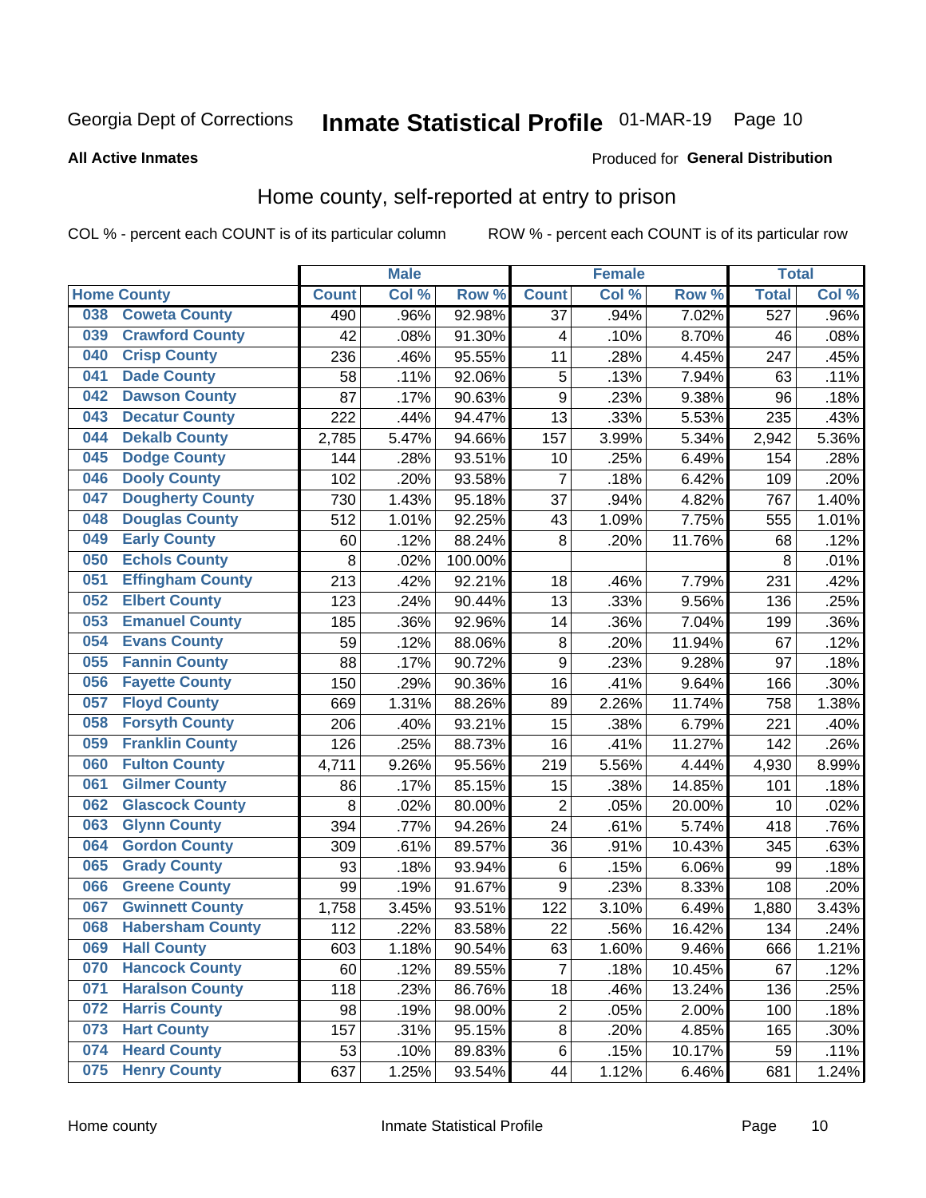Georgia Dept of Corrections **Inmate Statistical Profile** 01-MAR-19

**All Active Inmates**

Produced for **General Distribution**

## Home county, self-reported at entry to prison

COL % - percent each COUNT is of its particular column ROW % - percent each COUNT is of its particular row

| Home County | | Male | | | Female | | | Total | |
|---|---|---|---|---|---|---|---|---|---|
| | | Count | Col % | Row % | Count | Col % | Row % | Total | Col % |
| 038 | Coweta County | 490 | .96% | 92.98% | 37 | .94% | 7.02% | 527 | .96% |
| 039 | Crawford County | 42 | .08% | 91.30% | 4 | .10% | 8.70% | 46 | .08% |
| 040 | Crisp County | 236 | .46% | 95.55% | 11 | .28% | 4.45% | 247 | .45% |
| 041 | Dade County | 58 | .11% | 92.06% | 5 | .13% | 7.94% | 63 | .11% |
| 042 | Dawson County | 87 | .17% | 90.63% | 9 | .23% | 9.38% | 96 | .18% |
| 043 | Decatur County | 222 | .44% | 94.47% | 13 | .33% | 5.53% | 235 | .43% |
| 044 | Dekalb County | 2,785 | 5.47% | 94.66% | 157 | 3.99% | 5.34% | 2,942 | 5.36% |
| 045 | Dodge County | 144 | .28% | 93.51% | 10 | .25% | 6.49% | 154 | .28% |
| 046 | Dooly County | 102 | .20% | 93.58% | 7 | .18% | 6.42% | 109 | .20% |
| 047 | Dougherty County | 730 | 1.43% | 95.18% | 37 | .94% | 4.82% | 767 | 1.40% |
| 048 | Douglas County | 512 | 1.01% | 92.25% | 43 | 1.09% | 7.75% | 555 | 1.01% |
| 049 | Early County | 60 | .12% | 88.24% | 8 | .20% | 11.76% | 68 | .12% |
| 050 | Echols County | 8 | .02% | 100.00% | | | | 8 | .01% |
| 051 | Effingham County | 213 | .42% | 92.21% | 18 | .46% | 7.79% | 231 | .42% |
| 052 | Elbert County | 123 | .24% | 90.44% | 13 | .33% | 9.56% | 136 | .25% |
| 053 | Emanuel County | 185 | .36% | 92.96% | 14 | .36% | 7.04% | 199 | .36% |
| 054 | Evans County | 59 | .12% | 88.06% | 8 | .20% | 11.94% | 67 | .12% |
| 055 | Fannin County | 88 | .17% | 90.72% | 9 | .23% | 9.28% | 97 | .18% |
| 056 | Fayette County | 150 | .29% | 90.36% | 16 | .41% | 9.64% | 166 | .30% |
| 057 | Floyd County | 669 | 1.31% | 88.26% | 89 | 2.26% | 11.74% | 758 | 1.38% |
| 058 | Forsyth County | 206 | .40% | 93.21% | 15 | .38% | 6.79% | 221 | .40% |
| 059 | Franklin County | 126 | .25% | 88.73% | 16 | .41% | 11.27% | 142 | .26% |
| 060 | Fulton County | 4,711 | 9.26% | 95.56% | 219 | 5.56% | 4.44% | 4,930 | 8.99% |
| 061 | Gilmer County | 86 | .17% | 85.15% | 15 | .38% | 14.85% | 101 | .18% |
| 062 | Glascock County | 8 | .02% | 80.00% | 2 | .05% | 20.00% | 10 | .02% |
| 063 | Glynn County | 394 | .77% | 94.26% | 24 | .61% | 5.74% | 418 | .76% |
| 064 | Gordon County | 309 | .61% | 89.57% | 36 | .91% | 10.43% | 345 | .63% |
| 065 | Grady County | 93 | .18% | 93.94% | 6 | .15% | 6.06% | 99 | .18% |
| 066 | Greene County | 99 | .19% | 91.67% | 9 | .23% | 8.33% | 108 | .20% |
| 067 | Gwinnett County | 1,758 | 3.45% | 93.51% | 122 | 3.10% | 6.49% | 1,880 | 3.43% |
| 068 | Habersham County | 112 | .22% | 83.58% | 22 | .56% | 16.42% | 134 | .24% |
| 069 | Hall County | 603 | 1.18% | 90.54% | 63 | 1.60% | 9.46% | 666 | 1.21% |
| 070 | Hancock County | 60 | .12% | 89.55% | 7 | .18% | 10.45% | 67 | .12% |
| 071 | Haralson County | 118 | .23% | 86.76% | 18 | .46% | 13.24% | 136 | .25% |
| 072 | Harris County | 98 | .19% | 98.00% | 2 | .05% | 2.00% | 100 | .18% |
| 073 | Hart County | 157 | .31% | 95.15% | 8 | .20% | 4.85% | 165 | .30% |
| 074 | Heard County | 53 | .10% | 89.83% | 6 | .15% | 10.17% | 59 | .11% |
| 075 | Henry County | 637 | 1.25% | 93.54% | 44 | 1.12% | 6.46% | 681 | 1.24% |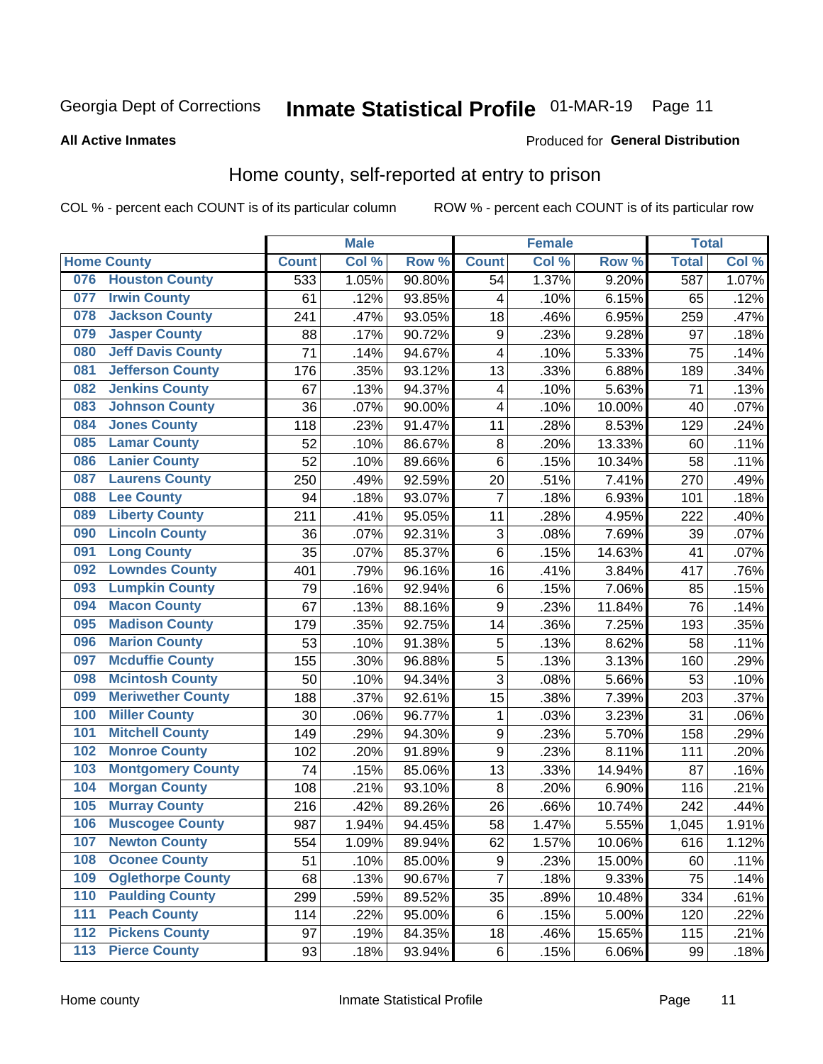Georgia Dept of Corrections **Inmate Statistical Profile** 01-MAR-19

**All Active Inmates**

Produced for **General Distribution**

## Home county, self-reported at entry to prison

COL % - percent each COUNT is of its particular column ROW % - percent each COUNT is of its particular row

| Home County | | Male | | | Female | | | Total | |
|---|---|---|---|---|---|---|---|---|---|
| | | Count | Col % | Row % | Count | Col % | Row % | Total | Col % |
| 076 | Houston County | 533 | 1.05% | 90.80% | 54 | 1.37% | 9.20% | 587 | 1.07% |
| 077 | Irwin County | 61 | .12% | 93.85% | 4 | .10% | 6.15% | 65 | .12% |
| 078 | Jackson County | 241 | .47% | 93.05% | 18 | .46% | 6.95% | 259 | .47% |
| 079 | Jasper County | 88 | .17% | 90.72% | 9 | .23% | 9.28% | 97 | .18% |
| 080 | Jeff Davis County | 71 | .14% | 94.67% | 4 | .10% | 5.33% | 75 | .14% |
| 081 | Jefferson County | 176 | .35% | 93.12% | 13 | .33% | 6.88% | 189 | .34% |
| 082 | Jenkins County | 67 | .13% | 94.37% | 4 | .10% | 5.63% | 71 | .13% |
| 083 | Johnson County | 36 | .07% | 90.00% | 4 | .10% | 10.00% | 40 | .07% |
| 084 | Jones County | 118 | .23% | 91.47% | 11 | .28% | 8.53% | 129 | .24% |
| 085 | Lamar County | 52 | .10% | 86.67% | 8 | .20% | 13.33% | 60 | .11% |
| 086 | Lanier County | 52 | .10% | 89.66% | 6 | .15% | 10.34% | 58 | .11% |
| 087 | Laurens County | 250 | .49% | 92.59% | 20 | .51% | 7.41% | 270 | .49% |
| 088 | Lee County | 94 | .18% | 93.07% | 7 | .18% | 6.93% | 101 | .18% |
| 089 | Liberty County | 211 | .41% | 95.05% | 11 | .28% | 4.95% | 222 | .40% |
| 090 | Lincoln County | 36 | .07% | 92.31% | 3 | .08% | 7.69% | 39 | .07% |
| 091 | Long County | 35 | .07% | 85.37% | 6 | .15% | 14.63% | 41 | .07% |
| 092 | Lowndes County | 401 | .79% | 96.16% | 16 | .41% | 3.84% | 417 | .76% |
| 093 | Lumpkin County | 79 | .16% | 92.94% | 6 | .15% | 7.06% | 85 | .15% |
| 094 | Macon County | 67 | .13% | 88.16% | 9 | .23% | 11.84% | 76 | .14% |
| 095 | Madison County | 179 | .35% | 92.75% | 14 | .36% | 7.25% | 193 | .35% |
| 096 | Marion County | 53 | .10% | 91.38% | 5 | .13% | 8.62% | 58 | .11% |
| 097 | Mcduffie County | 155 | .30% | 96.88% | 5 | .13% | 3.13% | 160 | .29% |
| 098 | Mcintosh County | 50 | .10% | 94.34% | 3 | .08% | 5.66% | 53 | .10% |
| 099 | Meriwether County | 188 | .37% | 92.61% | 15 | .38% | 7.39% | 203 | .37% |
| 100 | Miller County | 30 | .06% | 96.77% | 1 | .03% | 3.23% | 31 | .06% |
| 101 | Mitchell County | 149 | .29% | 94.30% | 9 | .23% | 5.70% | 158 | .29% |
| 102 | Monroe County | 102 | .20% | 91.89% | 9 | .23% | 8.11% | 111 | .20% |
| 103 | Montgomery County | 74 | .15% | 85.06% | 13 | .33% | 14.94% | 87 | .16% |
| 104 | Morgan County | 108 | .21% | 93.10% | 8 | .20% | 6.90% | 116 | .21% |
| 105 | Murray County | 216 | .42% | 89.26% | 26 | .66% | 10.74% | 242 | .44% |
| 106 | Muscogee County | 987 | 1.94% | 94.45% | 58 | 1.47% | 5.55% | 1,045 | 1.91% |
| 107 | Newton County | 554 | 1.09% | 89.94% | 62 | 1.57% | 10.06% | 616 | 1.12% |
| 108 | Oconee County | 51 | .10% | 85.00% | 9 | .23% | 15.00% | 60 | .11% |
| 109 | Oglethorpe County | 68 | .13% | 90.67% | 7 | .18% | 9.33% | 75 | .14% |
| 110 | Paulding County | 299 | .59% | 89.52% | 35 | .89% | 10.48% | 334 | .61% |
| 111 | Peach County | 114 | .22% | 95.00% | 6 | .15% | 5.00% | 120 | .22% |
| 112 | Pickens County | 97 | .19% | 84.35% | 18 | .46% | 15.65% | 115 | .21% |
| 113 | Pierce County | 93 | .18% | 93.94% | 6 | .15% | 6.06% | 99 | .18% |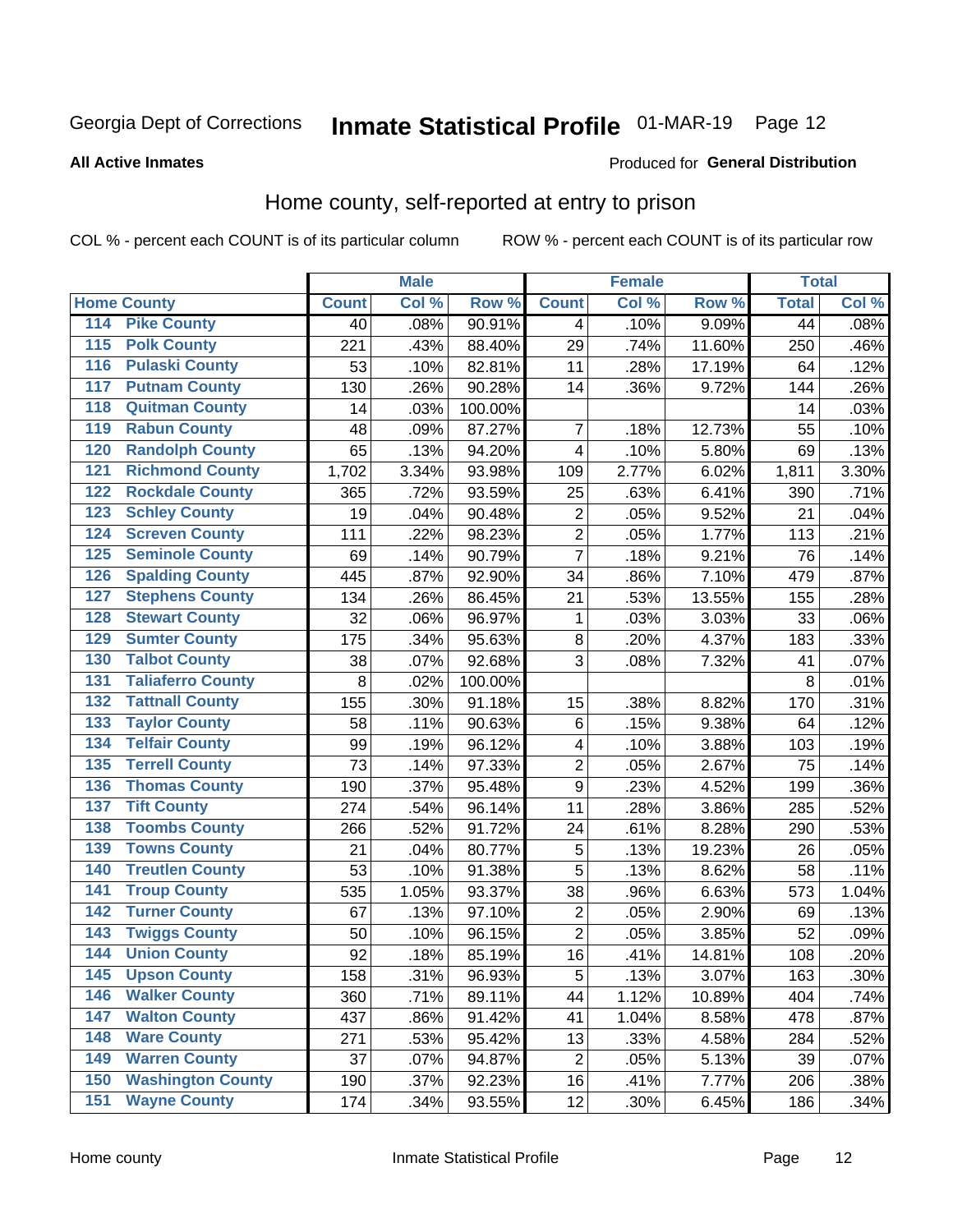Georgia Dept of Corrections **Inmate Statistical Profile** 01-MAR-19 Page 12

**All Active Inmates**

Produced for **General Distribution**

## Home county, self-reported at entry to prison

COL % - percent each COUNT is of its particular column ROW % - percent each COUNT is of its particular row

| Home County | | Male | | | Female | | | Total | |
|---|---|---|---|---|---|---|---|---|---|
| | | Count | Col % | Row % | Count | Col % | Row % | Total | Col % |
| 114 | Pike County | 40 | .08% | 90.91% | 4 | .10% | 9.09% | 44 | .08% |
| 115 | Polk County | 221 | .43% | 88.40% | 29 | .74% | 11.60% | 250 | .46% |
| 116 | Pulaski County | 53 | .10% | 82.81% | 11 | .28% | 17.19% | 64 | .12% |
| 117 | Putnam County | 130 | .26% | 90.28% | 14 | .36% | 9.72% | 144 | .26% |
| 118 | Quitman County | 14 | .03% | 100.00% | | | | 14 | .03% |
| 119 | Rabun County | 48 | .09% | 87.27% | 7 | .18% | 12.73% | 55 | .10% |
| 120 | Randolph County | 65 | .13% | 94.20% | 4 | .10% | 5.80% | 69 | .13% |
| 121 | Richmond County | 1,702 | 3.34% | 93.98% | 109 | 2.77% | 6.02% | 1,811 | 3.30% |
| 122 | Rockdale County | 365 | .72% | 93.59% | 25 | .63% | 6.41% | 390 | .71% |
| 123 | Schley County | 19 | .04% | 90.48% | 2 | .05% | 9.52% | 21 | .04% |
| 124 | Screven County | 111 | .22% | 98.23% | 2 | .05% | 1.77% | 113 | .21% |
| 125 | Seminole County | 69 | .14% | 90.79% | 7 | .18% | 9.21% | 76 | .14% |
| 126 | Spalding County | 445 | .87% | 92.90% | 34 | .86% | 7.10% | 479 | .87% |
| 127 | Stephens County | 134 | .26% | 86.45% | 21 | .53% | 13.55% | 155 | .28% |
| 128 | Stewart County | 32 | .06% | 96.97% | 1 | .03% | 3.03% | 33 | .06% |
| 129 | Sumter County | 175 | .34% | 95.63% | 8 | .20% | 4.37% | 183 | .33% |
| 130 | Talbot County | 38 | .07% | 92.68% | 3 | .08% | 7.32% | 41 | .07% |
| 131 | Taliaferro County | 8 | .02% | 100.00% | | | | 8 | .01% |
| 132 | Tattnall County | 155 | .30% | 91.18% | 15 | .38% | 8.82% | 170 | .31% |
| 133 | Taylor County | 58 | .11% | 90.63% | 6 | .15% | 9.38% | 64 | .12% |
| 134 | Telfair County | 99 | .19% | 96.12% | 4 | .10% | 3.88% | 103 | .19% |
| 135 | Terrell County | 73 | .14% | 97.33% | 2 | .05% | 2.67% | 75 | .14% |
| 136 | Thomas County | 190 | .37% | 95.48% | 9 | .23% | 4.52% | 199 | .36% |
| 137 | Tift County | 274 | .54% | 96.14% | 11 | .28% | 3.86% | 285 | .52% |
| 138 | Toombs County | 266 | .52% | 91.72% | 24 | .61% | 8.28% | 290 | .53% |
| 139 | Towns County | 21 | .04% | 80.77% | 5 | .13% | 19.23% | 26 | .05% |
| 140 | Treutlen County | 53 | .10% | 91.38% | 5 | .13% | 8.62% | 58 | .11% |
| 141 | Troup County | 535 | 1.05% | 93.37% | 38 | .96% | 6.63% | 573 | 1.04% |
| 142 | Turner County | 67 | .13% | 97.10% | 2 | .05% | 2.90% | 69 | .13% |
| 143 | Twiggs County | 50 | .10% | 96.15% | 2 | .05% | 3.85% | 52 | .09% |
| 144 | Union County | 92 | .18% | 85.19% | 16 | .41% | 14.81% | 108 | .20% |
| 145 | Upson County | 158 | .31% | 96.93% | 5 | .13% | 3.07% | 163 | .30% |
| 146 | Walker County | 360 | .71% | 89.11% | 44 | 1.12% | 10.89% | 404 | .74% |
| 147 | Walton County | 437 | .86% | 91.42% | 41 | 1.04% | 8.58% | 478 | .87% |
| 148 | Ware County | 271 | .53% | 95.42% | 13 | .33% | 4.58% | 284 | .52% |
| 149 | Warren County | 37 | .07% | 94.87% | 2 | .05% | 5.13% | 39 | .07% |
| 150 | Washington County | 190 | .37% | 92.23% | 16 | .41% | 7.77% | 206 | .38% |
| 151 | Wayne County | 174 | .34% | 93.55% | 12 | .30% | 6.45% | 186 | .34% |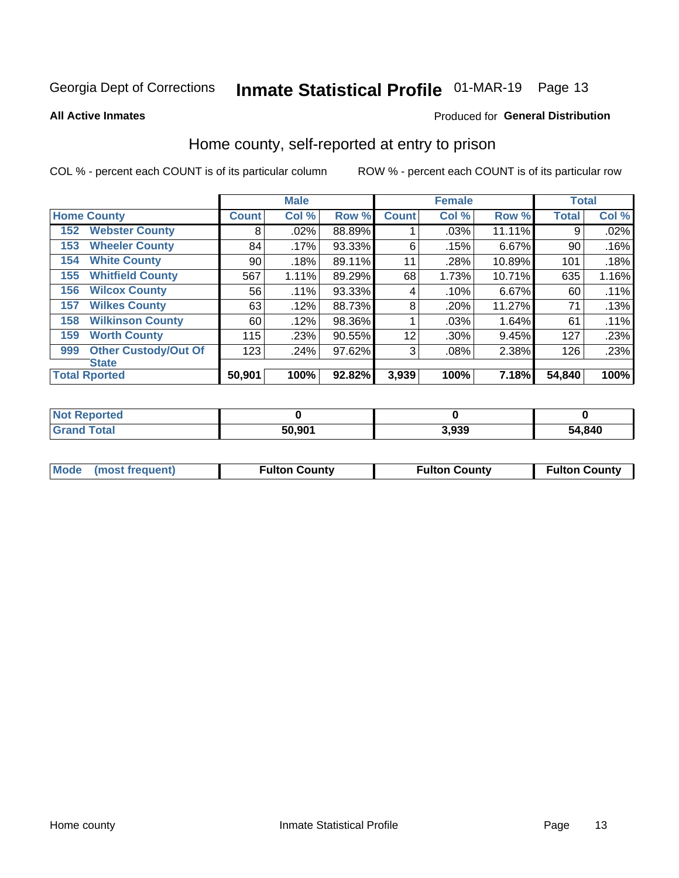Georgia Dept of Corrections **Inmate Statistical Profile** 01-MAR-19

**All Active Inmates**

Produced for **General Distribution**

## Home county, self-reported at entry to prison

COL % - percent each COUNT is of its particular column ROW % - percent each COUNT is of its particular row

| Home County | | Male | | | Female | | | Total | |
|---|---|---|---|---|---|---|---|---|---|
| | | Count | Col % | Row % | Count | Col % | Row % | Total | Col % |
| 152 | Webster County | 8 | .02% | 88.89% | 1 | .03% | 11.11% | 9 | .02% |
| 153 | Wheeler County | 84 | .17% | 93.33% | 6 | .15% | 6.67% | 90 | .16% |
| 154 | White County | 90 | .18% | 89.11% | 11 | .28% | 10.89% | 101 | .18% |
| 155 | Whitfield County | 567 | 1.11% | 89.29% | 68 | 1.73% | 10.71% | 635 | 1.16% |
| 156 | Wilcox County | 56 | .11% | 93.33% | 4 | .10% | 6.67% | 60 | .11% |
| 157 | Wilkes County | 63 | .12% | 88.73% | 8 | .20% | 11.27% | 71 | .13% |
| 158 | Wilkinson County | 60 | .12% | 98.36% | 1 | .03% | 1.64% | 61 | .11% |
| 159 | Worth County | 115 | .23% | 90.55% | 12 | .30% | 9.45% | 127 | .23% |
| 999 | Other Custody/Out Of State | 123 | .24% | 97.62% | 3 | .08% | 2.38% | 126 | .23% |
| Total Rported | | 50,901 | 100% | 92.82% | 3,939 | 100% | 7.18% | 54,840 | 100% |

| | Male | Female | Total |
|---|---|---|---|
| Not Reported | 0 | 0 | 0 |
| Grand Total | 50,901 | 3,939 | 54,840 |

| | Male | Female | Total |
|---|---|---|---|
| Mode (most frequent) | Fulton County | Fulton County | Fulton County |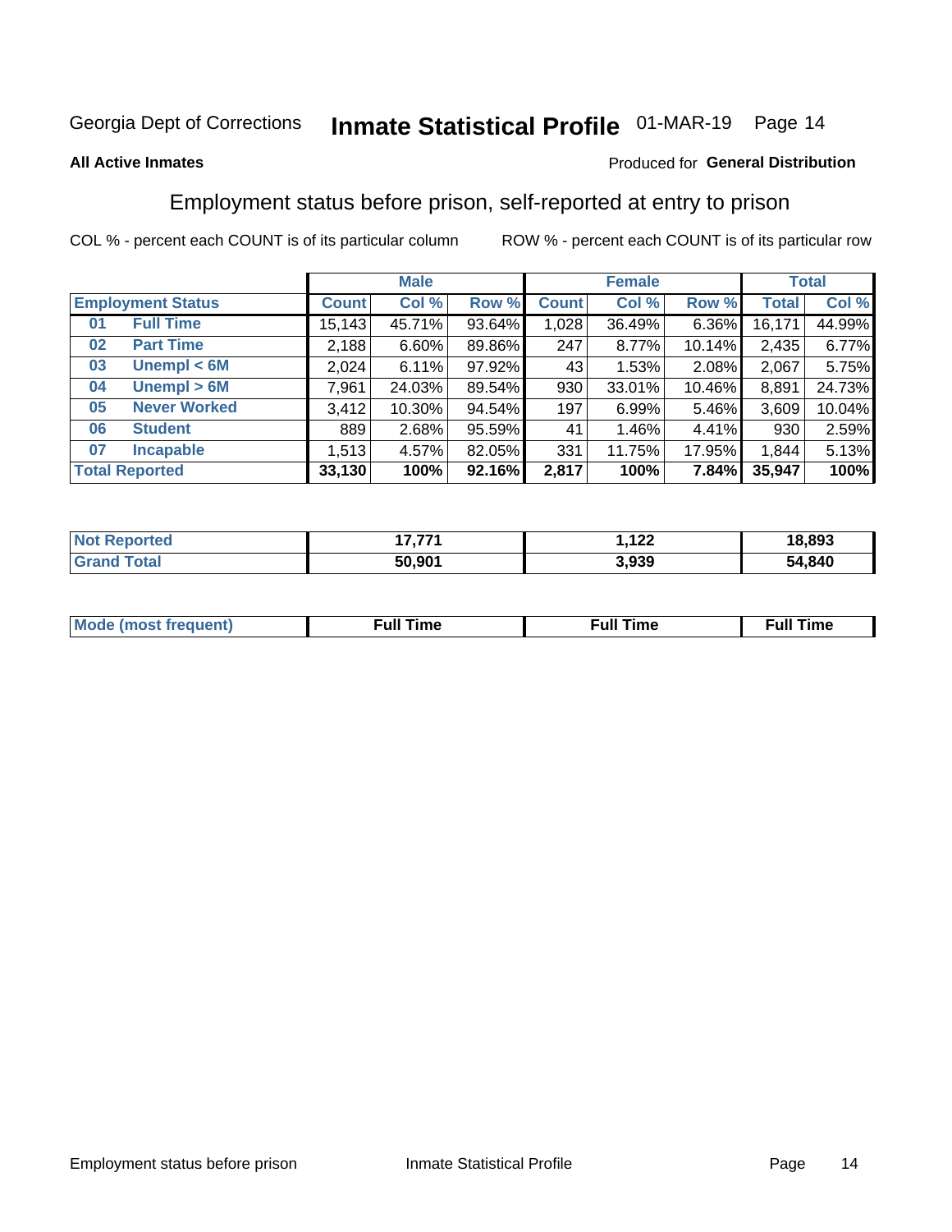Georgia Dept of Corrections **Inmate Statistical Profile** 01-MAR-19

**All Active Inmates**

Produced for **General Distribution**

## Employment status before prison, self-reported at entry to prison

COL % - percent each COUNT is of its particular column     ROW % - percent each COUNT is of its particular row

| | | Male | | | Female | | | Total | |
|---|---|---|---|---|---|---|---|---|---|
| **Employment Status** | | **Count** | **Col %** | **Row %** | **Count** | **Col %** | **Row %** | **Total** | **Col %** |
| 01 | Full Time | 15,143 | 45.71% | 93.64% | 1,028 | 36.49% | 6.36% | 16,171 | 44.99% |
| 02 | Part Time | 2,188 | 6.60% | 89.86% | 247 | 8.77% | 10.14% | 2,435 | 6.77% |
| 03 | Unempl < 6M | 2,024 | 6.11% | 97.92% | 43 | 1.53% | 2.08% | 2,067 | 5.75% |
| 04 | Unempl > 6M | 7,961 | 24.03% | 89.54% | 930 | 33.01% | 10.46% | 8,891 | 24.73% |
| 05 | Never Worked | 3,412 | 10.30% | 94.54% | 197 | 6.99% | 5.46% | 3,609 | 10.04% |
| 06 | Student | 889 | 2.68% | 95.59% | 41 | 1.46% | 4.41% | 930 | 2.59% |
| 07 | Incapable | 1,513 | 4.57% | 82.05% | 331 | 11.75% | 17.95% | 1,844 | 5.13% |
| **Total Reported** | | **33,130** | **100%** | **92.16%** | **2,817** | **100%** | **7.84%** | **35,947** | **100%** |

| | Male | Female | Total |
|---|---|---|---|
| **Not Reported** | **17,771** | **1,122** | **18,893** |
| **Grand Total** | **50,901** | **3,939** | **54,840** |

| | Male | Female | Total |
|---|---|---|---|
| **Mode (most frequent)** | **Full Time** | **Full Time** | **Full Time** |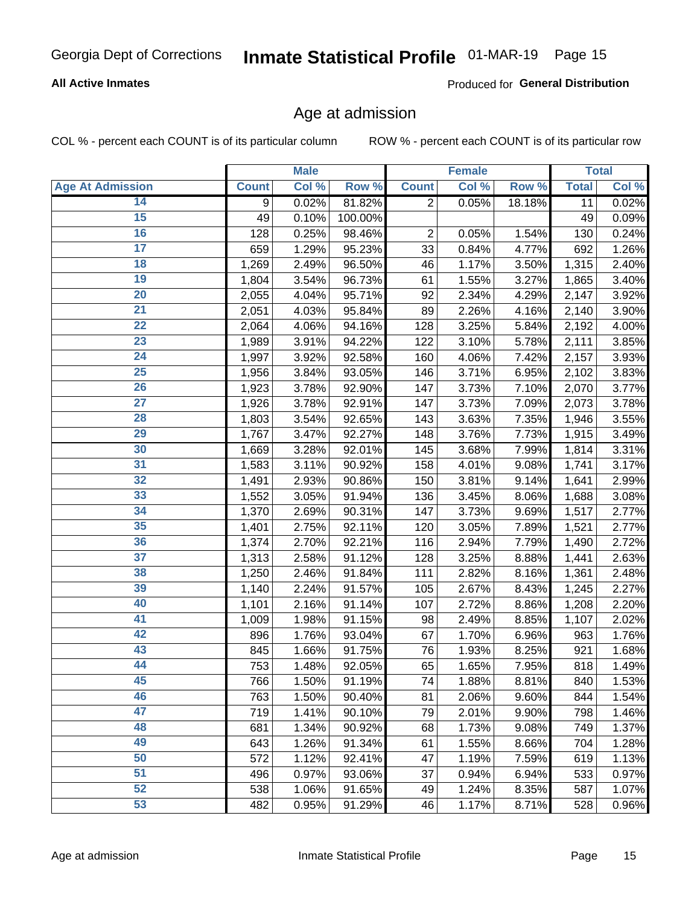Georgia Dept of Corrections **Inmate Statistical Profile** 01-MAR-19

**All Active Inmates**

Produced for **General Distribution**

## Age at admission

COL % - percent each COUNT is of its particular column ROW % - percent each COUNT is of its particular row

| Age At Admission | Male | | | Female | | | Total | |
|---|---|---|---|---|---|---|---|---|
| | Count | Col % | Row % | Count | Col % | Row % | Total | Col % |
| 14 | 9 | 0.02% | 81.82% | 2 | 0.05% | 18.18% | 11 | 0.02% |
| 15 | 49 | 0.10% | 100.00% | | | | 49 | 0.09% |
| 16 | 128 | 0.25% | 98.46% | 2 | 0.05% | 1.54% | 130 | 0.24% |
| 17 | 659 | 1.29% | 95.23% | 33 | 0.84% | 4.77% | 692 | 1.26% |
| 18 | 1,269 | 2.49% | 96.50% | 46 | 1.17% | 3.50% | 1,315 | 2.40% |
| 19 | 1,804 | 3.54% | 96.73% | 61 | 1.55% | 3.27% | 1,865 | 3.40% |
| 20 | 2,055 | 4.04% | 95.71% | 92 | 2.34% | 4.29% | 2,147 | 3.92% |
| 21 | 2,051 | 4.03% | 95.84% | 89 | 2.26% | 4.16% | 2,140 | 3.90% |
| 22 | 2,064 | 4.06% | 94.16% | 128 | 3.25% | 5.84% | 2,192 | 4.00% |
| 23 | 1,989 | 3.91% | 94.22% | 122 | 3.10% | 5.78% | 2,111 | 3.85% |
| 24 | 1,997 | 3.92% | 92.58% | 160 | 4.06% | 7.42% | 2,157 | 3.93% |
| 25 | 1,956 | 3.84% | 93.05% | 146 | 3.71% | 6.95% | 2,102 | 3.83% |
| 26 | 1,923 | 3.78% | 92.90% | 147 | 3.73% | 7.10% | 2,070 | 3.77% |
| 27 | 1,926 | 3.78% | 92.91% | 147 | 3.73% | 7.09% | 2,073 | 3.78% |
| 28 | 1,803 | 3.54% | 92.65% | 143 | 3.63% | 7.35% | 1,946 | 3.55% |
| 29 | 1,767 | 3.47% | 92.27% | 148 | 3.76% | 7.73% | 1,915 | 3.49% |
| 30 | 1,669 | 3.28% | 92.01% | 145 | 3.68% | 7.99% | 1,814 | 3.31% |
| 31 | 1,583 | 3.11% | 90.92% | 158 | 4.01% | 9.08% | 1,741 | 3.17% |
| 32 | 1,491 | 2.93% | 90.86% | 150 | 3.81% | 9.14% | 1,641 | 2.99% |
| 33 | 1,552 | 3.05% | 91.94% | 136 | 3.45% | 8.06% | 1,688 | 3.08% |
| 34 | 1,370 | 2.69% | 90.31% | 147 | 3.73% | 9.69% | 1,517 | 2.77% |
| 35 | 1,401 | 2.75% | 92.11% | 120 | 3.05% | 7.89% | 1,521 | 2.77% |
| 36 | 1,374 | 2.70% | 92.21% | 116 | 2.94% | 7.79% | 1,490 | 2.72% |
| 37 | 1,313 | 2.58% | 91.12% | 128 | 3.25% | 8.88% | 1,441 | 2.63% |
| 38 | 1,250 | 2.46% | 91.84% | 111 | 2.82% | 8.16% | 1,361 | 2.48% |
| 39 | 1,140 | 2.24% | 91.57% | 105 | 2.67% | 8.43% | 1,245 | 2.27% |
| 40 | 1,101 | 2.16% | 91.14% | 107 | 2.72% | 8.86% | 1,208 | 2.20% |
| 41 | 1,009 | 1.98% | 91.15% | 98 | 2.49% | 8.85% | 1,107 | 2.02% |
| 42 | 896 | 1.76% | 93.04% | 67 | 1.70% | 6.96% | 963 | 1.76% |
| 43 | 845 | 1.66% | 91.75% | 76 | 1.93% | 8.25% | 921 | 1.68% |
| 44 | 753 | 1.48% | 92.05% | 65 | 1.65% | 7.95% | 818 | 1.49% |
| 45 | 766 | 1.50% | 91.19% | 74 | 1.88% | 8.81% | 840 | 1.53% |
| 46 | 763 | 1.50% | 90.40% | 81 | 2.06% | 9.60% | 844 | 1.54% |
| 47 | 719 | 1.41% | 90.10% | 79 | 2.01% | 9.90% | 798 | 1.46% |
| 48 | 681 | 1.34% | 90.92% | 68 | 1.73% | 9.08% | 749 | 1.37% |
| 49 | 643 | 1.26% | 91.34% | 61 | 1.55% | 8.66% | 704 | 1.28% |
| 50 | 572 | 1.12% | 92.41% | 47 | 1.19% | 7.59% | 619 | 1.13% |
| 51 | 496 | 0.97% | 93.06% | 37 | 0.94% | 6.94% | 533 | 0.97% |
| 52 | 538 | 1.06% | 91.65% | 49 | 1.24% | 8.35% | 587 | 1.07% |
| 53 | 482 | 0.95% | 91.29% | 46 | 1.17% | 8.71% | 528 | 0.96% |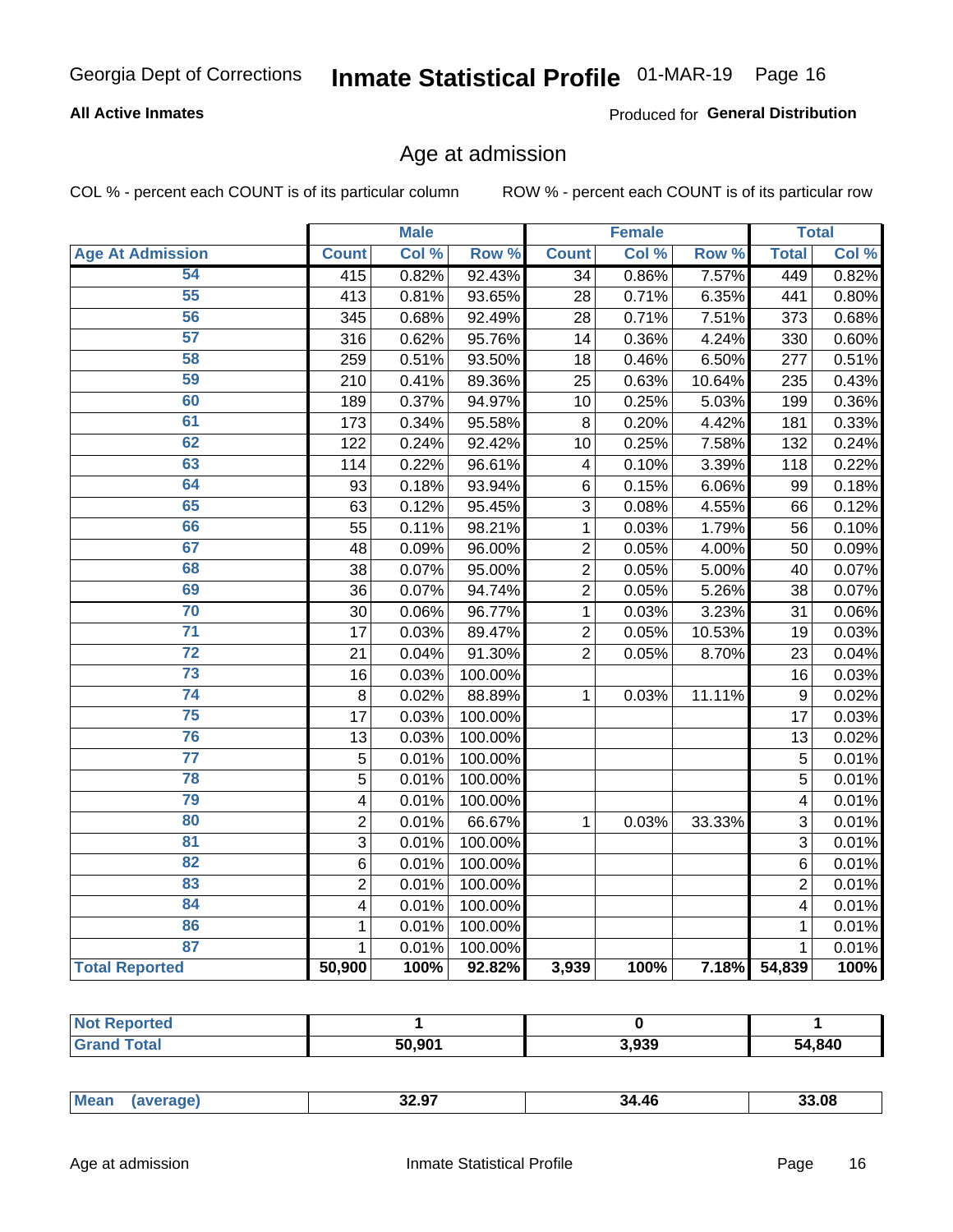Georgia Dept of Corrections **Inmate Statistical Profile** 01-MAR-19

**All Active Inmates**

Produced for **General Distribution**

## Age at admission

COL % - percent each COUNT is of its particular column

ROW % - percent each COUNT is of its particular row

| | Male | | | Female | | | Total | |
|---|---|---|---|---|---|---|---|---|
| Age At Admission | Count | Col % | Row % | Count | Col % | Row % | Total | Col % |
| 54 | 415 | 0.82% | 92.43% | 34 | 0.86% | 7.57% | 449 | 0.82% |
| 55 | 413 | 0.81% | 93.65% | 28 | 0.71% | 6.35% | 441 | 0.80% |
| 56 | 345 | 0.68% | 92.49% | 28 | 0.71% | 7.51% | 373 | 0.68% |
| 57 | 316 | 0.62% | 95.76% | 14 | 0.36% | 4.24% | 330 | 0.60% |
| 58 | 259 | 0.51% | 93.50% | 18 | 0.46% | 6.50% | 277 | 0.51% |
| 59 | 210 | 0.41% | 89.36% | 25 | 0.63% | 10.64% | 235 | 0.43% |
| 60 | 189 | 0.37% | 94.97% | 10 | 0.25% | 5.03% | 199 | 0.36% |
| 61 | 173 | 0.34% | 95.58% | 8 | 0.20% | 4.42% | 181 | 0.33% |
| 62 | 122 | 0.24% | 92.42% | 10 | 0.25% | 7.58% | 132 | 0.24% |
| 63 | 114 | 0.22% | 96.61% | 4 | 0.10% | 3.39% | 118 | 0.22% |
| 64 | 93 | 0.18% | 93.94% | 6 | 0.15% | 6.06% | 99 | 0.18% |
| 65 | 63 | 0.12% | 95.45% | 3 | 0.08% | 4.55% | 66 | 0.12% |
| 66 | 55 | 0.11% | 98.21% | 1 | 0.03% | 1.79% | 56 | 0.10% |
| 67 | 48 | 0.09% | 96.00% | 2 | 0.05% | 4.00% | 50 | 0.09% |
| 68 | 38 | 0.07% | 95.00% | 2 | 0.05% | 5.00% | 40 | 0.07% |
| 69 | 36 | 0.07% | 94.74% | 2 | 0.05% | 5.26% | 38 | 0.07% |
| 70 | 30 | 0.06% | 96.77% | 1 | 0.03% | 3.23% | 31 | 0.06% |
| 71 | 17 | 0.03% | 89.47% | 2 | 0.05% | 10.53% | 19 | 0.03% |
| 72 | 21 | 0.04% | 91.30% | 2 | 0.05% | 8.70% | 23 | 0.04% |
| 73 | 16 | 0.03% | 100.00% | | | | 16 | 0.03% |
| 74 | 8 | 0.02% | 88.89% | 1 | 0.03% | 11.11% | 9 | 0.02% |
| 75 | 17 | 0.03% | 100.00% | | | | 17 | 0.03% |
| 76 | 13 | 0.03% | 100.00% | | | | 13 | 0.02% |
| 77 | 5 | 0.01% | 100.00% | | | | 5 | 0.01% |
| 78 | 5 | 0.01% | 100.00% | | | | 5 | 0.01% |
| 79 | 4 | 0.01% | 100.00% | | | | 4 | 0.01% |
| 80 | 2 | 0.01% | 66.67% | 1 | 0.03% | 33.33% | 3 | 0.01% |
| 81 | 3 | 0.01% | 100.00% | | | | 3 | 0.01% |
| 82 | 6 | 0.01% | 100.00% | | | | 6 | 0.01% |
| 83 | 2 | 0.01% | 100.00% | | | | 2 | 0.01% |
| 84 | 4 | 0.01% | 100.00% | | | | 4 | 0.01% |
| 86 | 1 | 0.01% | 100.00% | | | | 1 | 0.01% |
| 87 | 1 | 0.01% | 100.00% | | | | 1 | 0.01% |
| **Total Reported** | **50,900** | **100%** | **92.82%** | **3,939** | **100%** | **7.18%** | **54,839** | **100%** |

| | Male | Female | Total |
|---|---|---|---|
| Not Reported | 1 | 0 | 1 |
| Grand Total | 50,901 | 3,939 | 54,840 |

| | Male | Female | Total |
|---|---|---|---|
| Mean (average) | 32.97 | 34.46 | 33.08 |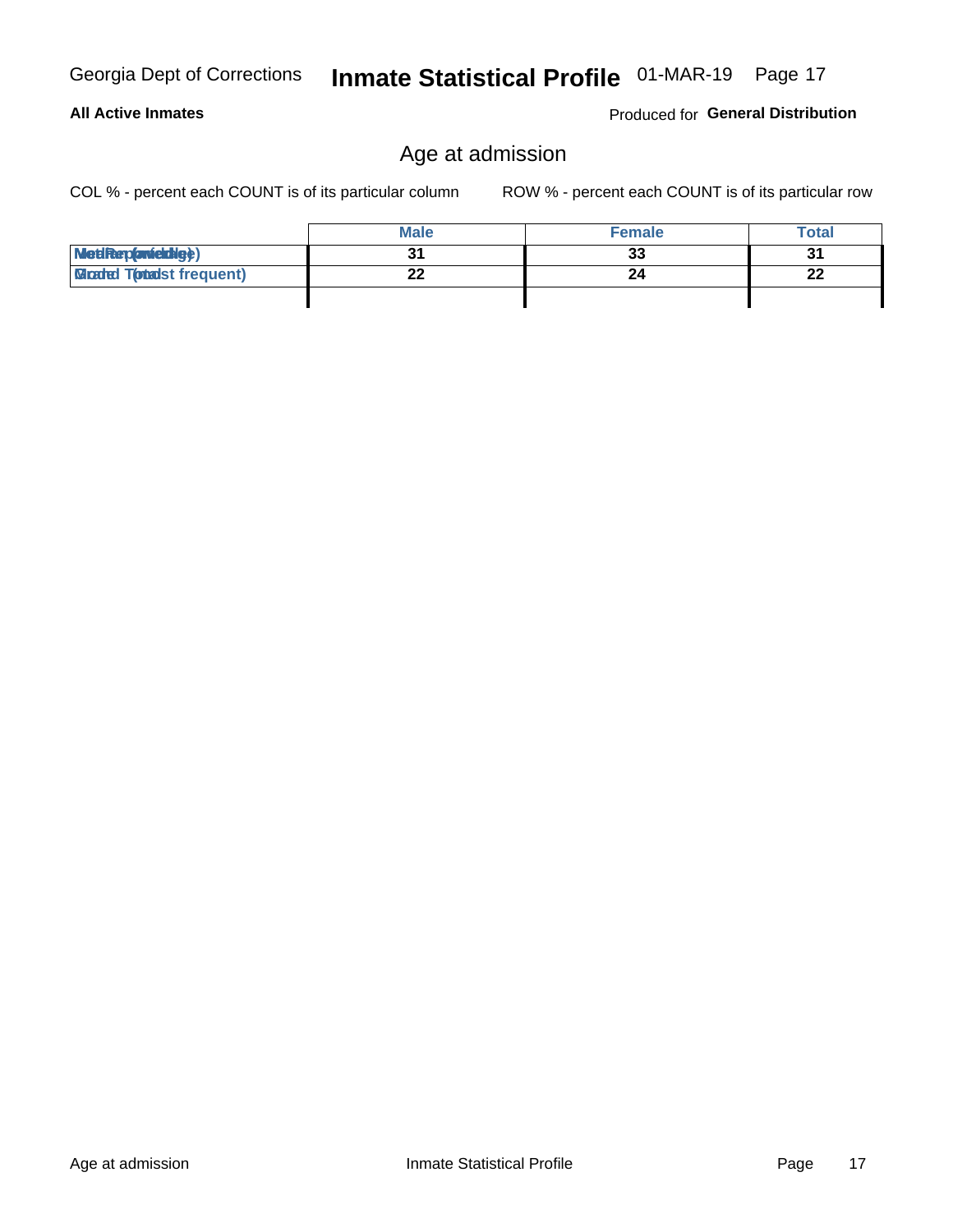## Age at admission

COL % - percent each COUNT is of its particular column

ROW % - percent each COUNT is of its particular row

| | Male | Female | Total |
|---|---|---|---|
| Median (middle) | 31 | 33 | 31 |
| Mode (most frequent) | 22 | 24 | 22 |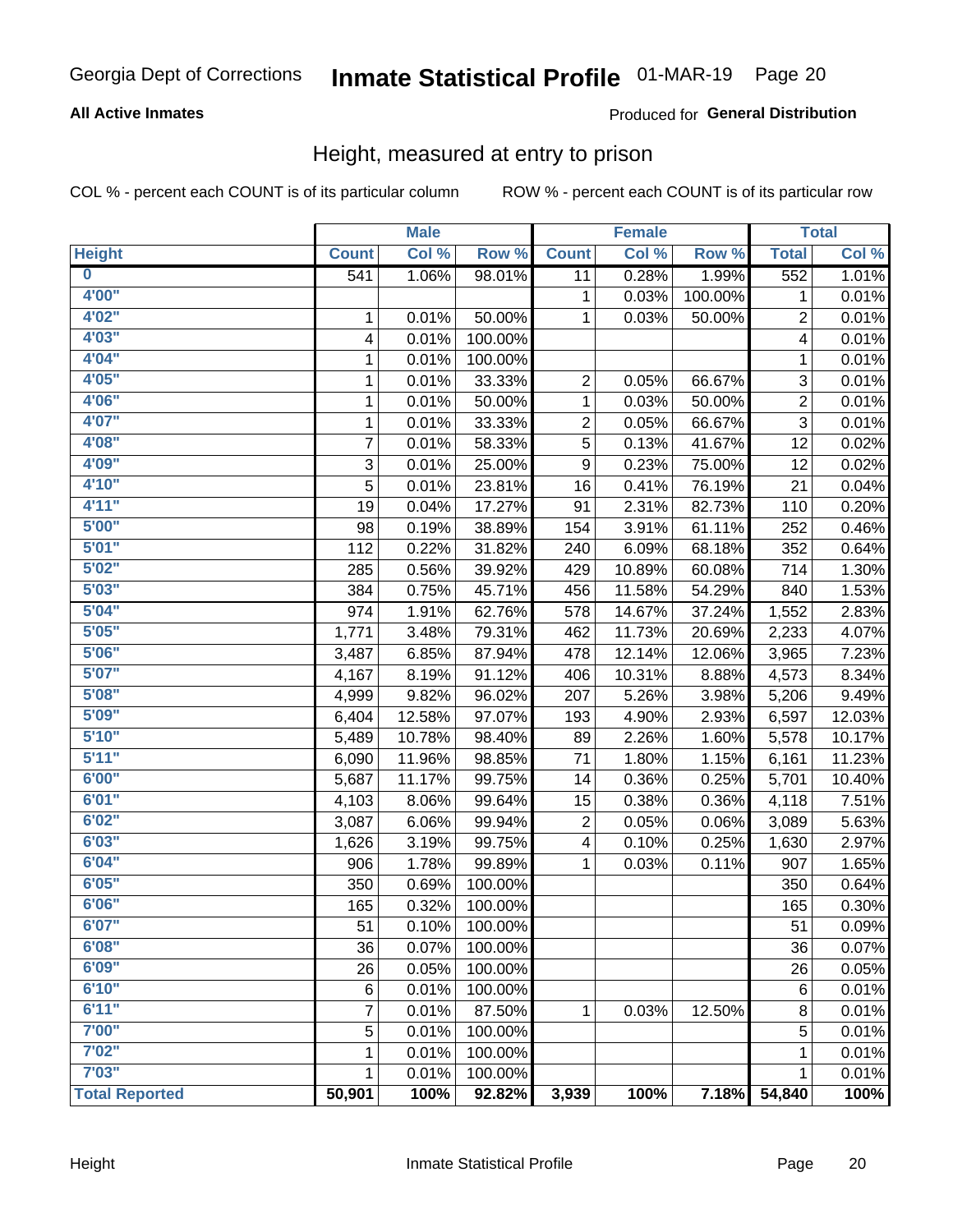Georgia Dept of Corrections **Inmate Statistical Profile** 01-MAR-19

**All Active Inmates**

Produced for **General Distribution**

## Height, measured at entry to prison

COL % - percent each COUNT is of its particular column ROW % - percent each COUNT is of its particular row

| | Male | | | Female | | | Total | |
|---|---|---|---|---|---|---|---|---|
| Height | Count | Col % | Row % | Count | Col % | Row % | Total | Col % |
| 0 | 541 | 1.06% | 98.01% | 11 | 0.28% | 1.99% | 552 | 1.01% |
| 4'00" | | | | 1 | 0.03% | 100.00% | 1 | 0.01% |
| 4'02" | 1 | 0.01% | 50.00% | 1 | 0.03% | 50.00% | 2 | 0.01% |
| 4'03" | 4 | 0.01% | 100.00% | | | | 4 | 0.01% |
| 4'04" | 1 | 0.01% | 100.00% | | | | 1 | 0.01% |
| 4'05" | 1 | 0.01% | 33.33% | 2 | 0.05% | 66.67% | 3 | 0.01% |
| 4'06" | 1 | 0.01% | 50.00% | 1 | 0.03% | 50.00% | 2 | 0.01% |
| 4'07" | 1 | 0.01% | 33.33% | 2 | 0.05% | 66.67% | 3 | 0.01% |
| 4'08" | 7 | 0.01% | 58.33% | 5 | 0.13% | 41.67% | 12 | 0.02% |
| 4'09" | 3 | 0.01% | 25.00% | 9 | 0.23% | 75.00% | 12 | 0.02% |
| 4'10" | 5 | 0.01% | 23.81% | 16 | 0.41% | 76.19% | 21 | 0.04% |
| 4'11" | 19 | 0.04% | 17.27% | 91 | 2.31% | 82.73% | 110 | 0.20% |
| 5'00" | 98 | 0.19% | 38.89% | 154 | 3.91% | 61.11% | 252 | 0.46% |
| 5'01" | 112 | 0.22% | 31.82% | 240 | 6.09% | 68.18% | 352 | 0.64% |
| 5'02" | 285 | 0.56% | 39.92% | 429 | 10.89% | 60.08% | 714 | 1.30% |
| 5'03" | 384 | 0.75% | 45.71% | 456 | 11.58% | 54.29% | 840 | 1.53% |
| 5'04" | 974 | 1.91% | 62.76% | 578 | 14.67% | 37.24% | 1,552 | 2.83% |
| 5'05" | 1,771 | 3.48% | 79.31% | 462 | 11.73% | 20.69% | 2,233 | 4.07% |
| 5'06" | 3,487 | 6.85% | 87.94% | 478 | 12.14% | 12.06% | 3,965 | 7.23% |
| 5'07" | 4,167 | 8.19% | 91.12% | 406 | 10.31% | 8.88% | 4,573 | 8.34% |
| 5'08" | 4,999 | 9.82% | 96.02% | 207 | 5.26% | 3.98% | 5,206 | 9.49% |
| 5'09" | 6,404 | 12.58% | 97.07% | 193 | 4.90% | 2.93% | 6,597 | 12.03% |
| 5'10" | 5,489 | 10.78% | 98.40% | 89 | 2.26% | 1.60% | 5,578 | 10.17% |
| 5'11" | 6,090 | 11.96% | 98.85% | 71 | 1.80% | 1.15% | 6,161 | 11.23% |
| 6'00" | 5,687 | 11.17% | 99.75% | 14 | 0.36% | 0.25% | 5,701 | 10.40% |
| 6'01" | 4,103 | 8.06% | 99.64% | 15 | 0.38% | 0.36% | 4,118 | 7.51% |
| 6'02" | 3,087 | 6.06% | 99.94% | 2 | 0.05% | 0.06% | 3,089 | 5.63% |
| 6'03" | 1,626 | 3.19% | 99.75% | 4 | 0.10% | 0.25% | 1,630 | 2.97% |
| 6'04" | 906 | 1.78% | 99.89% | 1 | 0.03% | 0.11% | 907 | 1.65% |
| 6'05" | 350 | 0.69% | 100.00% | | | | 350 | 0.64% |
| 6'06" | 165 | 0.32% | 100.00% | | | | 165 | 0.30% |
| 6'07" | 51 | 0.10% | 100.00% | | | | 51 | 0.09% |
| 6'08" | 36 | 0.07% | 100.00% | | | | 36 | 0.07% |
| 6'09" | 26 | 0.05% | 100.00% | | | | 26 | 0.05% |
| 6'10" | 6 | 0.01% | 100.00% | | | | 6 | 0.01% |
| 6'11" | 7 | 0.01% | 87.50% | 1 | 0.03% | 12.50% | 8 | 0.01% |
| 7'00" | 5 | 0.01% | 100.00% | | | | 5 | 0.01% |
| 7'02" | 1 | 0.01% | 100.00% | | | | 1 | 0.01% |
| 7'03" | 1 | 0.01% | 100.00% | | | | 1 | 0.01% |
| **Total Reported** | **50,901** | **100%** | **92.82%** | **3,939** | **100%** | **7.18%** | **54,840** | **100%** |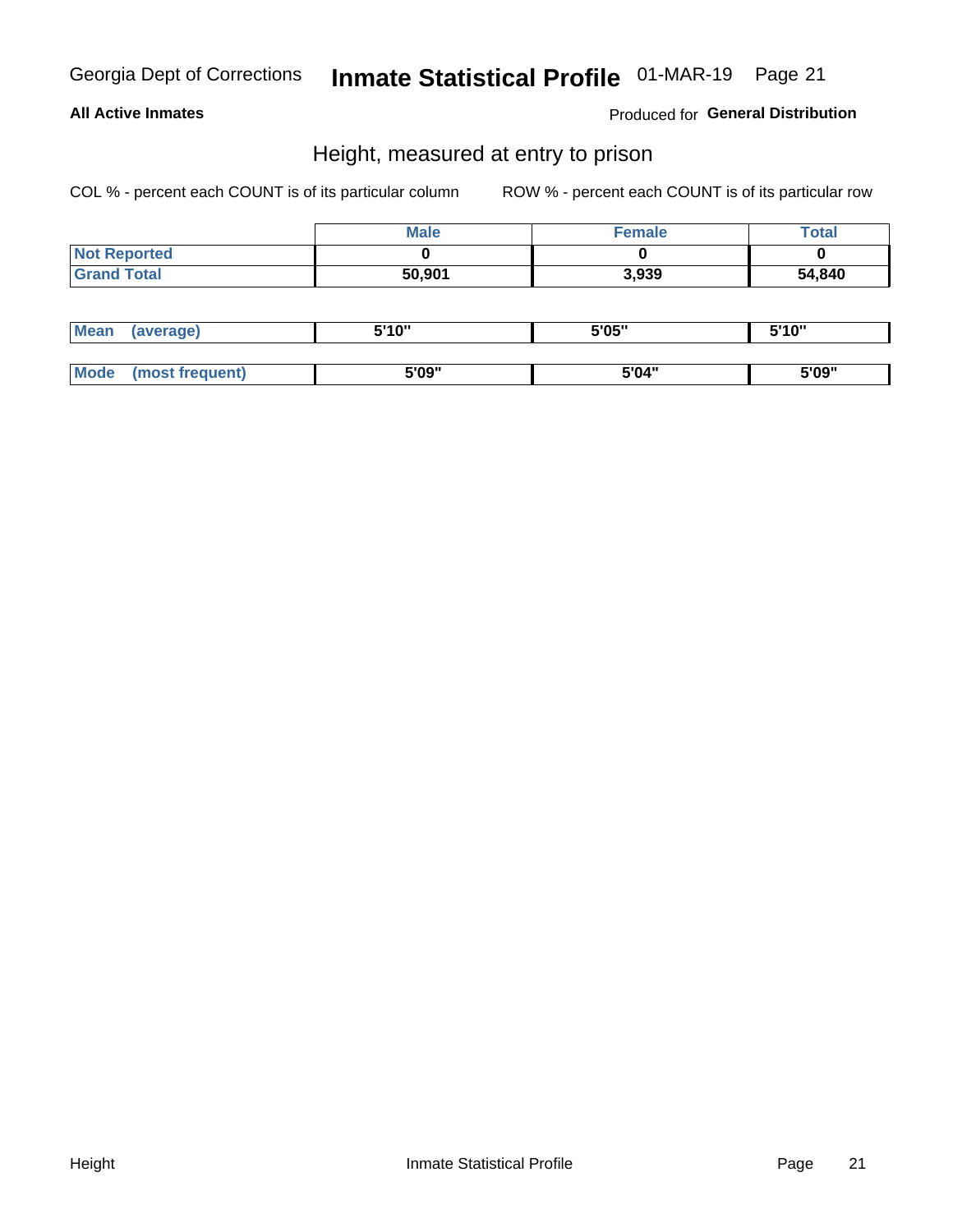**All Active Inmates** Produced for **General Distribution**

## Height, measured at entry to prison

COL % - percent each COUNT is of its particular column ROW % - percent each COUNT is of its particular row

| | Male | Female | Total |
|---|---|---|---|
| Not Reported | 0 | 0 | 0 |
| Grand Total | 50,901 | 3,939 | 54,840 |

| | Male | Female | Total |
|---|---|---|---|
| Mean (average) | 5'10" | 5'05" | 5'10" |
| Mode (most frequent) | 5'09" | 5'04" | 5'09" |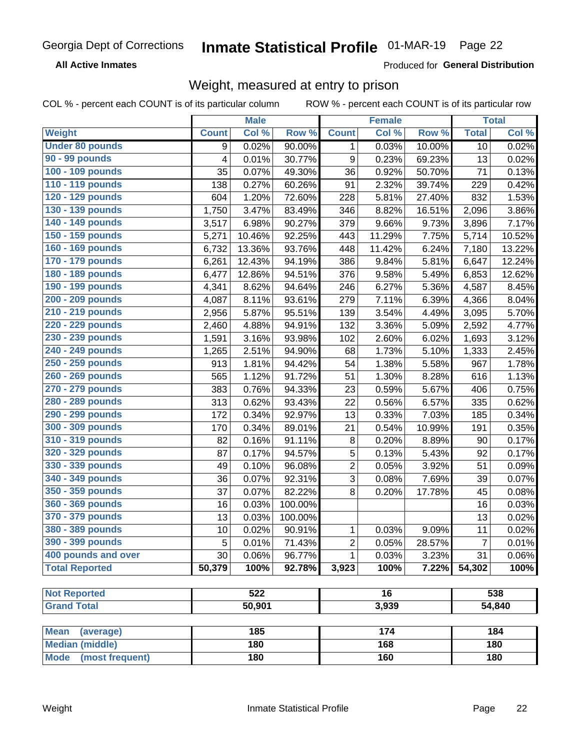Georgia Dept of Corrections **Inmate Statistical Profile** 01-MAR-19

**All Active Inmates**

Produced for **General Distribution**

## Weight, measured at entry to prison

COL % - percent each COUNT is of its particular column ROW % - percent each COUNT is of its particular row

| Weight | Male | | | Female | | | Total | |
|---|---|---|---|---|---|---|---|---|
| | Count | Col % | Row % | Count | Col % | Row % | Total | Col % |
| Under 80 pounds | 9 | 0.02% | 90.00% | 1 | 0.03% | 10.00% | 10 | 0.02% |
| 90 - 99 pounds | 4 | 0.01% | 30.77% | 9 | 0.23% | 69.23% | 13 | 0.02% |
| 100 - 109 pounds | 35 | 0.07% | 49.30% | 36 | 0.92% | 50.70% | 71 | 0.13% |
| 110 - 119 pounds | 138 | 0.27% | 60.26% | 91 | 2.32% | 39.74% | 229 | 0.42% |
| 120 - 129 pounds | 604 | 1.20% | 72.60% | 228 | 5.81% | 27.40% | 832 | 1.53% |
| 130 - 139 pounds | 1,750 | 3.47% | 83.49% | 346 | 8.82% | 16.51% | 2,096 | 3.86% |
| 140 - 149 pounds | 3,517 | 6.98% | 90.27% | 379 | 9.66% | 9.73% | 3,896 | 7.17% |
| 150 - 159 pounds | 5,271 | 10.46% | 92.25% | 443 | 11.29% | 7.75% | 5,714 | 10.52% |
| 160 - 169 pounds | 6,732 | 13.36% | 93.76% | 448 | 11.42% | 6.24% | 7,180 | 13.22% |
| 170 - 179 pounds | 6,261 | 12.43% | 94.19% | 386 | 9.84% | 5.81% | 6,647 | 12.24% |
| 180 - 189 pounds | 6,477 | 12.86% | 94.51% | 376 | 9.58% | 5.49% | 6,853 | 12.62% |
| 190 - 199 pounds | 4,341 | 8.62% | 94.64% | 246 | 6.27% | 5.36% | 4,587 | 8.45% |
| 200 - 209 pounds | 4,087 | 8.11% | 93.61% | 279 | 7.11% | 6.39% | 4,366 | 8.04% |
| 210 - 219 pounds | 2,956 | 5.87% | 95.51% | 139 | 3.54% | 4.49% | 3,095 | 5.70% |
| 220 - 229 pounds | 2,460 | 4.88% | 94.91% | 132 | 3.36% | 5.09% | 2,592 | 4.77% |
| 230 - 239 pounds | 1,591 | 3.16% | 93.98% | 102 | 2.60% | 6.02% | 1,693 | 3.12% |
| 240 - 249 pounds | 1,265 | 2.51% | 94.90% | 68 | 1.73% | 5.10% | 1,333 | 2.45% |
| 250 - 259 pounds | 913 | 1.81% | 94.42% | 54 | 1.38% | 5.58% | 967 | 1.78% |
| 260 - 269 pounds | 565 | 1.12% | 91.72% | 51 | 1.30% | 8.28% | 616 | 1.13% |
| 270 - 279 pounds | 383 | 0.76% | 94.33% | 23 | 0.59% | 5.67% | 406 | 0.75% |
| 280 - 289 pounds | 313 | 0.62% | 93.43% | 22 | 0.56% | 6.57% | 335 | 0.62% |
| 290 - 299 pounds | 172 | 0.34% | 92.97% | 13 | 0.33% | 7.03% | 185 | 0.34% |
| 300 - 309 pounds | 170 | 0.34% | 89.01% | 21 | 0.54% | 10.99% | 191 | 0.35% |
| 310 - 319 pounds | 82 | 0.16% | 91.11% | 8 | 0.20% | 8.89% | 90 | 0.17% |
| 320 - 329 pounds | 87 | 0.17% | 94.57% | 5 | 0.13% | 5.43% | 92 | 0.17% |
| 330 - 339 pounds | 49 | 0.10% | 96.08% | 2 | 0.05% | 3.92% | 51 | 0.09% |
| 340 - 349 pounds | 36 | 0.07% | 92.31% | 3 | 0.08% | 7.69% | 39 | 0.07% |
| 350 - 359 pounds | 37 | 0.07% | 82.22% | 8 | 0.20% | 17.78% | 45 | 0.08% |
| 360 - 369 pounds | 16 | 0.03% | 100.00% | | | | 16 | 0.03% |
| 370 - 379 pounds | 13 | 0.03% | 100.00% | | | | 13 | 0.02% |
| 380 - 389 pounds | 10 | 0.02% | 90.91% | 1 | 0.03% | 9.09% | 11 | 0.02% |
| 390 - 399 pounds | 5 | 0.01% | 71.43% | 2 | 0.05% | 28.57% | 7 | 0.01% |
| 400 pounds and over | 30 | 0.06% | 96.77% | 1 | 0.03% | 3.23% | 31 | 0.06% |
| **Total Reported** | **50,379** | **100%** | **92.78%** | **3,923** | **100%** | **7.22%** | **54,302** | **100%** |

| | Male | Female | Total |
|---|---|---|---|
| Not Reported | 522 | 16 | 538 |
| Grand Total | 50,901 | 3,939 | 54,840 |

| | Male | Female | Total |
|---|---|---|---|
| Mean (average) | 185 | 174 | 184 |
| Median (middle) | 180 | 168 | 180 |
| Mode (most frequent) | 180 | 160 | 180 |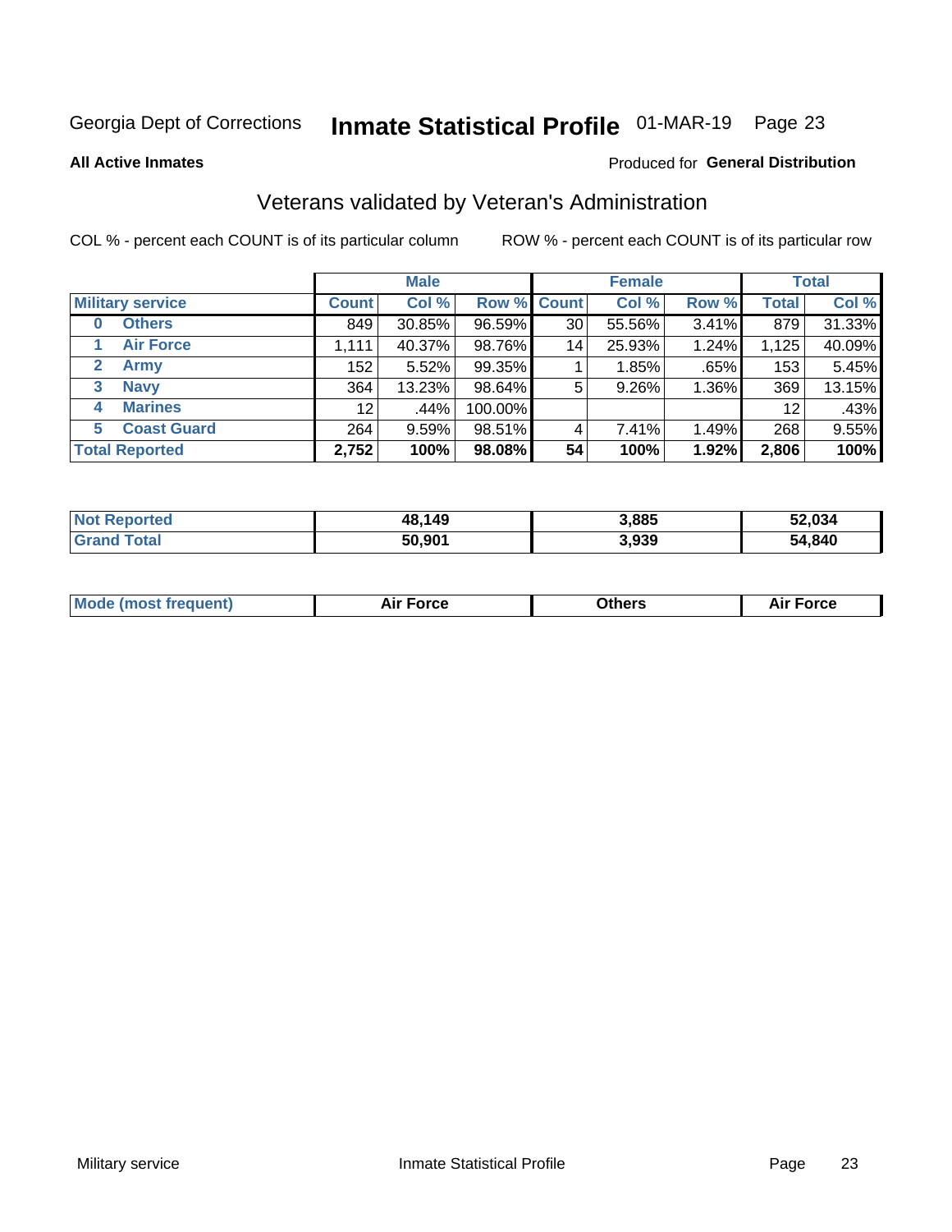Georgia Dept of Corrections **Inmate Statistical Profile** 01-MAR-19

**All Active Inmates**

Produced for **General Distribution**

## Veterans validated by Veteran's Administration

COL % - percent each COUNT is of its particular column

ROW % - percent each COUNT is of its particular row

| | Male | | | Female | | | Total | |
|---|---|---|---|---|---|---|---|---|
| **Military service** | **Count** | **Col %** | **Row %** | **Count** | **Col %** | **Row %** | **Total** | **Col %** |
| **0 Others** | 849 | 30.85% | 96.59% | 30 | 55.56% | 3.41% | 879 | 31.33% |
| **1 Air Force** | 1,111 | 40.37% | 98.76% | 14 | 25.93% | 1.24% | 1,125 | 40.09% |
| **2 Army** | 152 | 5.52% | 99.35% | 1 | 1.85% | .65% | 153 | 5.45% |
| **3 Navy** | 364 | 13.23% | 98.64% | 5 | 9.26% | 1.36% | 369 | 13.15% |
| **4 Marines** | 12 | .44% | 100.00% | | | | 12 | .43% |
| **5 Coast Guard** | 264 | 9.59% | 98.51% | 4 | 7.41% | 1.49% | 268 | 9.55% |
| **Total Reported** | **2,752** | **100%** | **98.08%** | **54** | **100%** | **1.92%** | **2,806** | **100%** |

| | Male | Female | Total |
|---|---|---|---|
| **Not Reported** | **48,149** | **3,885** | **52,034** |
| **Grand Total** | **50,901** | **3,939** | **54,840** |

| | Male | Female | Total |
|---|---|---|---|
| **Mode (most frequent)** | **Air Force** | **Others** | **Air Force** |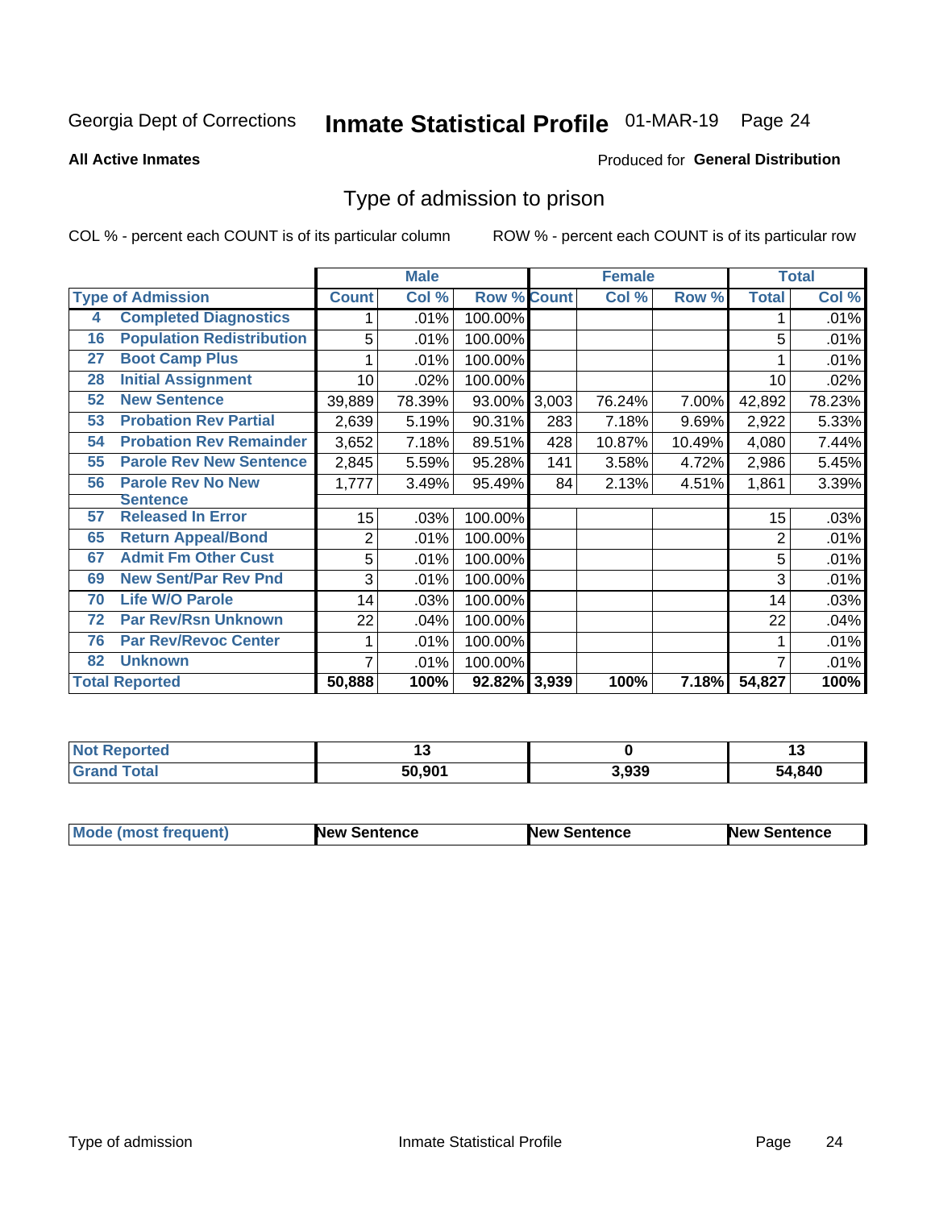Georgia Dept of Corrections **Inmate Statistical Profile** 01-MAR-19

**All Active Inmates**

Produced for **General Distribution**

## Type of admission to prison

COL % - percent each COUNT is of its particular column ROW % - percent each COUNT is of its particular row

| | | Male | | | Female | | | Total | |
|---|---|---|---|---|---|---|---|---|---|
| **Type of Admission** | | **Count** | **Col %** | **Row %** | **Count** | **Col %** | **Row %** | **Total** | **Col %** |
| 4 | Completed Diagnostics | 1 | .01% | 100.00% | | | | 1 | .01% |
| 16 | Population Redistribution | 5 | .01% | 100.00% | | | | 5 | .01% |
| 27 | Boot Camp Plus | 1 | .01% | 100.00% | | | | 1 | .01% |
| 28 | Initial Assignment | 10 | .02% | 100.00% | | | | 10 | .02% |
| 52 | New Sentence | 39,889 | 78.39% | 93.00% | 3,003 | 76.24% | 7.00% | 42,892 | 78.23% |
| 53 | Probation Rev Partial | 2,639 | 5.19% | 90.31% | 283 | 7.18% | 9.69% | 2,922 | 5.33% |
| 54 | Probation Rev Remainder | 3,652 | 7.18% | 89.51% | 428 | 10.87% | 10.49% | 4,080 | 7.44% |
| 55 | Parole Rev New Sentence | 2,845 | 5.59% | 95.28% | 141 | 3.58% | 4.72% | 2,986 | 5.45% |
| 56 | Parole Rev No New Sentence | 1,777 | 3.49% | 95.49% | 84 | 2.13% | 4.51% | 1,861 | 3.39% |
| 57 | Released In Error | 15 | .03% | 100.00% | | | | 15 | .03% |
| 65 | Return Appeal/Bond | 2 | .01% | 100.00% | | | | 2 | .01% |
| 67 | Admit Fm Other Cust | 5 | .01% | 100.00% | | | | 5 | .01% |
| 69 | New Sent/Par Rev Pnd | 3 | .01% | 100.00% | | | | 3 | .01% |
| 70 | Life W/O Parole | 14 | .03% | 100.00% | | | | 14 | .03% |
| 72 | Par Rev/Rsn Unknown | 22 | .04% | 100.00% | | | | 22 | .04% |
| 76 | Par Rev/Revoc Center | 1 | .01% | 100.00% | | | | 1 | .01% |
| 82 | Unknown | 7 | .01% | 100.00% | | | | 7 | .01% |
| **Total Reported** | | **50,888** | **100%** | **92.82%** | **3,939** | **100%** | **7.18%** | **54,827** | **100%** |

| | Male | Female | Total |
|---|---|---|---|
| **Not Reported** | **13** | **0** | **13** |
| **Grand Total** | **50,901** | **3,939** | **54,840** |

| | Male | Female | Total |
|---|---|---|---|
| **Mode (most frequent)** | **New Sentence** | **New Sentence** | **New Sentence** |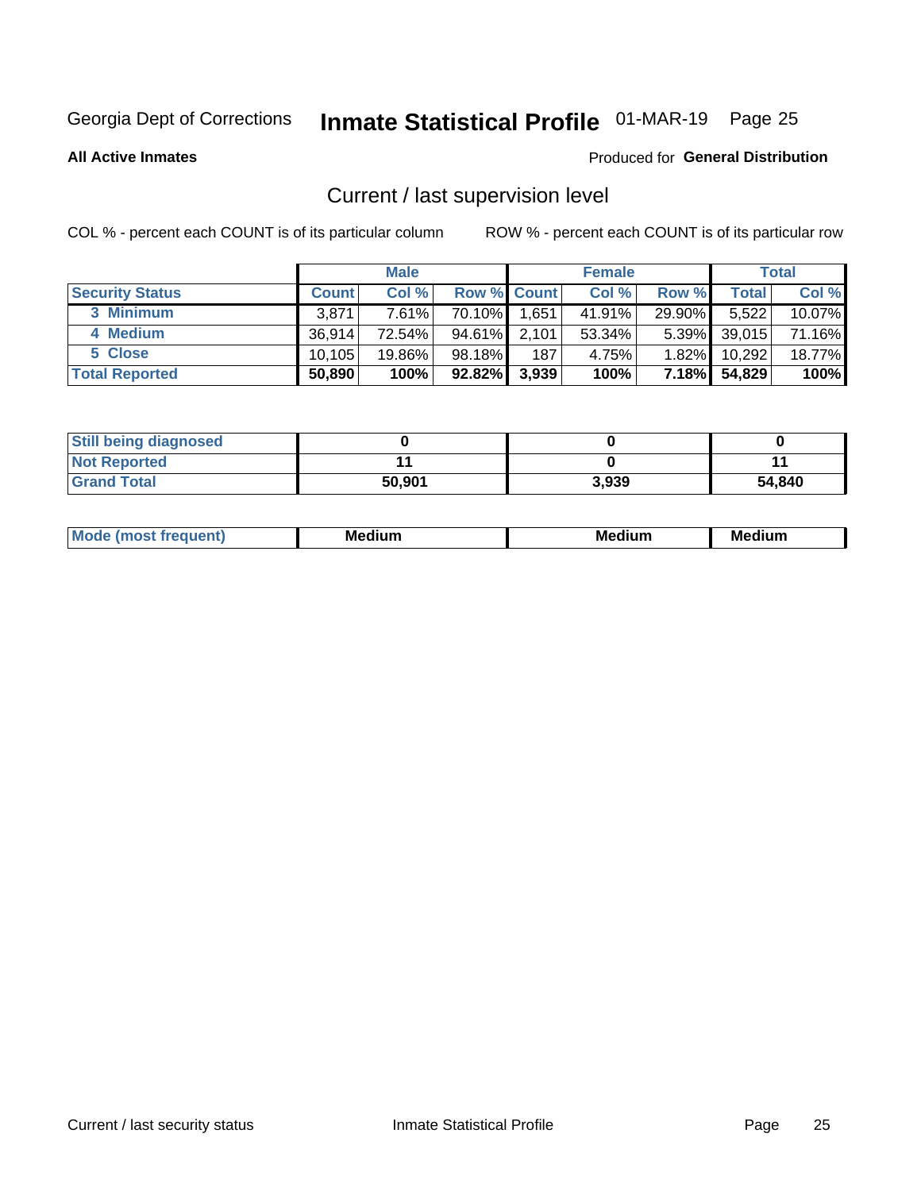Georgia Dept of Corrections **Inmate Statistical Profile** 01-MAR-19

**All Active Inmates**

Produced for **General Distribution**

## Current / last supervision level

COL % - percent each COUNT is of its particular column

ROW % - percent each COUNT is of its particular row

| | Male | | | Female | | | Total | |
|---|---|---|---|---|---|---|---|---|
| **Security Status** | **Count** | **Col %** | **Row %** | **Count** | **Col %** | **Row %** | **Total** | **Col %** |
| 3 Minimum | 3,871 | 7.61% | 70.10% | 1,651 | 41.91% | 29.90% | 5,522 | 10.07% |
| 4 Medium | 36,914 | 72.54% | 94.61% | 2,101 | 53.34% | 5.39% | 39,015 | 71.16% |
| 5 Close | 10,105 | 19.86% | 98.18% | 187 | 4.75% | 1.82% | 10,292 | 18.77% |
| **Total Reported** | **50,890** | **100%** | **92.82%** | **3,939** | **100%** | **7.18%** | **54,829** | **100%** |

| | | | |
|---|---|---|---|
| **Still being diagnosed** | **0** | **0** | **0** |
| **Not Reported** | **11** | **0** | **11** |
| **Grand Total** | **50,901** | **3,939** | **54,840** |

| | | | |
|---|---|---|---|
| **Mode (most frequent)** | **Medium** | **Medium** | **Medium** |

Current / last security status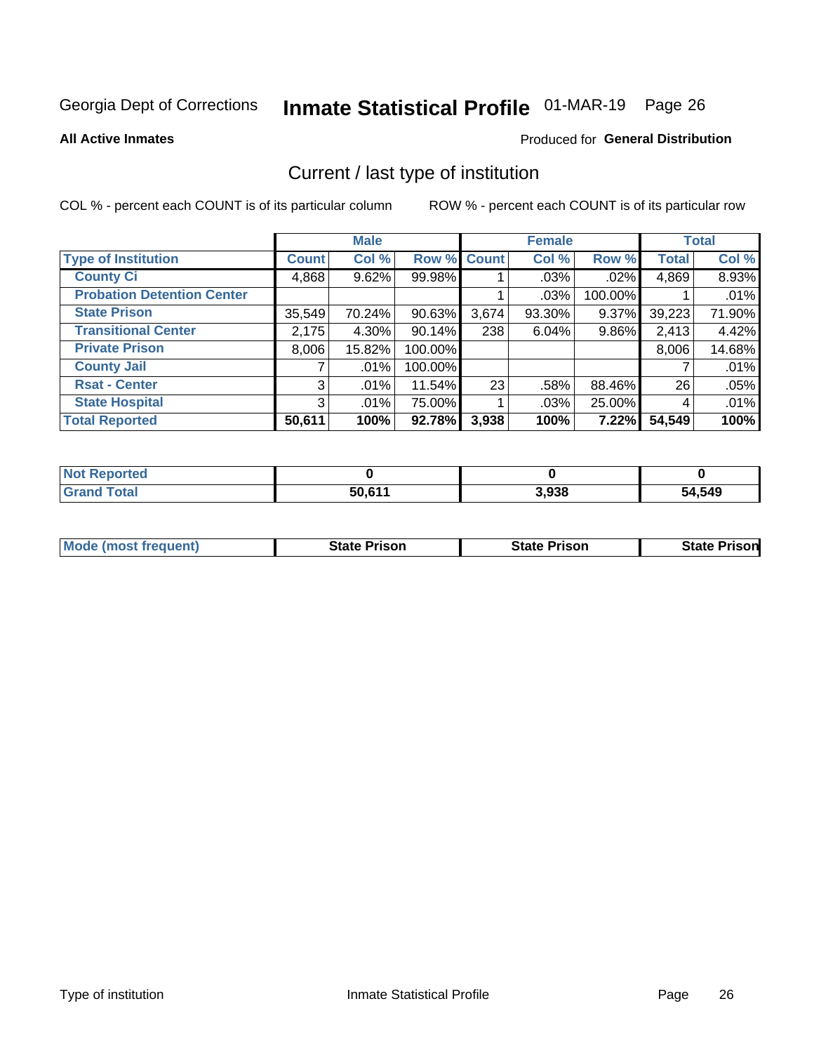Georgia Dept of Corrections **Inmate Statistical Profile** 01-MAR-19

**All Active Inmates**

Produced for **General Distribution**

## Current / last type of institution

COL % - percent each COUNT is of its particular column

ROW % - percent each COUNT is of its particular row

| | Male | | | Female | | | Total | |
|---|---|---|---|---|---|---|---|---|
| **Type of Institution** | **Count** | **Col %** | **Row %** | **Count** | **Col %** | **Row %** | **Total** | **Col %** |
| **County Ci** | 4,868 | 9.62% | 99.98% | 1 | .03% | .02% | 4,869 | 8.93% |
| **Probation Detention Center** | | | | 1 | .03% | 100.00% | 1 | .01% |
| **State Prison** | 35,549 | 70.24% | 90.63% | 3,674 | 93.30% | 9.37% | 39,223 | 71.90% |
| **Transitional Center** | 2,175 | 4.30% | 90.14% | 238 | 6.04% | 9.86% | 2,413 | 4.42% |
| **Private Prison** | 8,006 | 15.82% | 100.00% | | | | 8,006 | 14.68% |
| **County Jail** | 7 | .01% | 100.00% | | | | 7 | .01% |
| **Rsat - Center** | 3 | .01% | 11.54% | 23 | .58% | 88.46% | 26 | .05% |
| **State Hospital** | 3 | .01% | 75.00% | 1 | .03% | 25.00% | 4 | .01% |
| **Total Reported** | **50,611** | **100%** | **92.78%** | **3,938** | **100%** | **7.22%** | **54,549** | **100%** |

| | Male | Female | Total |
|---|---|---|---|
| **Not Reported** | **0** | **0** | **0** |
| **Grand Total** | **50,611** | **3,938** | **54,549** |

| | Male | Female | Total |
|---|---|---|---|
| **Mode (most frequent)** | **State Prison** | **State Prison** | **State Prison** |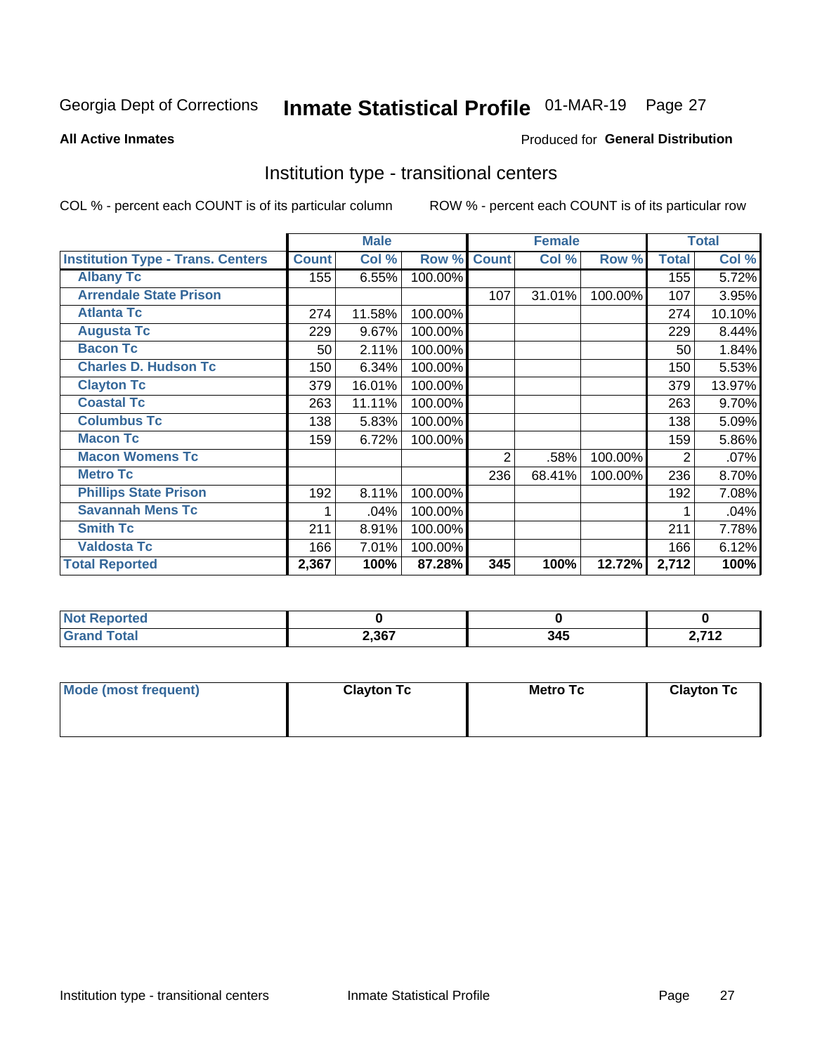Georgia Dept of Corrections **Inmate Statistical Profile** 01-MAR-19 Page 27

**All Active Inmates**

Produced for **General Distribution**

## Institution type - transitional centers

COL % - percent each COUNT is of its particular column

ROW % - percent each COUNT is of its particular row

| | Male | | | Female | | | Total | |
|---|---|---|---|---|---|---|---|---|
| **Institution Type - Trans. Centers** | **Count** | **Col %** | **Row %** | **Count** | **Col %** | **Row %** | **Total** | **Col %** |
| **Albany Tc** | 155 | 6.55% | 100.00% | | | | 155 | 5.72% |
| **Arrendale State Prison** | | | | 107 | 31.01% | 100.00% | 107 | 3.95% |
| **Atlanta Tc** | 274 | 11.58% | 100.00% | | | | 274 | 10.10% |
| **Augusta Tc** | 229 | 9.67% | 100.00% | | | | 229 | 8.44% |
| **Bacon Tc** | 50 | 2.11% | 100.00% | | | | 50 | 1.84% |
| **Charles D. Hudson Tc** | 150 | 6.34% | 100.00% | | | | 150 | 5.53% |
| **Clayton Tc** | 379 | 16.01% | 100.00% | | | | 379 | 13.97% |
| **Coastal Tc** | 263 | 11.11% | 100.00% | | | | 263 | 9.70% |
| **Columbus Tc** | 138 | 5.83% | 100.00% | | | | 138 | 5.09% |
| **Macon Tc** | 159 | 6.72% | 100.00% | | | | 159 | 5.86% |
| **Macon Womens Tc** | | | | 2 | .58% | 100.00% | 2 | .07% |
| **Metro Tc** | | | | 236 | 68.41% | 100.00% | 236 | 8.70% |
| **Phillips State Prison** | 192 | 8.11% | 100.00% | | | | 192 | 7.08% |
| **Savannah Mens Tc** | 1 | .04% | 100.00% | | | | 1 | .04% |
| **Smith Tc** | 211 | 8.91% | 100.00% | | | | 211 | 7.78% |
| **Valdosta Tc** | 166 | 7.01% | 100.00% | | | | 166 | 6.12% |
| **Total Reported** | **2,367** | **100%** | **87.28%** | **345** | **100%** | **12.72%** | **2,712** | **100%** |

| | Male | Female | Total |
|---|---|---|---|
| **Not Reported** | **0** | **0** | **0** |
| **Grand Total** | **2,367** | **345** | **2,712** |

| | Male | Female | Total |
|---|---|---|---|
| **Mode (most frequent)** | **Clayton Tc** | **Metro Tc** | **Clayton Tc** |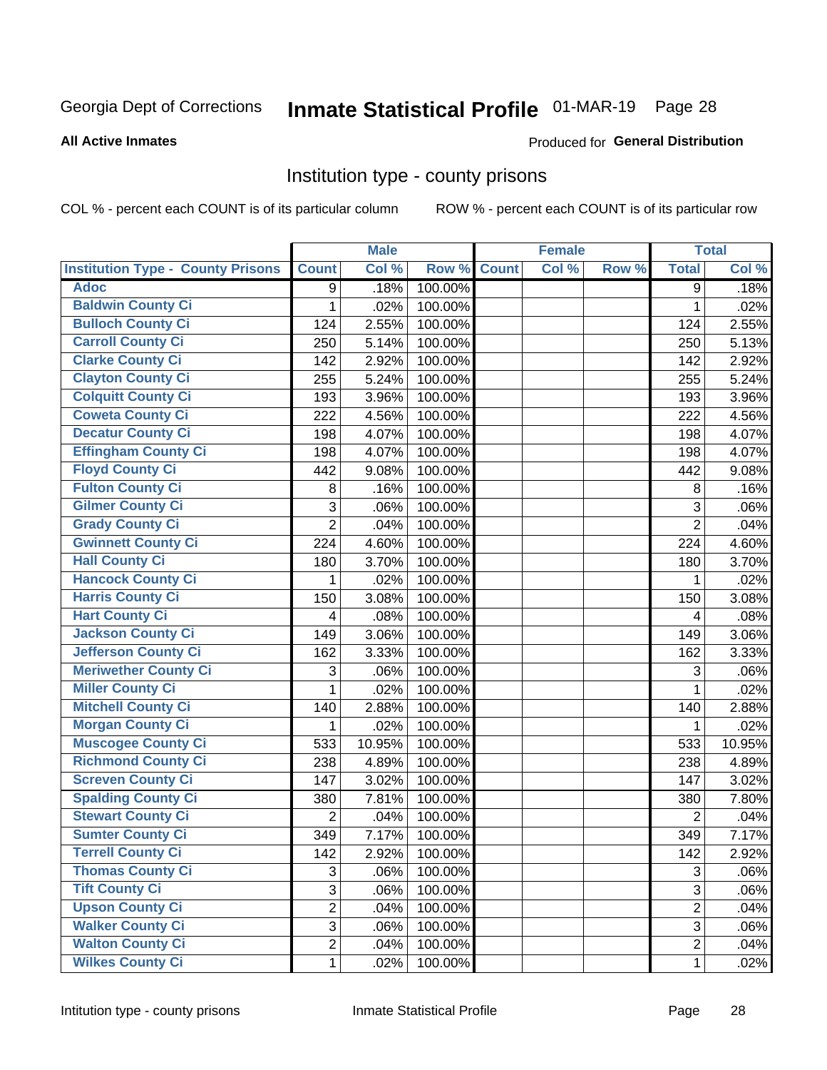Georgia Dept of Corrections **Inmate Statistical Profile** 01-MAR-19 Page 28

**All Active Inmates**

Produced for **General Distribution**

## Institution type - county prisons

COL % - percent each COUNT is of its particular column ROW % - percent each COUNT is of its particular row

| | Male | | | Female | | | Total | |
|---|---|---|---|---|---|---|---|---|
| Institution Type - County Prisons | Count | Col % | Row % | Count | Col % | Row % | Total | Col % |
| Adoc | 9 | .18% | 100.00% | | | | 9 | .18% |
| Baldwin County Ci | 1 | .02% | 100.00% | | | | 1 | .02% |
| Bulloch County Ci | 124 | 2.55% | 100.00% | | | | 124 | 2.55% |
| Carroll County Ci | 250 | 5.14% | 100.00% | | | | 250 | 5.13% |
| Clarke County Ci | 142 | 2.92% | 100.00% | | | | 142 | 2.92% |
| Clayton County Ci | 255 | 5.24% | 100.00% | | | | 255 | 5.24% |
| Colquitt County Ci | 193 | 3.96% | 100.00% | | | | 193 | 3.96% |
| Coweta County Ci | 222 | 4.56% | 100.00% | | | | 222 | 4.56% |
| Decatur County Ci | 198 | 4.07% | 100.00% | | | | 198 | 4.07% |
| Effingham County Ci | 198 | 4.07% | 100.00% | | | | 198 | 4.07% |
| Floyd County Ci | 442 | 9.08% | 100.00% | | | | 442 | 9.08% |
| Fulton County Ci | 8 | .16% | 100.00% | | | | 8 | .16% |
| Gilmer County Ci | 3 | .06% | 100.00% | | | | 3 | .06% |
| Grady County Ci | 2 | .04% | 100.00% | | | | 2 | .04% |
| Gwinnett County Ci | 224 | 4.60% | 100.00% | | | | 224 | 4.60% |
| Hall County Ci | 180 | 3.70% | 100.00% | | | | 180 | 3.70% |
| Hancock County Ci | 1 | .02% | 100.00% | | | | 1 | .02% |
| Harris County Ci | 150 | 3.08% | 100.00% | | | | 150 | 3.08% |
| Hart County Ci | 4 | .08% | 100.00% | | | | 4 | .08% |
| Jackson County Ci | 149 | 3.06% | 100.00% | | | | 149 | 3.06% |
| Jefferson County Ci | 162 | 3.33% | 100.00% | | | | 162 | 3.33% |
| Meriwether County Ci | 3 | .06% | 100.00% | | | | 3 | .06% |
| Miller County Ci | 1 | .02% | 100.00% | | | | 1 | .02% |
| Mitchell County Ci | 140 | 2.88% | 100.00% | | | | 140 | 2.88% |
| Morgan County Ci | 1 | .02% | 100.00% | | | | 1 | .02% |
| Muscogee County Ci | 533 | 10.95% | 100.00% | | | | 533 | 10.95% |
| Richmond County Ci | 238 | 4.89% | 100.00% | | | | 238 | 4.89% |
| Screven County Ci | 147 | 3.02% | 100.00% | | | | 147 | 3.02% |
| Spalding County Ci | 380 | 7.81% | 100.00% | | | | 380 | 7.80% |
| Stewart County Ci | 2 | .04% | 100.00% | | | | 2 | .04% |
| Sumter County Ci | 349 | 7.17% | 100.00% | | | | 349 | 7.17% |
| Terrell County Ci | 142 | 2.92% | 100.00% | | | | 142 | 2.92% |
| Thomas County Ci | 3 | .06% | 100.00% | | | | 3 | .06% |
| Tift County Ci | 3 | .06% | 100.00% | | | | 3 | .06% |
| Upson County Ci | 2 | .04% | 100.00% | | | | 2 | .04% |
| Walker County Ci | 3 | .06% | 100.00% | | | | 3 | .06% |
| Walton County Ci | 2 | .04% | 100.00% | | | | 2 | .04% |
| Wilkes County Ci | 1 | .02% | 100.00% | | | | 1 | .02% |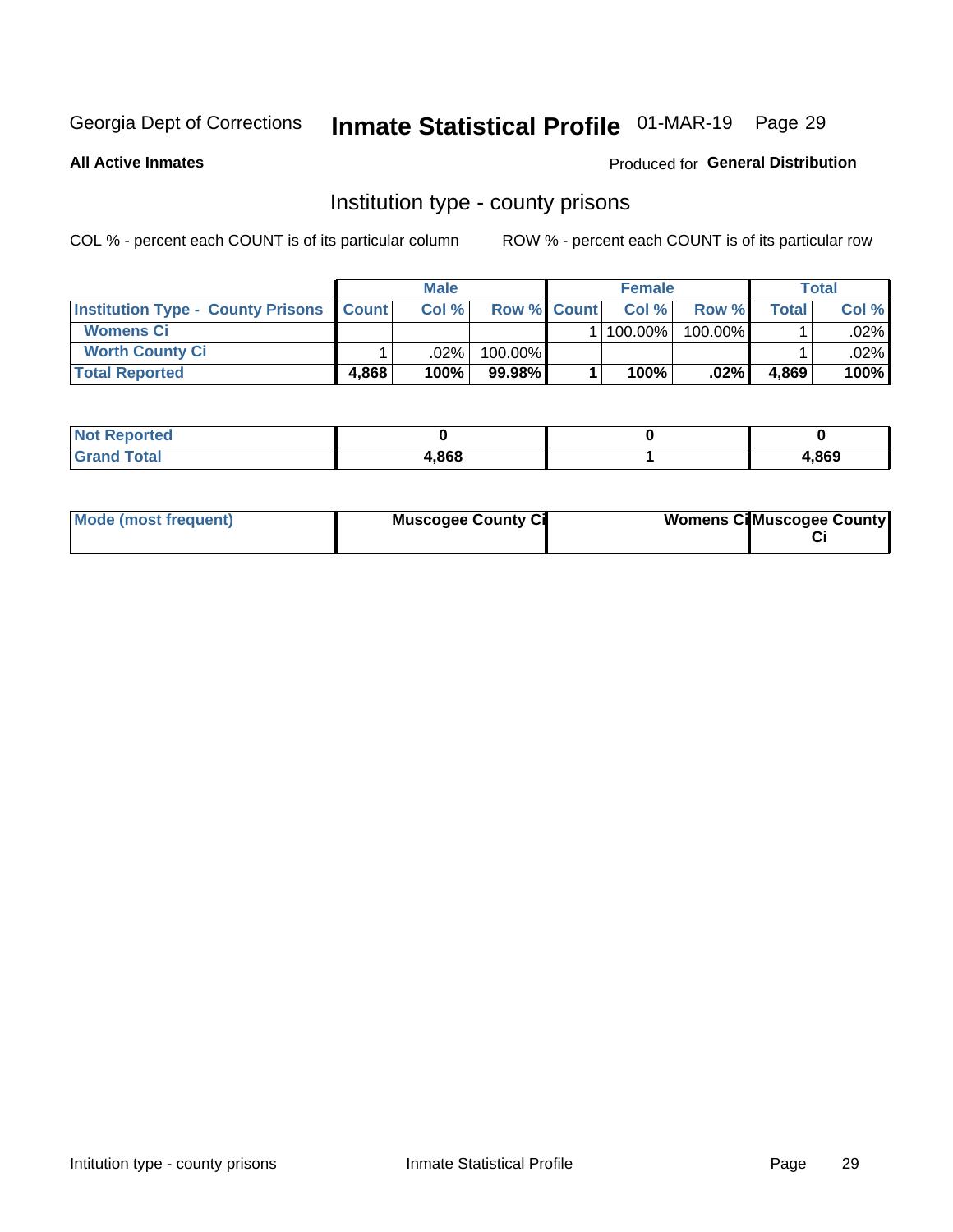Georgia Dept of Corrections **Inmate Statistical Profile** 01-MAR-19 Page 29

**All Active Inmates**

Produced for **General Distribution**

## Institution type - county prisons

COL % - percent each COUNT is of its particular column

ROW % - percent each COUNT is of its particular row

| | Male | | | Female | | | Total | |
|---|---|---|---|---|---|---|---|---|
| **Institution Type - County Prisons** | **Count** | **Col %** | **Row %** | **Count** | **Col %** | **Row %** | **Total** | **Col %** |
| **Womens Ci** | | | | 1 | 100.00% | 100.00% | 1 | .02% |
| **Worth County Ci** | 1 | .02% | 100.00% | | | | 1 | .02% |
| **Total Reported** | **4,868** | **100%** | **99.98%** | **1** | **100%** | **.02%** | **4,869** | **100%** |

| | Male | Female | Total |
|---|---|---|---|
| **Not Reported** | **0** | **0** | **0** |
| **Grand Total** | **4,868** | **1** | **4,869** |

| | Male | Female | Total |
|---|---|---|---|
| **Mode (most frequent)** | **Muscogee County Ci** | **Womens Ci** | **Muscogee County Ci** |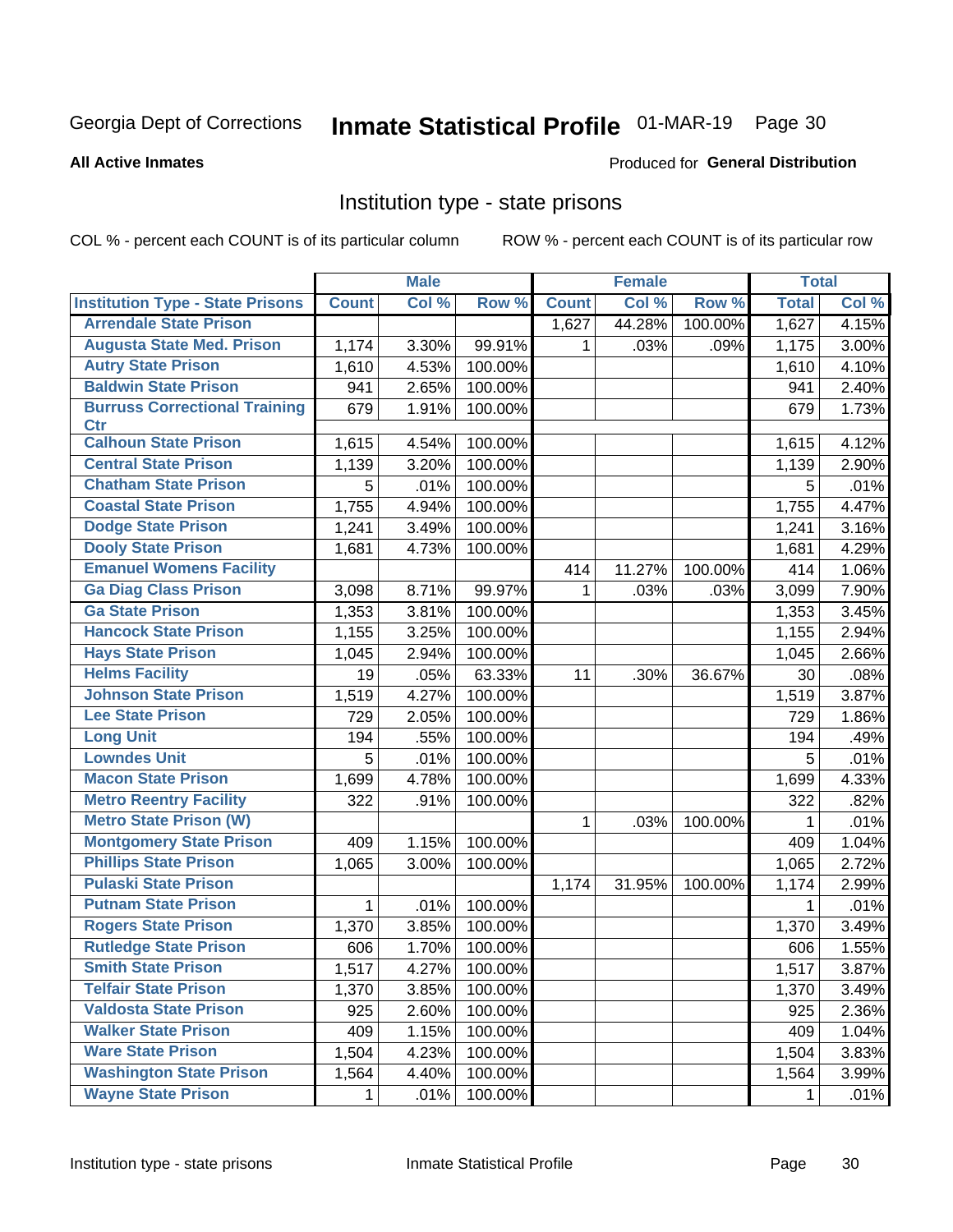Georgia Dept of Corrections **Inmate Statistical Profile** 01-MAR-19

**All Active Inmates**

Produced for **General Distribution**

## Institution type - state prisons

COL % - percent each COUNT is of its particular column ROW % - percent each COUNT is of its particular row

| | Male | | | Female | | | Total | |
|---|---|---|---|---|---|---|---|---|
| **Institution Type - State Prisons** | **Count** | **Col %** | **Row %** | **Count** | **Col %** | **Row %** | **Total** | **Col %** |
| **Arrendale State Prison** | | | | 1,627 | 44.28% | 100.00% | 1,627 | 4.15% |
| **Augusta State Med. Prison** | 1,174 | 3.30% | 99.91% | 1 | .03% | .09% | 1,175 | 3.00% |
| **Autry State Prison** | 1,610 | 4.53% | 100.00% | | | | 1,610 | 4.10% |
| **Baldwin State Prison** | 941 | 2.65% | 100.00% | | | | 941 | 2.40% |
| **Burruss Correctional Training Ctr** | 679 | 1.91% | 100.00% | | | | 679 | 1.73% |
| **Calhoun State Prison** | 1,615 | 4.54% | 100.00% | | | | 1,615 | 4.12% |
| **Central State Prison** | 1,139 | 3.20% | 100.00% | | | | 1,139 | 2.90% |
| **Chatham State Prison** | 5 | .01% | 100.00% | | | | 5 | .01% |
| **Coastal State Prison** | 1,755 | 4.94% | 100.00% | | | | 1,755 | 4.47% |
| **Dodge State Prison** | 1,241 | 3.49% | 100.00% | | | | 1,241 | 3.16% |
| **Dooly State Prison** | 1,681 | 4.73% | 100.00% | | | | 1,681 | 4.29% |
| **Emanuel Womens Facility** | | | | 414 | 11.27% | 100.00% | 414 | 1.06% |
| **Ga Diag Class Prison** | 3,098 | 8.71% | 99.97% | 1 | .03% | .03% | 3,099 | 7.90% |
| **Ga State Prison** | 1,353 | 3.81% | 100.00% | | | | 1,353 | 3.45% |
| **Hancock State Prison** | 1,155 | 3.25% | 100.00% | | | | 1,155 | 2.94% |
| **Hays State Prison** | 1,045 | 2.94% | 100.00% | | | | 1,045 | 2.66% |
| **Helms Facility** | 19 | .05% | 63.33% | 11 | .30% | 36.67% | 30 | .08% |
| **Johnson State Prison** | 1,519 | 4.27% | 100.00% | | | | 1,519 | 3.87% |
| **Lee State Prison** | 729 | 2.05% | 100.00% | | | | 729 | 1.86% |
| **Long Unit** | 194 | .55% | 100.00% | | | | 194 | .49% |
| **Lowndes Unit** | 5 | .01% | 100.00% | | | | 5 | .01% |
| **Macon State Prison** | 1,699 | 4.78% | 100.00% | | | | 1,699 | 4.33% |
| **Metro Reentry Facility** | 322 | .91% | 100.00% | | | | 322 | .82% |
| **Metro State Prison (W)** | | | | 1 | .03% | 100.00% | 1 | .01% |
| **Montgomery State Prison** | 409 | 1.15% | 100.00% | | | | 409 | 1.04% |
| **Phillips State Prison** | 1,065 | 3.00% | 100.00% | | | | 1,065 | 2.72% |
| **Pulaski State Prison** | | | | 1,174 | 31.95% | 100.00% | 1,174 | 2.99% |
| **Putnam State Prison** | 1 | .01% | 100.00% | | | | 1 | .01% |
| **Rogers State Prison** | 1,370 | 3.85% | 100.00% | | | | 1,370 | 3.49% |
| **Rutledge State Prison** | 606 | 1.70% | 100.00% | | | | 606 | 1.55% |
| **Smith State Prison** | 1,517 | 4.27% | 100.00% | | | | 1,517 | 3.87% |
| **Telfair State Prison** | 1,370 | 3.85% | 100.00% | | | | 1,370 | 3.49% |
| **Valdosta State Prison** | 925 | 2.60% | 100.00% | | | | 925 | 2.36% |
| **Walker State Prison** | 409 | 1.15% | 100.00% | | | | 409 | 1.04% |
| **Ware State Prison** | 1,504 | 4.23% | 100.00% | | | | 1,504 | 3.83% |
| **Washington State Prison** | 1,564 | 4.40% | 100.00% | | | | 1,564 | 3.99% |
| **Wayne State Prison** | 1 | .01% | 100.00% | | | | 1 | .01% |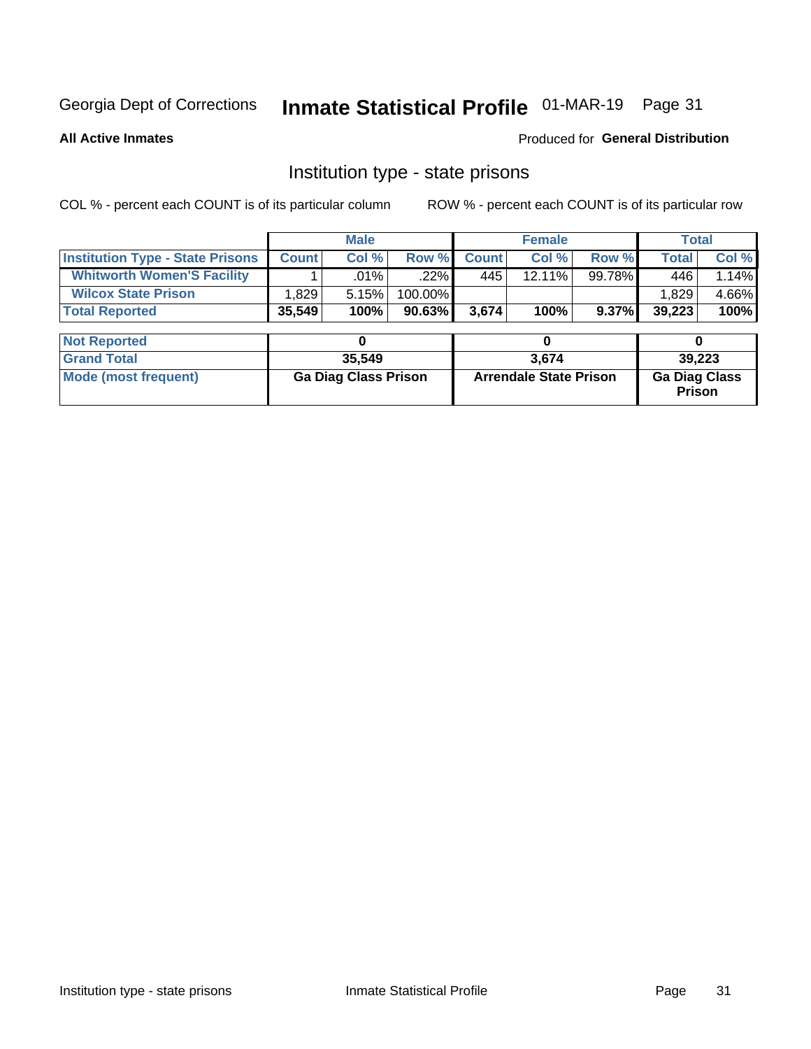Georgia Dept of Corrections **Inmate Statistical Profile** 01-MAR-19

**All Active Inmates**

Produced for **General Distribution**

## Institution type - state prisons

COL % - percent each COUNT is of its particular column

ROW % - percent each COUNT is of its particular row

| | Male | | | Female | | | Total | |
|---|---|---|---|---|---|---|---|---|
| **Institution Type - State Prisons** | **Count** | **Col %** | **Row %** | **Count** | **Col %** | **Row %** | **Total** | **Col %** |
| **Whitworth Women'S Facility** | 1 | .01% | .22% | 445 | 12.11% | 99.78% | 446 | 1.14% |
| **Wilcox State Prison** | 1,829 | 5.15% | 100.00% | | | | 1,829 | 4.66% |
| **Total Reported** | **35,549** | **100%** | **90.63%** | **3,674** | **100%** | **9.37%** | **39,223** | **100%** |

| | Male | Female | Total |
|---|---|---|---|
| **Not Reported** | **0** | **0** | **0** |
| **Grand Total** | **35,549** | **3,674** | **39,223** |
| **Mode (most frequent)** | **Ga Diag Class Prison** | **Arrendale State Prison** | **Ga Diag Class Prison** |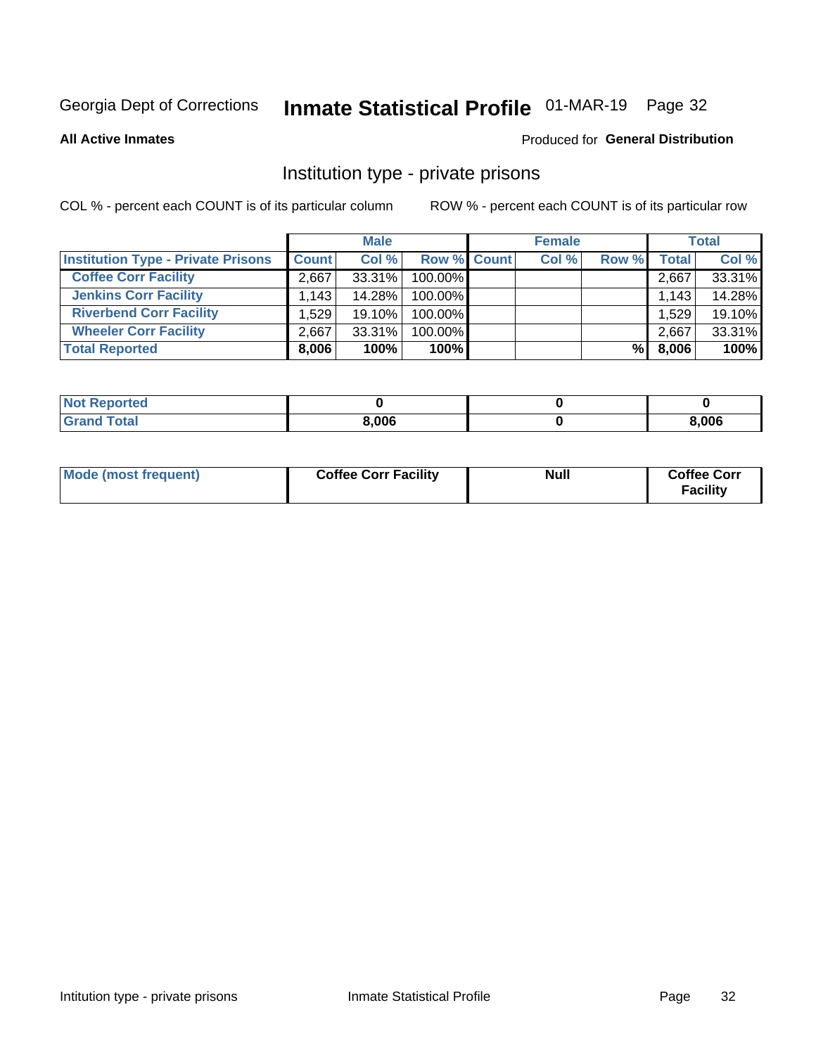Georgia Dept of Corrections **Inmate Statistical Profile** 01-MAR-19

**All Active Inmates**

Produced for **General Distribution**

## Institution type - private prisons

COL % - percent each COUNT is of its particular column

ROW % - percent each COUNT is of its particular row

| | Male | | | Female | | | Total | |
|---|---|---|---|---|---|---|---|---|
| **Institution Type - Private Prisons** | **Count** | **Col %** | **Row %** | **Count** | **Col %** | **Row %** | **Total** | **Col %** |
| **Coffee Corr Facility** | 2,667 | 33.31% | 100.00% | | | | 2,667 | 33.31% |
| **Jenkins Corr Facility** | 1,143 | 14.28% | 100.00% | | | | 1,143 | 14.28% |
| **Riverbend Corr Facility** | 1,529 | 19.10% | 100.00% | | | | 1,529 | 19.10% |
| **Wheeler Corr Facility** | 2,667 | 33.31% | 100.00% | | | | 2,667 | 33.31% |
| **Total Reported** | **8,006** | **100%** | **100%** | | | **%** | **8,006** | **100%** |

| | Male | Female | Total |
|---|---|---|---|
| **Not Reported** | **0** | **0** | **0** |
| **Grand Total** | **8,006** | **0** | **8,006** |

| | Male | Female | Total |
|---|---|---|---|
| **Mode (most frequent)** | **Coffee Corr Facility** | **Null** | **Coffee Corr Facility** |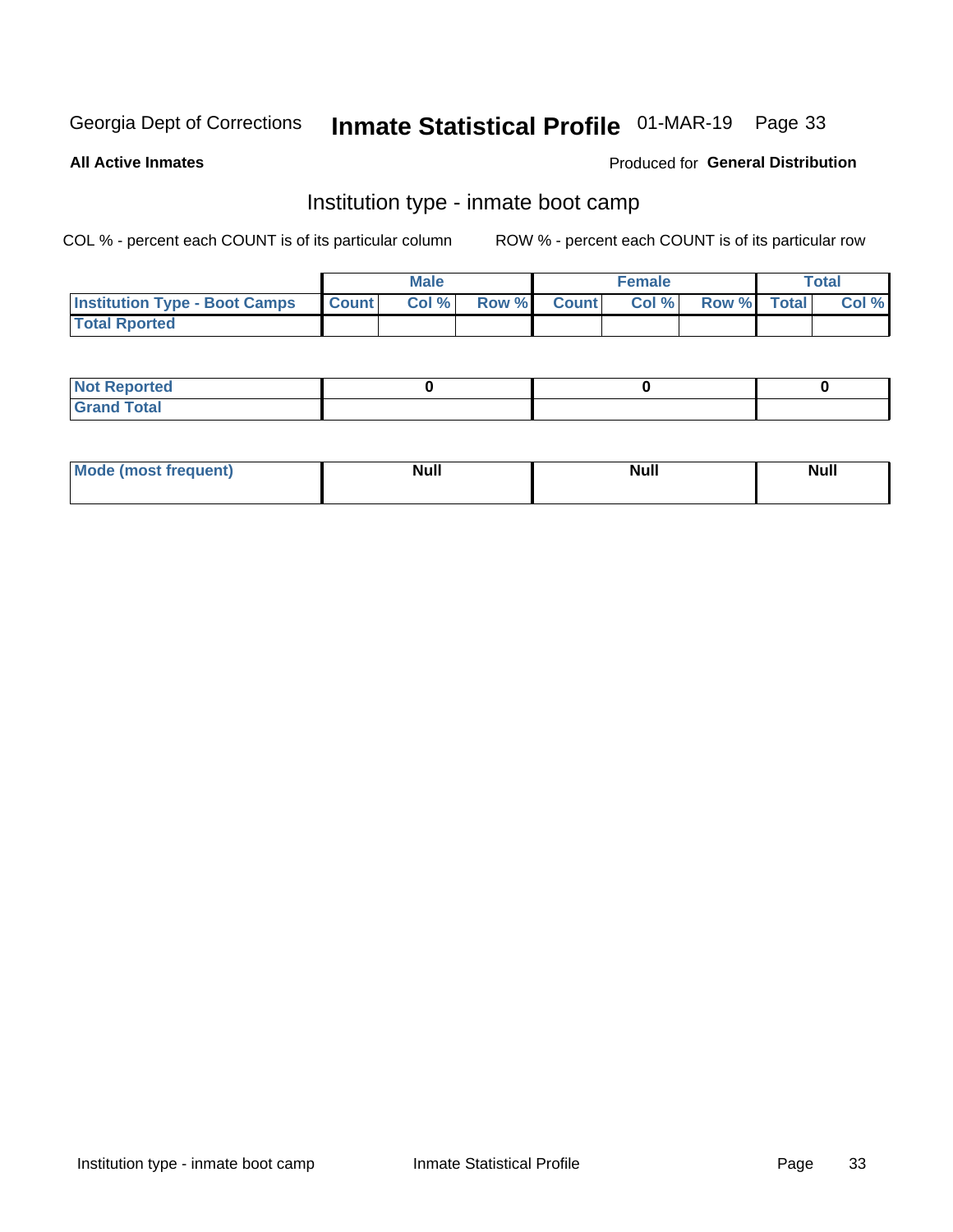Georgia Dept of Corrections **Inmate Statistical Profile** 01-MAR-19

**All Active Inmates**

Produced for **General Distribution**

## Institution type - inmate boot camp

COL % - percent each COUNT is of its particular column

ROW % - percent each COUNT is of its particular row

| | Male | | | Female | | | Total | |
|---|---|---|---|---|---|---|---|---|
| **Institution Type - Boot Camps** | **Count** | **Col %** | **Row %** | **Count** | **Col %** | **Row %** | **Total** | **Col %** |
| **Total Rported** | | | | | | | | |

| | Male | Female | Total |
|---|---|---|---|
| **Not Reported** | **0** | **0** | **0** |
| **Grand Total** | | | |

| | Male | Female | Total |
|---|---|---|---|
| **Mode (most frequent)** | **Null** | **Null** | **Null** |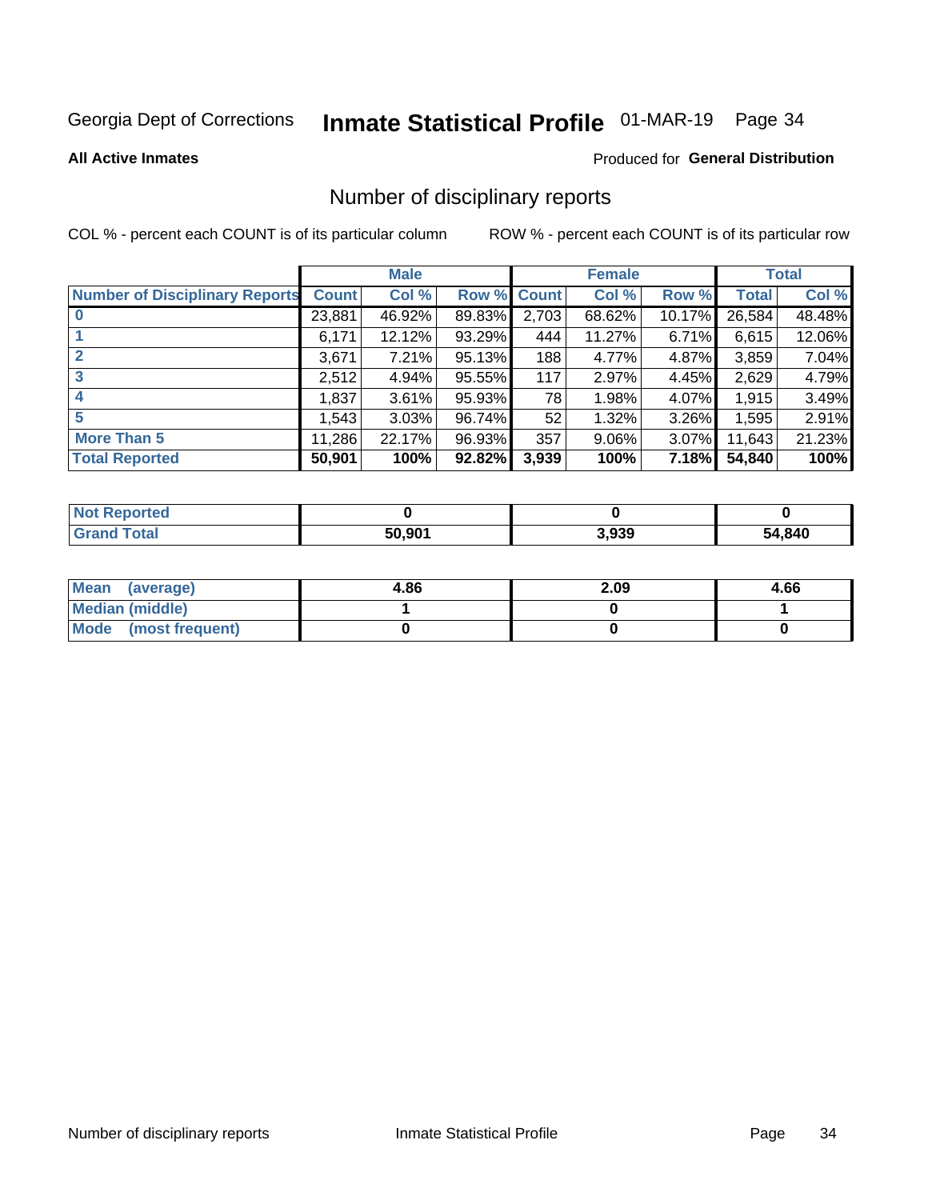Georgia Dept of Corrections **Inmate Statistical Profile** 01-MAR-19

**All Active Inmates**

Produced for **General Distribution**

## Number of disciplinary reports

COL % - percent each COUNT is of its particular column

ROW % - percent each COUNT is of its particular row

| | Male | | | Female | | | Total | |
|---|---|---|---|---|---|---|---|---|
| **Number of Disciplinary Reports** | **Count** | **Col %** | **Row %** | **Count** | **Col %** | **Row %** | **Total** | **Col %** |
| **0** | 23,881 | 46.92% | 89.83% | 2,703 | 68.62% | 10.17% | 26,584 | 48.48% |
| **1** | 6,171 | 12.12% | 93.29% | 444 | 11.27% | 6.71% | 6,615 | 12.06% |
| **2** | 3,671 | 7.21% | 95.13% | 188 | 4.77% | 4.87% | 3,859 | 7.04% |
| **3** | 2,512 | 4.94% | 95.55% | 117 | 2.97% | 4.45% | 2,629 | 4.79% |
| **4** | 1,837 | 3.61% | 95.93% | 78 | 1.98% | 4.07% | 1,915 | 3.49% |
| **5** | 1,543 | 3.03% | 96.74% | 52 | 1.32% | 3.26% | 1,595 | 2.91% |
| **More Than 5** | 11,286 | 22.17% | 96.93% | 357 | 9.06% | 3.07% | 11,643 | 21.23% |
| **Total Reported** | **50,901** | **100%** | **92.82%** | **3,939** | **100%** | **7.18%** | **54,840** | **100%** |

| | Male | Female | Total |
|---|---|---|---|
| **Not Reported** | **0** | **0** | **0** |
| **Grand Total** | **50,901** | **3,939** | **54,840** |

| | Male | Female | Total |
|---|---|---|---|
| **Mean (average)** | **4.86** | **2.09** | **4.66** |
| **Median (middle)** | **1** | **0** | **1** |
| **Mode (most frequent)** | **0** | **0** | **0** |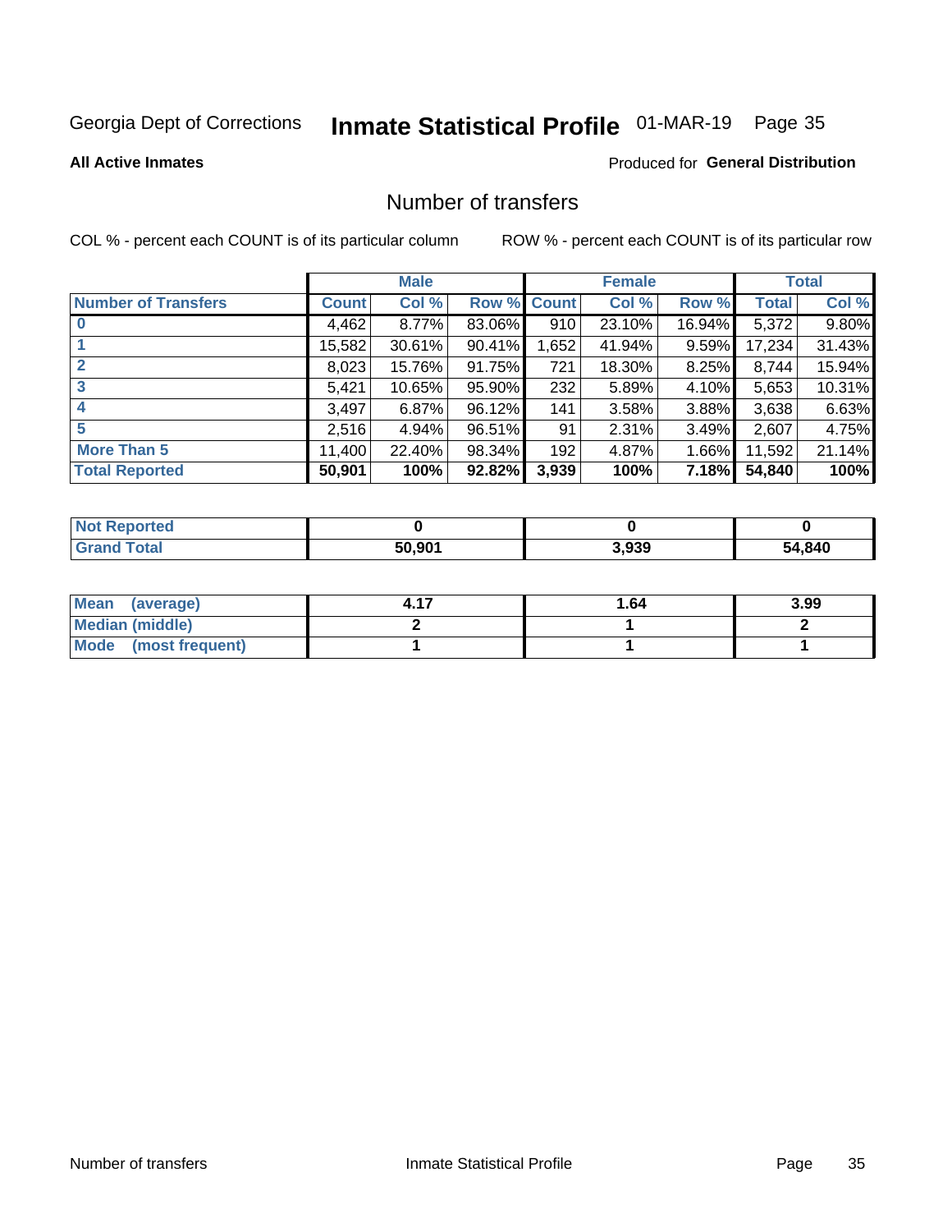Georgia Dept of Corrections **Inmate Statistical Profile** 01-MAR-19

**All Active Inmates**

Produced for **General Distribution**

## Number of transfers

COL % - percent each COUNT is of its particular column ROW % - percent each COUNT is of its particular row

| | Male | | | Female | | | Total | |
|---|---|---|---|---|---|---|---|---|
| **Number of Transfers** | **Count** | **Col %** | **Row %** | **Count** | **Col %** | **Row %** | **Total** | **Col %** |
| **0** | 4,462 | 8.77% | 83.06% | 910 | 23.10% | 16.94% | 5,372 | 9.80% |
| **1** | 15,582 | 30.61% | 90.41% | 1,652 | 41.94% | 9.59% | 17,234 | 31.43% |
| **2** | 8,023 | 15.76% | 91.75% | 721 | 18.30% | 8.25% | 8,744 | 15.94% |
| **3** | 5,421 | 10.65% | 95.90% | 232 | 5.89% | 4.10% | 5,653 | 10.31% |
| **4** | 3,497 | 6.87% | 96.12% | 141 | 3.58% | 3.88% | 3,638 | 6.63% |
| **5** | 2,516 | 4.94% | 96.51% | 91 | 2.31% | 3.49% | 2,607 | 4.75% |
| **More Than 5** | 11,400 | 22.40% | 98.34% | 192 | 4.87% | 1.66% | 11,592 | 21.14% |
| **Total Reported** | **50,901** | **100%** | **92.82%** | **3,939** | **100%** | **7.18%** | **54,840** | **100%** |

| | Male | Female | Total |
|---|---|---|---|
| **Not Reported** | **0** | **0** | **0** |
| **Grand Total** | **50,901** | **3,939** | **54,840** |

| | Male | Female | Total |
|---|---|---|---|
| **Mean (average)** | **4.17** | **1.64** | **3.99** |
| **Median (middle)** | **2** | **1** | **2** |
| **Mode (most frequent)** | **1** | **1** | **1** |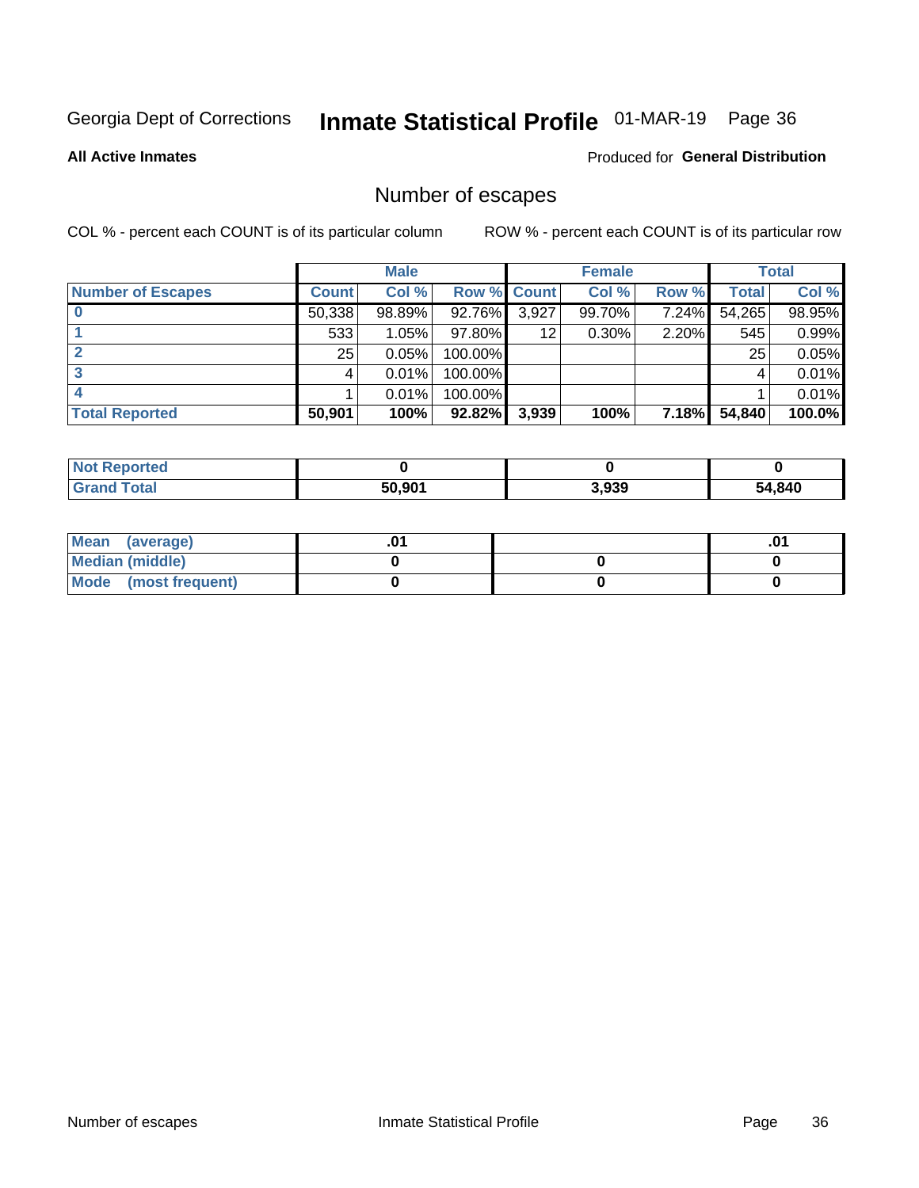Georgia Dept of Corrections **Inmate Statistical Profile** 01-MAR-19

**All Active Inmates**

Produced for **General Distribution**

## Number of escapes

COL % - percent each COUNT is of its particular column

ROW % - percent each COUNT is of its particular row

| | Male | | | Female | | | Total | |
|---|---|---|---|---|---|---|---|---|
| **Number of Escapes** | **Count** | **Col %** | **Row %** | **Count** | **Col %** | **Row %** | **Total** | **Col %** |
| **0** | 50,338 | 98.89% | 92.76% | 3,927 | 99.70% | 7.24% | 54,265 | 98.95% |
| **1** | 533 | 1.05% | 97.80% | 12 | 0.30% | 2.20% | 545 | 0.99% |
| **2** | 25 | 0.05% | 100.00% | | | | 25 | 0.05% |
| **3** | 4 | 0.01% | 100.00% | | | | 4 | 0.01% |
| **4** | 1 | 0.01% | 100.00% | | | | 1 | 0.01% |
| **Total Reported** | **50,901** | **100%** | **92.82%** | **3,939** | **100%** | **7.18%** | **54,840** | **100.0%** |

| | Male | Female | Total |
|---|---|---|---|
| **Not Reported** | **0** | **0** | **0** |
| **Grand Total** | **50,901** | **3,939** | **54,840** |

| | Male | Female | Total |
|---|---|---|---|
| **Mean (average)** | **.01** | | **.01** |
| **Median (middle)** | **0** | **0** | **0** |
| **Mode (most frequent)** | **0** | **0** | **0** |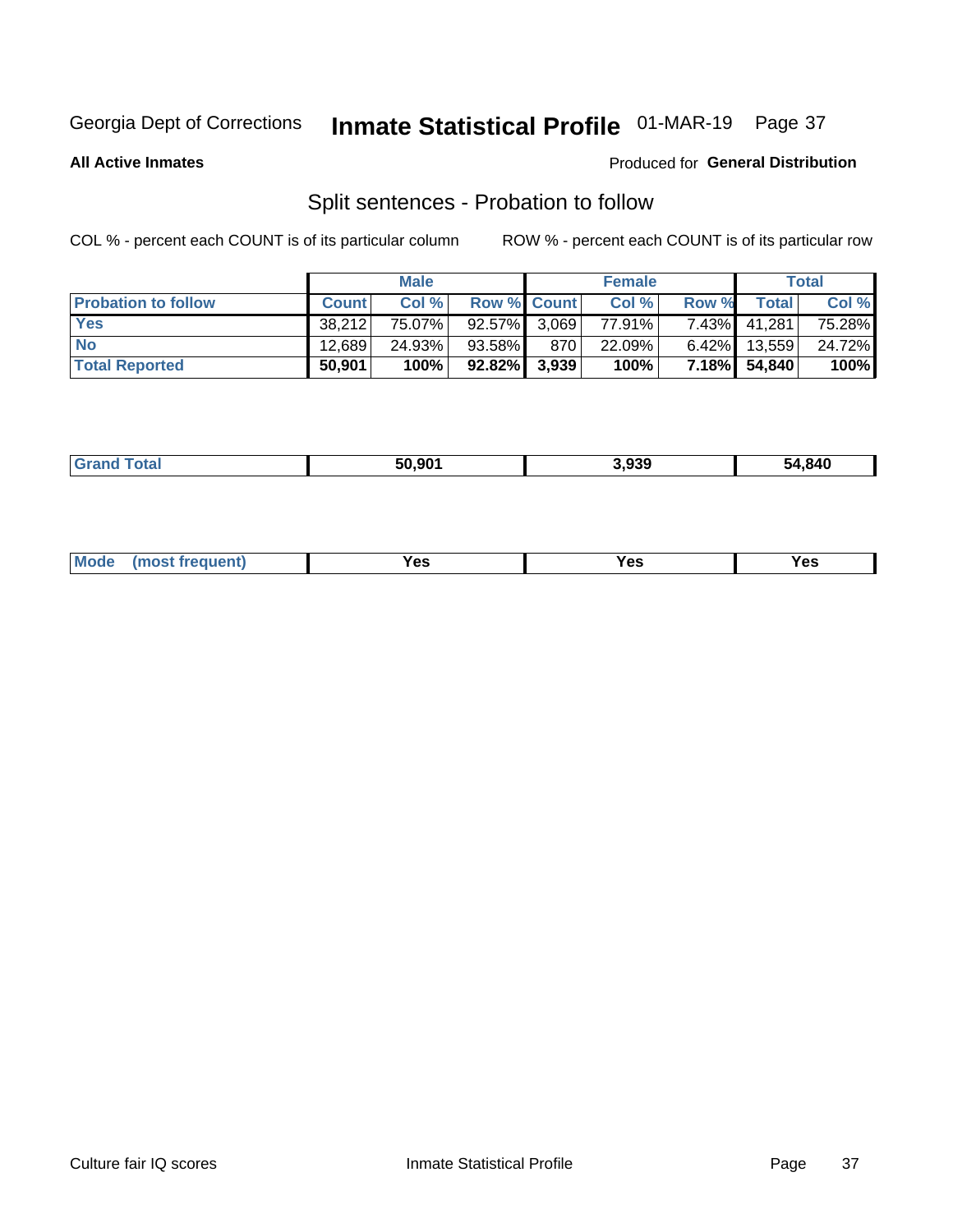Georgia Dept of Corrections **Inmate Statistical Profile** 01-MAR-19

**All Active Inmates**

Produced for **General Distribution**

## Split sentences - Probation to follow

COL % - percent each COUNT is of its particular column

ROW % - percent each COUNT is of its particular row

| | Male | | | Female | | | Total | |
|---|---|---|---|---|---|---|---|---|
| **Probation to follow** | **Count** | **Col %** | **Row %** | **Count** | **Col %** | **Row %** | **Total** | **Col %** |
| **Yes** | 38,212 | 75.07% | 92.57% | 3,069 | 77.91% | 7.43% | 41,281 | 75.28% |
| **No** | 12,689 | 24.93% | 93.58% | 870 | 22.09% | 6.42% | 13,559 | 24.72% |
| **Total Reported** | **50,901** | **100%** | **92.82%** | **3,939** | **100%** | **7.18%** | **54,840** | **100%** |

| | | | |
|---|---|---|---|
| **Grand Total** | **50,901** | **3,939** | **54,840** |

| | | | |
|---|---|---|---|
| **Mode (most frequent)** | **Yes** | **Yes** | **Yes** |

Culture fair IQ scores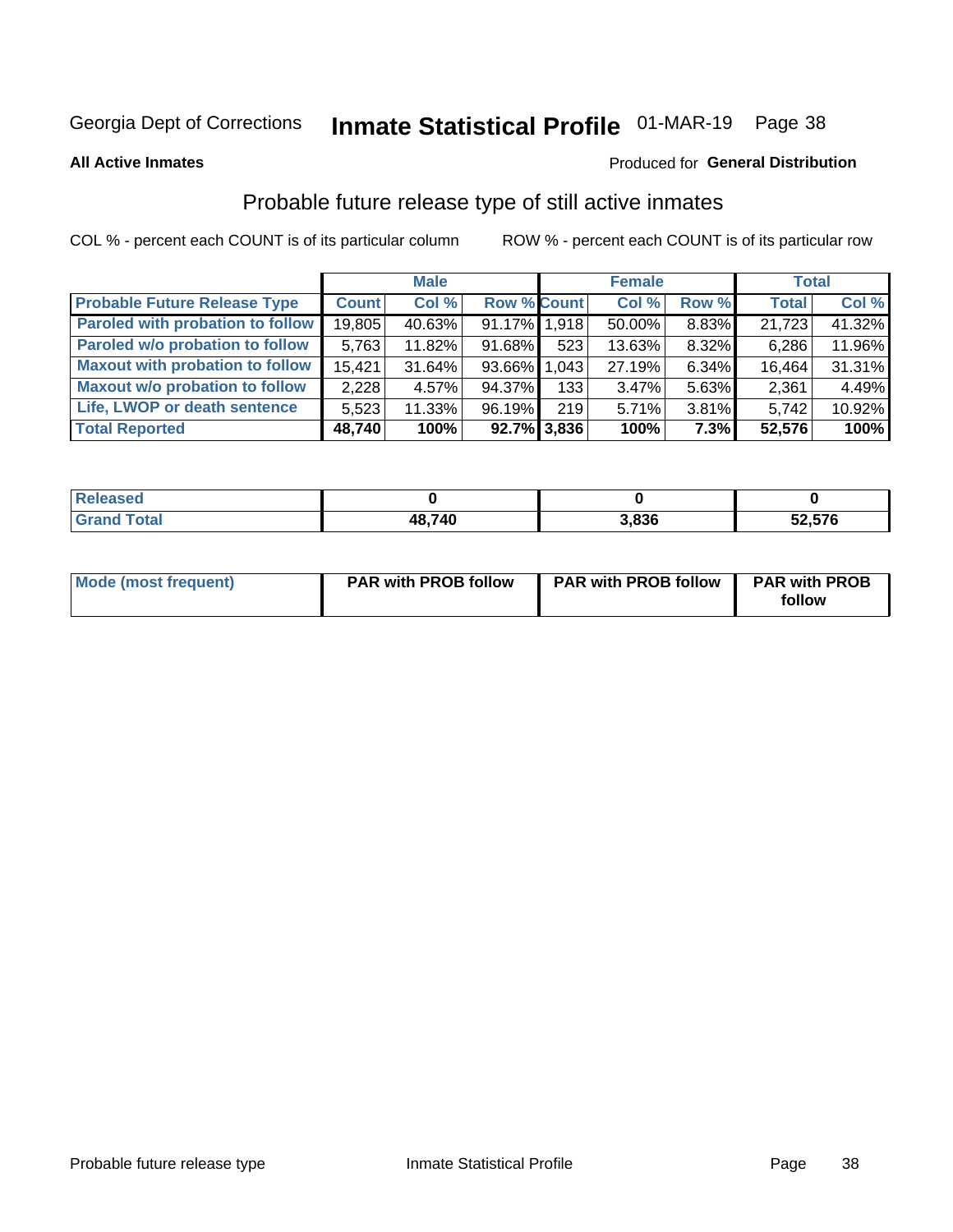Georgia Dept of Corrections **Inmate Statistical Profile** 01-MAR-19

**All Active Inmates**

Produced for **General Distribution**

## Probable future release type of still active inmates

COL % - percent each COUNT is of its particular column

ROW % - percent each COUNT is of its particular row

| | Male | | | Female | | | Total | |
|---|---|---|---|---|---|---|---|---|
| **Probable Future Release Type** | **Count** | **Col %** | **Row %** | **Count** | **Col %** | **Row %** | **Total** | **Col %** |
| Paroled with probation to follow | 19,805 | 40.63% | 91.17% | 1,918 | 50.00% | 8.83% | 21,723 | 41.32% |
| Paroled w/o probation to follow | 5,763 | 11.82% | 91.68% | 523 | 13.63% | 8.32% | 6,286 | 11.96% |
| Maxout with probation to follow | 15,421 | 31.64% | 93.66% | 1,043 | 27.19% | 6.34% | 16,464 | 31.31% |
| Maxout w/o probation to follow | 2,228 | 4.57% | 94.37% | 133 | 3.47% | 5.63% | 2,361 | 4.49% |
| Life, LWOP or death sentence | 5,523 | 11.33% | 96.19% | 219 | 5.71% | 3.81% | 5,742 | 10.92% |
| **Total Reported** | **48,740** | **100%** | **92.7%** | **3,836** | **100%** | **7.3%** | **52,576** | **100%** |

| | Male | Female | Total |
|---|---|---|---|
| Released | **0** | **0** | **0** |
| Grand Total | **48,740** | **3,836** | **52,576** |

| | Male | Female | Total |
|---|---|---|---|
| Mode (most frequent) | **PAR with PROB follow** | **PAR with PROB follow** | **PAR with PROB follow** |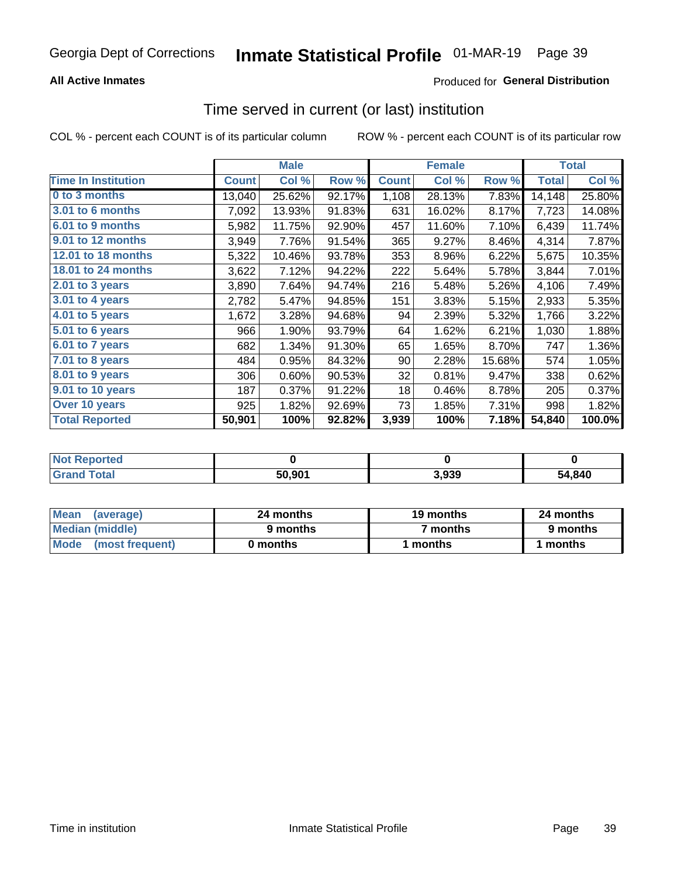**All Active Inmates** Produced for **General Distribution**

## Time served in current (or last) institution

COL % - percent each COUNT is of its particular column ROW % - percent each COUNT is of its particular row

| | Male | | | Female | | | Total | |
|---|---|---|---|---|---|---|---|---|
| **Time In Institution** | **Count** | **Col %** | **Row %** | **Count** | **Col %** | **Row %** | **Total** | **Col %** |
| 0 to 3 months | 13,040 | 25.62% | 92.17% | 1,108 | 28.13% | 7.83% | 14,148 | 25.80% |
| 3.01 to 6 months | 7,092 | 13.93% | 91.83% | 631 | 16.02% | 8.17% | 7,723 | 14.08% |
| 6.01 to 9 months | 5,982 | 11.75% | 92.90% | 457 | 11.60% | 7.10% | 6,439 | 11.74% |
| 9.01 to 12 months | 3,949 | 7.76% | 91.54% | 365 | 9.27% | 8.46% | 4,314 | 7.87% |
| 12.01 to 18 months | 5,322 | 10.46% | 93.78% | 353 | 8.96% | 6.22% | 5,675 | 10.35% |
| 18.01 to 24 months | 3,622 | 7.12% | 94.22% | 222 | 5.64% | 5.78% | 3,844 | 7.01% |
| 2.01 to 3 years | 3,890 | 7.64% | 94.74% | 216 | 5.48% | 5.26% | 4,106 | 7.49% |
| 3.01 to 4 years | 2,782 | 5.47% | 94.85% | 151 | 3.83% | 5.15% | 2,933 | 5.35% |
| 4.01 to 5 years | 1,672 | 3.28% | 94.68% | 94 | 2.39% | 5.32% | 1,766 | 3.22% |
| 5.01 to 6 years | 966 | 1.90% | 93.79% | 64 | 1.62% | 6.21% | 1,030 | 1.88% |
| 6.01 to 7 years | 682 | 1.34% | 91.30% | 65 | 1.65% | 8.70% | 747 | 1.36% |
| 7.01 to 8 years | 484 | 0.95% | 84.32% | 90 | 2.28% | 15.68% | 574 | 1.05% |
| 8.01 to 9 years | 306 | 0.60% | 90.53% | 32 | 0.81% | 9.47% | 338 | 0.62% |
| 9.01 to 10 years | 187 | 0.37% | 91.22% | 18 | 0.46% | 8.78% | 205 | 0.37% |
| Over 10 years | 925 | 1.82% | 92.69% | 73 | 1.85% | 7.31% | 998 | 1.82% |
| **Total Reported** | **50,901** | **100%** | **92.82%** | **3,939** | **100%** | **7.18%** | **54,840** | **100.0%** |

| | Male | Female | Total |
|---|---|---|---|
| Not Reported | **0** | **0** | **0** |
| Grand Total | **50,901** | **3,939** | **54,840** |

| | Male | Female | Total |
|---|---|---|---|
| Mean (average) | **24 months** | **19 months** | **24 months** |
| Median (middle) | **9 months** | **7 months** | **9 months** |
| Mode (most frequent) | **0 months** | **1 months** | **1 months** |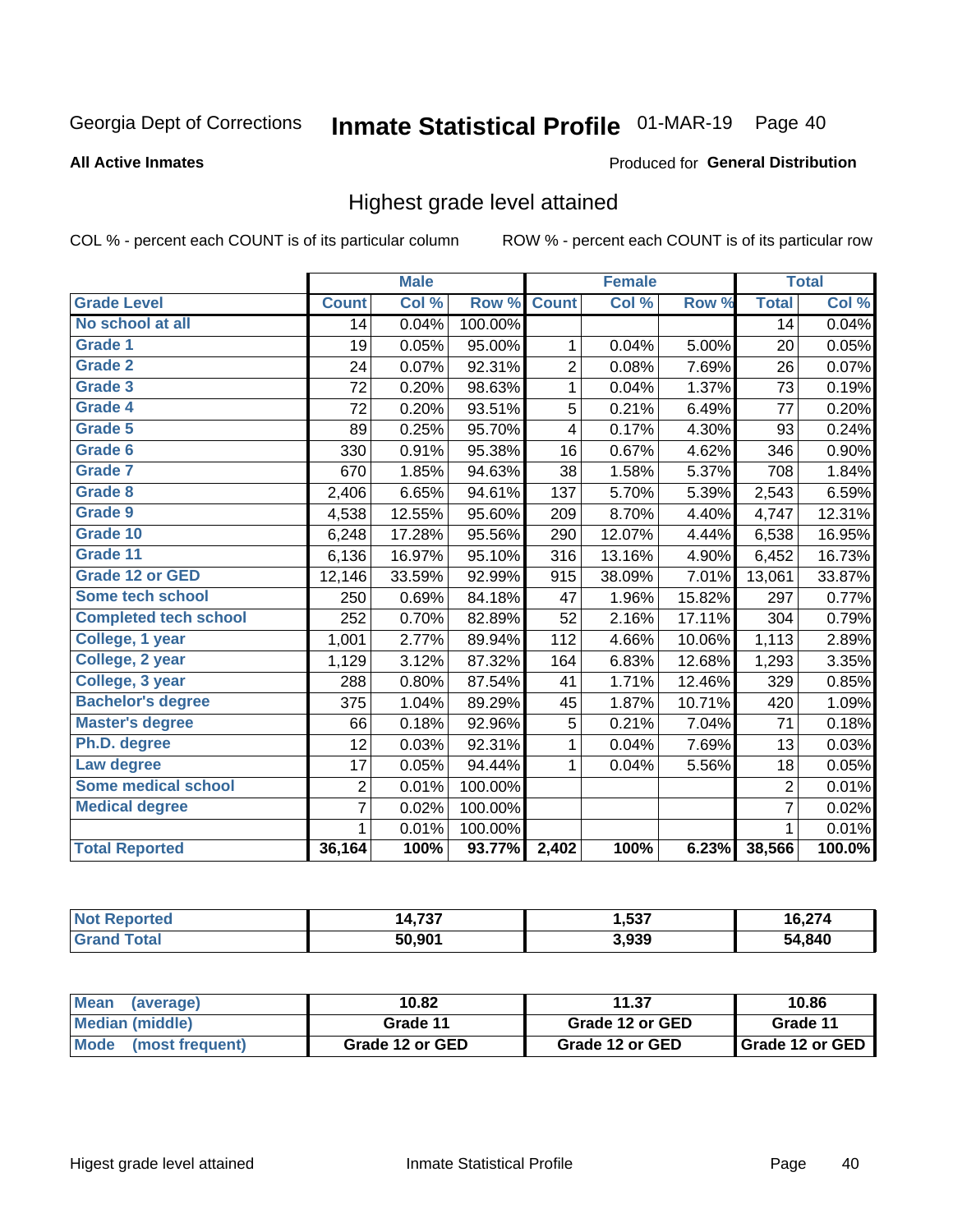Georgia Dept of Corrections **Inmate Statistical Profile** 01-MAR-19 Page 40

**All Active Inmates**

Produced for **General Distribution**

## Highest grade level attained

COL % - percent each COUNT is of its particular column

ROW % - percent each COUNT is of its particular row

| | Male | | | Female | | | Total | |
|---|---|---|---|---|---|---|---|---|
| **Grade Level** | **Count** | **Col %** | **Row %** | **Count** | **Col %** | **Row %** | **Total** | **Col %** |
| **No school at all** | 14 | 0.04% | 100.00% | | | | 14 | 0.04% |
| **Grade 1** | 19 | 0.05% | 95.00% | 1 | 0.04% | 5.00% | 20 | 0.05% |
| **Grade 2** | 24 | 0.07% | 92.31% | 2 | 0.08% | 7.69% | 26 | 0.07% |
| **Grade 3** | 72 | 0.20% | 98.63% | 1 | 0.04% | 1.37% | 73 | 0.19% |
| **Grade 4** | 72 | 0.20% | 93.51% | 5 | 0.21% | 6.49% | 77 | 0.20% |
| **Grade 5** | 89 | 0.25% | 95.70% | 4 | 0.17% | 4.30% | 93 | 0.24% |
| **Grade 6** | 330 | 0.91% | 95.38% | 16 | 0.67% | 4.62% | 346 | 0.90% |
| **Grade 7** | 670 | 1.85% | 94.63% | 38 | 1.58% | 5.37% | 708 | 1.84% |
| **Grade 8** | 2,406 | 6.65% | 94.61% | 137 | 5.70% | 5.39% | 2,543 | 6.59% |
| **Grade 9** | 4,538 | 12.55% | 95.60% | 209 | 8.70% | 4.40% | 4,747 | 12.31% |
| **Grade 10** | 6,248 | 17.28% | 95.56% | 290 | 12.07% | 4.44% | 6,538 | 16.95% |
| **Grade 11** | 6,136 | 16.97% | 95.10% | 316 | 13.16% | 4.90% | 6,452 | 16.73% |
| **Grade 12 or GED** | 12,146 | 33.59% | 92.99% | 915 | 38.09% | 7.01% | 13,061 | 33.87% |
| **Some tech school** | 250 | 0.69% | 84.18% | 47 | 1.96% | 15.82% | 297 | 0.77% |
| **Completed tech school** | 252 | 0.70% | 82.89% | 52 | 2.16% | 17.11% | 304 | 0.79% |
| **College, 1 year** | 1,001 | 2.77% | 89.94% | 112 | 4.66% | 10.06% | 1,113 | 2.89% |
| **College, 2 year** | 1,129 | 3.12% | 87.32% | 164 | 6.83% | 12.68% | 1,293 | 3.35% |
| **College, 3 year** | 288 | 0.80% | 87.54% | 41 | 1.71% | 12.46% | 329 | 0.85% |
| **Bachelor's degree** | 375 | 1.04% | 89.29% | 45 | 1.87% | 10.71% | 420 | 1.09% |
| **Master's degree** | 66 | 0.18% | 92.96% | 5 | 0.21% | 7.04% | 71 | 0.18% |
| **Ph.D. degree** | 12 | 0.03% | 92.31% | 1 | 0.04% | 7.69% | 13 | 0.03% |
| **Law degree** | 17 | 0.05% | 94.44% | 1 | 0.04% | 5.56% | 18 | 0.05% |
| **Some medical school** | 2 | 0.01% | 100.00% | | | | 2 | 0.01% |
| **Medical degree** | 7 | 0.02% | 100.00% | | | | 7 | 0.02% |
| | 1 | 0.01% | 100.00% | | | | 1 | 0.01% |
| **Total Reported** | **36,164** | **100%** | **93.77%** | **2,402** | **100%** | **6.23%** | **38,566** | **100.0%** |

| | Male | Female | Total |
|---|---|---|---|
| **Not Reported** | **14,737** | **1,537** | **16,274** |
| **Grand Total** | **50,901** | **3,939** | **54,840** |

| | Male | Female | Total |
|---|---|---|---|
| **Mean (average)** | **10.82** | **11.37** | **10.86** |
| **Median (middle)** | **Grade 11** | **Grade 12 or GED** | **Grade 11** |
| **Mode (most frequent)** | **Grade 12 or GED** | **Grade 12 or GED** | **Grade 12 or GED** |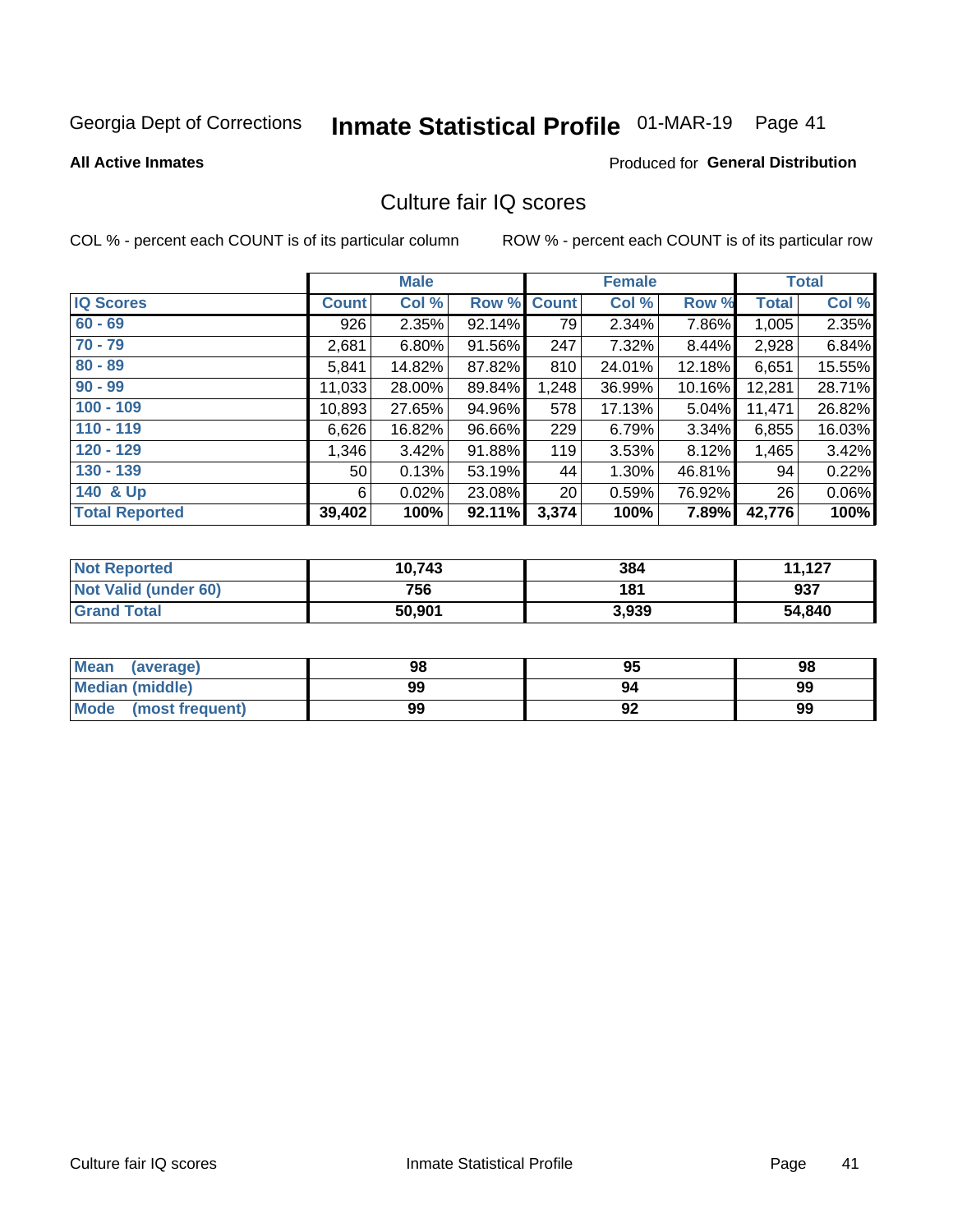Georgia Dept of Corrections **Inmate Statistical Profile** 01-MAR-19

**All Active Inmates**

Produced for **General Distribution**

## Culture fair IQ scores

COL % - percent each COUNT is of its particular column

ROW % - percent each COUNT is of its particular row

| | Male | | | Female | | | Total | |
|---|---|---|---|---|---|---|---|---|
| IQ Scores | Count | Col % | Row % | Count | Col % | Row % | Total | Col % |
| 60 - 69 | 926 | 2.35% | 92.14% | 79 | 2.34% | 7.86% | 1,005 | 2.35% |
| 70 - 79 | 2,681 | 6.80% | 91.56% | 247 | 7.32% | 8.44% | 2,928 | 6.84% |
| 80 - 89 | 5,841 | 14.82% | 87.82% | 810 | 24.01% | 12.18% | 6,651 | 15.55% |
| 90 - 99 | 11,033 | 28.00% | 89.84% | 1,248 | 36.99% | 10.16% | 12,281 | 28.71% |
| 100 - 109 | 10,893 | 27.65% | 94.96% | 578 | 17.13% | 5.04% | 11,471 | 26.82% |
| 110 - 119 | 6,626 | 16.82% | 96.66% | 229 | 6.79% | 3.34% | 6,855 | 16.03% |
| 120 - 129 | 1,346 | 3.42% | 91.88% | 119 | 3.53% | 8.12% | 1,465 | 3.42% |
| 130 - 139 | 50 | 0.13% | 53.19% | 44 | 1.30% | 46.81% | 94 | 0.22% |
| 140 & Up | 6 | 0.02% | 23.08% | 20 | 0.59% | 76.92% | 26 | 0.06% |
| **Total Reported** | **39,402** | **100%** | **92.11%** | **3,374** | **100%** | **7.89%** | **42,776** | **100%** |

| | Male | Female | Total |
|---|---|---|---|
| Not Reported | 10,743 | 384 | 11,127 |
| Not Valid (under 60) | 756 | 181 | 937 |
| Grand Total | 50,901 | 3,939 | 54,840 |

| | Male | Female | Total |
|---|---|---|---|
| Mean (average) | 98 | 95 | 98 |
| Median (middle) | 99 | 94 | 99 |
| Mode (most frequent) | 99 | 92 | 99 |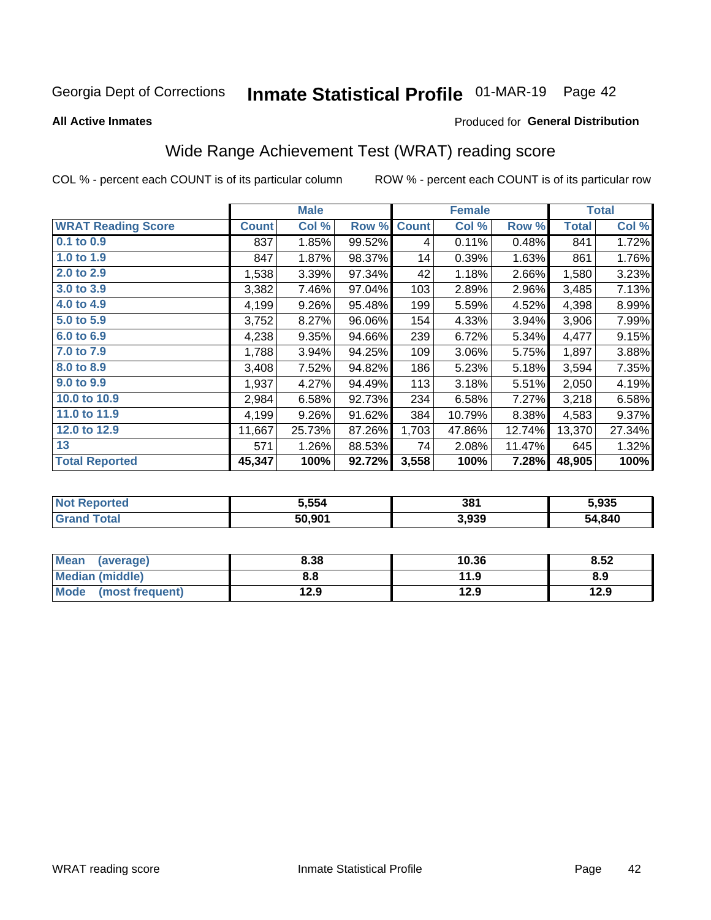Georgia Dept of Corrections **Inmate Statistical Profile** 01-MAR-19

**All Active Inmates**

Produced for **General Distribution**

## Wide Range Achievement Test (WRAT) reading score

COL % - percent each COUNT is of its particular column ROW % - percent each COUNT is of its particular row

| | Male | | | Female | | | Total | |
|---|---|---|---|---|---|---|---|---|
| **WRAT Reading Score** | **Count** | **Col %** | **Row %** | **Count** | **Col %** | **Row %** | **Total** | **Col %** |
| 0.1 to 0.9 | 837 | 1.85% | 99.52% | 4 | 0.11% | 0.48% | 841 | 1.72% |
| 1.0 to 1.9 | 847 | 1.87% | 98.37% | 14 | 0.39% | 1.63% | 861 | 1.76% |
| 2.0 to 2.9 | 1,538 | 3.39% | 97.34% | 42 | 1.18% | 2.66% | 1,580 | 3.23% |
| 3.0 to 3.9 | 3,382 | 7.46% | 97.04% | 103 | 2.89% | 2.96% | 3,485 | 7.13% |
| 4.0 to 4.9 | 4,199 | 9.26% | 95.48% | 199 | 5.59% | 4.52% | 4,398 | 8.99% |
| 5.0 to 5.9 | 3,752 | 8.27% | 96.06% | 154 | 4.33% | 3.94% | 3,906 | 7.99% |
| 6.0 to 6.9 | 4,238 | 9.35% | 94.66% | 239 | 6.72% | 5.34% | 4,477 | 9.15% |
| 7.0 to 7.9 | 1,788 | 3.94% | 94.25% | 109 | 3.06% | 5.75% | 1,897 | 3.88% |
| 8.0 to 8.9 | 3,408 | 7.52% | 94.82% | 186 | 5.23% | 5.18% | 3,594 | 7.35% |
| 9.0 to 9.9 | 1,937 | 4.27% | 94.49% | 113 | 3.18% | 5.51% | 2,050 | 4.19% |
| 10.0 to 10.9 | 2,984 | 6.58% | 92.73% | 234 | 6.58% | 7.27% | 3,218 | 6.58% |
| 11.0 to 11.9 | 4,199 | 9.26% | 91.62% | 384 | 10.79% | 8.38% | 4,583 | 9.37% |
| 12.0 to 12.9 | 11,667 | 25.73% | 87.26% | 1,703 | 47.86% | 12.74% | 13,370 | 27.34% |
| 13 | 571 | 1.26% | 88.53% | 74 | 2.08% | 11.47% | 645 | 1.32% |
| **Total Reported** | **45,347** | **100%** | **92.72%** | **3,558** | **100%** | **7.28%** | **48,905** | **100%** |

| | Male | Female | Total |
|---|---|---|---|
| Not Reported | 5,554 | 381 | 5,935 |
| Grand Total | 50,901 | 3,939 | 54,840 |

| | Male | Female | Total |
|---|---|---|---|
| Mean (average) | 8.38 | 10.36 | 8.52 |
| Median (middle) | 8.8 | 11.9 | 8.9 |
| Mode (most frequent) | 12.9 | 12.9 | 12.9 |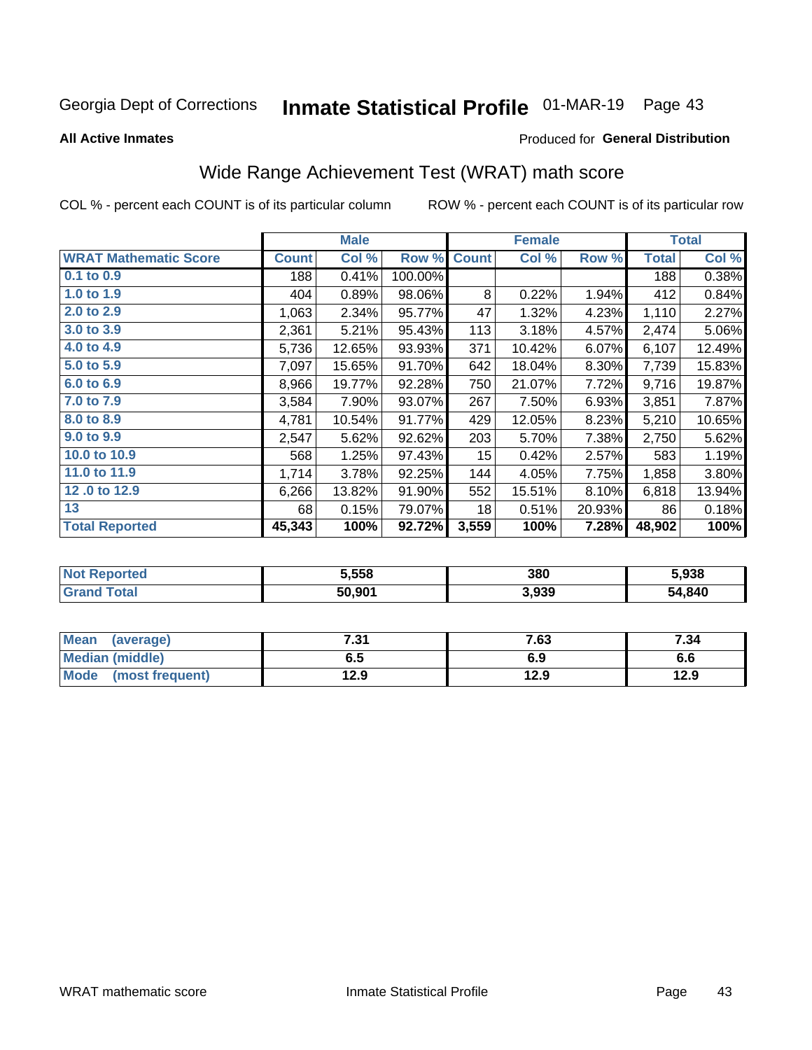Georgia Dept of Corrections **Inmate Statistical Profile** 01-MAR-19 Page 43

**All Active Inmates**

Produced for **General Distribution**

## Wide Range Achievement Test (WRAT) math score

COL % - percent each COUNT is of its particular column ROW % - percent each COUNT is of its particular row

| | Male | | | Female | | | Total | |
|---|---|---|---|---|---|---|---|---|
| **WRAT Mathematic Score** | **Count** | **Col %** | **Row %** | **Count** | **Col %** | **Row %** | **Total** | **Col %** |
| **0.1 to 0.9** | 188 | 0.41% | 100.00% | | | | 188 | 0.38% |
| **1.0 to 1.9** | 404 | 0.89% | 98.06% | 8 | 0.22% | 1.94% | 412 | 0.84% |
| **2.0 to 2.9** | 1,063 | 2.34% | 95.77% | 47 | 1.32% | 4.23% | 1,110 | 2.27% |
| **3.0 to 3.9** | 2,361 | 5.21% | 95.43% | 113 | 3.18% | 4.57% | 2,474 | 5.06% |
| **4.0 to 4.9** | 5,736 | 12.65% | 93.93% | 371 | 10.42% | 6.07% | 6,107 | 12.49% |
| **5.0 to 5.9** | 7,097 | 15.65% | 91.70% | 642 | 18.04% | 8.30% | 7,739 | 15.83% |
| **6.0 to 6.9** | 8,966 | 19.77% | 92.28% | 750 | 21.07% | 7.72% | 9,716 | 19.87% |
| **7.0 to 7.9** | 3,584 | 7.90% | 93.07% | 267 | 7.50% | 6.93% | 3,851 | 7.87% |
| **8.0 to 8.9** | 4,781 | 10.54% | 91.77% | 429 | 12.05% | 8.23% | 5,210 | 10.65% |
| **9.0 to 9.9** | 2,547 | 5.62% | 92.62% | 203 | 5.70% | 7.38% | 2,750 | 5.62% |
| **10.0 to 10.9** | 568 | 1.25% | 97.43% | 15 | 0.42% | 2.57% | 583 | 1.19% |
| **11.0 to 11.9** | 1,714 | 3.78% | 92.25% | 144 | 4.05% | 7.75% | 1,858 | 3.80% |
| **12 .0 to 12.9** | 6,266 | 13.82% | 91.90% | 552 | 15.51% | 8.10% | 6,818 | 13.94% |
| **13** | 68 | 0.15% | 79.07% | 18 | 0.51% | 20.93% | 86 | 0.18% |
| **Total Reported** | **45,343** | **100%** | **92.72%** | **3,559** | **100%** | **7.28%** | **48,902** | **100%** |

| | Male | Female | Total |
|---|---|---|---|
| **Not Reported** | **5,558** | **380** | **5,938** |
| **Grand Total** | **50,901** | **3,939** | **54,840** |

| | Male | Female | Total |
|---|---|---|---|
| **Mean (average)** | **7.31** | **7.63** | **7.34** |
| **Median (middle)** | **6.5** | **6.9** | **6.6** |
| **Mode (most frequent)** | **12.9** | **12.9** | **12.9** |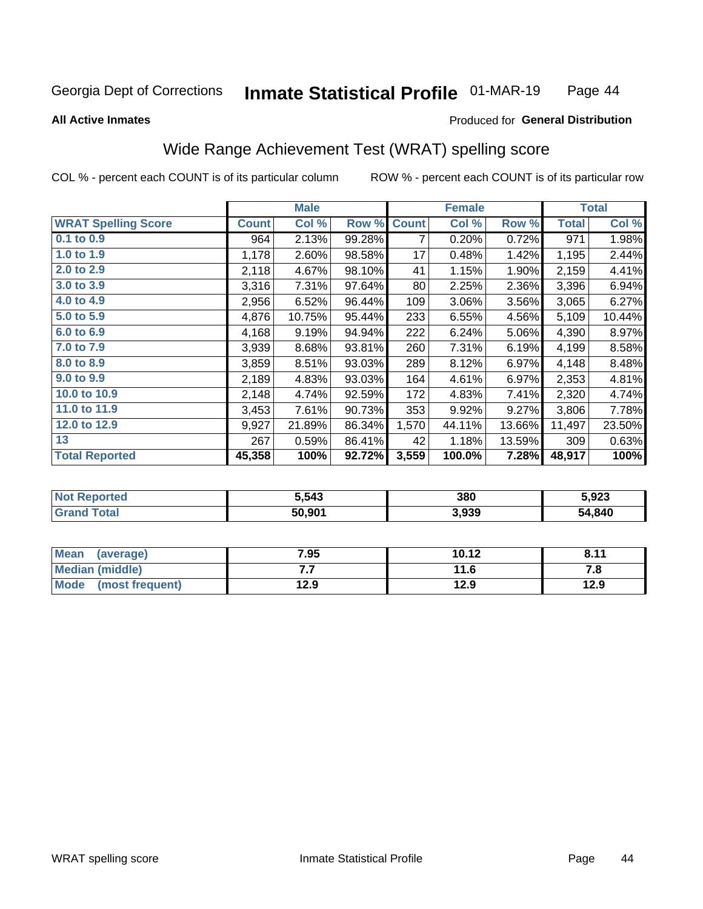Georgia Dept of Corrections **Inmate Statistical Profile** 01-MAR-19

**All Active Inmates**

Produced for **General Distribution**

## Wide Range Achievement Test (WRAT) spelling score

COL % - percent each COUNT is of its particular column

ROW % - percent each COUNT is of its particular row

| | Male | | | Female | | | Total | |
|---|---|---|---|---|---|---|---|---|
| **WRAT Spelling Score** | **Count** | **Col %** | **Row %** | **Count** | **Col %** | **Row %** | **Total** | **Col %** |
| **0.1 to 0.9** | 964 | 2.13% | 99.28% | 7 | 0.20% | 0.72% | 971 | 1.98% |
| **1.0 to 1.9** | 1,178 | 2.60% | 98.58% | 17 | 0.48% | 1.42% | 1,195 | 2.44% |
| **2.0 to 2.9** | 2,118 | 4.67% | 98.10% | 41 | 1.15% | 1.90% | 2,159 | 4.41% |
| **3.0 to 3.9** | 3,316 | 7.31% | 97.64% | 80 | 2.25% | 2.36% | 3,396 | 6.94% |
| **4.0 to 4.9** | 2,956 | 6.52% | 96.44% | 109 | 3.06% | 3.56% | 3,065 | 6.27% |
| **5.0 to 5.9** | 4,876 | 10.75% | 95.44% | 233 | 6.55% | 4.56% | 5,109 | 10.44% |
| **6.0 to 6.9** | 4,168 | 9.19% | 94.94% | 222 | 6.24% | 5.06% | 4,390 | 8.97% |
| **7.0 to 7.9** | 3,939 | 8.68% | 93.81% | 260 | 7.31% | 6.19% | 4,199 | 8.58% |
| **8.0 to 8.9** | 3,859 | 8.51% | 93.03% | 289 | 8.12% | 6.97% | 4,148 | 8.48% |
| **9.0 to 9.9** | 2,189 | 4.83% | 93.03% | 164 | 4.61% | 6.97% | 2,353 | 4.81% |
| **10.0 to 10.9** | 2,148 | 4.74% | 92.59% | 172 | 4.83% | 7.41% | 2,320 | 4.74% |
| **11.0 to 11.9** | 3,453 | 7.61% | 90.73% | 353 | 9.92% | 9.27% | 3,806 | 7.78% |
| **12.0 to 12.9** | 9,927 | 21.89% | 86.34% | 1,570 | 44.11% | 13.66% | 11,497 | 23.50% |
| **13** | 267 | 0.59% | 86.41% | 42 | 1.18% | 13.59% | 309 | 0.63% |
| **Total Reported** | **45,358** | **100%** | **92.72%** | **3,559** | **100.0%** | **7.28%** | **48,917** | **100%** |

| | Male | Female | Total |
|---|---|---|---|
| **Not Reported** | **5,543** | **380** | **5,923** |
| **Grand Total** | **50,901** | **3,939** | **54,840** |

| | Male | Female | Total |
|---|---|---|---|
| **Mean (average)** | **7.95** | **10.12** | **8.11** |
| **Median (middle)** | **7.7** | **11.6** | **7.8** |
| **Mode (most frequent)** | **12.9** | **12.9** | **12.9** |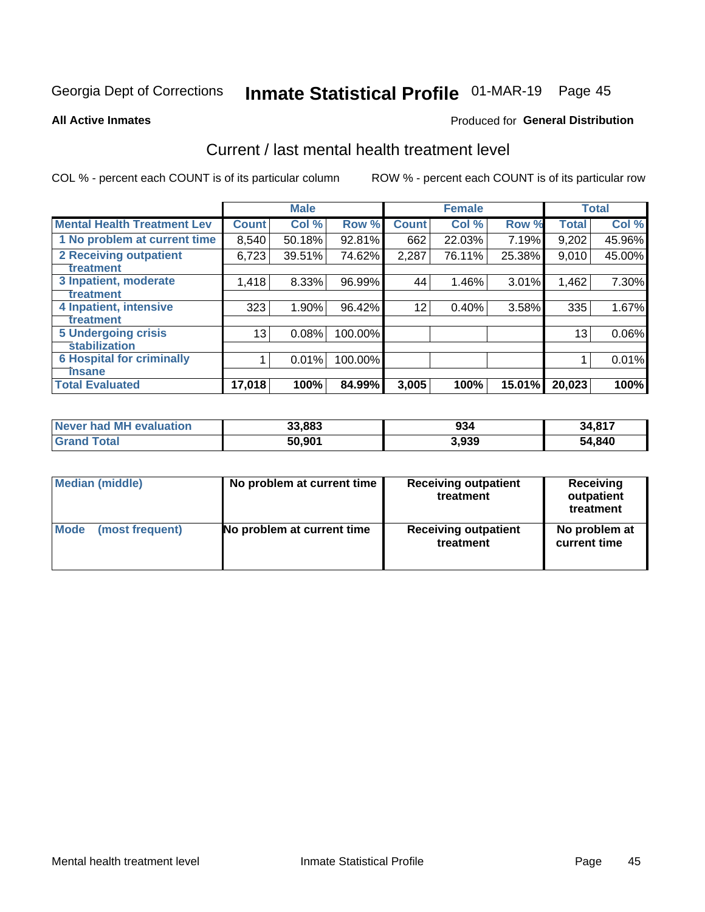Georgia Dept of Corrections **Inmate Statistical Profile** 01-MAR-19 Page 45

**All Active Inmates**

Produced for **General Distribution**

## Current / last mental health treatment level

COL % - percent each COUNT is of its particular column ROW % - percent each COUNT is of its particular row

| | Male | | | Female | | | Total | |
|---|---|---|---|---|---|---|---|---|
| **Mental Health Treatment Lev** | **Count** | **Col %** | **Row %** | **Count** | **Col %** | **Row %** | **Total** | **Col %** |
| 1 No problem at current time | 8,540 | 50.18% | 92.81% | 662 | 22.03% | 7.19% | 9,202 | 45.96% |
| 2 Receiving outpatient treatment | 6,723 | 39.51% | 74.62% | 2,287 | 76.11% | 25.38% | 9,010 | 45.00% |
| 3 Inpatient, moderate treatment | 1,418 | 8.33% | 96.99% | 44 | 1.46% | 3.01% | 1,462 | 7.30% |
| 4 Inpatient, intensive treatment | 323 | 1.90% | 96.42% | 12 | 0.40% | 3.58% | 335 | 1.67% |
| 5 Undergoing crisis stabilization | 13 | 0.08% | 100.00% | | | | 13 | 0.06% |
| 6 Hospital for criminally insane | 1 | 0.01% | 100.00% | | | | 1 | 0.01% |
| **Total Evaluated** | **17,018** | **100%** | **84.99%** | **3,005** | **100%** | **15.01%** | **20,023** | **100%** |

| | Male | Female | Total |
|---|---|---|---|
| Never had MH evaluation | 33,883 | 934 | 34,817 |
| Grand Total | 50,901 | 3,939 | 54,840 |

| | Male | Female | Total |
|---|---|---|---|
| Median (middle) | No problem at current time | Receiving outpatient treatment | Receiving outpatient treatment |
| Mode (most frequent) | No problem at current time | Receiving outpatient treatment | No problem at current time |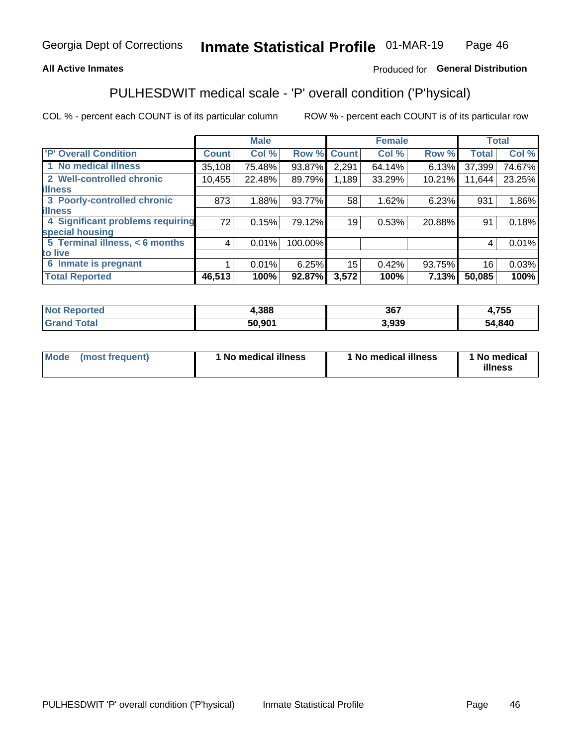Georgia Dept of Corrections **Inmate Statistical Profile** 01-MAR-19

**All Active Inmates**

Produced for **General Distribution**

## PULHESDWIT medical scale - 'P' overall condition ('P'hysical)

COL % - percent each COUNT is of its particular column ROW % - percent each COUNT is of its particular row

| | Male | | | Female | | | Total | |
|---|---|---|---|---|---|---|---|---|
| 'P' Overall Condition | Count | Col % | Row % | Count | Col % | Row % | Total | Col % |
| 1 No medical illness | 35,108 | 75.48% | 93.87% | 2,291 | 64.14% | 6.13% | 37,399 | 74.67% |
| 2 Well-controlled chronic illness | 10,455 | 22.48% | 89.79% | 1,189 | 33.29% | 10.21% | 11,644 | 23.25% |
| 3 Poorly-controlled chronic illness | 873 | 1.88% | 93.77% | 58 | 1.62% | 6.23% | 931 | 1.86% |
| 4 Significant problems requiring special housing | 72 | 0.15% | 79.12% | 19 | 0.53% | 20.88% | 91 | 0.18% |
| 5 Terminal illness, < 6 months to live | 4 | 0.01% | 100.00% | | | | 4 | 0.01% |
| 6 Inmate is pregnant | 1 | 0.01% | 6.25% | 15 | 0.42% | 93.75% | 16 | 0.03% |
| **Total Reported** | **46,513** | **100%** | **92.87%** | **3,572** | **100%** | **7.13%** | **50,085** | **100%** |

| | Male | Female | Total |
|---|---|---|---|
| Not Reported | 4,388 | 367 | 4,755 |
| Grand Total | 50,901 | 3,939 | 54,840 |

| | Male | Female | Total |
|---|---|---|---|
| Mode (most frequent) | 1 No medical illness | 1 No medical illness | 1 No medical illness |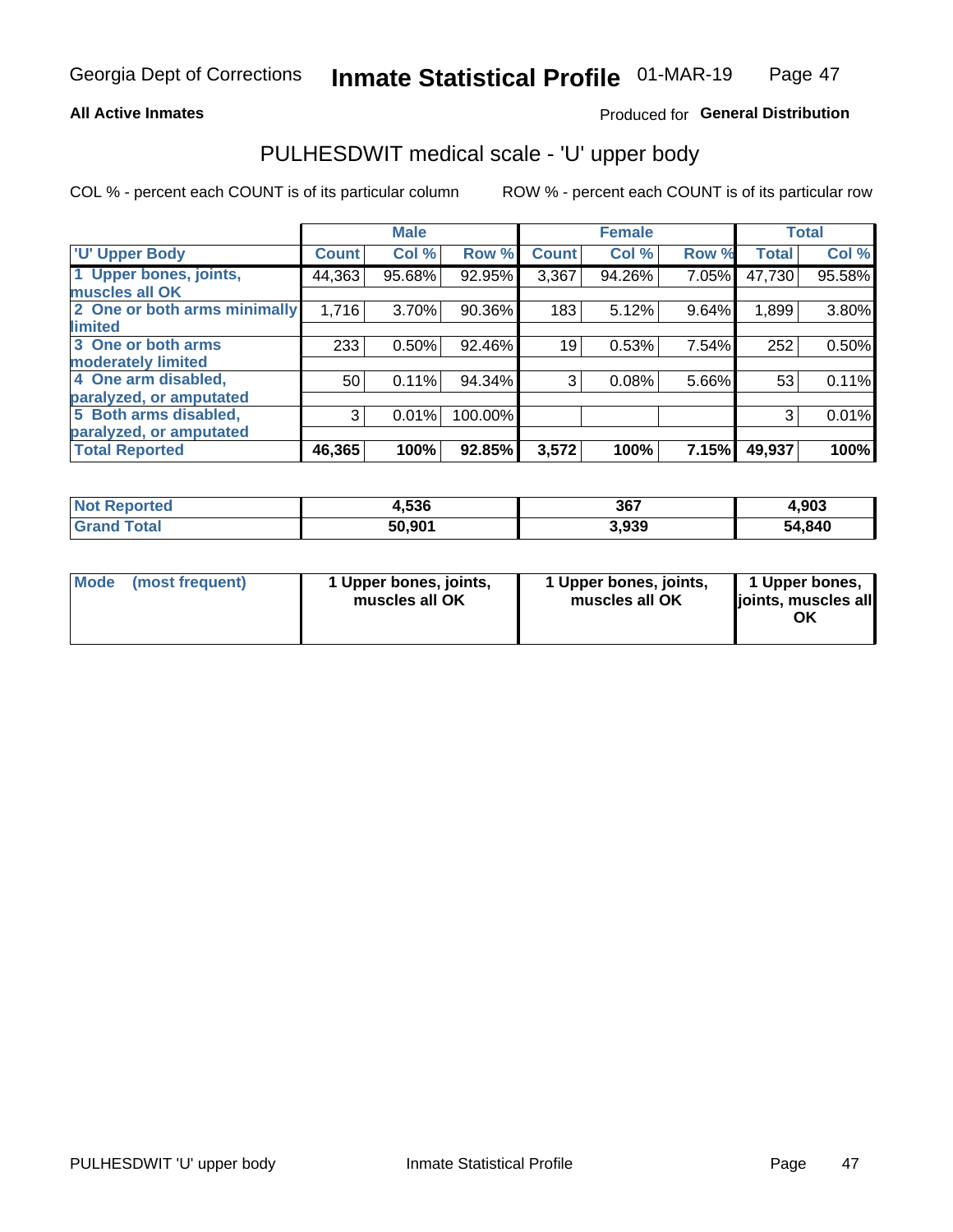Georgia Dept of Corrections **Inmate Statistical Profile** 01-MAR-19

**All Active Inmates**

Produced for **General Distribution**

## PULHESDWIT medical scale - 'U' upper body

COL % - percent each COUNT is of its particular column

ROW % - percent each COUNT is of its particular row

| | Male | | | Female | | | Total | |
|---|---|---|---|---|---|---|---|---|
| 'U' Upper Body | Count | Col % | Row % | Count | Col % | Row % | Total | Col % |
| 1 Upper bones, joints, muscles all OK | 44,363 | 95.68% | 92.95% | 3,367 | 94.26% | 7.05% | 47,730 | 95.58% |
| 2 One or both arms minimally limited | 1,716 | 3.70% | 90.36% | 183 | 5.12% | 9.64% | 1,899 | 3.80% |
| 3 One or both arms moderately limited | 233 | 0.50% | 92.46% | 19 | 0.53% | 7.54% | 252 | 0.50% |
| 4 One arm disabled, paralyzed, or amputated | 50 | 0.11% | 94.34% | 3 | 0.08% | 5.66% | 53 | 0.11% |
| 5 Both arms disabled, paralyzed, or amputated | 3 | 0.01% | 100.00% | | | | 3 | 0.01% |
| **Total Reported** | **46,365** | **100%** | **92.85%** | **3,572** | **100%** | **7.15%** | **49,937** | **100%** |

| | Male | Female | Total |
|---|---|---|---|
| Not Reported | 4,536 | 367 | 4,903 |
| Grand Total | 50,901 | 3,939 | 54,840 |

| | Male | Female | Total |
|---|---|---|---|
| Mode (most frequent) | 1 Upper bones, joints, muscles all OK | 1 Upper bones, joints, muscles all OK | 1 Upper bones, joints, muscles all OK |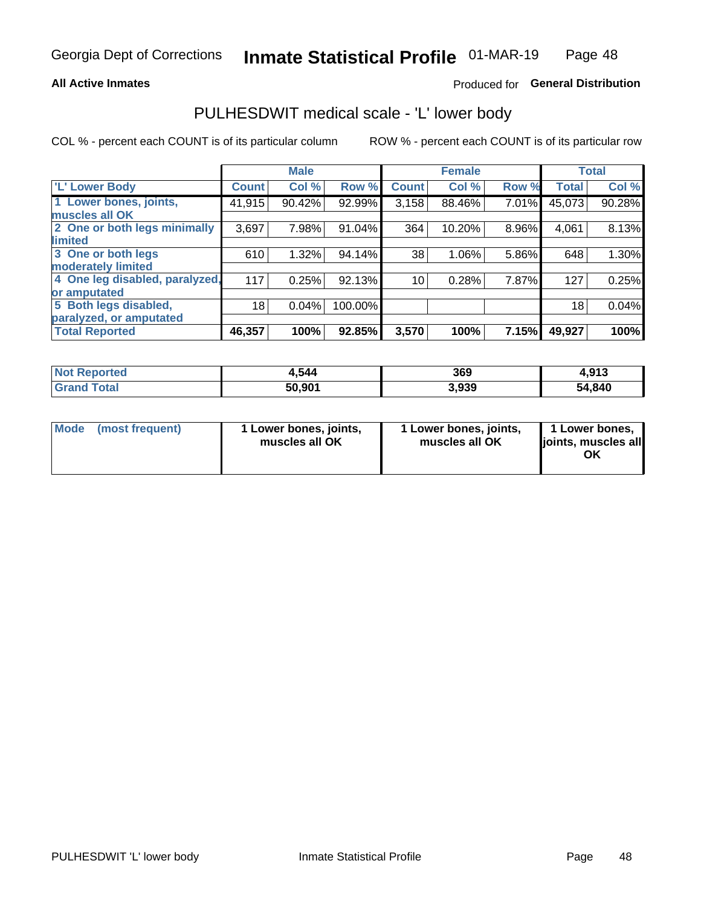Georgia Dept of Corrections **Inmate Statistical Profile** 01-MAR-19

**All Active Inmates**

Produced for **General Distribution**

## PULHESDWIT medical scale - 'L' lower body

COL % - percent each COUNT is of its particular column

ROW % - percent each COUNT is of its particular row

| | Male | | | Female | | | Total | |
|---|---|---|---|---|---|---|---|---|
| 'L' Lower Body | Count | Col % | Row % | Count | Col % | Row % | Total | Col % |
| 1 Lower bones, joints, muscles all OK | 41,915 | 90.42% | 92.99% | 3,158 | 88.46% | 7.01% | 45,073 | 90.28% |
| 2 One or both legs minimally limited | 3,697 | 7.98% | 91.04% | 364 | 10.20% | 8.96% | 4,061 | 8.13% |
| 3 One or both legs moderately limited | 610 | 1.32% | 94.14% | 38 | 1.06% | 5.86% | 648 | 1.30% |
| 4 One leg disabled, paralyzed, or amputated | 117 | 0.25% | 92.13% | 10 | 0.28% | 7.87% | 127 | 0.25% |
| 5 Both legs disabled, paralyzed, or amputated | 18 | 0.04% | 100.00% | | | | 18 | 0.04% |
| **Total Reported** | **46,357** | **100%** | **92.85%** | **3,570** | **100%** | **7.15%** | **49,927** | **100%** |

| | Male | Female | Total |
|---|---|---|---|
| Not Reported | 4,544 | 369 | 4,913 |
| Grand Total | 50,901 | 3,939 | 54,840 |

| | Male | Female | Total |
|---|---|---|---|
| Mode (most frequent) | 1 Lower bones, joints, muscles all OK | 1 Lower bones, joints, muscles all OK | 1 Lower bones, joints, muscles all OK |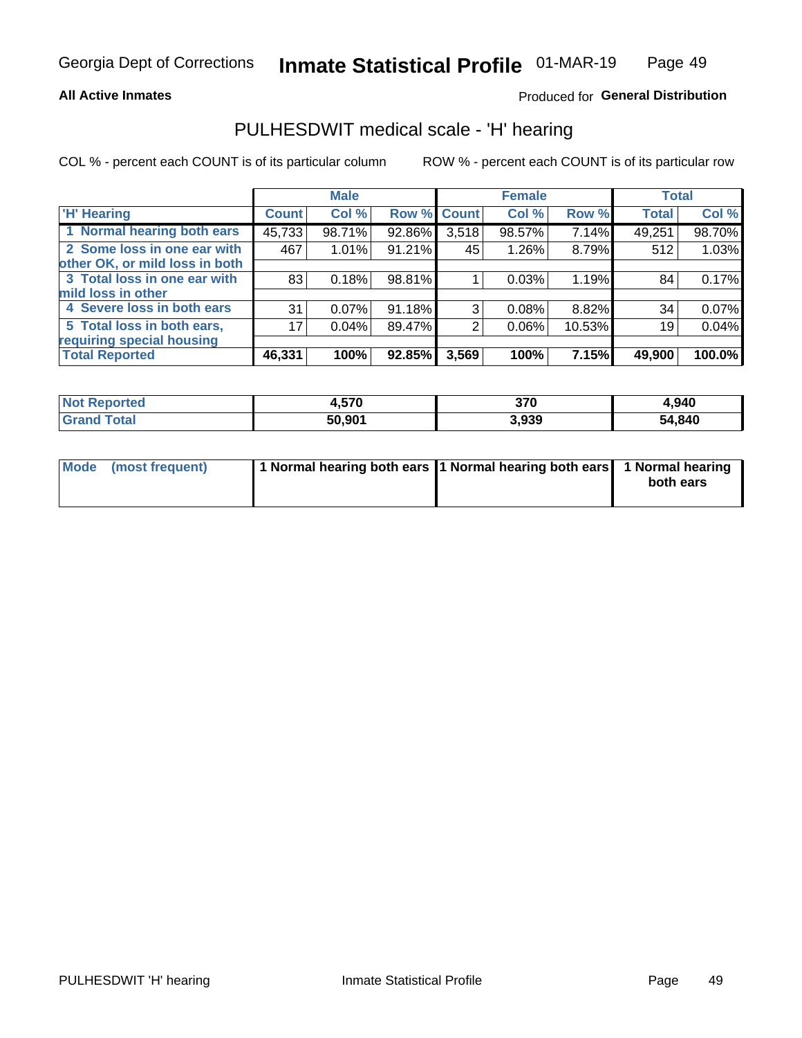**All Active Inmates**

Produced for **General Distribution**

## PULHESDWIT medical scale - 'H' hearing

COL % - percent each COUNT is of its particular column

ROW % - percent each COUNT is of its particular row

| | Male | | | Female | | | Total | |
|---|---|---|---|---|---|---|---|---|
| 'H' Hearing | Count | Col % | Row % | Count | Col % | Row % | Total | Col % |
| 1 Normal hearing both ears | 45,733 | 98.71% | 92.86% | 3,518 | 98.57% | 7.14% | 49,251 | 98.70% |
| 2 Some loss in one ear with other OK, or mild loss in both | 467 | 1.01% | 91.21% | 45 | 1.26% | 8.79% | 512 | 1.03% |
| 3 Total loss in one ear with mild loss in other | 83 | 0.18% | 98.81% | 1 | 0.03% | 1.19% | 84 | 0.17% |
| 4 Severe loss in both ears | 31 | 0.07% | 91.18% | 3 | 0.08% | 8.82% | 34 | 0.07% |
| 5 Total loss in both ears, requiring special housing | 17 | 0.04% | 89.47% | 2 | 0.06% | 10.53% | 19 | 0.04% |
| **Total Reported** | **46,331** | **100%** | **92.85%** | **3,569** | **100%** | **7.15%** | **49,900** | **100.0%** |

| | Male | Female | Total |
|---|---|---|---|
| **Not Reported** | **4,570** | **370** | **4,940** |
| **Grand Total** | **50,901** | **3,939** | **54,840** |

| | Male | Female | Total |
|---|---|---|---|
| **Mode (most frequent)** | **1 Normal hearing both ears** | **1 Normal hearing both ears** | **1 Normal hearing both ears** |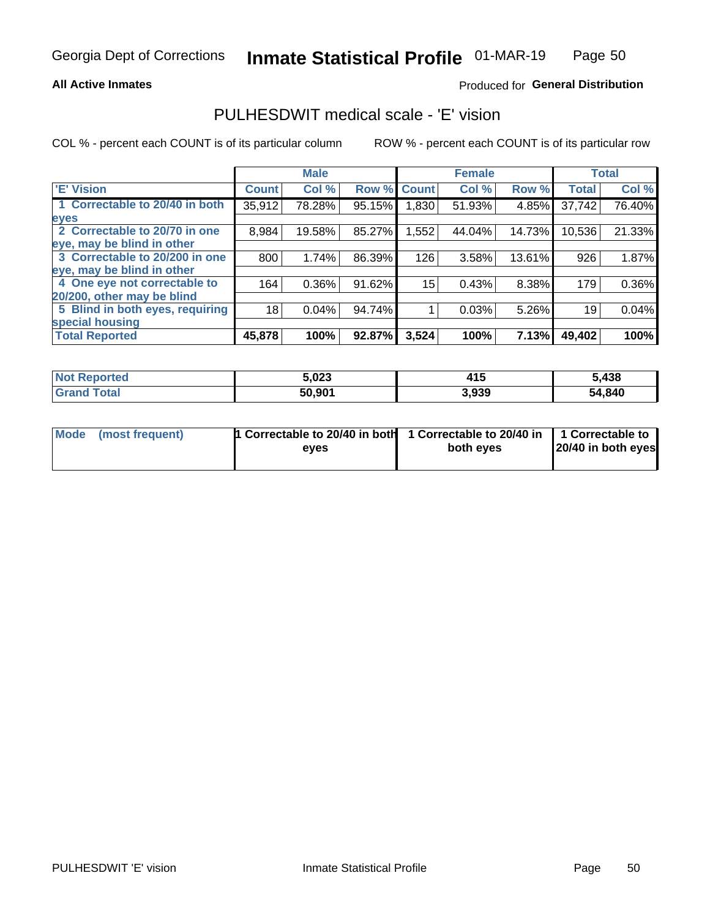Georgia Dept of Corrections **Inmate Statistical Profile** 01-MAR-19

**All Active Inmates**

Produced for **General Distribution**

## PULHESDWIT medical scale - 'E' vision

COL % - percent each COUNT is of its particular column    ROW % - percent each COUNT is of its particular row

| | Male | | | Female | | | Total | |
|---|---|---|---|---|---|---|---|---|
| 'E' Vision | Count | Col % | Row % | Count | Col % | Row % | Total | Col % |
| 1 Correctable to 20/40 in both eyes | 35,912 | 78.28% | 95.15% | 1,830 | 51.93% | 4.85% | 37,742 | 76.40% |
| 2 Correctable to 20/70 in one eye, may be blind in other | 8,984 | 19.58% | 85.27% | 1,552 | 44.04% | 14.73% | 10,536 | 21.33% |
| 3 Correctable to 20/200 in one eye, may be blind in other | 800 | 1.74% | 86.39% | 126 | 3.58% | 13.61% | 926 | 1.87% |
| 4 One eye not correctable to 20/200, other may be blind | 164 | 0.36% | 91.62% | 15 | 0.43% | 8.38% | 179 | 0.36% |
| 5 Blind in both eyes, requiring special housing | 18 | 0.04% | 94.74% | 1 | 0.03% | 5.26% | 19 | 0.04% |
| **Total Reported** | **45,878** | **100%** | **92.87%** | **3,524** | **100%** | **7.13%** | **49,402** | **100%** |

| | Male | Female | Total |
|---|---|---|---|
| Not Reported | 5,023 | 415 | 5,438 |
| Grand Total | 50,901 | 3,939 | 54,840 |

| | Male | Female | Total |
|---|---|---|---|
| Mode (most frequent) | 1 Correctable to 20/40 in both eyes | 1 Correctable to 20/40 in both eyes | 1 Correctable to 20/40 in both eyes |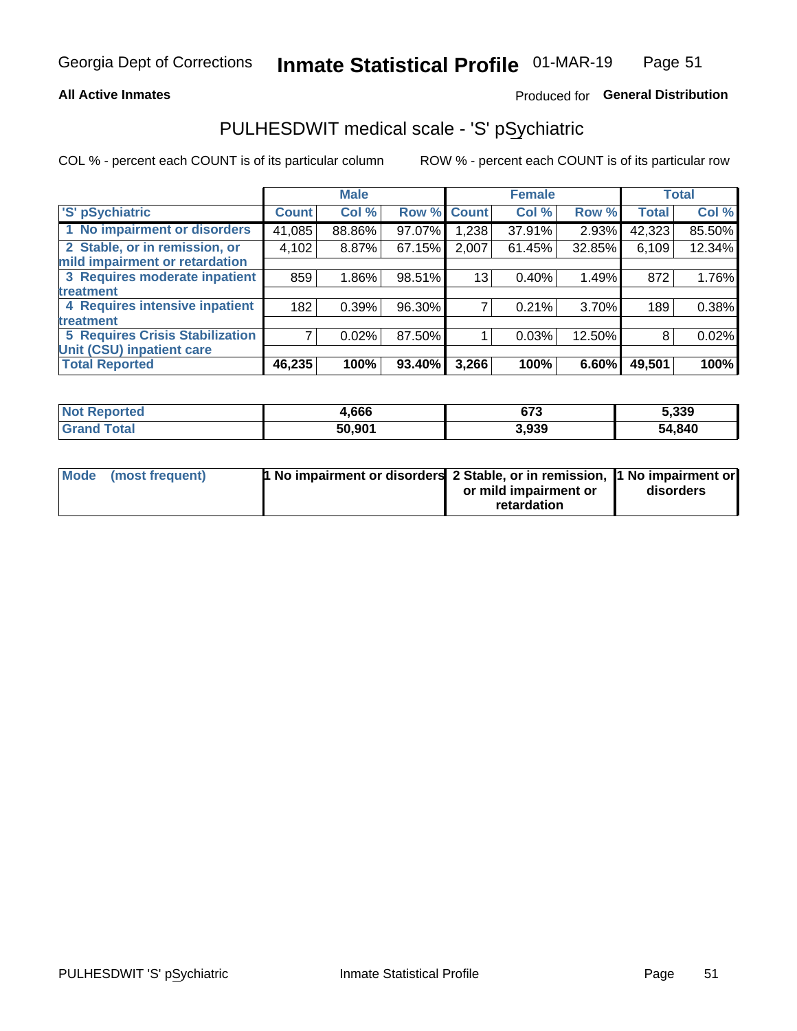Georgia Dept of Corrections **Inmate Statistical Profile** 01-MAR-19

**All Active Inmates**

Produced for **General Distribution**

## PULHESDWIT medical scale - 'S' pSychiatric

COL % - percent each COUNT is of its particular column

ROW % - percent each COUNT is of its particular row

| | Male | | | Female | | | Total | |
|---|---|---|---|---|---|---|---|---|
| 'S' pSychiatric | Count | Col % | Row % | Count | Col % | Row % | Total | Col % |
| 1 No impairment or disorders | 41,085 | 88.86% | 97.07% | 1,238 | 37.91% | 2.93% | 42,323 | 85.50% |
| 2 Stable, or in remission, or mild impairment or retardation | 4,102 | 8.87% | 67.15% | 2,007 | 61.45% | 32.85% | 6,109 | 12.34% |
| 3 Requires moderate inpatient treatment | 859 | 1.86% | 98.51% | 13 | 0.40% | 1.49% | 872 | 1.76% |
| 4 Requires intensive inpatient treatment | 182 | 0.39% | 96.30% | 7 | 0.21% | 3.70% | 189 | 0.38% |
| 5 Requires Crisis Stabilization Unit (CSU) inpatient care | 7 | 0.02% | 87.50% | 1 | 0.03% | 12.50% | 8 | 0.02% |
| **Total Reported** | **46,235** | **100%** | **93.40%** | **3,266** | **100%** | **6.60%** | **49,501** | **100%** |

| | Male | Female | Total |
|---|---|---|---|
| Not Reported | 4,666 | 673 | 5,339 |
| Grand Total | 50,901 | 3,939 | 54,840 |

| | Male | Female | Total |
|---|---|---|---|
| Mode (most frequent) | 1 No impairment or disorders | 2 Stable, or in remission, or mild impairment or retardation | 1 No impairment or disorders |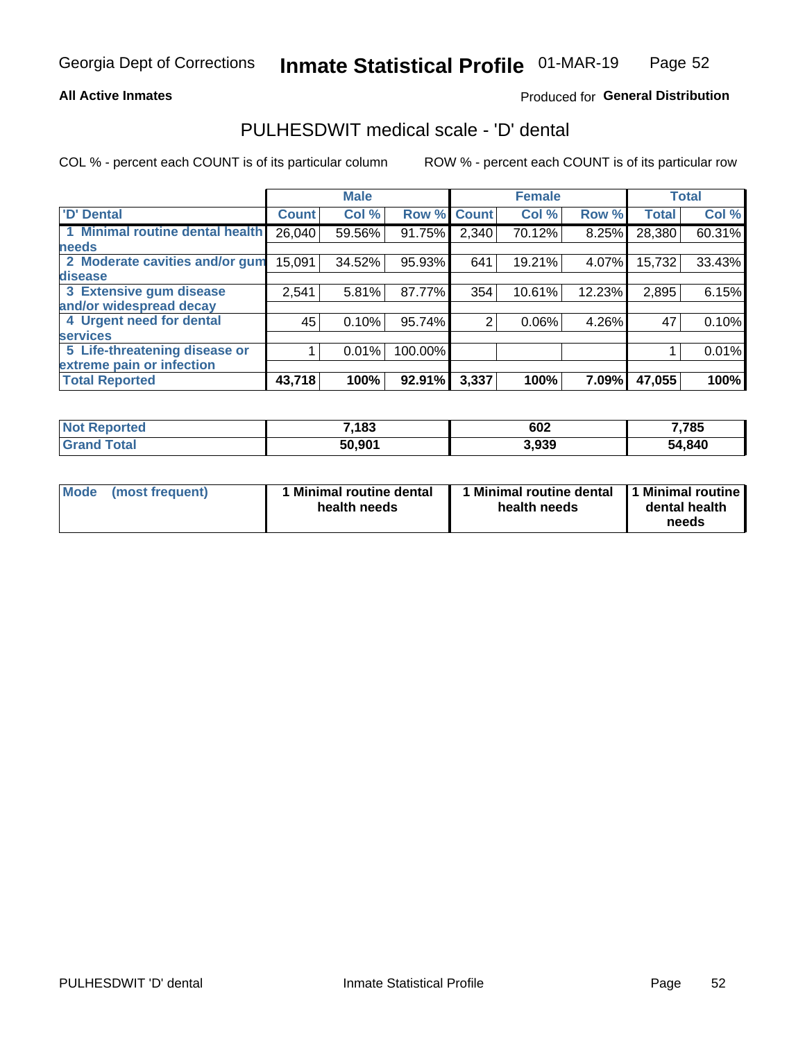**All Active Inmates**

Produced for **General Distribution**

## PULHESDWIT medical scale - 'D' dental

COL % - percent each COUNT is of its particular column

ROW % - percent each COUNT is of its particular row

| 'D' Dental | Male | | | Female | | | Total | |
|---|---|---|---|---|---|---|---|---|
| | Count | Col % | Row % | Count | Col % | Row % | Total | Col % |
| 1 Minimal routine dental health needs | 26,040 | 59.56% | 91.75% | 2,340 | 70.12% | 8.25% | 28,380 | 60.31% |
| 2 Moderate cavities and/or gum disease | 15,091 | 34.52% | 95.93% | 641 | 19.21% | 4.07% | 15,732 | 33.43% |
| 3 Extensive gum disease and/or widespread decay | 2,541 | 5.81% | 87.77% | 354 | 10.61% | 12.23% | 2,895 | 6.15% |
| 4 Urgent need for dental services | 45 | 0.10% | 95.74% | 2 | 0.06% | 4.26% | 47 | 0.10% |
| 5 Life-threatening disease or extreme pain or infection | 1 | 0.01% | 100.00% | | | | 1 | 0.01% |
| **Total Reported** | **43,718** | **100%** | **92.91%** | **3,337** | **100%** | **7.09%** | **47,055** | **100%** |

| | Male | Female | Total |
|---|---|---|---|
| Not Reported | 7,183 | 602 | 7,785 |
| Grand Total | 50,901 | 3,939 | 54,840 |

| Mode (most frequent) | Male | Female | Total |
|---|---|---|---|
| | 1 Minimal routine dental health needs | 1 Minimal routine dental health needs | 1 Minimal routine dental health needs |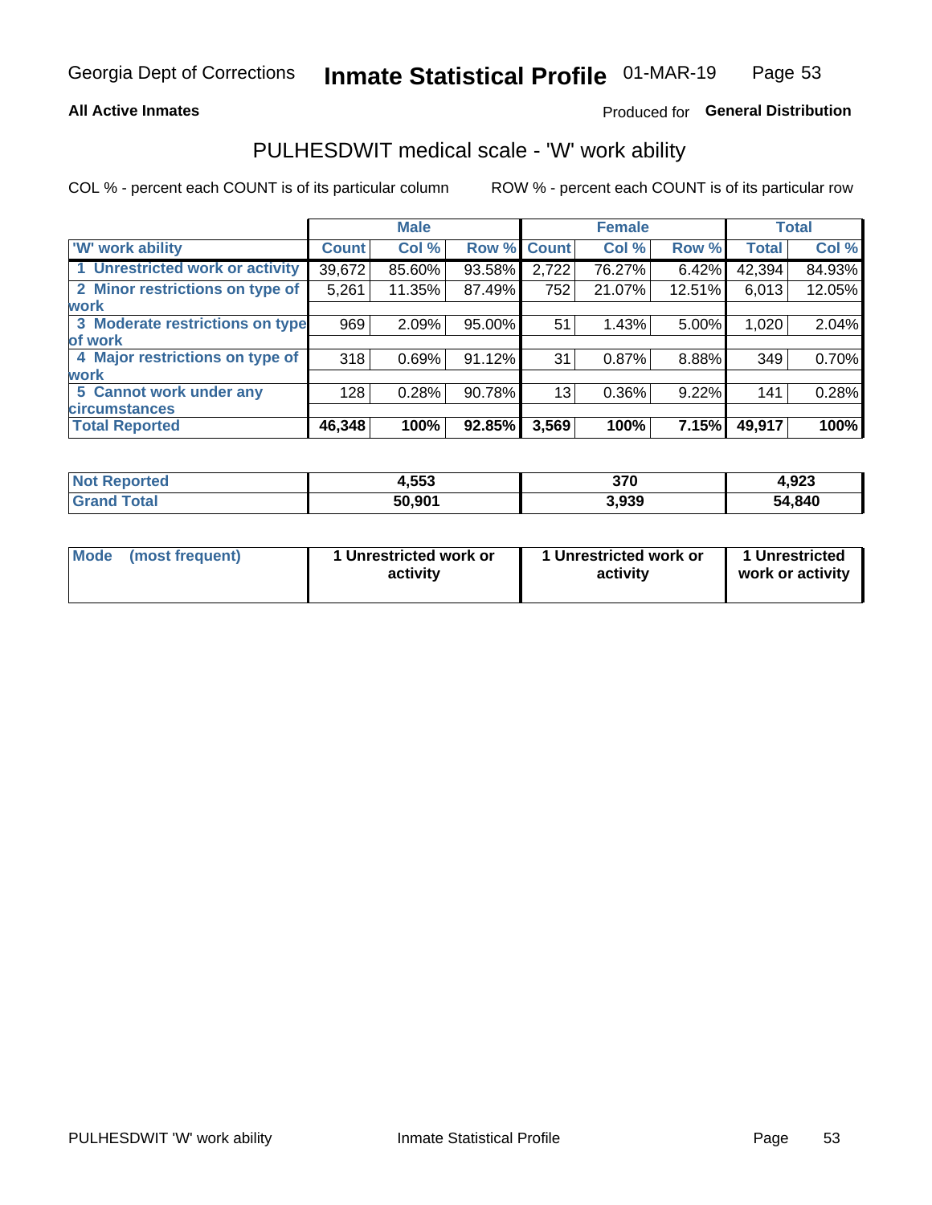Georgia Dept of Corrections **Inmate Statistical Profile** 01-MAR-19

**All Active Inmates** Produced for **General Distribution**

## PULHESDWIT medical scale - 'W' work ability

COL % - percent each COUNT is of its particular column ROW % - percent each COUNT is of its particular row

| | Male | | | Female | | | Total | |
|---|---|---|---|---|---|---|---|---|
| 'W' work ability | Count | Col % | Row % | Count | Col % | Row % | Total | Col % |
| 1 Unrestricted work or activity | 39,672 | 85.60% | 93.58% | 2,722 | 76.27% | 6.42% | 42,394 | 84.93% |
| 2 Minor restrictions on type of work | 5,261 | 11.35% | 87.49% | 752 | 21.07% | 12.51% | 6,013 | 12.05% |
| 3 Moderate restrictions on type of work | 969 | 2.09% | 95.00% | 51 | 1.43% | 5.00% | 1,020 | 2.04% |
| 4 Major restrictions on type of work | 318 | 0.69% | 91.12% | 31 | 0.87% | 8.88% | 349 | 0.70% |
| 5 Cannot work under any circumstances | 128 | 0.28% | 90.78% | 13 | 0.36% | 9.22% | 141 | 0.28% |
| **Total Reported** | **46,348** | **100%** | **92.85%** | **3,569** | **100%** | **7.15%** | **49,917** | **100%** |

| | Male | Female | Total |
|---|---|---|---|
| Not Reported | 4,553 | 370 | 4,923 |
| Grand Total | 50,901 | 3,939 | 54,840 |

| | Male | Female | Total |
|---|---|---|---|
| Mode (most frequent) | 1 Unrestricted work or activity | 1 Unrestricted work or activity | 1 Unrestricted work or activity |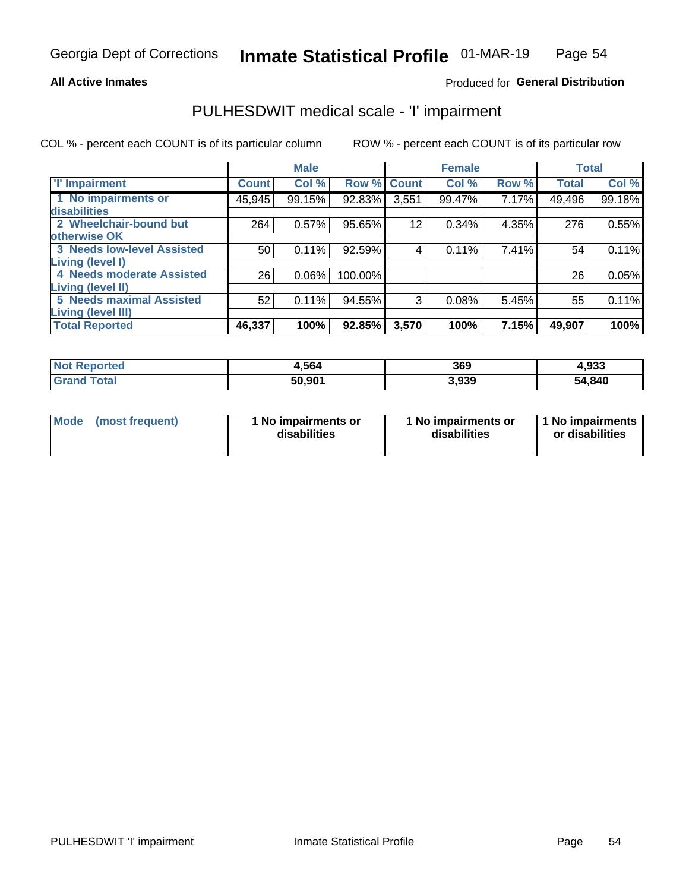**All Active Inmates**

Produced for **General Distribution**

## PULHESDWIT medical scale - 'I' impairment

COL % - percent each COUNT is of its particular column     ROW % - percent each COUNT is of its particular row

| | Male | | | Female | | | Total | |
|---|---|---|---|---|---|---|---|---|
| 'I' Impairment | Count | Col % | Row % | Count | Col % | Row % | Total | Col % |
| 1 No impairments or disabilities | 45,945 | 99.15% | 92.83% | 3,551 | 99.47% | 7.17% | 49,496 | 99.18% |
| 2 Wheelchair-bound but otherwise OK | 264 | 0.57% | 95.65% | 12 | 0.34% | 4.35% | 276 | 0.55% |
| 3 Needs low-level Assisted Living (level I) | 50 | 0.11% | 92.59% | 4 | 0.11% | 7.41% | 54 | 0.11% |
| 4 Needs moderate Assisted Living (level II) | 26 | 0.06% | 100.00% | | | | 26 | 0.05% |
| 5 Needs maximal Assisted Living (level III) | 52 | 0.11% | 94.55% | 3 | 0.08% | 5.45% | 55 | 0.11% |
| **Total Reported** | **46,337** | **100%** | **92.85%** | **3,570** | **100%** | **7.15%** | **49,907** | **100%** |

| | Male | Female | Total |
|---|---|---|---|
| Not Reported | 4,564 | 369 | 4,933 |
| Grand Total | 50,901 | 3,939 | 54,840 |

| | Male | Female | Total |
|---|---|---|---|
| Mode (most frequent) | 1 No impairments or disabilities | 1 No impairments or disabilities | 1 No impairments or disabilities |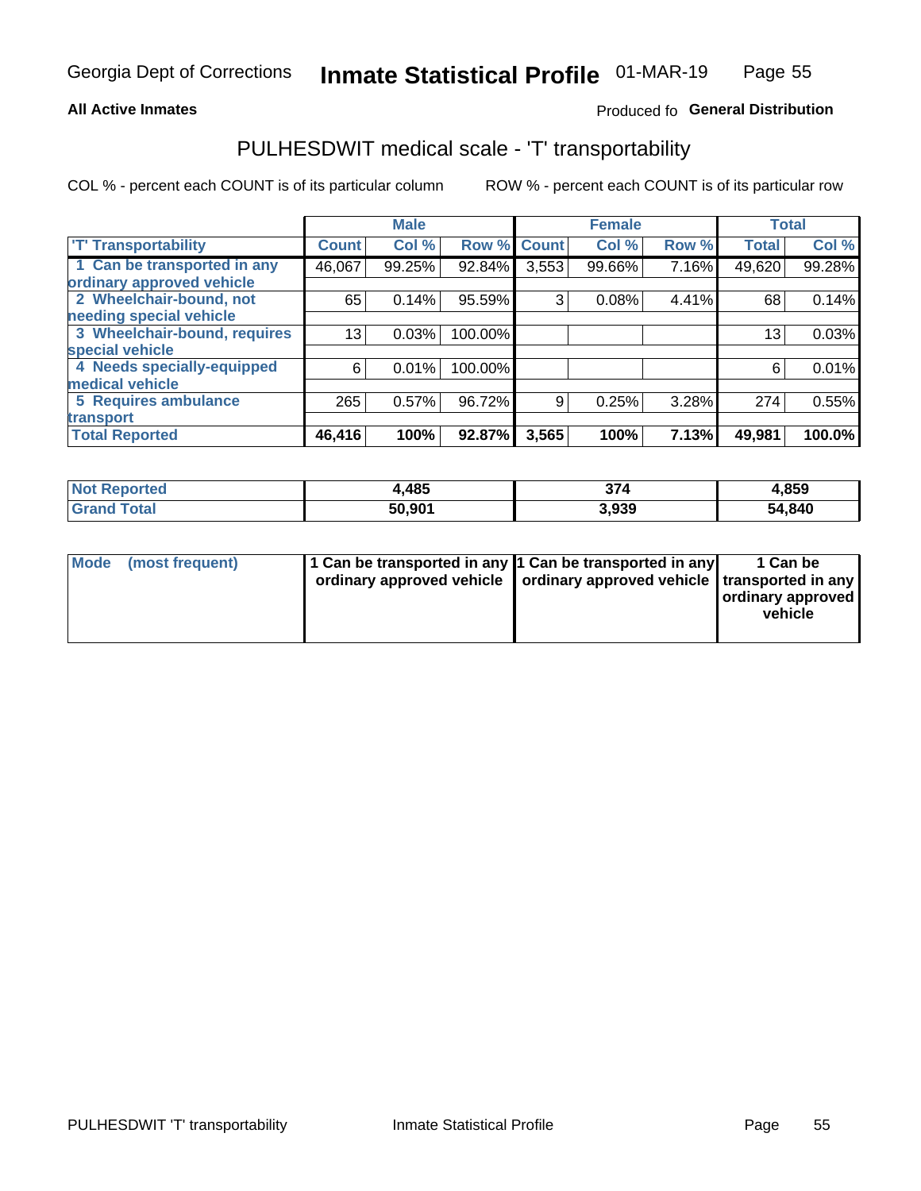**All Active Inmates**

Produced fo **General Distribution**

## PULHESDWIT medical scale - 'T' transportability

COL % - percent each COUNT is of its particular column

ROW % - percent each COUNT is of its particular row

| | Male | | | Female | | | Total | |
|---|---|---|---|---|---|---|---|---|
| **'T' Transportability** | **Count** | **Col %** | **Row %** | **Count** | **Col %** | **Row %** | **Total** | **Col %** |
| 1 Can be transported in any ordinary approved vehicle | 46,067 | 99.25% | 92.84% | 3,553 | 99.66% | 7.16% | 49,620 | 99.28% |
| 2 Wheelchair-bound, not needing special vehicle | 65 | 0.14% | 95.59% | 3 | 0.08% | 4.41% | 68 | 0.14% |
| 3 Wheelchair-bound, requires special vehicle | 13 | 0.03% | 100.00% | | | | 13 | 0.03% |
| 4 Needs specially-equipped medical vehicle | 6 | 0.01% | 100.00% | | | | 6 | 0.01% |
| 5 Requires ambulance transport | 265 | 0.57% | 96.72% | 9 | 0.25% | 3.28% | 274 | 0.55% |
| **Total Reported** | **46,416** | **100%** | **92.87%** | **3,565** | **100%** | **7.13%** | **49,981** | **100.0%** |

| | Male | Female | Total |
|---|---|---|---|
| **Not Reported** | **4,485** | **374** | **4,859** |
| **Grand Total** | **50,901** | **3,939** | **54,840** |

| | Male | Female | Total |
|---|---|---|---|
| **Mode (most frequent)** | **1 Can be transported in any ordinary approved vehicle** | **1 Can be transported in any ordinary approved vehicle** | **1 Can be transported in any ordinary approved vehicle** |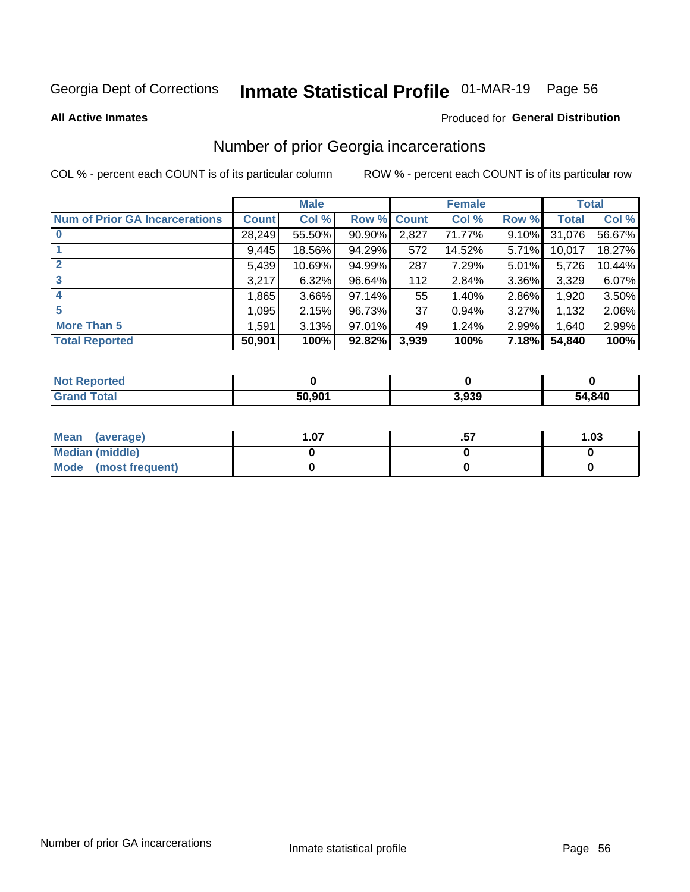# Georgia Dept of Corrections **Inmate Statistical Profile** 01-MAR-19

**All Active Inmates**

Produced for **General Distribution**

## Number of prior Georgia incarcerations

COL % - percent each COUNT is of its particular column

ROW % - percent each COUNT is of its particular row

| | Male | | | Female | | | Total | |
|---|---|---|---|---|---|---|---|---|
| **Num of Prior GA Incarcerations** | **Count** | **Col %** | **Row %** | **Count** | **Col %** | **Row %** | **Total** | **Col %** |
| **0** | 28,249 | 55.50% | 90.90% | 2,827 | 71.77% | 9.10% | 31,076 | 56.67% |
| **1** | 9,445 | 18.56% | 94.29% | 572 | 14.52% | 5.71% | 10,017 | 18.27% |
| **2** | 5,439 | 10.69% | 94.99% | 287 | 7.29% | 5.01% | 5,726 | 10.44% |
| **3** | 3,217 | 6.32% | 96.64% | 112 | 2.84% | 3.36% | 3,329 | 6.07% |
| **4** | 1,865 | 3.66% | 97.14% | 55 | 1.40% | 2.86% | 1,920 | 3.50% |
| **5** | 1,095 | 2.15% | 96.73% | 37 | 0.94% | 3.27% | 1,132 | 2.06% |
| **More Than 5** | 1,591 | 3.13% | 97.01% | 49 | 1.24% | 2.99% | 1,640 | 2.99% |
| **Total Reported** | **50,901** | **100%** | **92.82%** | **3,939** | **100%** | **7.18%** | **54,840** | **100%** |

| | Male | Female | Total |
|---|---|---|---|
| **Not Reported** | **0** | **0** | **0** |
| **Grand Total** | **50,901** | **3,939** | **54,840** |

| | Male | Female | Total |
|---|---|---|---|
| **Mean (average)** | **1.07** | **.57** | **1.03** |
| **Median (middle)** | **0** | **0** | **0** |
| **Mode (most frequent)** | **0** | **0** | **0** |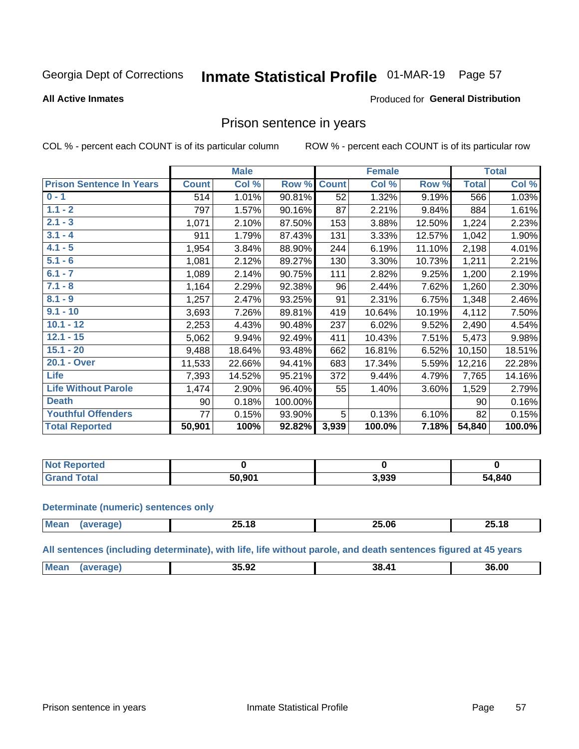Georgia Dept of Corrections **Inmate Statistical Profile** 01-MAR-19 Page 57

**All Active Inmates**

Produced for **General Distribution**

## Prison sentence in years

COL % - percent each COUNT is of its particular column ROW % - percent each COUNT is of its particular row

| | Male | | | Female | | | Total | |
|---|---|---|---|---|---|---|---|---|
| **Prison Sentence In Years** | **Count** | **Col %** | **Row %** | **Count** | **Col %** | **Row %** | **Total** | **Col %** |
| **0 - 1** | 514 | 1.01% | 90.81% | 52 | 1.32% | 9.19% | 566 | 1.03% |
| **1.1 - 2** | 797 | 1.57% | 90.16% | 87 | 2.21% | 9.84% | 884 | 1.61% |
| **2.1 - 3** | 1,071 | 2.10% | 87.50% | 153 | 3.88% | 12.50% | 1,224 | 2.23% |
| **3.1 - 4** | 911 | 1.79% | 87.43% | 131 | 3.33% | 12.57% | 1,042 | 1.90% |
| **4.1 - 5** | 1,954 | 3.84% | 88.90% | 244 | 6.19% | 11.10% | 2,198 | 4.01% |
| **5.1 - 6** | 1,081 | 2.12% | 89.27% | 130 | 3.30% | 10.73% | 1,211 | 2.21% |
| **6.1 - 7** | 1,089 | 2.14% | 90.75% | 111 | 2.82% | 9.25% | 1,200 | 2.19% |
| **7.1 - 8** | 1,164 | 2.29% | 92.38% | 96 | 2.44% | 7.62% | 1,260 | 2.30% |
| **8.1 - 9** | 1,257 | 2.47% | 93.25% | 91 | 2.31% | 6.75% | 1,348 | 2.46% |
| **9.1 - 10** | 3,693 | 7.26% | 89.81% | 419 | 10.64% | 10.19% | 4,112 | 7.50% |
| **10.1 - 12** | 2,253 | 4.43% | 90.48% | 237 | 6.02% | 9.52% | 2,490 | 4.54% |
| **12.1 - 15** | 5,062 | 9.94% | 92.49% | 411 | 10.43% | 7.51% | 5,473 | 9.98% |
| **15.1 - 20** | 9,488 | 18.64% | 93.48% | 662 | 16.81% | 6.52% | 10,150 | 18.51% |
| **20.1 - Over** | 11,533 | 22.66% | 94.41% | 683 | 17.34% | 5.59% | 12,216 | 22.28% |
| **Life** | 7,393 | 14.52% | 95.21% | 372 | 9.44% | 4.79% | 7,765 | 14.16% |
| **Life Without Parole** | 1,474 | 2.90% | 96.40% | 55 | 1.40% | 3.60% | 1,529 | 2.79% |
| **Death** | 90 | 0.18% | 100.00% | | | | 90 | 0.16% |
| **Youthful Offenders** | 77 | 0.15% | 93.90% | 5 | 0.13% | 6.10% | 82 | 0.15% |
| **Total Reported** | **50,901** | **100%** | **92.82%** | **3,939** | **100.0%** | **7.18%** | **54,840** | **100.0%** |

| | Male | Female | Total |
|---|---|---|---|
| **Not Reported** | **0** | **0** | **0** |
| **Grand Total** | **50,901** | **3,939** | **54,840** |

**Determinate (numeric) sentences only**

| | Male | Female | Total |
|---|---|---|---|
| **Mean (average)** | **25.18** | **25.06** | **25.18** |

**All sentences (including determinate), with life, life without parole, and death sentences figured at 45 years**

| | Male | Female | Total |
|---|---|---|---|
| **Mean (average)** | **35.92** | **38.41** | **36.00** |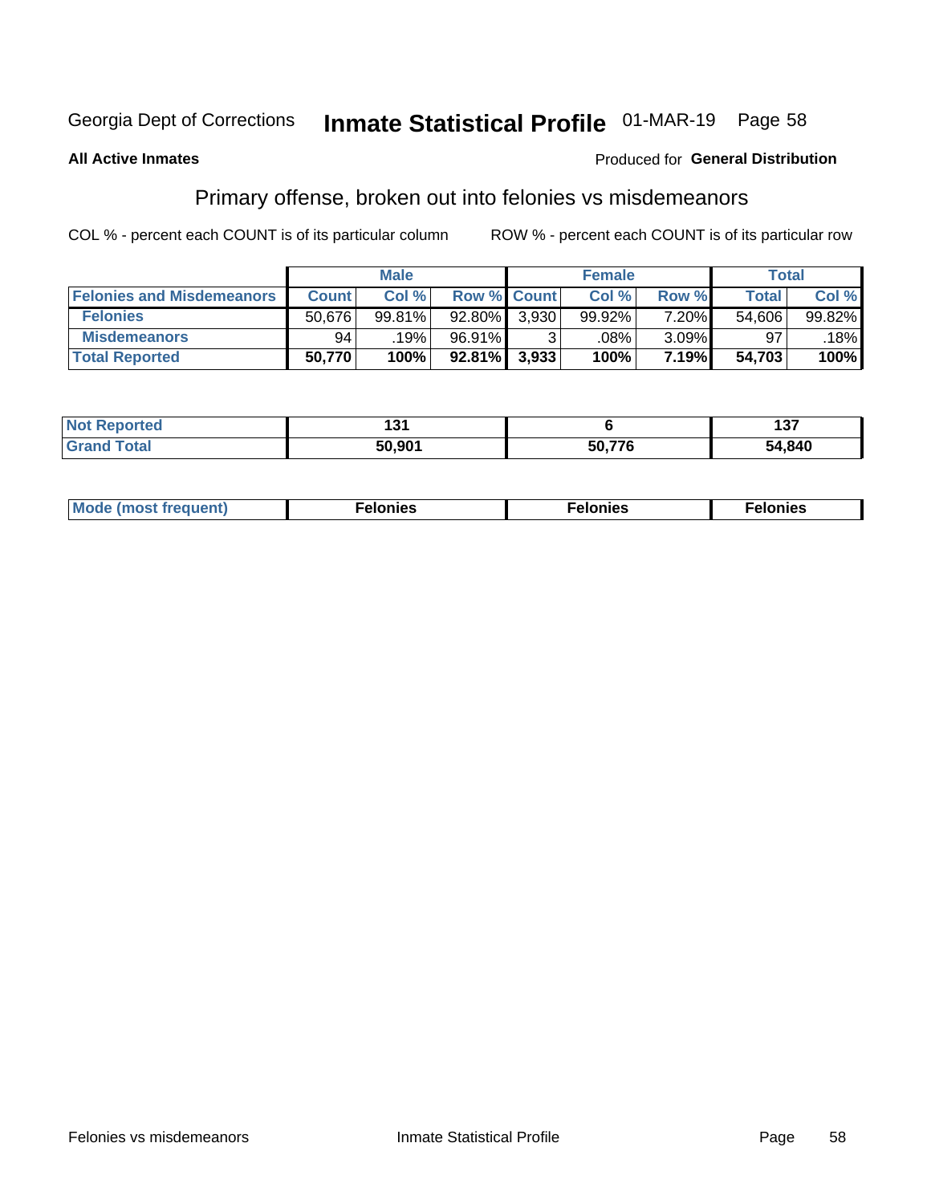Georgia Dept of Corrections **Inmate Statistical Profile** 01-MAR-19

**All Active Inmates**

Produced for **General Distribution**

## Primary offense, broken out into felonies vs misdemeanors

COL % - percent each COUNT is of its particular column ROW % - percent each COUNT is of its particular row

| | Male | | | Female | | | Total | |
|---|---|---|---|---|---|---|---|---|
| **Felonies and Misdemeanors** | **Count** | **Col %** | **Row %** | **Count** | **Col %** | **Row %** | **Total** | **Col %** |
| **Felonies** | 50,676 | 99.81% | 92.80% | 3,930 | 99.92% | 7.20% | 54,606 | 99.82% |
| **Misdemeanors** | 94 | .19% | 96.91% | 3 | .08% | 3.09% | 97 | .18% |
| **Total Reported** | **50,770** | **100%** | **92.81%** | **3,933** | **100%** | **7.19%** | **54,703** | **100%** |

| | Male | Female | Total |
|---|---|---|---|
| **Not Reported** | **131** | **6** | **137** |
| **Grand Total** | **50,901** | **50,776** | **54,840** |

| | Male | Female | Total |
|---|---|---|---|
| **Mode (most frequent)** | **Felonies** | **Felonies** | **Felonies** |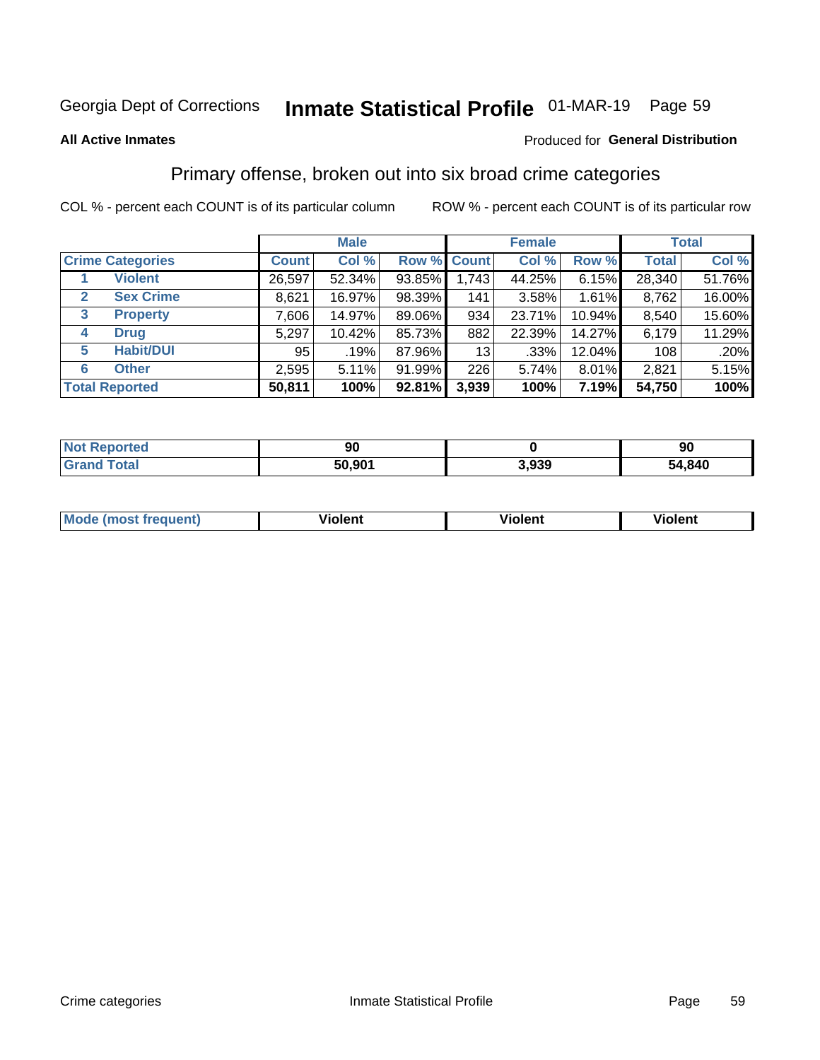Georgia Dept of Corrections **Inmate Statistical Profile** 01-MAR-19 Page 59

**All Active Inmates**

Produced for **General Distribution**

## Primary offense, broken out into six broad crime categories

COL % - percent each COUNT is of its particular column

ROW % - percent each COUNT is of its particular row

| | | Male | | | Female | | | Total | |
|---|---|---|---|---|---|---|---|---|---|
| **Crime Categories** | | **Count** | **Col %** | **Row %** | **Count** | **Col %** | **Row %** | **Total** | **Col %** |
| 1 | **Violent** | 26,597 | 52.34% | 93.85% | 1,743 | 44.25% | 6.15% | 28,340 | 51.76% |
| 2 | **Sex Crime** | 8,621 | 16.97% | 98.39% | 141 | 3.58% | 1.61% | 8,762 | 16.00% |
| 3 | **Property** | 7,606 | 14.97% | 89.06% | 934 | 23.71% | 10.94% | 8,540 | 15.60% |
| 4 | **Drug** | 5,297 | 10.42% | 85.73% | 882 | 22.39% | 14.27% | 6,179 | 11.29% |
| 5 | **Habit/DUI** | 95 | .19% | 87.96% | 13 | .33% | 12.04% | 108 | .20% |
| 6 | **Other** | 2,595 | 5.11% | 91.99% | 226 | 5.74% | 8.01% | 2,821 | 5.15% |
| **Total Reported** | | **50,811** | **100%** | **92.81%** | **3,939** | **100%** | **7.19%** | **54,750** | **100%** |

| | Male | Female | Total |
|---|---|---|---|
| **Not Reported** | **90** | **0** | **90** |
| **Grand Total** | **50,901** | **3,939** | **54,840** |

| | Male | Female | Total |
|---|---|---|---|
| **Mode (most frequent)** | **Violent** | **Violent** | **Violent** |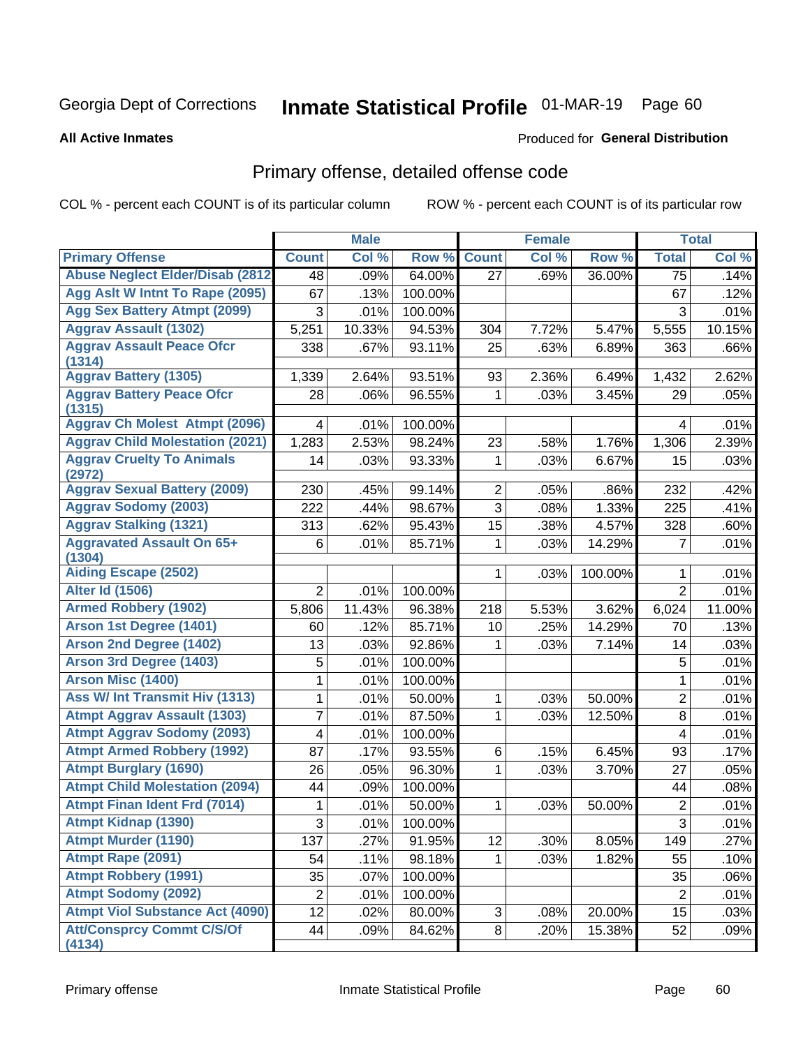Georgia Dept of Corrections **Inmate Statistical Profile** 01-MAR-19

**All Active Inmates** Produced for **General Distribution**

## Primary offense, detailed offense code

COL % - percent each COUNT is of its particular column ROW % - percent each COUNT is of its particular row

| | Male | | | Female | | | Total | |
|---|---|---|---|---|---|---|---|---|
| Primary Offense | Count | Col % | Row % | Count | Col % | Row % | Total | Col % |
| Abuse Neglect Elder/Disab (2812 | 48 | .09% | 64.00% | 27 | .69% | 36.00% | 75 | .14% |
| Agg Aslt W Intnt To Rape (2095) | 67 | .13% | 100.00% | | | | 67 | .12% |
| Agg Sex Battery Atmpt (2099) | 3 | .01% | 100.00% | | | | 3 | .01% |
| Aggrav Assault (1302) | 5,251 | 10.33% | 94.53% | 304 | 7.72% | 5.47% | 5,555 | 10.15% |
| Aggrav Assault Peace Ofcr (1314) | 338 | .67% | 93.11% | 25 | .63% | 6.89% | 363 | .66% |
| Aggrav Battery (1305) | 1,339 | 2.64% | 93.51% | 93 | 2.36% | 6.49% | 1,432 | 2.62% |
| Aggrav Battery Peace Ofcr (1315) | 28 | .06% | 96.55% | 1 | .03% | 3.45% | 29 | .05% |
| Aggrav Ch Molest Atmpt (2096) | 4 | .01% | 100.00% | | | | 4 | .01% |
| Aggrav Child Molestation (2021) | 1,283 | 2.53% | 98.24% | 23 | .58% | 1.76% | 1,306 | 2.39% |
| Aggrav Cruelty To Animals (2972) | 14 | .03% | 93.33% | 1 | .03% | 6.67% | 15 | .03% |
| Aggrav Sexual Battery (2009) | 230 | .45% | 99.14% | 2 | .05% | .86% | 232 | .42% |
| Aggrav Sodomy (2003) | 222 | .44% | 98.67% | 3 | .08% | 1.33% | 225 | .41% |
| Aggrav Stalking (1321) | 313 | .62% | 95.43% | 15 | .38% | 4.57% | 328 | .60% |
| Aggravated Assault On 65+ (1304) | 6 | .01% | 85.71% | 1 | .03% | 14.29% | 7 | .01% |
| Aiding Escape (2502) | | | | 1 | .03% | 100.00% | 1 | .01% |
| Alter Id (1506) | 2 | .01% | 100.00% | | | | 2 | .01% |
| Armed Robbery (1902) | 5,806 | 11.43% | 96.38% | 218 | 5.53% | 3.62% | 6,024 | 11.00% |
| Arson 1st Degree (1401) | 60 | .12% | 85.71% | 10 | .25% | 14.29% | 70 | .13% |
| Arson 2nd Degree (1402) | 13 | .03% | 92.86% | 1 | .03% | 7.14% | 14 | .03% |
| Arson 3rd Degree (1403) | 5 | .01% | 100.00% | | | | 5 | .01% |
| Arson Misc (1400) | 1 | .01% | 100.00% | | | | 1 | .01% |
| Ass W/ Int Transmit Hiv (1313) | 1 | .01% | 50.00% | 1 | .03% | 50.00% | 2 | .01% |
| Atmpt Aggrav Assault (1303) | 7 | .01% | 87.50% | 1 | .03% | 12.50% | 8 | .01% |
| Atmpt Aggrav Sodomy (2093) | 4 | .01% | 100.00% | | | | 4 | .01% |
| Atmpt Armed Robbery (1992) | 87 | .17% | 93.55% | 6 | .15% | 6.45% | 93 | .17% |
| Atmpt Burglary (1690) | 26 | .05% | 96.30% | 1 | .03% | 3.70% | 27 | .05% |
| Atmpt Child Molestation (2094) | 44 | .09% | 100.00% | | | | 44 | .08% |
| Atmpt Finan Ident Frd (7014) | 1 | .01% | 50.00% | 1 | .03% | 50.00% | 2 | .01% |
| Atmpt Kidnap (1390) | 3 | .01% | 100.00% | | | | 3 | .01% |
| Atmpt Murder (1190) | 137 | .27% | 91.95% | 12 | .30% | 8.05% | 149 | .27% |
| Atmpt Rape (2091) | 54 | .11% | 98.18% | 1 | .03% | 1.82% | 55 | .10% |
| Atmpt Robbery (1991) | 35 | .07% | 100.00% | | | | 35 | .06% |
| Atmpt Sodomy (2092) | 2 | .01% | 100.00% | | | | 2 | .01% |
| Atmpt Viol Substance Act (4090) | 12 | .02% | 80.00% | 3 | .08% | 20.00% | 15 | .03% |
| Att/Consprcy Commt C/S/Of (4134) | 44 | .09% | 84.62% | 8 | .20% | 15.38% | 52 | .09% |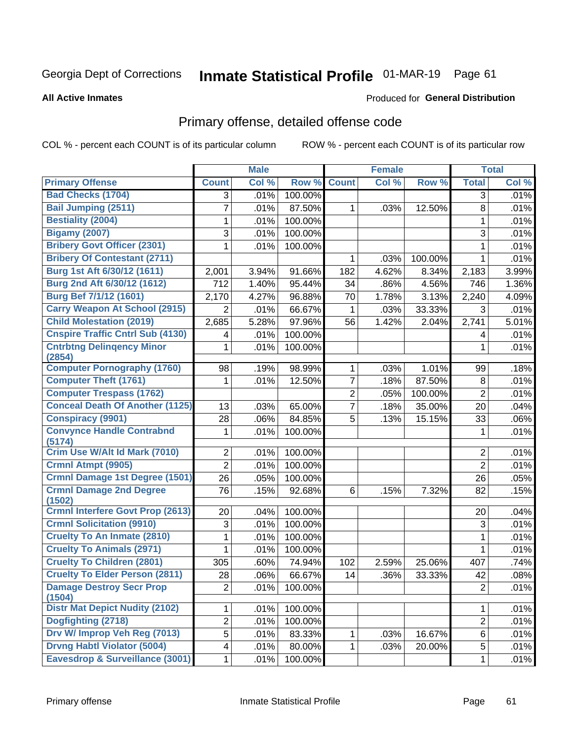Georgia Dept of Corrections **Inmate Statistical Profile** 01-MAR-19

**All Active Inmates**

Produced for **General Distribution**

## Primary offense, detailed offense code

COL % - percent each COUNT is of its particular column ROW % - percent each COUNT is of its particular row

| | Male | | | Female | | | Total | |
|---|---|---|---|---|---|---|---|---|
| **Primary Offense** | **Count** | **Col %** | **Row %** | **Count** | **Col %** | **Row %** | **Total** | **Col %** |
| Bad Checks (1704) | 3 | .01% | 100.00% | | | | 3 | .01% |
| Bail Jumping (2511) | 7 | .01% | 87.50% | 1 | .03% | 12.50% | 8 | .01% |
| Bestiality (2004) | 1 | .01% | 100.00% | | | | 1 | .01% |
| Bigamy (2007) | 3 | .01% | 100.00% | | | | 3 | .01% |
| Bribery Govt Officer (2301) | 1 | .01% | 100.00% | | | | 1 | .01% |
| Bribery Of Contestant (2711) | | | | 1 | .03% | 100.00% | 1 | .01% |
| Burg 1st Aft 6/30/12 (1611) | 2,001 | 3.94% | 91.66% | 182 | 4.62% | 8.34% | 2,183 | 3.99% |
| Burg 2nd Aft 6/30/12 (1612) | 712 | 1.40% | 95.44% | 34 | .86% | 4.56% | 746 | 1.36% |
| Burg Bef 7/1/12 (1601) | 2,170 | 4.27% | 96.88% | 70 | 1.78% | 3.13% | 2,240 | 4.09% |
| Carry Weapon At School (2915) | 2 | .01% | 66.67% | 1 | .03% | 33.33% | 3 | .01% |
| Child Molestation (2019) | 2,685 | 5.28% | 97.96% | 56 | 1.42% | 2.04% | 2,741 | 5.01% |
| Cnspire Traffic Cntrl Sub (4130) | 4 | .01% | 100.00% | | | | 4 | .01% |
| Cntrbtng Delinqency Minor (2854) | 1 | .01% | 100.00% | | | | 1 | .01% |
| Computer Pornography (1760) | 98 | .19% | 98.99% | 1 | .03% | 1.01% | 99 | .18% |
| Computer Theft (1761) | 1 | .01% | 12.50% | 7 | .18% | 87.50% | 8 | .01% |
| Computer Trespass (1762) | | | | 2 | .05% | 100.00% | 2 | .01% |
| Conceal Death Of Another (1125) | 13 | .03% | 65.00% | 7 | .18% | 35.00% | 20 | .04% |
| Conspiracy (9901) | 28 | .06% | 84.85% | 5 | .13% | 15.15% | 33 | .06% |
| Convynce Handle Contrabnd (5174) | 1 | .01% | 100.00% | | | | 1 | .01% |
| Crim Use W/Alt Id Mark (7010) | 2 | .01% | 100.00% | | | | 2 | .01% |
| Crmnl Atmpt (9905) | 2 | .01% | 100.00% | | | | 2 | .01% |
| Crmnl Damage 1st Degree (1501) | 26 | .05% | 100.00% | | | | 26 | .05% |
| Crmnl Damage 2nd Degree (1502) | 76 | .15% | 92.68% | 6 | .15% | 7.32% | 82 | .15% |
| Crmnl Interfere Govt Prop (2613) | 20 | .04% | 100.00% | | | | 20 | .04% |
| Crmnl Solicitation (9910) | 3 | .01% | 100.00% | | | | 3 | .01% |
| Cruelty To An Inmate (2810) | 1 | .01% | 100.00% | | | | 1 | .01% |
| Cruelty To Animals (2971) | 1 | .01% | 100.00% | | | | 1 | .01% |
| Cruelty To Children (2801) | 305 | .60% | 74.94% | 102 | 2.59% | 25.06% | 407 | .74% |
| Cruelty To Elder Person (2811) | 28 | .06% | 66.67% | 14 | .36% | 33.33% | 42 | .08% |
| Damage Destroy Secr Prop (1504) | 2 | .01% | 100.00% | | | | 2 | .01% |
| Distr Mat Depict Nudity (2102) | 1 | .01% | 100.00% | | | | 1 | .01% |
| Dogfighting (2718) | 2 | .01% | 100.00% | | | | 2 | .01% |
| Drv W/ Improp Veh Reg (7013) | 5 | .01% | 83.33% | 1 | .03% | 16.67% | 6 | .01% |
| Drvng Habtl Violator (5004) | 4 | .01% | 80.00% | 1 | .03% | 20.00% | 5 | .01% |
| Eavesdrop & Surveillance (3001) | 1 | .01% | 100.00% | | | | 1 | .01% |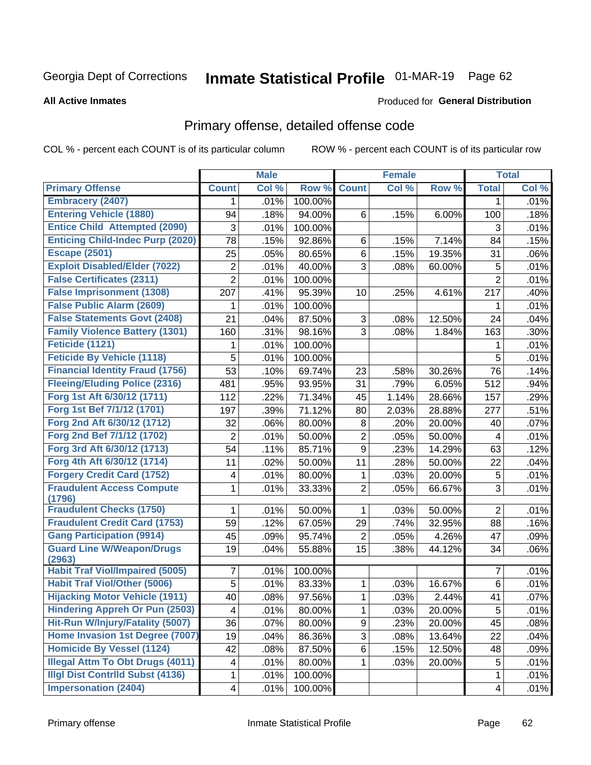Georgia Dept of Corrections **Inmate Statistical Profile** 01-MAR-19

**All Active Inmates**

Produced for **General Distribution**

## Primary offense, detailed offense code

COL % - percent each COUNT is of its particular column ROW % - percent each COUNT is of its particular row

| | Male | | | Female | | | Total | |
|---|---|---|---|---|---|---|---|---|
| Primary Offense | Count | Col % | Row % | Count | Col % | Row % | Total | Col % |
| Embracery (2407) | 1 | .01% | 100.00% | | | | 1 | .01% |
| Entering Vehicle (1880) | 94 | .18% | 94.00% | 6 | .15% | 6.00% | 100 | .18% |
| Entice Child Attempted (2090) | 3 | .01% | 100.00% | | | | 3 | .01% |
| Enticing Child-Indec Purp (2020) | 78 | .15% | 92.86% | 6 | .15% | 7.14% | 84 | .15% |
| Escape (2501) | 25 | .05% | 80.65% | 6 | .15% | 19.35% | 31 | .06% |
| Exploit Disabled/Elder (7022) | 2 | .01% | 40.00% | 3 | .08% | 60.00% | 5 | .01% |
| False Certificates (2311) | 2 | .01% | 100.00% | | | | 2 | .01% |
| False Imprisonment (1308) | 207 | .41% | 95.39% | 10 | .25% | 4.61% | 217 | .40% |
| False Public Alarm (2609) | 1 | .01% | 100.00% | | | | 1 | .01% |
| False Statements Govt (2408) | 21 | .04% | 87.50% | 3 | .08% | 12.50% | 24 | .04% |
| Family Violence Battery (1301) | 160 | .31% | 98.16% | 3 | .08% | 1.84% | 163 | .30% |
| Feticide (1121) | 1 | .01% | 100.00% | | | | 1 | .01% |
| Feticide By Vehicle (1118) | 5 | .01% | 100.00% | | | | 5 | .01% |
| Financial Identity Fraud (1756) | 53 | .10% | 69.74% | 23 | .58% | 30.26% | 76 | .14% |
| Fleeing/Eluding Police (2316) | 481 | .95% | 93.95% | 31 | .79% | 6.05% | 512 | .94% |
| Forg 1st Aft 6/30/12 (1711) | 112 | .22% | 71.34% | 45 | 1.14% | 28.66% | 157 | .29% |
| Forg 1st Bef 7/1/12 (1701) | 197 | .39% | 71.12% | 80 | 2.03% | 28.88% | 277 | .51% |
| Forg 2nd Aft 6/30/12 (1712) | 32 | .06% | 80.00% | 8 | .20% | 20.00% | 40 | .07% |
| Forg 2nd Bef 7/1/12 (1702) | 2 | .01% | 50.00% | 2 | .05% | 50.00% | 4 | .01% |
| Forg 3rd Aft 6/30/12 (1713) | 54 | .11% | 85.71% | 9 | .23% | 14.29% | 63 | .12% |
| Forg 4th Aft 6/30/12 (1714) | 11 | .02% | 50.00% | 11 | .28% | 50.00% | 22 | .04% |
| Forgery Credit Card (1752) | 4 | .01% | 80.00% | 1 | .03% | 20.00% | 5 | .01% |
| Fraudulent Access Compute (1796) | 1 | .01% | 33.33% | 2 | .05% | 66.67% | 3 | .01% |
| Fraudulent Checks (1750) | 1 | .01% | 50.00% | 1 | .03% | 50.00% | 2 | .01% |
| Fraudulent Credit Card (1753) | 59 | .12% | 67.05% | 29 | .74% | 32.95% | 88 | .16% |
| Gang Participation (9914) | 45 | .09% | 95.74% | 2 | .05% | 4.26% | 47 | .09% |
| Guard Line W/Weapon/Drugs (2963) | 19 | .04% | 55.88% | 15 | .38% | 44.12% | 34 | .06% |
| Habit Traf Viol/Impaired (5005) | 7 | .01% | 100.00% | | | | 7 | .01% |
| Habit Traf Viol/Other (5006) | 5 | .01% | 83.33% | 1 | .03% | 16.67% | 6 | .01% |
| Hijacking Motor Vehicle (1911) | 40 | .08% | 97.56% | 1 | .03% | 2.44% | 41 | .07% |
| Hindering Appreh Or Pun (2503) | 4 | .01% | 80.00% | 1 | .03% | 20.00% | 5 | .01% |
| Hit-Run W/Injury/Fatality (5007) | 36 | .07% | 80.00% | 9 | .23% | 20.00% | 45 | .08% |
| Home Invasion 1st Degree (7007) | 19 | .04% | 86.36% | 3 | .08% | 13.64% | 22 | .04% |
| Homicide By Vessel (1124) | 42 | .08% | 87.50% | 6 | .15% | 12.50% | 48 | .09% |
| Illegal Attm To Obt Drugs (4011) | 4 | .01% | 80.00% | 1 | .03% | 20.00% | 5 | .01% |
| Illgl Dist Contrlld Subst (4136) | 1 | .01% | 100.00% | | | | 1 | .01% |
| Impersonation (2404) | 4 | .01% | 100.00% | | | | 4 | .01% |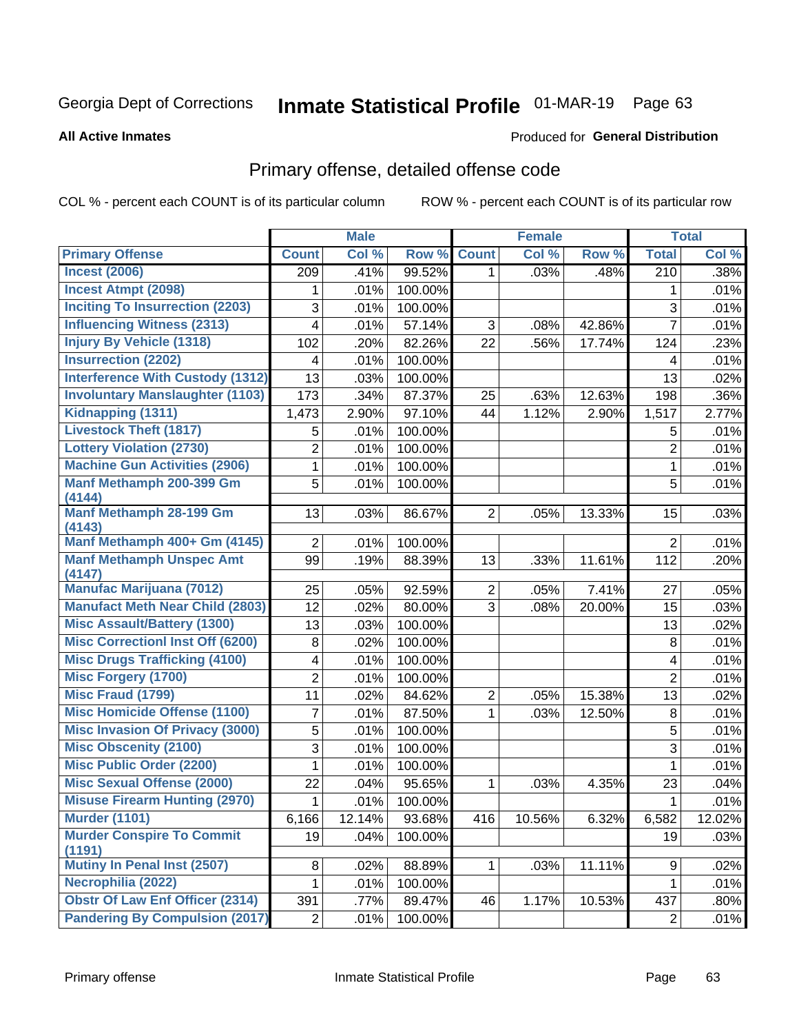Georgia Dept of Corrections **Inmate Statistical Profile** 01-MAR-19

**All Active Inmates**

Produced for **General Distribution**

## Primary offense, detailed offense code

COL % - percent each COUNT is of its particular column ROW % - percent each COUNT is of its particular row

| | Male | | | Female | | | Total | |
|---|---|---|---|---|---|---|---|---|
| **Primary Offense** | **Count** | **Col %** | **Row %** | **Count** | **Col %** | **Row %** | **Total** | **Col %** |
| Incest (2006) | 209 | .41% | 99.52% | 1 | .03% | .48% | 210 | .38% |
| Incest Atmpt (2098) | 1 | .01% | 100.00% | | | | 1 | .01% |
| Inciting To Insurrection (2203) | 3 | .01% | 100.00% | | | | 3 | .01% |
| Influencing Witness (2313) | 4 | .01% | 57.14% | 3 | .08% | 42.86% | 7 | .01% |
| Injury By Vehicle (1318) | 102 | .20% | 82.26% | 22 | .56% | 17.74% | 124 | .23% |
| Insurrection (2202) | 4 | .01% | 100.00% | | | | 4 | .01% |
| Interference With Custody (1312) | 13 | .03% | 100.00% | | | | 13 | .02% |
| Involuntary Manslaughter (1103) | 173 | .34% | 87.37% | 25 | .63% | 12.63% | 198 | .36% |
| Kidnapping (1311) | 1,473 | 2.90% | 97.10% | 44 | 1.12% | 2.90% | 1,517 | 2.77% |
| Livestock Theft (1817) | 5 | .01% | 100.00% | | | | 5 | .01% |
| Lottery Violation (2730) | 2 | .01% | 100.00% | | | | 2 | .01% |
| Machine Gun Activities (2906) | 1 | .01% | 100.00% | | | | 1 | .01% |
| Manf Methamph 200-399 Gm (4144) | 5 | .01% | 100.00% | | | | 5 | .01% |
| Manf Methamph 28-199 Gm (4143) | 13 | .03% | 86.67% | 2 | .05% | 13.33% | 15 | .03% |
| Manf Methamph 400+ Gm (4145) | 2 | .01% | 100.00% | | | | 2 | .01% |
| Manf Methamph Unspec Amt (4147) | 99 | .19% | 88.39% | 13 | .33% | 11.61% | 112 | .20% |
| Manufac Marijuana (7012) | 25 | .05% | 92.59% | 2 | .05% | 7.41% | 27 | .05% |
| Manufact Meth Near Child (2803) | 12 | .02% | 80.00% | 3 | .08% | 20.00% | 15 | .03% |
| Misc Assault/Battery (1300) | 13 | .03% | 100.00% | | | | 13 | .02% |
| Misc Correctionl Inst Off (6200) | 8 | .02% | 100.00% | | | | 8 | .01% |
| Misc Drugs Trafficking (4100) | 4 | .01% | 100.00% | | | | 4 | .01% |
| Misc Forgery (1700) | 2 | .01% | 100.00% | | | | 2 | .01% |
| Misc Fraud (1799) | 11 | .02% | 84.62% | 2 | .05% | 15.38% | 13 | .02% |
| Misc Homicide Offense (1100) | 7 | .01% | 87.50% | 1 | .03% | 12.50% | 8 | .01% |
| Misc Invasion Of Privacy (3000) | 5 | .01% | 100.00% | | | | 5 | .01% |
| Misc Obscenity (2100) | 3 | .01% | 100.00% | | | | 3 | .01% |
| Misc Public Order (2200) | 1 | .01% | 100.00% | | | | 1 | .01% |
| Misc Sexual Offense (2000) | 22 | .04% | 95.65% | 1 | .03% | 4.35% | 23 | .04% |
| Misuse Firearm Hunting (2970) | 1 | .01% | 100.00% | | | | 1 | .01% |
| Murder (1101) | 6,166 | 12.14% | 93.68% | 416 | 10.56% | 6.32% | 6,582 | 12.02% |
| Murder Conspire To Commit (1191) | 19 | .04% | 100.00% | | | | 19 | .03% |
| Mutiny In Penal Inst (2507) | 8 | .02% | 88.89% | 1 | .03% | 11.11% | 9 | .02% |
| Necrophilia (2022) | 1 | .01% | 100.00% | | | | 1 | .01% |
| Obstr Of Law Enf Officer (2314) | 391 | .77% | 89.47% | 46 | 1.17% | 10.53% | 437 | .80% |
| Pandering By Compulsion (2017) | 2 | .01% | 100.00% | | | | 2 | .01% |

Primary offense Inmate Statistical Profile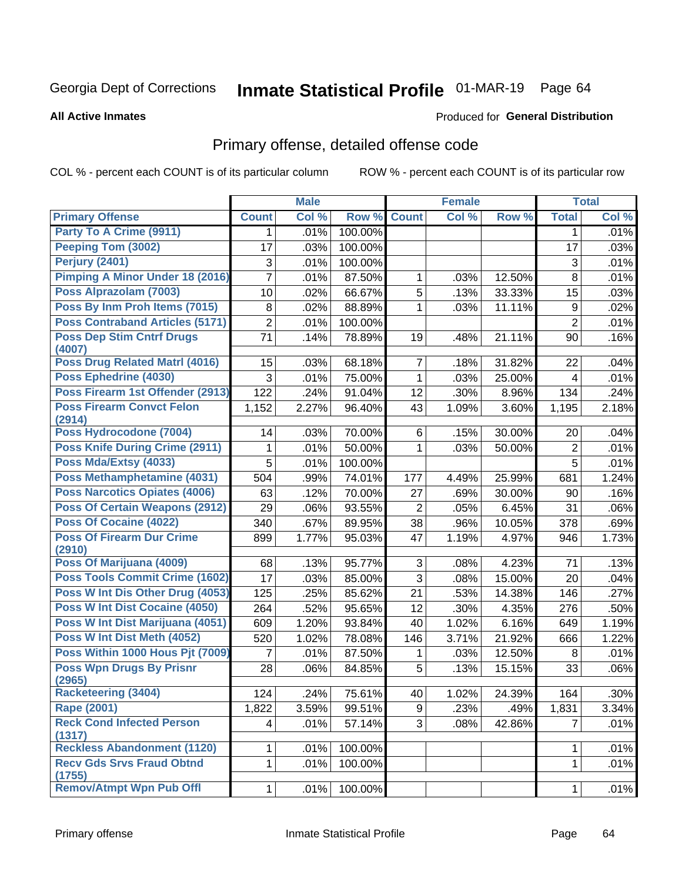Georgia Dept of Corrections **Inmate Statistical Profile** 01-MAR-19

**All Active Inmates**

Produced for **General Distribution**

## Primary offense, detailed offense code

COL % - percent each COUNT is of its particular column ROW % - percent each COUNT is of its particular row

| | Male | | | Female | | | Total | |
|---|---|---|---|---|---|---|---|---|
| **Primary Offense** | **Count** | **Col %** | **Row %** | **Count** | **Col %** | **Row %** | **Total** | **Col %** |
| Party To A Crime (9911) | 1 | .01% | 100.00% | | | | 1 | .01% |
| Peeping Tom (3002) | 17 | .03% | 100.00% | | | | 17 | .03% |
| Perjury (2401) | 3 | .01% | 100.00% | | | | 3 | .01% |
| Pimping A Minor Under 18 (2016) | 7 | .01% | 87.50% | 1 | .03% | 12.50% | 8 | .01% |
| Poss Alprazolam (7003) | 10 | .02% | 66.67% | 5 | .13% | 33.33% | 15 | .03% |
| Poss By Inm Proh Items (7015) | 8 | .02% | 88.89% | 1 | .03% | 11.11% | 9 | .02% |
| Poss Contraband Articles (5171) | 2 | .01% | 100.00% | | | | 2 | .01% |
| Poss Dep Stim Cntrf Drugs (4007) | 71 | .14% | 78.89% | 19 | .48% | 21.11% | 90 | .16% |
| Poss Drug Related Matrl (4016) | 15 | .03% | 68.18% | 7 | .18% | 31.82% | 22 | .04% |
| Poss Ephedrine (4030) | 3 | .01% | 75.00% | 1 | .03% | 25.00% | 4 | .01% |
| Poss Firearm 1st Offender (2913) | 122 | .24% | 91.04% | 12 | .30% | 8.96% | 134 | .24% |
| Poss Firearm Convct Felon (2914) | 1,152 | 2.27% | 96.40% | 43 | 1.09% | 3.60% | 1,195 | 2.18% |
| Poss Hydrocodone (7004) | 14 | .03% | 70.00% | 6 | .15% | 30.00% | 20 | .04% |
| Poss Knife During Crime (2911) | 1 | .01% | 50.00% | 1 | .03% | 50.00% | 2 | .01% |
| Poss Mda/Extsy (4033) | 5 | .01% | 100.00% | | | | 5 | .01% |
| Poss Methamphetamine (4031) | 504 | .99% | 74.01% | 177 | 4.49% | 25.99% | 681 | 1.24% |
| Poss Narcotics Opiates (4006) | 63 | .12% | 70.00% | 27 | .69% | 30.00% | 90 | .16% |
| Poss Of Certain Weapons (2912) | 29 | .06% | 93.55% | 2 | .05% | 6.45% | 31 | .06% |
| Poss Of Cocaine (4022) | 340 | .67% | 89.95% | 38 | .96% | 10.05% | 378 | .69% |
| Poss Of Firearm Dur Crime (2910) | 899 | 1.77% | 95.03% | 47 | 1.19% | 4.97% | 946 | 1.73% |
| Poss Of Marijuana (4009) | 68 | .13% | 95.77% | 3 | .08% | 4.23% | 71 | .13% |
| Poss Tools Commit Crime (1602) | 17 | .03% | 85.00% | 3 | .08% | 15.00% | 20 | .04% |
| Poss W Int Dis Other Drug (4053) | 125 | .25% | 85.62% | 21 | .53% | 14.38% | 146 | .27% |
| Poss W Int Dist Cocaine (4050) | 264 | .52% | 95.65% | 12 | .30% | 4.35% | 276 | .50% |
| Poss W Int Dist Marijuana (4051) | 609 | 1.20% | 93.84% | 40 | 1.02% | 6.16% | 649 | 1.19% |
| Poss W Int Dist Meth (4052) | 520 | 1.02% | 78.08% | 146 | 3.71% | 21.92% | 666 | 1.22% |
| Poss Within 1000 Hous Pjt (7009) | 7 | .01% | 87.50% | 1 | .03% | 12.50% | 8 | .01% |
| Poss Wpn Drugs By Prisnr (2965) | 28 | .06% | 84.85% | 5 | .13% | 15.15% | 33 | .06% |
| Racketeering (3404) | 124 | .24% | 75.61% | 40 | 1.02% | 24.39% | 164 | .30% |
| Rape (2001) | 1,822 | 3.59% | 99.51% | 9 | .23% | .49% | 1,831 | 3.34% |
| Reck Cond Infected Person (1317) | 4 | .01% | 57.14% | 3 | .08% | 42.86% | 7 | .01% |
| Reckless Abandonment (1120) | 1 | .01% | 100.00% | | | | 1 | .01% |
| Recv Gds Srvs Fraud Obtnd (1755) | 1 | .01% | 100.00% | | | | 1 | .01% |
| Remov/Atmpt Wpn Pub Offl | 1 | .01% | 100.00% | | | | 1 | .01% |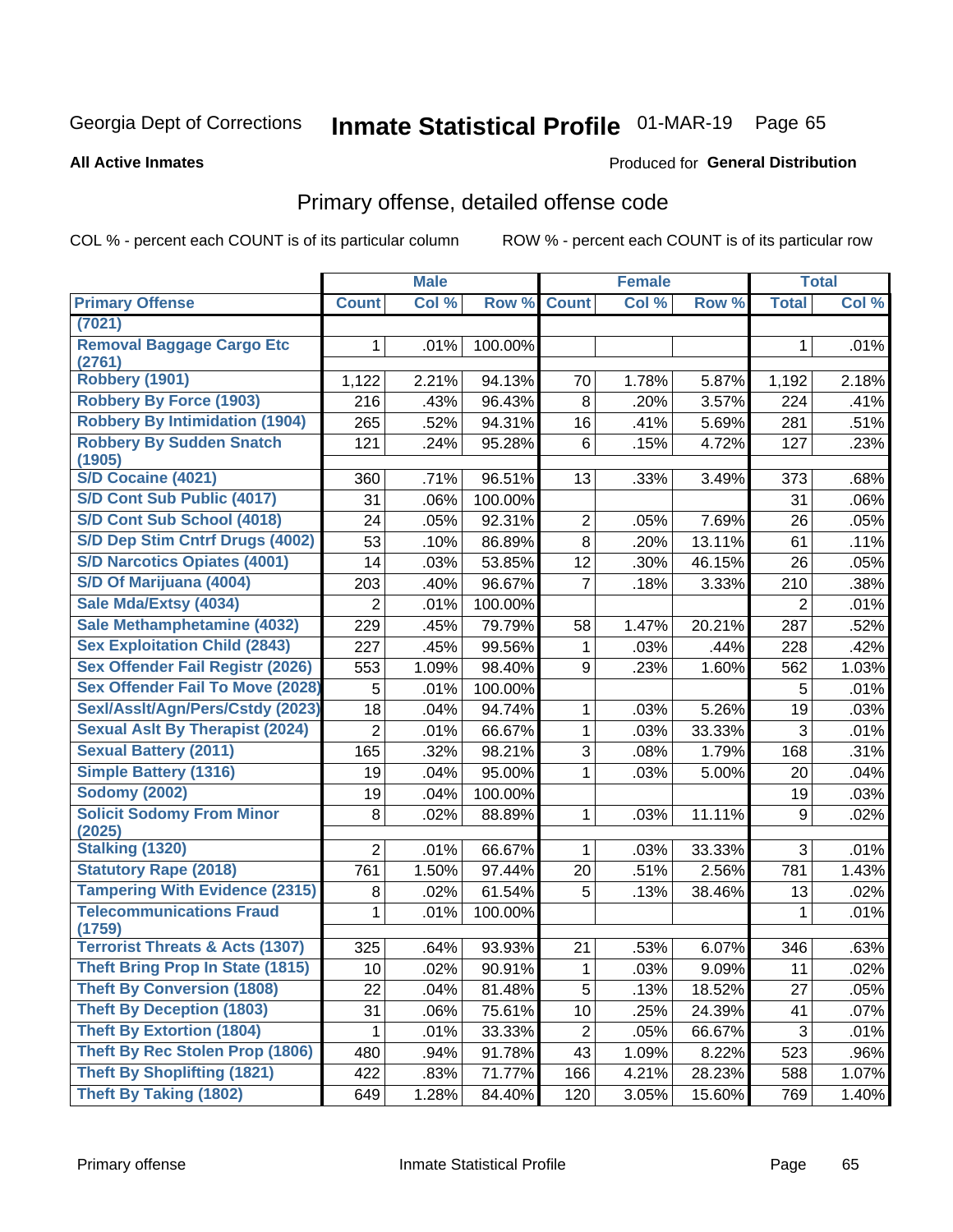Georgia Dept of Corrections **Inmate Statistical Profile** 01-MAR-19

**All Active Inmates**

Produced for **General Distribution**

## Primary offense, detailed offense code

COL % - percent each COUNT is of its particular column ROW % - percent each COUNT is of its particular row

| | Male | | | Female | | | Total | |
|---|---|---|---|---|---|---|---|---|
| Primary Offense | Count | Col % | Row % | Count | Col % | Row % | Total | Col % |
| (7021) | | | | | | | | |
| Removal Baggage Cargo Etc (2761) | 1 | .01% | 100.00% | | | | 1 | .01% |
| Robbery (1901) | 1,122 | 2.21% | 94.13% | 70 | 1.78% | 5.87% | 1,192 | 2.18% |
| Robbery By Force (1903) | 216 | .43% | 96.43% | 8 | .20% | 3.57% | 224 | .41% |
| Robbery By Intimidation (1904) | 265 | .52% | 94.31% | 16 | .41% | 5.69% | 281 | .51% |
| Robbery By Sudden Snatch (1905) | 121 | .24% | 95.28% | 6 | .15% | 4.72% | 127 | .23% |
| S/D Cocaine (4021) | 360 | .71% | 96.51% | 13 | .33% | 3.49% | 373 | .68% |
| S/D Cont Sub Public (4017) | 31 | .06% | 100.00% | | | | 31 | .06% |
| S/D Cont Sub School (4018) | 24 | .05% | 92.31% | 2 | .05% | 7.69% | 26 | .05% |
| S/D Dep Stim Cntrf Drugs (4002) | 53 | .10% | 86.89% | 8 | .20% | 13.11% | 61 | .11% |
| S/D Narcotics Opiates (4001) | 14 | .03% | 53.85% | 12 | .30% | 46.15% | 26 | .05% |
| S/D Of Marijuana (4004) | 203 | .40% | 96.67% | 7 | .18% | 3.33% | 210 | .38% |
| Sale Mda/Extsy (4034) | 2 | .01% | 100.00% | | | | 2 | .01% |
| Sale Methamphetamine (4032) | 229 | .45% | 79.79% | 58 | 1.47% | 20.21% | 287 | .52% |
| Sex Exploitation Child (2843) | 227 | .45% | 99.56% | 1 | .03% | .44% | 228 | .42% |
| Sex Offender Fail Registr (2026) | 553 | 1.09% | 98.40% | 9 | .23% | 1.60% | 562 | 1.03% |
| Sex Offender Fail To Move (2028) | 5 | .01% | 100.00% | | | | 5 | .01% |
| Sexl/Asslt/Agn/Pers/Cstdy (2023) | 18 | .04% | 94.74% | 1 | .03% | 5.26% | 19 | .03% |
| Sexual Aslt By Therapist (2024) | 2 | .01% | 66.67% | 1 | .03% | 33.33% | 3 | .01% |
| Sexual Battery (2011) | 165 | .32% | 98.21% | 3 | .08% | 1.79% | 168 | .31% |
| Simple Battery (1316) | 19 | .04% | 95.00% | 1 | .03% | 5.00% | 20 | .04% |
| Sodomy (2002) | 19 | .04% | 100.00% | | | | 19 | .03% |
| Solicit Sodomy From Minor (2025) | 8 | .02% | 88.89% | 1 | .03% | 11.11% | 9 | .02% |
| Stalking (1320) | 2 | .01% | 66.67% | 1 | .03% | 33.33% | 3 | .01% |
| Statutory Rape (2018) | 761 | 1.50% | 97.44% | 20 | .51% | 2.56% | 781 | 1.43% |
| Tampering With Evidence (2315) | 8 | .02% | 61.54% | 5 | .13% | 38.46% | 13 | .02% |
| Telecommunications Fraud (1759) | 1 | .01% | 100.00% | | | | 1 | .01% |
| Terrorist Threats & Acts (1307) | 325 | .64% | 93.93% | 21 | .53% | 6.07% | 346 | .63% |
| Theft Bring Prop In State (1815) | 10 | .02% | 90.91% | 1 | .03% | 9.09% | 11 | .02% |
| Theft By Conversion (1808) | 22 | .04% | 81.48% | 5 | .13% | 18.52% | 27 | .05% |
| Theft By Deception (1803) | 31 | .06% | 75.61% | 10 | .25% | 24.39% | 41 | .07% |
| Theft By Extortion (1804) | 1 | .01% | 33.33% | 2 | .05% | 66.67% | 3 | .01% |
| Theft By Rec Stolen Prop (1806) | 480 | .94% | 91.78% | 43 | 1.09% | 8.22% | 523 | .96% |
| Theft By Shoplifting (1821) | 422 | .83% | 71.77% | 166 | 4.21% | 28.23% | 588 | 1.07% |
| Theft By Taking (1802) | 649 | 1.28% | 84.40% | 120 | 3.05% | 15.60% | 769 | 1.40% |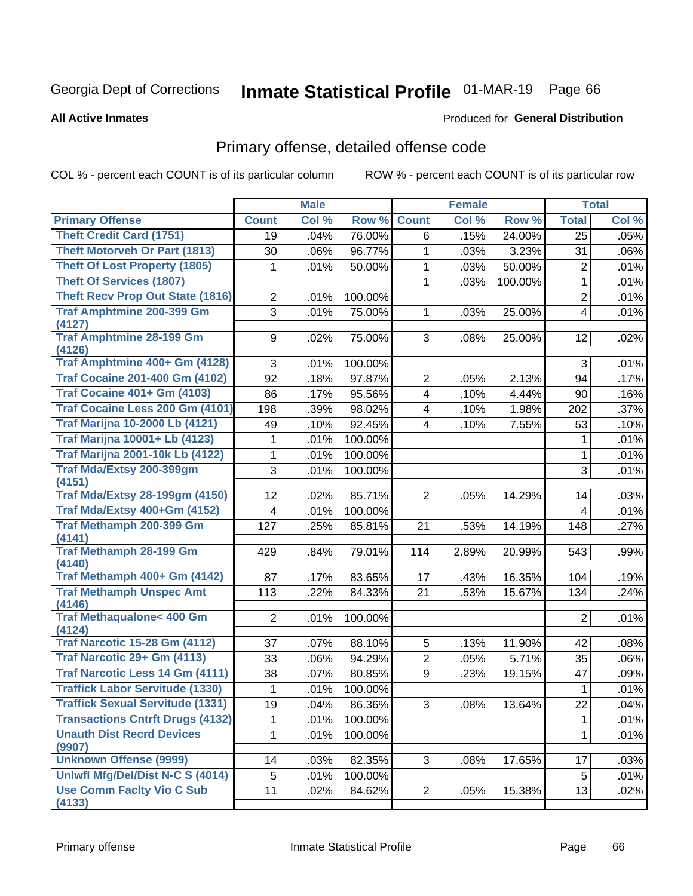Georgia Dept of Corrections **Inmate Statistical Profile** 01-MAR-19 Page 66

**All Active Inmates**

Produced for **General Distribution**

## Primary offense, detailed offense code

COL % - percent each COUNT is of its particular column

ROW % - percent each COUNT is of its particular row

| | Male | | | Female | | | Total | |
|---|---|---|---|---|---|---|---|---|
| Primary Offense | Count | Col % | Row % | Count | Col % | Row % | Total | Col % |
| Theft Credit Card (1751) | 19 | .04% | 76.00% | 6 | .15% | 24.00% | 25 | .05% |
| Theft Motorveh Or Part (1813) | 30 | .06% | 96.77% | 1 | .03% | 3.23% | 31 | .06% |
| Theft Of Lost Property (1805) | 1 | .01% | 50.00% | 1 | .03% | 50.00% | 2 | .01% |
| Theft Of Services (1807) | | | | 1 | .03% | 100.00% | 1 | .01% |
| Theft Recv Prop Out State (1816) | 2 | .01% | 100.00% | | | | 2 | .01% |
| Traf Amphtmine 200-399 Gm (4127) | 3 | .01% | 75.00% | 1 | .03% | 25.00% | 4 | .01% |
| Traf Amphtmine 28-199 Gm (4126) | 9 | .02% | 75.00% | 3 | .08% | 25.00% | 12 | .02% |
| Traf Amphtmine 400+ Gm (4128) | 3 | .01% | 100.00% | | | | 3 | .01% |
| Traf Cocaine 201-400 Gm (4102) | 92 | .18% | 97.87% | 2 | .05% | 2.13% | 94 | .17% |
| Traf Cocaine 401+ Gm (4103) | 86 | .17% | 95.56% | 4 | .10% | 4.44% | 90 | .16% |
| Traf Cocaine Less 200 Gm (4101) | 198 | .39% | 98.02% | 4 | .10% | 1.98% | 202 | .37% |
| Traf Marijna 10-2000 Lb (4121) | 49 | .10% | 92.45% | 4 | .10% | 7.55% | 53 | .10% |
| Traf Marijna 10001+ Lb (4123) | 1 | .01% | 100.00% | | | | 1 | .01% |
| Traf Marijna 2001-10k Lb (4122) | 1 | .01% | 100.00% | | | | 1 | .01% |
| Traf Mda/Extsy 200-399gm (4151) | 3 | .01% | 100.00% | | | | 3 | .01% |
| Traf Mda/Extsy 28-199gm (4150) | 12 | .02% | 85.71% | 2 | .05% | 14.29% | 14 | .03% |
| Traf Mda/Extsy 400+Gm (4152) | 4 | .01% | 100.00% | | | | 4 | .01% |
| Traf Methamph 200-399 Gm (4141) | 127 | .25% | 85.81% | 21 | .53% | 14.19% | 148 | .27% |
| Traf Methamph 28-199 Gm (4140) | 429 | .84% | 79.01% | 114 | 2.89% | 20.99% | 543 | .99% |
| Traf Methamph 400+ Gm (4142) | 87 | .17% | 83.65% | 17 | .43% | 16.35% | 104 | .19% |
| Traf Methamph Unspec Amt (4146) | 113 | .22% | 84.33% | 21 | .53% | 15.67% | 134 | .24% |
| Traf Methaqualone< 400 Gm (4124) | 2 | .01% | 100.00% | | | | 2 | .01% |
| Traf Narcotic 15-28 Gm (4112) | 37 | .07% | 88.10% | 5 | .13% | 11.90% | 42 | .08% |
| Traf Narcotic 29+ Gm (4113) | 33 | .06% | 94.29% | 2 | .05% | 5.71% | 35 | .06% |
| Traf Narcotic Less 14 Gm (4111) | 38 | .07% | 80.85% | 9 | .23% | 19.15% | 47 | .09% |
| Traffick Labor Servitude (1330) | 1 | .01% | 100.00% | | | | 1 | .01% |
| Traffick Sexual Servitude (1331) | 19 | .04% | 86.36% | 3 | .08% | 13.64% | 22 | .04% |
| Transactions Cntrft Drugs (4132) | 1 | .01% | 100.00% | | | | 1 | .01% |
| Unauth Dist Recrd Devices (9907) | 1 | .01% | 100.00% | | | | 1 | .01% |
| Unknown Offense (9999) | 14 | .03% | 82.35% | 3 | .08% | 17.65% | 17 | .03% |
| Unlwfl Mfg/Del/Dist N-C S (4014) | 5 | .01% | 100.00% | | | | 5 | .01% |
| Use Comm Faclty Vio C Sub (4133) | 11 | .02% | 84.62% | 2 | .05% | 15.38% | 13 | .02% |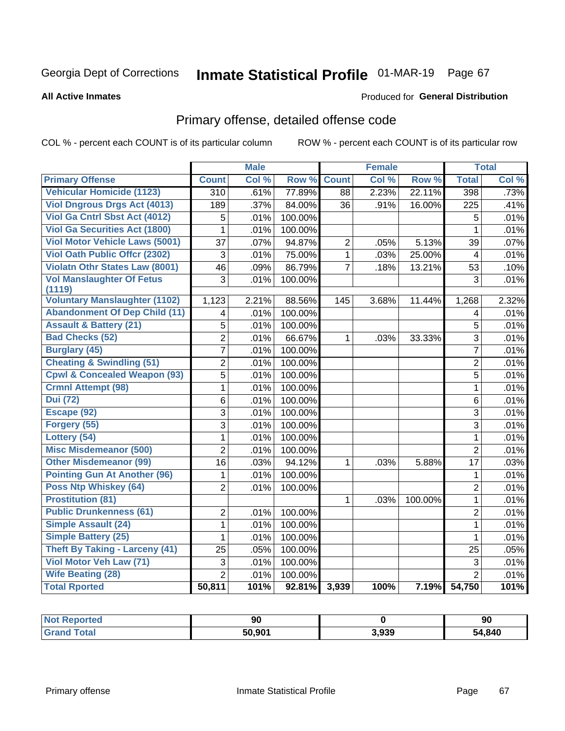# Inmate Statistical Profile

Georgia Dept of Corrections — 01-MAR-19

**All Active Inmates** — Produced for **General Distribution**

## Primary offense, detailed offense code

COL % - percent each COUNT is of its particular column ROW % - percent each COUNT is of its particular row

| | Male | | | Female | | | Total | |
|---|---|---|---|---|---|---|---|---|
| **Primary Offense** | **Count** | **Col %** | **Row %** | **Count** | **Col %** | **Row %** | **Total** | **Col %** |
| Vehicular Homicide (1123) | 310 | .61% | 77.89% | 88 | 2.23% | 22.11% | 398 | .73% |
| Viol Dngrous Drgs Act (4013) | 189 | .37% | 84.00% | 36 | .91% | 16.00% | 225 | .41% |
| Viol Ga Cntrl Sbst Act (4012) | 5 | .01% | 100.00% | | | | 5 | .01% |
| Viol Ga Securities Act (1800) | 1 | .01% | 100.00% | | | | 1 | .01% |
| Viol Motor Vehicle Laws (5001) | 37 | .07% | 94.87% | 2 | .05% | 5.13% | 39 | .07% |
| Viol Oath Public Offcr (2302) | 3 | .01% | 75.00% | 1 | .03% | 25.00% | 4 | .01% |
| Violatn Othr States Law (8001) | 46 | .09% | 86.79% | 7 | .18% | 13.21% | 53 | .10% |
| Vol Manslaughter Of Fetus (1119) | 3 | .01% | 100.00% | | | | 3 | .01% |
| Voluntary Manslaughter (1102) | 1,123 | 2.21% | 88.56% | 145 | 3.68% | 11.44% | 1,268 | 2.32% |
| Abandonment Of Dep Child (11) | 4 | .01% | 100.00% | | | | 4 | .01% |
| Assault & Battery (21) | 5 | .01% | 100.00% | | | | 5 | .01% |
| Bad Checks (52) | 2 | .01% | 66.67% | 1 | .03% | 33.33% | 3 | .01% |
| Burglary (45) | 7 | .01% | 100.00% | | | | 7 | .01% |
| Cheating & Swindling (51) | 2 | .01% | 100.00% | | | | 2 | .01% |
| Cpwl & Concealed Weapon (93) | 5 | .01% | 100.00% | | | | 5 | .01% |
| Crmnl Attempt (98) | 1 | .01% | 100.00% | | | | 1 | .01% |
| Dui (72) | 6 | .01% | 100.00% | | | | 6 | .01% |
| Escape (92) | 3 | .01% | 100.00% | | | | 3 | .01% |
| Forgery (55) | 3 | .01% | 100.00% | | | | 3 | .01% |
| Lottery (54) | 1 | .01% | 100.00% | | | | 1 | .01% |
| Misc Misdemeanor (500) | 2 | .01% | 100.00% | | | | 2 | .01% |
| Other Misdemeanor (99) | 16 | .03% | 94.12% | 1 | .03% | 5.88% | 17 | .03% |
| Pointing Gun At Another (96) | 1 | .01% | 100.00% | | | | 1 | .01% |
| Poss Ntp Whiskey (64) | 2 | .01% | 100.00% | | | | 2 | .01% |
| Prostitution (81) | | | | 1 | .03% | 100.00% | 1 | .01% |
| Public Drunkenness (61) | 2 | .01% | 100.00% | | | | 2 | .01% |
| Simple Assault (24) | 1 | .01% | 100.00% | | | | 1 | .01% |
| Simple Battery (25) | 1 | .01% | 100.00% | | | | 1 | .01% |
| Theft By Taking - Larceny (41) | 25 | .05% | 100.00% | | | | 25 | .05% |
| Viol Motor Veh Law (71) | 3 | .01% | 100.00% | | | | 3 | .01% |
| Wife Beating (28) | 2 | .01% | 100.00% | | | | 2 | .01% |
| **Total Rported** | **50,811** | **101%** | **92.81%** | **3,939** | **100%** | **7.19%** | **54,750** | **101%** |

| | Male | Female | Total |
|---|---|---|---|
| Not Reported | 90 | 0 | 90 |
| Grand Total | 50,901 | 3,939 | 54,840 |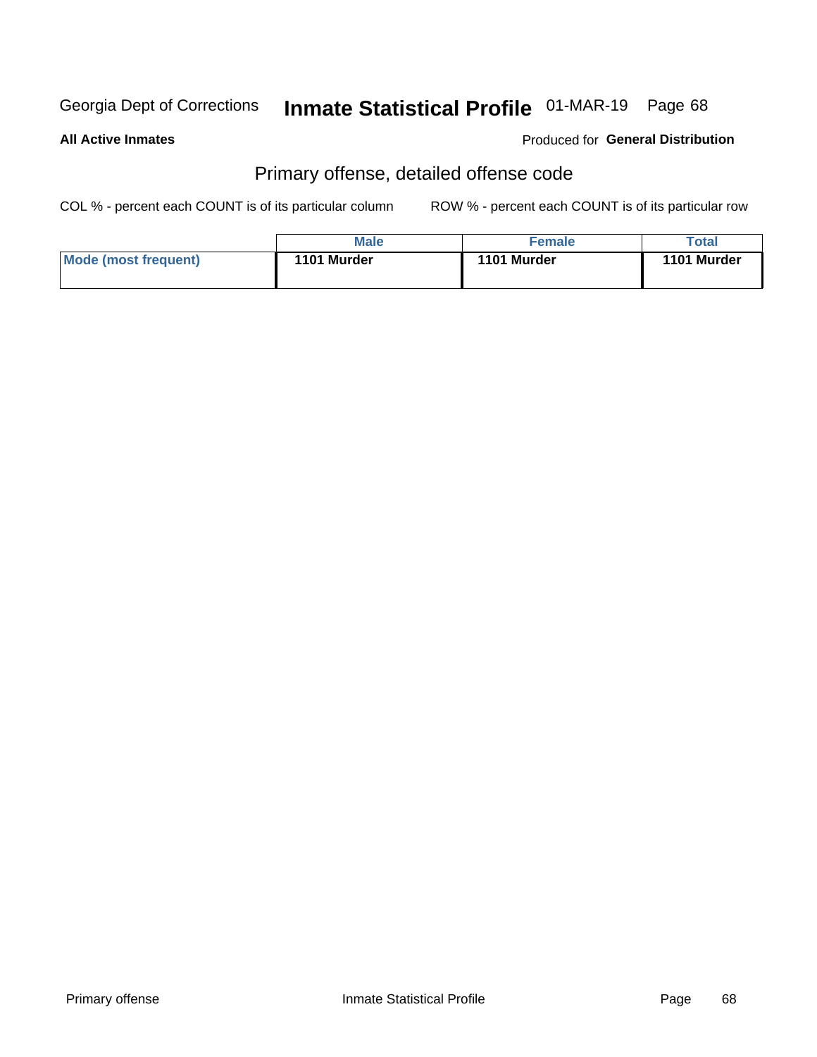Georgia Dept of Corrections **Inmate Statistical Profile** 01-MAR-19

**All Active Inmates**

Produced for **General Distribution**

## Primary offense, detailed offense code

COL % - percent each COUNT is of its particular column

ROW % - percent each COUNT is of its particular row

| | Male | Female | Total |
|---|---|---|---|
| **Mode (most frequent)** | **1101 Murder** | **1101 Murder** | **1101 Murder** |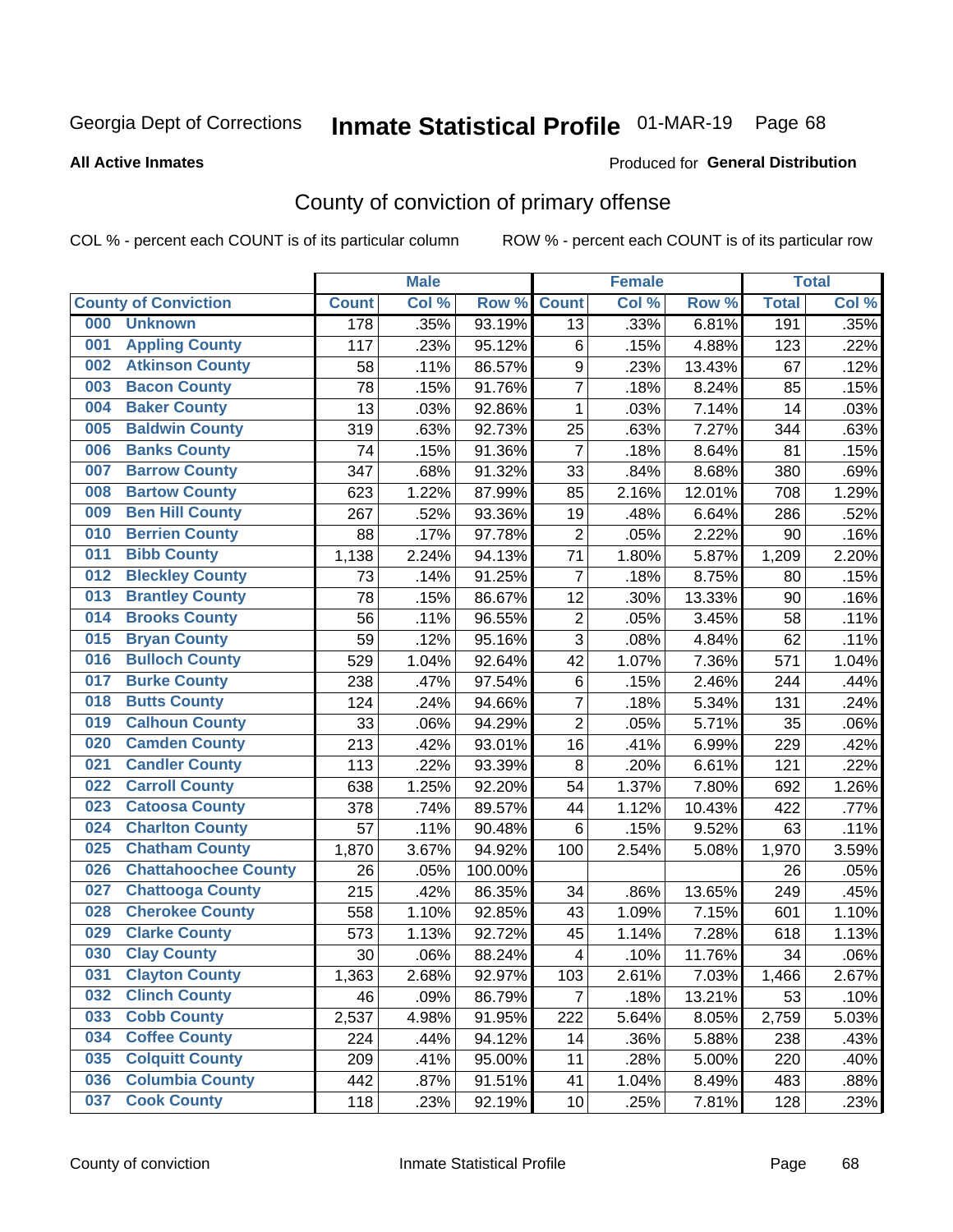Georgia Dept of Corrections **Inmate Statistical Profile** 01-MAR-19 Page 68

**All Active Inmates**

Produced for **General Distribution**

## County of conviction of primary offense

COL % - percent each COUNT is of its particular column ROW % - percent each COUNT is of its particular row

| County of Conviction | Male | | | Female | | | Total | |
|---|---|---|---|---|---|---|---|---|
| | Count | Col % | Row % | Count | Col % | Row % | Total | Col % |
| 000 Unknown | 178 | .35% | 93.19% | 13 | .33% | 6.81% | 191 | .35% |
| 001 Appling County | 117 | .23% | 95.12% | 6 | .15% | 4.88% | 123 | .22% |
| 002 Atkinson County | 58 | .11% | 86.57% | 9 | .23% | 13.43% | 67 | .12% |
| 003 Bacon County | 78 | .15% | 91.76% | 7 | .18% | 8.24% | 85 | .15% |
| 004 Baker County | 13 | .03% | 92.86% | 1 | .03% | 7.14% | 14 | .03% |
| 005 Baldwin County | 319 | .63% | 92.73% | 25 | .63% | 7.27% | 344 | .63% |
| 006 Banks County | 74 | .15% | 91.36% | 7 | .18% | 8.64% | 81 | .15% |
| 007 Barrow County | 347 | .68% | 91.32% | 33 | .84% | 8.68% | 380 | .69% |
| 008 Bartow County | 623 | 1.22% | 87.99% | 85 | 2.16% | 12.01% | 708 | 1.29% |
| 009 Ben Hill County | 267 | .52% | 93.36% | 19 | .48% | 6.64% | 286 | .52% |
| 010 Berrien County | 88 | .17% | 97.78% | 2 | .05% | 2.22% | 90 | .16% |
| 011 Bibb County | 1,138 | 2.24% | 94.13% | 71 | 1.80% | 5.87% | 1,209 | 2.20% |
| 012 Bleckley County | 73 | .14% | 91.25% | 7 | .18% | 8.75% | 80 | .15% |
| 013 Brantley County | 78 | .15% | 86.67% | 12 | .30% | 13.33% | 90 | .16% |
| 014 Brooks County | 56 | .11% | 96.55% | 2 | .05% | 3.45% | 58 | .11% |
| 015 Bryan County | 59 | .12% | 95.16% | 3 | .08% | 4.84% | 62 | .11% |
| 016 Bulloch County | 529 | 1.04% | 92.64% | 42 | 1.07% | 7.36% | 571 | 1.04% |
| 017 Burke County | 238 | .47% | 97.54% | 6 | .15% | 2.46% | 244 | .44% |
| 018 Butts County | 124 | .24% | 94.66% | 7 | .18% | 5.34% | 131 | .24% |
| 019 Calhoun County | 33 | .06% | 94.29% | 2 | .05% | 5.71% | 35 | .06% |
| 020 Camden County | 213 | .42% | 93.01% | 16 | .41% | 6.99% | 229 | .42% |
| 021 Candler County | 113 | .22% | 93.39% | 8 | .20% | 6.61% | 121 | .22% |
| 022 Carroll County | 638 | 1.25% | 92.20% | 54 | 1.37% | 7.80% | 692 | 1.26% |
| 023 Catoosa County | 378 | .74% | 89.57% | 44 | 1.12% | 10.43% | 422 | .77% |
| 024 Charlton County | 57 | .11% | 90.48% | 6 | .15% | 9.52% | 63 | .11% |
| 025 Chatham County | 1,870 | 3.67% | 94.92% | 100 | 2.54% | 5.08% | 1,970 | 3.59% |
| 026 Chattahoochee County | 26 | .05% | 100.00% | | | | 26 | .05% |
| 027 Chattooga County | 215 | .42% | 86.35% | 34 | .86% | 13.65% | 249 | .45% |
| 028 Cherokee County | 558 | 1.10% | 92.85% | 43 | 1.09% | 7.15% | 601 | 1.10% |
| 029 Clarke County | 573 | 1.13% | 92.72% | 45 | 1.14% | 7.28% | 618 | 1.13% |
| 030 Clay County | 30 | .06% | 88.24% | 4 | .10% | 11.76% | 34 | .06% |
| 031 Clayton County | 1,363 | 2.68% | 92.97% | 103 | 2.61% | 7.03% | 1,466 | 2.67% |
| 032 Clinch County | 46 | .09% | 86.79% | 7 | .18% | 13.21% | 53 | .10% |
| 033 Cobb County | 2,537 | 4.98% | 91.95% | 222 | 5.64% | 8.05% | 2,759 | 5.03% |
| 034 Coffee County | 224 | .44% | 94.12% | 14 | .36% | 5.88% | 238 | .43% |
| 035 Colquitt County | 209 | .41% | 95.00% | 11 | .28% | 5.00% | 220 | .40% |
| 036 Columbia County | 442 | .87% | 91.51% | 41 | 1.04% | 8.49% | 483 | .88% |
| 037 Cook County | 118 | .23% | 92.19% | 10 | .25% | 7.81% | 128 | .23% |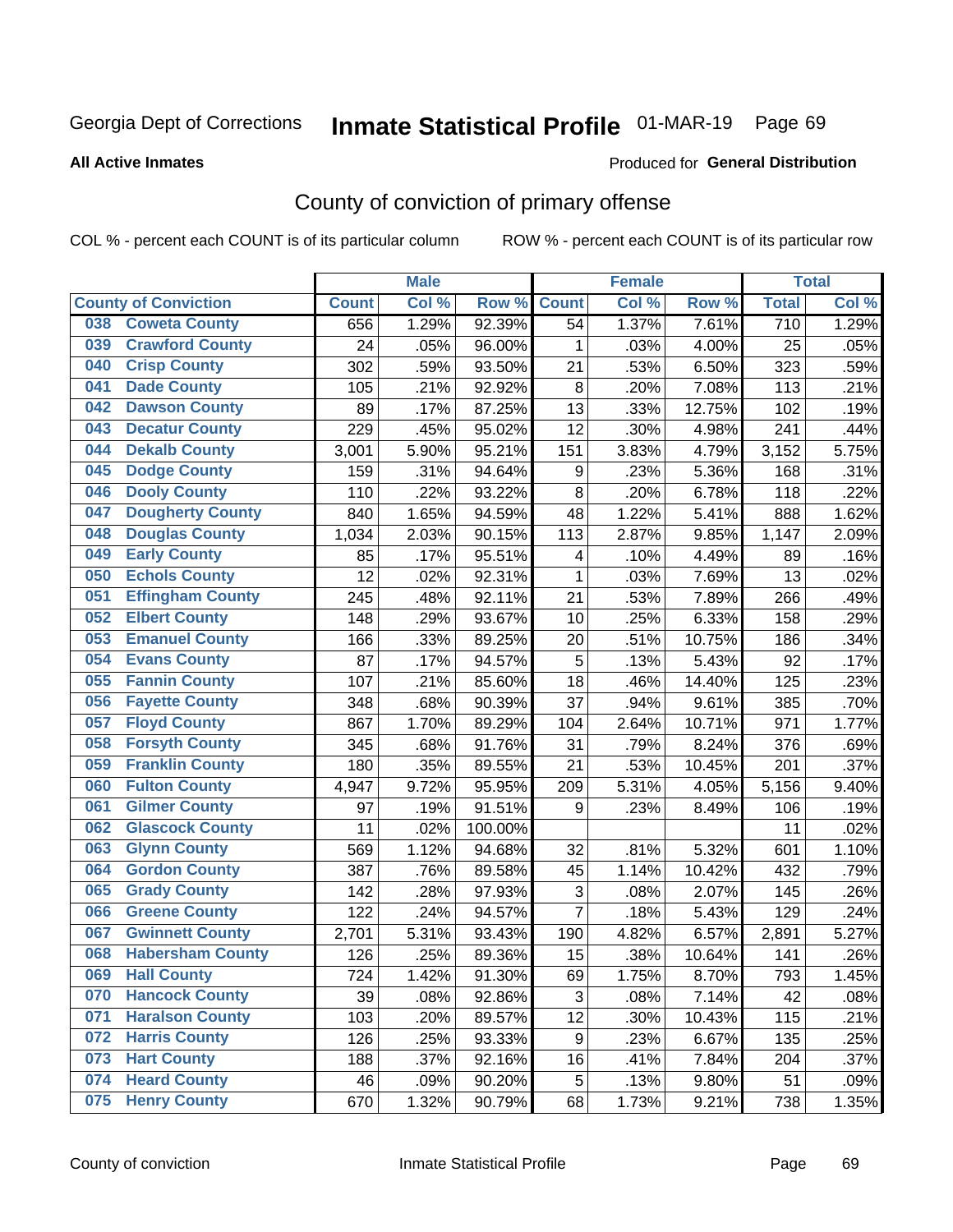Georgia Dept of Corrections **Inmate Statistical Profile** 01-MAR-19

**All Active Inmates**

Produced for **General Distribution**

## County of conviction of primary offense

COL % - percent each COUNT is of its particular column        ROW % - percent each COUNT is of its particular row

| County of Conviction | Male | | | Female | | | Total | |
|---|---|---|---|---|---|---|---|---|
| | Count | Col % | Row % | Count | Col % | Row % | Total | Col % |
| 038 Coweta County | 656 | 1.29% | 92.39% | 54 | 1.37% | 7.61% | 710 | 1.29% |
| 039 Crawford County | 24 | .05% | 96.00% | 1 | .03% | 4.00% | 25 | .05% |
| 040 Crisp County | 302 | .59% | 93.50% | 21 | .53% | 6.50% | 323 | .59% |
| 041 Dade County | 105 | .21% | 92.92% | 8 | .20% | 7.08% | 113 | .21% |
| 042 Dawson County | 89 | .17% | 87.25% | 13 | .33% | 12.75% | 102 | .19% |
| 043 Decatur County | 229 | .45% | 95.02% | 12 | .30% | 4.98% | 241 | .44% |
| 044 Dekalb County | 3,001 | 5.90% | 95.21% | 151 | 3.83% | 4.79% | 3,152 | 5.75% |
| 045 Dodge County | 159 | .31% | 94.64% | 9 | .23% | 5.36% | 168 | .31% |
| 046 Dooly County | 110 | .22% | 93.22% | 8 | .20% | 6.78% | 118 | .22% |
| 047 Dougherty County | 840 | 1.65% | 94.59% | 48 | 1.22% | 5.41% | 888 | 1.62% |
| 048 Douglas County | 1,034 | 2.03% | 90.15% | 113 | 2.87% | 9.85% | 1,147 | 2.09% |
| 049 Early County | 85 | .17% | 95.51% | 4 | .10% | 4.49% | 89 | .16% |
| 050 Echols County | 12 | .02% | 92.31% | 1 | .03% | 7.69% | 13 | .02% |
| 051 Effingham County | 245 | .48% | 92.11% | 21 | .53% | 7.89% | 266 | .49% |
| 052 Elbert County | 148 | .29% | 93.67% | 10 | .25% | 6.33% | 158 | .29% |
| 053 Emanuel County | 166 | .33% | 89.25% | 20 | .51% | 10.75% | 186 | .34% |
| 054 Evans County | 87 | .17% | 94.57% | 5 | .13% | 5.43% | 92 | .17% |
| 055 Fannin County | 107 | .21% | 85.60% | 18 | .46% | 14.40% | 125 | .23% |
| 056 Fayette County | 348 | .68% | 90.39% | 37 | .94% | 9.61% | 385 | .70% |
| 057 Floyd County | 867 | 1.70% | 89.29% | 104 | 2.64% | 10.71% | 971 | 1.77% |
| 058 Forsyth County | 345 | .68% | 91.76% | 31 | .79% | 8.24% | 376 | .69% |
| 059 Franklin County | 180 | .35% | 89.55% | 21 | .53% | 10.45% | 201 | .37% |
| 060 Fulton County | 4,947 | 9.72% | 95.95% | 209 | 5.31% | 4.05% | 5,156 | 9.40% |
| 061 Gilmer County | 97 | .19% | 91.51% | 9 | .23% | 8.49% | 106 | .19% |
| 062 Glascock County | 11 | .02% | 100.00% | | | | 11 | .02% |
| 063 Glynn County | 569 | 1.12% | 94.68% | 32 | .81% | 5.32% | 601 | 1.10% |
| 064 Gordon County | 387 | .76% | 89.58% | 45 | 1.14% | 10.42% | 432 | .79% |
| 065 Grady County | 142 | .28% | 97.93% | 3 | .08% | 2.07% | 145 | .26% |
| 066 Greene County | 122 | .24% | 94.57% | 7 | .18% | 5.43% | 129 | .24% |
| 067 Gwinnett County | 2,701 | 5.31% | 93.43% | 190 | 4.82% | 6.57% | 2,891 | 5.27% |
| 068 Habersham County | 126 | .25% | 89.36% | 15 | .38% | 10.64% | 141 | .26% |
| 069 Hall County | 724 | 1.42% | 91.30% | 69 | 1.75% | 8.70% | 793 | 1.45% |
| 070 Hancock County | 39 | .08% | 92.86% | 3 | .08% | 7.14% | 42 | .08% |
| 071 Haralson County | 103 | .20% | 89.57% | 12 | .30% | 10.43% | 115 | .21% |
| 072 Harris County | 126 | .25% | 93.33% | 9 | .23% | 6.67% | 135 | .25% |
| 073 Hart County | 188 | .37% | 92.16% | 16 | .41% | 7.84% | 204 | .37% |
| 074 Heard County | 46 | .09% | 90.20% | 5 | .13% | 9.80% | 51 | .09% |
| 075 Henry County | 670 | 1.32% | 90.79% | 68 | 1.73% | 9.21% | 738 | 1.35% |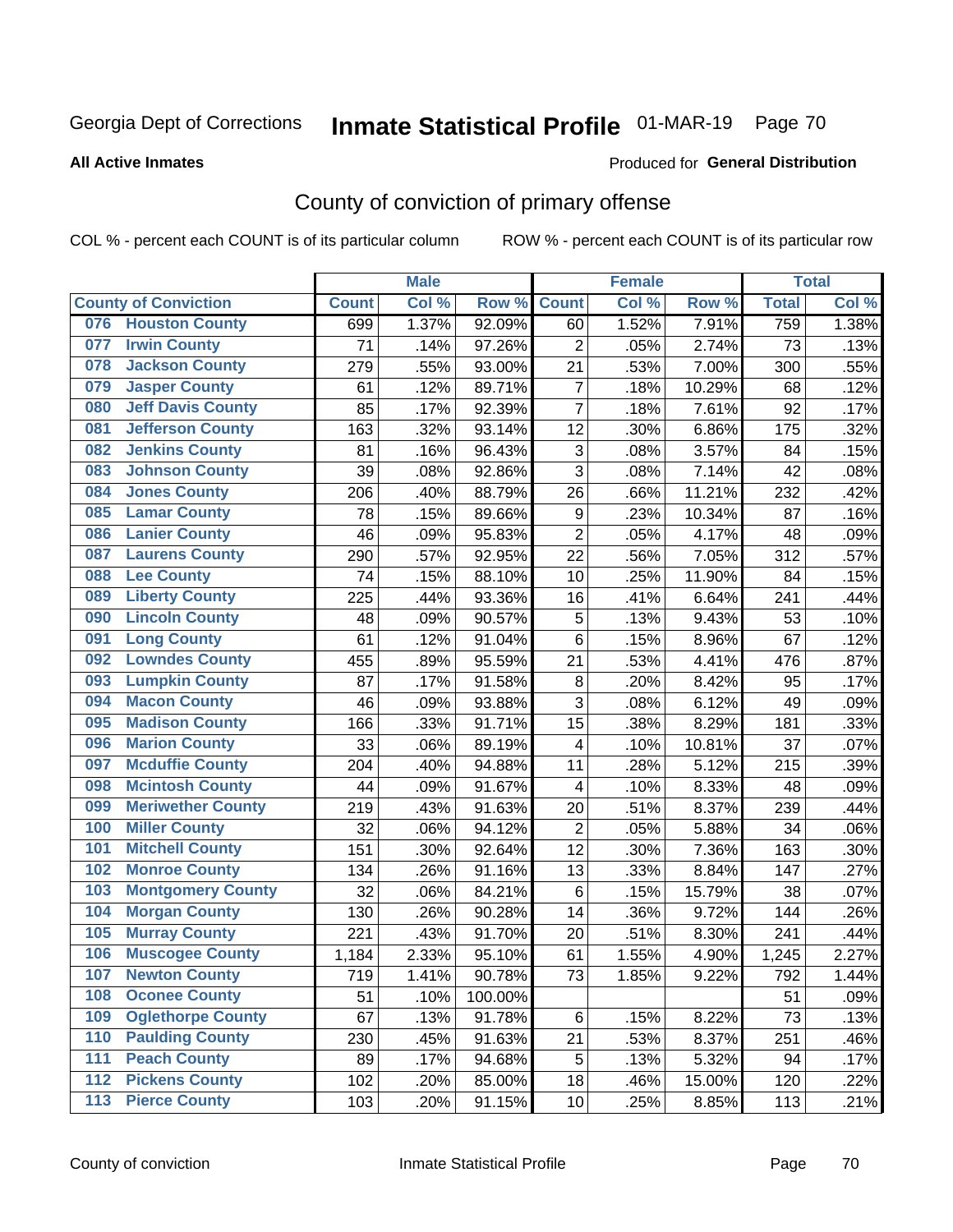Georgia Dept of Corrections **Inmate Statistical Profile** 01-MAR-19

**All Active Inmates**

Produced for **General Distribution**

# County of conviction of primary offense

COL % - percent each COUNT is of its particular column     ROW % - percent each COUNT is of its particular row

| | Male | | | Female | | | Total | |
|---|---|---|---|---|---|---|---|---|
| **County of Conviction** | **Count** | **Col %** | **Row %** | **Count** | **Col %** | **Row %** | **Total** | **Col %** |
| 076 Houston County | 699 | 1.37% | 92.09% | 60 | 1.52% | 7.91% | 759 | 1.38% |
| 077 Irwin County | 71 | .14% | 97.26% | 2 | .05% | 2.74% | 73 | .13% |
| 078 Jackson County | 279 | .55% | 93.00% | 21 | .53% | 7.00% | 300 | .55% |
| 079 Jasper County | 61 | .12% | 89.71% | 7 | .18% | 10.29% | 68 | .12% |
| 080 Jeff Davis County | 85 | .17% | 92.39% | 7 | .18% | 7.61% | 92 | .17% |
| 081 Jefferson County | 163 | .32% | 93.14% | 12 | .30% | 6.86% | 175 | .32% |
| 082 Jenkins County | 81 | .16% | 96.43% | 3 | .08% | 3.57% | 84 | .15% |
| 083 Johnson County | 39 | .08% | 92.86% | 3 | .08% | 7.14% | 42 | .08% |
| 084 Jones County | 206 | .40% | 88.79% | 26 | .66% | 11.21% | 232 | .42% |
| 085 Lamar County | 78 | .15% | 89.66% | 9 | .23% | 10.34% | 87 | .16% |
| 086 Lanier County | 46 | .09% | 95.83% | 2 | .05% | 4.17% | 48 | .09% |
| 087 Laurens County | 290 | .57% | 92.95% | 22 | .56% | 7.05% | 312 | .57% |
| 088 Lee County | 74 | .15% | 88.10% | 10 | .25% | 11.90% | 84 | .15% |
| 089 Liberty County | 225 | .44% | 93.36% | 16 | .41% | 6.64% | 241 | .44% |
| 090 Lincoln County | 48 | .09% | 90.57% | 5 | .13% | 9.43% | 53 | .10% |
| 091 Long County | 61 | .12% | 91.04% | 6 | .15% | 8.96% | 67 | .12% |
| 092 Lowndes County | 455 | .89% | 95.59% | 21 | .53% | 4.41% | 476 | .87% |
| 093 Lumpkin County | 87 | .17% | 91.58% | 8 | .20% | 8.42% | 95 | .17% |
| 094 Macon County | 46 | .09% | 93.88% | 3 | .08% | 6.12% | 49 | .09% |
| 095 Madison County | 166 | .33% | 91.71% | 15 | .38% | 8.29% | 181 | .33% |
| 096 Marion County | 33 | .06% | 89.19% | 4 | .10% | 10.81% | 37 | .07% |
| 097 Mcduffie County | 204 | .40% | 94.88% | 11 | .28% | 5.12% | 215 | .39% |
| 098 Mcintosh County | 44 | .09% | 91.67% | 4 | .10% | 8.33% | 48 | .09% |
| 099 Meriwether County | 219 | .43% | 91.63% | 20 | .51% | 8.37% | 239 | .44% |
| 100 Miller County | 32 | .06% | 94.12% | 2 | .05% | 5.88% | 34 | .06% |
| 101 Mitchell County | 151 | .30% | 92.64% | 12 | .30% | 7.36% | 163 | .30% |
| 102 Monroe County | 134 | .26% | 91.16% | 13 | .33% | 8.84% | 147 | .27% |
| 103 Montgomery County | 32 | .06% | 84.21% | 6 | .15% | 15.79% | 38 | .07% |
| 104 Morgan County | 130 | .26% | 90.28% | 14 | .36% | 9.72% | 144 | .26% |
| 105 Murray County | 221 | .43% | 91.70% | 20 | .51% | 8.30% | 241 | .44% |
| 106 Muscogee County | 1,184 | 2.33% | 95.10% | 61 | 1.55% | 4.90% | 1,245 | 2.27% |
| 107 Newton County | 719 | 1.41% | 90.78% | 73 | 1.85% | 9.22% | 792 | 1.44% |
| 108 Oconee County | 51 | .10% | 100.00% | | | | 51 | .09% |
| 109 Oglethorpe County | 67 | .13% | 91.78% | 6 | .15% | 8.22% | 73 | .13% |
| 110 Paulding County | 230 | .45% | 91.63% | 21 | .53% | 8.37% | 251 | .46% |
| 111 Peach County | 89 | .17% | 94.68% | 5 | .13% | 5.32% | 94 | .17% |
| 112 Pickens County | 102 | .20% | 85.00% | 18 | .46% | 15.00% | 120 | .22% |
| 113 Pierce County | 103 | .20% | 91.15% | 10 | .25% | 8.85% | 113 | .21% |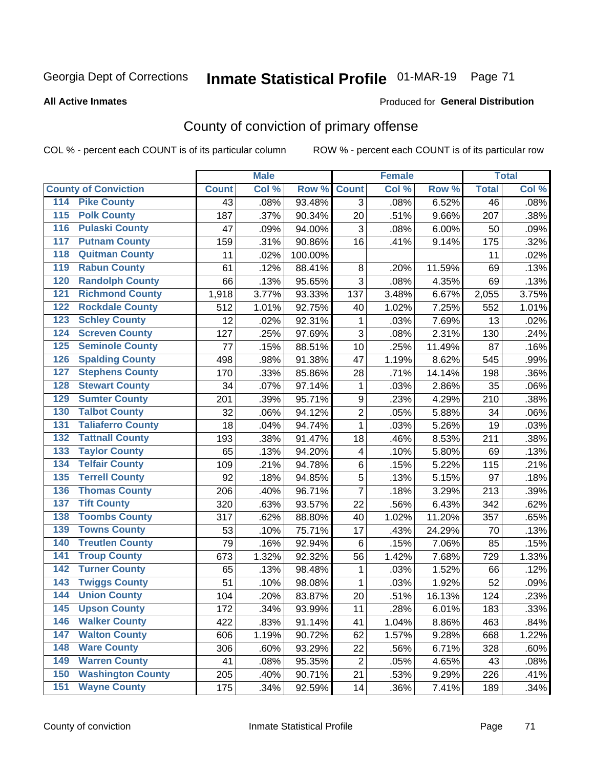Georgia Dept of Corrections **Inmate Statistical Profile** 01-MAR-19

**All Active Inmates**

Produced for **General Distribution**

# County of conviction of primary offense

COL % - percent each COUNT is of its particular column ROW % - percent each COUNT is of its particular row

| | | Male | | | Female | | | Total | |
|---|---|---|---|---|---|---|---|---|---|
| County of Conviction | | Count | Col % | Row % | Count | Col % | Row % | Total | Col % |
| 114 | Pike County | 43 | .08% | 93.48% | 3 | .08% | 6.52% | 46 | .08% |
| 115 | Polk County | 187 | .37% | 90.34% | 20 | .51% | 9.66% | 207 | .38% |
| 116 | Pulaski County | 47 | .09% | 94.00% | 3 | .08% | 6.00% | 50 | .09% |
| 117 | Putnam County | 159 | .31% | 90.86% | 16 | .41% | 9.14% | 175 | .32% |
| 118 | Quitman County | 11 | .02% | 100.00% | | | | 11 | .02% |
| 119 | Rabun County | 61 | .12% | 88.41% | 8 | .20% | 11.59% | 69 | .13% |
| 120 | Randolph County | 66 | .13% | 95.65% | 3 | .08% | 4.35% | 69 | .13% |
| 121 | Richmond County | 1,918 | 3.77% | 93.33% | 137 | 3.48% | 6.67% | 2,055 | 3.75% |
| 122 | Rockdale County | 512 | 1.01% | 92.75% | 40 | 1.02% | 7.25% | 552 | 1.01% |
| 123 | Schley County | 12 | .02% | 92.31% | 1 | .03% | 7.69% | 13 | .02% |
| 124 | Screven County | 127 | .25% | 97.69% | 3 | .08% | 2.31% | 130 | .24% |
| 125 | Seminole County | 77 | .15% | 88.51% | 10 | .25% | 11.49% | 87 | .16% |
| 126 | Spalding County | 498 | .98% | 91.38% | 47 | 1.19% | 8.62% | 545 | .99% |
| 127 | Stephens County | 170 | .33% | 85.86% | 28 | .71% | 14.14% | 198 | .36% |
| 128 | Stewart County | 34 | .07% | 97.14% | 1 | .03% | 2.86% | 35 | .06% |
| 129 | Sumter County | 201 | .39% | 95.71% | 9 | .23% | 4.29% | 210 | .38% |
| 130 | Talbot County | 32 | .06% | 94.12% | 2 | .05% | 5.88% | 34 | .06% |
| 131 | Taliaferro County | 18 | .04% | 94.74% | 1 | .03% | 5.26% | 19 | .03% |
| 132 | Tattnall County | 193 | .38% | 91.47% | 18 | .46% | 8.53% | 211 | .38% |
| 133 | Taylor County | 65 | .13% | 94.20% | 4 | .10% | 5.80% | 69 | .13% |
| 134 | Telfair County | 109 | .21% | 94.78% | 6 | .15% | 5.22% | 115 | .21% |
| 135 | Terrell County | 92 | .18% | 94.85% | 5 | .13% | 5.15% | 97 | .18% |
| 136 | Thomas County | 206 | .40% | 96.71% | 7 | .18% | 3.29% | 213 | .39% |
| 137 | Tift County | 320 | .63% | 93.57% | 22 | .56% | 6.43% | 342 | .62% |
| 138 | Toombs County | 317 | .62% | 88.80% | 40 | 1.02% | 11.20% | 357 | .65% |
| 139 | Towns County | 53 | .10% | 75.71% | 17 | .43% | 24.29% | 70 | .13% |
| 140 | Treutlen County | 79 | .16% | 92.94% | 6 | .15% | 7.06% | 85 | .15% |
| 141 | Troup County | 673 | 1.32% | 92.32% | 56 | 1.42% | 7.68% | 729 | 1.33% |
| 142 | Turner County | 65 | .13% | 98.48% | 1 | .03% | 1.52% | 66 | .12% |
| 143 | Twiggs County | 51 | .10% | 98.08% | 1 | .03% | 1.92% | 52 | .09% |
| 144 | Union County | 104 | .20% | 83.87% | 20 | .51% | 16.13% | 124 | .23% |
| 145 | Upson County | 172 | .34% | 93.99% | 11 | .28% | 6.01% | 183 | .33% |
| 146 | Walker County | 422 | .83% | 91.14% | 41 | 1.04% | 8.86% | 463 | .84% |
| 147 | Walton County | 606 | 1.19% | 90.72% | 62 | 1.57% | 9.28% | 668 | 1.22% |
| 148 | Ware County | 306 | .60% | 93.29% | 22 | .56% | 6.71% | 328 | .60% |
| 149 | Warren County | 41 | .08% | 95.35% | 2 | .05% | 4.65% | 43 | .08% |
| 150 | Washington County | 205 | .40% | 90.71% | 21 | .53% | 9.29% | 226 | .41% |
| 151 | Wayne County | 175 | .34% | 92.59% | 14 | .36% | 7.41% | 189 | .34% |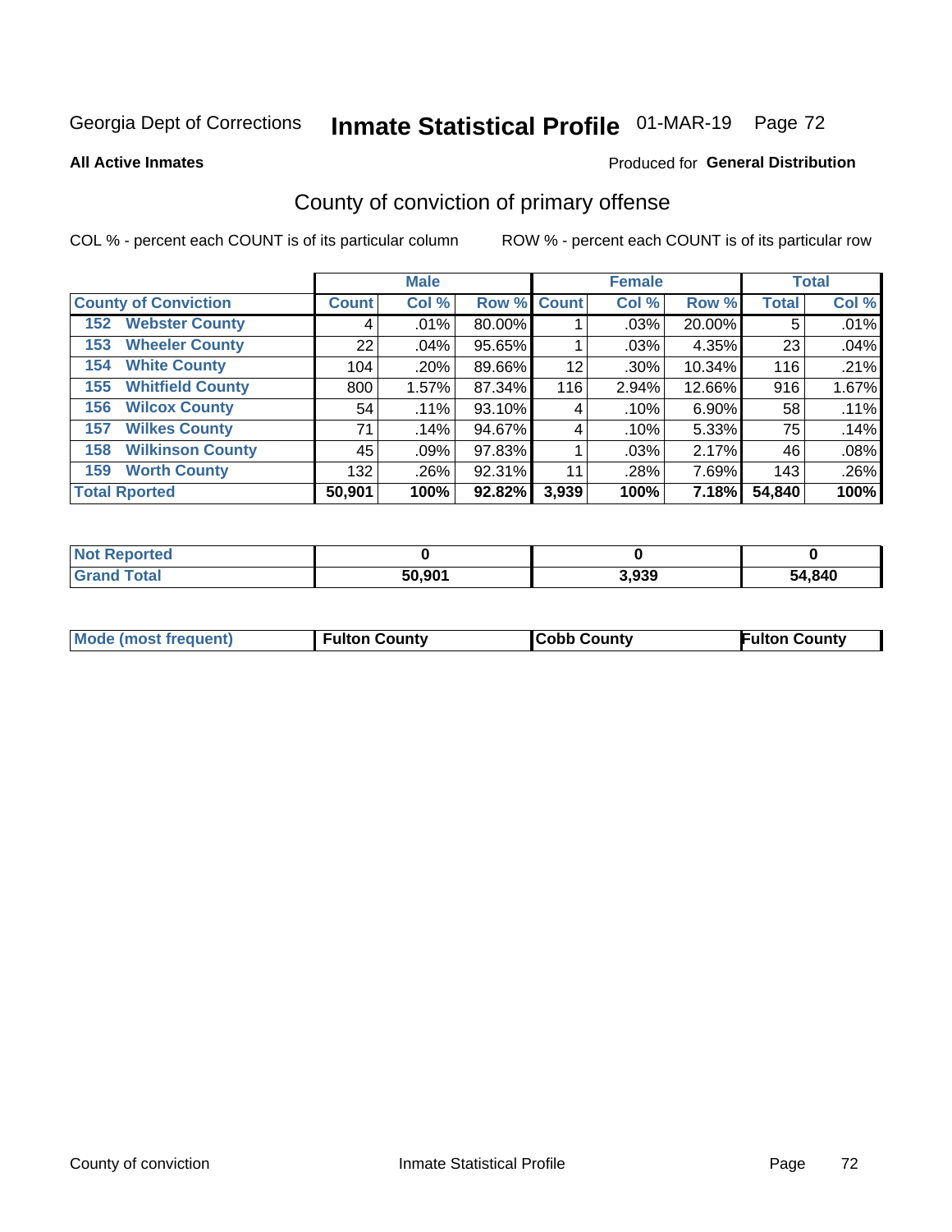Georgia Dept of Corrections **Inmate Statistical Profile** 01-MAR-19

**All Active Inmates**

Produced for **General Distribution**

## County of conviction of primary offense

COL % - percent each COUNT is of its particular column

ROW % - percent each COUNT is of its particular row

| County of Conviction | Male | | | Female | | | Total | |
|---|---|---|---|---|---|---|---|---|
| | Count | Col % | Row % | Count | Col % | Row % | Total | Col % |
| 152 Webster County | 4 | .01% | 80.00% | 1 | .03% | 20.00% | 5 | .01% |
| 153 Wheeler County | 22 | .04% | 95.65% | 1 | .03% | 4.35% | 23 | .04% |
| 154 White County | 104 | .20% | 89.66% | 12 | .30% | 10.34% | 116 | .21% |
| 155 Whitfield County | 800 | 1.57% | 87.34% | 116 | 2.94% | 12.66% | 916 | 1.67% |
| 156 Wilcox County | 54 | .11% | 93.10% | 4 | .10% | 6.90% | 58 | .11% |
| 157 Wilkes County | 71 | .14% | 94.67% | 4 | .10% | 5.33% | 75 | .14% |
| 158 Wilkinson County | 45 | .09% | 97.83% | 1 | .03% | 2.17% | 46 | .08% |
| 159 Worth County | 132 | .26% | 92.31% | 11 | .28% | 7.69% | 143 | .26% |
| **Total Rported** | **50,901** | **100%** | **92.82%** | **3,939** | **100%** | **7.18%** | **54,840** | **100%** |

| | Male | Female | Total |
|---|---|---|---|
| Not Reported | 0 | 0 | 0 |
| Grand Total | 50,901 | 3,939 | 54,840 |

| | Male | Female | Total |
|---|---|---|---|
| Mode (most frequent) | Fulton County | Cobb County | Fulton County |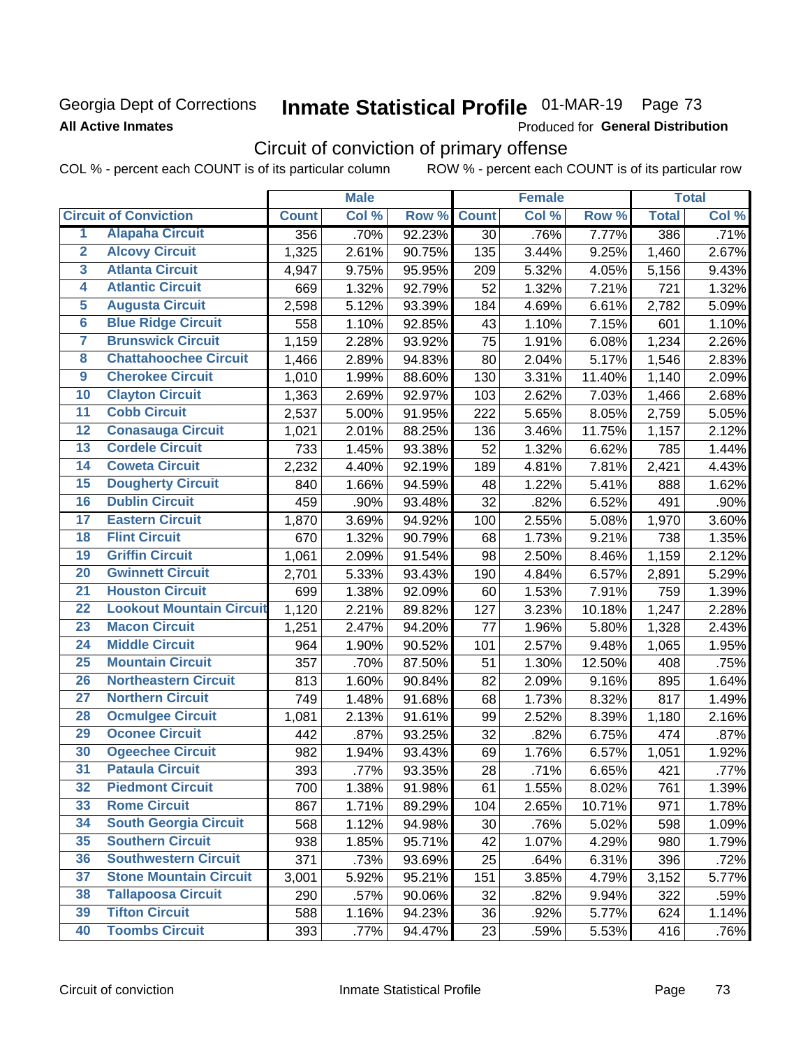Georgia Dept of Corrections

**All Active Inmates**

# Inmate Statistical Profile 01-MAR-19 Page 73

Produced for **General Distribution**

## Circuit of conviction of primary offense

COL % - percent each COUNT is of its particular column ROW % - percent each COUNT is of its particular row

| | Circuit of Conviction | Male | | | Female | | | Total | |
|---|---|---|---|---|---|---|---|---|---|
| | | Count | Col % | Row % | Count | Col % | Row % | Total | Col % |
| 1 | Alapaha Circuit | 356 | .70% | 92.23% | 30 | .76% | 7.77% | 386 | .71% |
| 2 | Alcovy Circuit | 1,325 | 2.61% | 90.75% | 135 | 3.44% | 9.25% | 1,460 | 2.67% |
| 3 | Atlanta Circuit | 4,947 | 9.75% | 95.95% | 209 | 5.32% | 4.05% | 5,156 | 9.43% |
| 4 | Atlantic Circuit | 669 | 1.32% | 92.79% | 52 | 1.32% | 7.21% | 721 | 1.32% |
| 5 | Augusta Circuit | 2,598 | 5.12% | 93.39% | 184 | 4.69% | 6.61% | 2,782 | 5.09% |
| 6 | Blue Ridge Circuit | 558 | 1.10% | 92.85% | 43 | 1.10% | 7.15% | 601 | 1.10% |
| 7 | Brunswick Circuit | 1,159 | 2.28% | 93.92% | 75 | 1.91% | 6.08% | 1,234 | 2.26% |
| 8 | Chattahoochee Circuit | 1,466 | 2.89% | 94.83% | 80 | 2.04% | 5.17% | 1,546 | 2.83% |
| 9 | Cherokee Circuit | 1,010 | 1.99% | 88.60% | 130 | 3.31% | 11.40% | 1,140 | 2.09% |
| 10 | Clayton Circuit | 1,363 | 2.69% | 92.97% | 103 | 2.62% | 7.03% | 1,466 | 2.68% |
| 11 | Cobb Circuit | 2,537 | 5.00% | 91.95% | 222 | 5.65% | 8.05% | 2,759 | 5.05% |
| 12 | Conasauga Circuit | 1,021 | 2.01% | 88.25% | 136 | 3.46% | 11.75% | 1,157 | 2.12% |
| 13 | Cordele Circuit | 733 | 1.45% | 93.38% | 52 | 1.32% | 6.62% | 785 | 1.44% |
| 14 | Coweta Circuit | 2,232 | 4.40% | 92.19% | 189 | 4.81% | 7.81% | 2,421 | 4.43% |
| 15 | Dougherty Circuit | 840 | 1.66% | 94.59% | 48 | 1.22% | 5.41% | 888 | 1.62% |
| 16 | Dublin Circuit | 459 | .90% | 93.48% | 32 | .82% | 6.52% | 491 | .90% |
| 17 | Eastern Circuit | 1,870 | 3.69% | 94.92% | 100 | 2.55% | 5.08% | 1,970 | 3.60% |
| 18 | Flint Circuit | 670 | 1.32% | 90.79% | 68 | 1.73% | 9.21% | 738 | 1.35% |
| 19 | Griffin Circuit | 1,061 | 2.09% | 91.54% | 98 | 2.50% | 8.46% | 1,159 | 2.12% |
| 20 | Gwinnett Circuit | 2,701 | 5.33% | 93.43% | 190 | 4.84% | 6.57% | 2,891 | 5.29% |
| 21 | Houston Circuit | 699 | 1.38% | 92.09% | 60 | 1.53% | 7.91% | 759 | 1.39% |
| 22 | Lookout Mountain Circuit | 1,120 | 2.21% | 89.82% | 127 | 3.23% | 10.18% | 1,247 | 2.28% |
| 23 | Macon Circuit | 1,251 | 2.47% | 94.20% | 77 | 1.96% | 5.80% | 1,328 | 2.43% |
| 24 | Middle Circuit | 964 | 1.90% | 90.52% | 101 | 2.57% | 9.48% | 1,065 | 1.95% |
| 25 | Mountain Circuit | 357 | .70% | 87.50% | 51 | 1.30% | 12.50% | 408 | .75% |
| 26 | Northeastern Circuit | 813 | 1.60% | 90.84% | 82 | 2.09% | 9.16% | 895 | 1.64% |
| 27 | Northern Circuit | 749 | 1.48% | 91.68% | 68 | 1.73% | 8.32% | 817 | 1.49% |
| 28 | Ocmulgee Circuit | 1,081 | 2.13% | 91.61% | 99 | 2.52% | 8.39% | 1,180 | 2.16% |
| 29 | Oconee Circuit | 442 | .87% | 93.25% | 32 | .82% | 6.75% | 474 | .87% |
| 30 | Ogeechee Circuit | 982 | 1.94% | 93.43% | 69 | 1.76% | 6.57% | 1,051 | 1.92% |
| 31 | Pataula Circuit | 393 | .77% | 93.35% | 28 | .71% | 6.65% | 421 | .77% |
| 32 | Piedmont Circuit | 700 | 1.38% | 91.98% | 61 | 1.55% | 8.02% | 761 | 1.39% |
| 33 | Rome Circuit | 867 | 1.71% | 89.29% | 104 | 2.65% | 10.71% | 971 | 1.78% |
| 34 | South Georgia Circuit | 568 | 1.12% | 94.98% | 30 | .76% | 5.02% | 598 | 1.09% |
| 35 | Southern Circuit | 938 | 1.85% | 95.71% | 42 | 1.07% | 4.29% | 980 | 1.79% |
| 36 | Southwestern Circuit | 371 | .73% | 93.69% | 25 | .64% | 6.31% | 396 | .72% |
| 37 | Stone Mountain Circuit | 3,001 | 5.92% | 95.21% | 151 | 3.85% | 4.79% | 3,152 | 5.77% |
| 38 | Tallapoosa Circuit | 290 | .57% | 90.06% | 32 | .82% | 9.94% | 322 | .59% |
| 39 | Tifton Circuit | 588 | 1.16% | 94.23% | 36 | .92% | 5.77% | 624 | 1.14% |
| 40 | Toombs Circuit | 393 | .77% | 94.47% | 23 | .59% | 5.53% | 416 | .76% |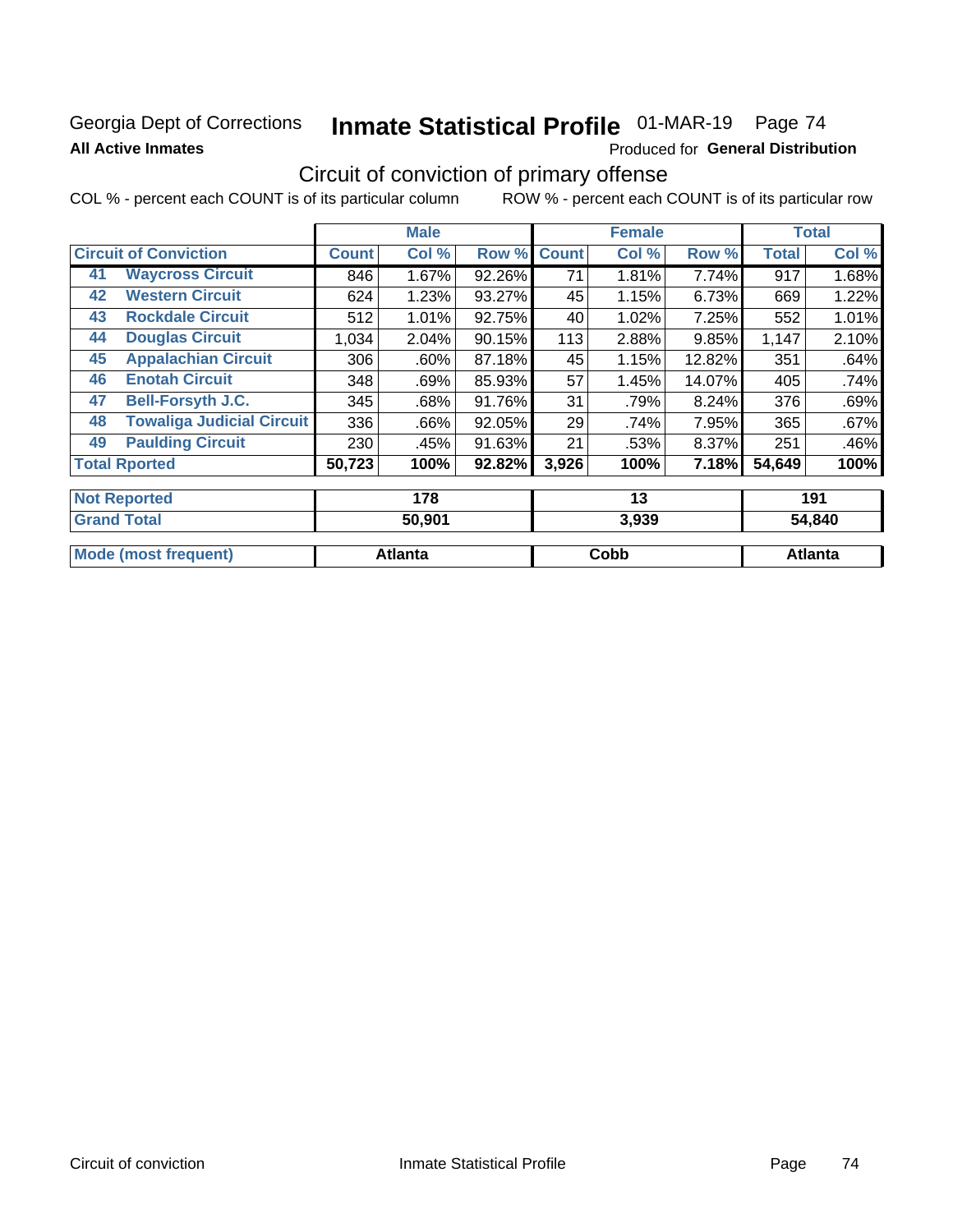Georgia Dept of Corrections **Inmate Statistical Profile** 01-MAR-19

**All Active Inmates** Produced for **General Distribution**

## Circuit of conviction of primary offense

COL % - percent each COUNT is of its particular column ROW % - percent each COUNT is of its particular row

| Circuit of Conviction | | Male | | | Female | | | Total | |
|---|---|---|---|---|---|---|---|---|---|
| | | Count | Col % | Row % | Count | Col % | Row % | Total | Col % |
| 41 | Waycross Circuit | 846 | 1.67% | 92.26% | 71 | 1.81% | 7.74% | 917 | 1.68% |
| 42 | Western Circuit | 624 | 1.23% | 93.27% | 45 | 1.15% | 6.73% | 669 | 1.22% |
| 43 | Rockdale Circuit | 512 | 1.01% | 92.75% | 40 | 1.02% | 7.25% | 552 | 1.01% |
| 44 | Douglas Circuit | 1,034 | 2.04% | 90.15% | 113 | 2.88% | 9.85% | 1,147 | 2.10% |
| 45 | Appalachian Circuit | 306 | .60% | 87.18% | 45 | 1.15% | 12.82% | 351 | .64% |
| 46 | Enotah Circuit | 348 | .69% | 85.93% | 57 | 1.45% | 14.07% | 405 | .74% |
| 47 | Bell-Forsyth J.C. | 345 | .68% | 91.76% | 31 | .79% | 8.24% | 376 | .69% |
| 48 | Towaliga Judicial Circuit | 336 | .66% | 92.05% | 29 | .74% | 7.95% | 365 | .67% |
| 49 | Paulding Circuit | 230 | .45% | 91.63% | 21 | .53% | 8.37% | 251 | .46% |
| Total Rported | | 50,723 | 100% | 92.82% | 3,926 | 100% | 7.18% | 54,649 | 100% |

| | Male | Female | Total |
|---|---|---|---|
| Not Reported | 178 | 13 | 191 |
| Grand Total | 50,901 | 3,939 | 54,840 |
| Mode (most frequent) | Atlanta | Cobb | Atlanta |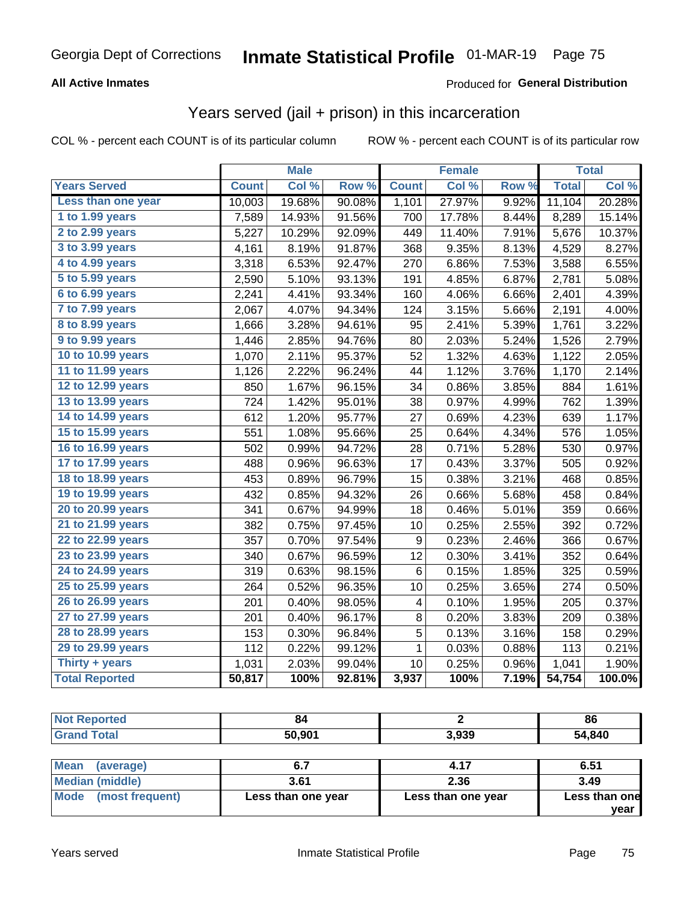Georgia Dept of Corrections **Inmate Statistical Profile** 01-MAR-19

**All Active Inmates**

Produced for **General Distribution**

## Years served (jail + prison) in this incarceration

COL % - percent each COUNT is of its particular column ROW % - percent each COUNT is of its particular row

| | Male | | | Female | | | Total | |
|---|---|---|---|---|---|---|---|---|
| **Years Served** | **Count** | **Col %** | **Row %** | **Count** | **Col %** | **Row %** | **Total** | **Col %** |
| Less than one year | 10,003 | 19.68% | 90.08% | 1,101 | 27.97% | 9.92% | 11,104 | 20.28% |
| 1 to 1.99 years | 7,589 | 14.93% | 91.56% | 700 | 17.78% | 8.44% | 8,289 | 15.14% |
| 2 to 2.99 years | 5,227 | 10.29% | 92.09% | 449 | 11.40% | 7.91% | 5,676 | 10.37% |
| 3 to 3.99 years | 4,161 | 8.19% | 91.87% | 368 | 9.35% | 8.13% | 4,529 | 8.27% |
| 4 to 4.99 years | 3,318 | 6.53% | 92.47% | 270 | 6.86% | 7.53% | 3,588 | 6.55% |
| 5 to 5.99 years | 2,590 | 5.10% | 93.13% | 191 | 4.85% | 6.87% | 2,781 | 5.08% |
| 6 to 6.99 years | 2,241 | 4.41% | 93.34% | 160 | 4.06% | 6.66% | 2,401 | 4.39% |
| 7 to 7.99 years | 2,067 | 4.07% | 94.34% | 124 | 3.15% | 5.66% | 2,191 | 4.00% |
| 8 to 8.99 years | 1,666 | 3.28% | 94.61% | 95 | 2.41% | 5.39% | 1,761 | 3.22% |
| 9 to 9.99 years | 1,446 | 2.85% | 94.76% | 80 | 2.03% | 5.24% | 1,526 | 2.79% |
| 10 to 10.99 years | 1,070 | 2.11% | 95.37% | 52 | 1.32% | 4.63% | 1,122 | 2.05% |
| 11 to 11.99 years | 1,126 | 2.22% | 96.24% | 44 | 1.12% | 3.76% | 1,170 | 2.14% |
| 12 to 12.99 years | 850 | 1.67% | 96.15% | 34 | 0.86% | 3.85% | 884 | 1.61% |
| 13 to 13.99 years | 724 | 1.42% | 95.01% | 38 | 0.97% | 4.99% | 762 | 1.39% |
| 14 to 14.99 years | 612 | 1.20% | 95.77% | 27 | 0.69% | 4.23% | 639 | 1.17% |
| 15 to 15.99 years | 551 | 1.08% | 95.66% | 25 | 0.64% | 4.34% | 576 | 1.05% |
| 16 to 16.99 years | 502 | 0.99% | 94.72% | 28 | 0.71% | 5.28% | 530 | 0.97% |
| 17 to 17.99 years | 488 | 0.96% | 96.63% | 17 | 0.43% | 3.37% | 505 | 0.92% |
| 18 to 18.99 years | 453 | 0.89% | 96.79% | 15 | 0.38% | 3.21% | 468 | 0.85% |
| 19 to 19.99 years | 432 | 0.85% | 94.32% | 26 | 0.66% | 5.68% | 458 | 0.84% |
| 20 to 20.99 years | 341 | 0.67% | 94.99% | 18 | 0.46% | 5.01% | 359 | 0.66% |
| 21 to 21.99 years | 382 | 0.75% | 97.45% | 10 | 0.25% | 2.55% | 392 | 0.72% |
| 22 to 22.99 years | 357 | 0.70% | 97.54% | 9 | 0.23% | 2.46% | 366 | 0.67% |
| 23 to 23.99 years | 340 | 0.67% | 96.59% | 12 | 0.30% | 3.41% | 352 | 0.64% |
| 24 to 24.99 years | 319 | 0.63% | 98.15% | 6 | 0.15% | 1.85% | 325 | 0.59% |
| 25 to 25.99 years | 264 | 0.52% | 96.35% | 10 | 0.25% | 3.65% | 274 | 0.50% |
| 26 to 26.99 years | 201 | 0.40% | 98.05% | 4 | 0.10% | 1.95% | 205 | 0.37% |
| 27 to 27.99 years | 201 | 0.40% | 96.17% | 8 | 0.20% | 3.83% | 209 | 0.38% |
| 28 to 28.99 years | 153 | 0.30% | 96.84% | 5 | 0.13% | 3.16% | 158 | 0.29% |
| 29 to 29.99 years | 112 | 0.22% | 99.12% | 1 | 0.03% | 0.88% | 113 | 0.21% |
| Thirty + years | 1,031 | 2.03% | 99.04% | 10 | 0.25% | 0.96% | 1,041 | 1.90% |
| **Total Reported** | **50,817** | **100%** | **92.81%** | **3,937** | **100%** | **7.19%** | **54,754** | **100.0%** |

| | Male | Female | Total |
|---|---|---|---|
| Not Reported | 84 | 2 | 86 |
| Grand Total | 50,901 | 3,939 | 54,840 |

| | Male | Female | Total |
|---|---|---|---|
| Mean (average) | 6.7 | 4.17 | 6.51 |
| Median (middle) | 3.61 | 2.36 | 3.49 |
| Mode (most frequent) | Less than one year | Less than one year | Less than one year |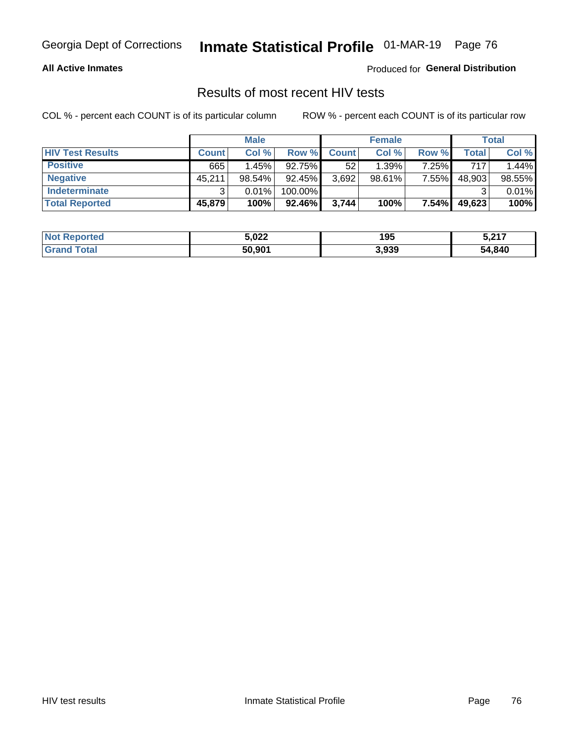Georgia Dept of Corrections **Inmate Statistical Profile** 01-MAR-19

**All Active Inmates**

Produced for **General Distribution**

## Results of most recent HIV tests

COL % - percent each COUNT is of its particular column ROW % - percent each COUNT is of its particular row

| | Male | | | Female | | | Total | |
|---|---|---|---|---|---|---|---|---|
| **HIV Test Results** | **Count** | **Col %** | **Row %** | **Count** | **Col %** | **Row %** | **Total** | **Col %** |
| **Positive** | 665 | 1.45% | 92.75% | 52 | 1.39% | 7.25% | 717 | 1.44% |
| **Negative** | 45,211 | 98.54% | 92.45% | 3,692 | 98.61% | 7.55% | 48,903 | 98.55% |
| **Indeterminate** | 3 | 0.01% | 100.00% | | | | 3 | 0.01% |
| **Total Reported** | **45,879** | **100%** | **92.46%** | **3,744** | **100%** | **7.54%** | **49,623** | **100%** |

| | Male | Female | Total |
|---|---|---|---|
| **Not Reported** | **5,022** | **195** | **5,217** |
| **Grand Total** | **50,901** | **3,939** | **54,840** |

HIV test results Inmate Statistical Profile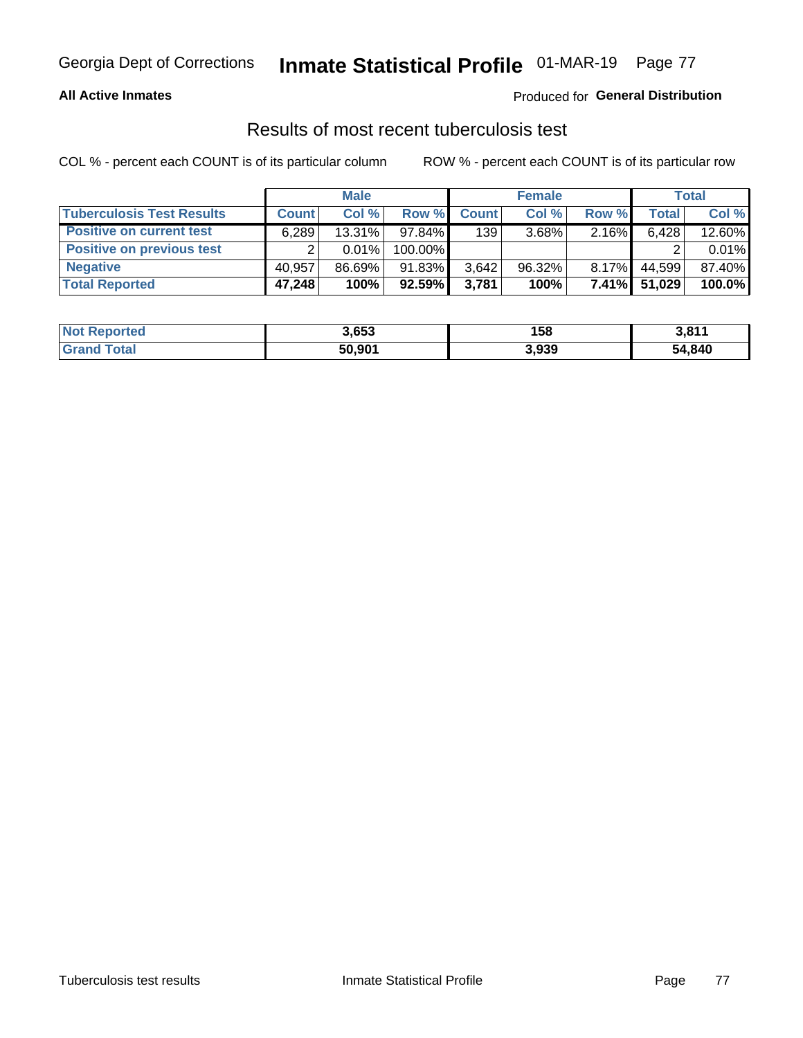**All Active Inmates**

Produced for **General Distribution**

## Results of most recent tuberculosis test

COL % - percent each COUNT is of its particular column

ROW % - percent each COUNT is of its particular row

| | Male | | | Female | | | Total | |
|---|---|---|---|---|---|---|---|---|
| **Tuberculosis Test Results** | **Count** | **Col %** | **Row %** | **Count** | **Col %** | **Row %** | **Total** | **Col %** |
| **Positive on current test** | 6,289 | 13.31% | 97.84% | 139 | 3.68% | 2.16% | 6,428 | 12.60% |
| **Positive on previous test** | 2 | 0.01% | 100.00% | | | | 2 | 0.01% |
| **Negative** | 40,957 | 86.69% | 91.83% | 3,642 | 96.32% | 8.17% | 44,599 | 87.40% |
| **Total Reported** | **47,248** | **100%** | **92.59%** | **3,781** | **100%** | **7.41%** | **51,029** | **100.0%** |

| | Male | Female | Total |
|---|---|---|---|
| **Not Reported** | **3,653** | **158** | **3,811** |
| **Grand Total** | **50,901** | **3,939** | **54,840** |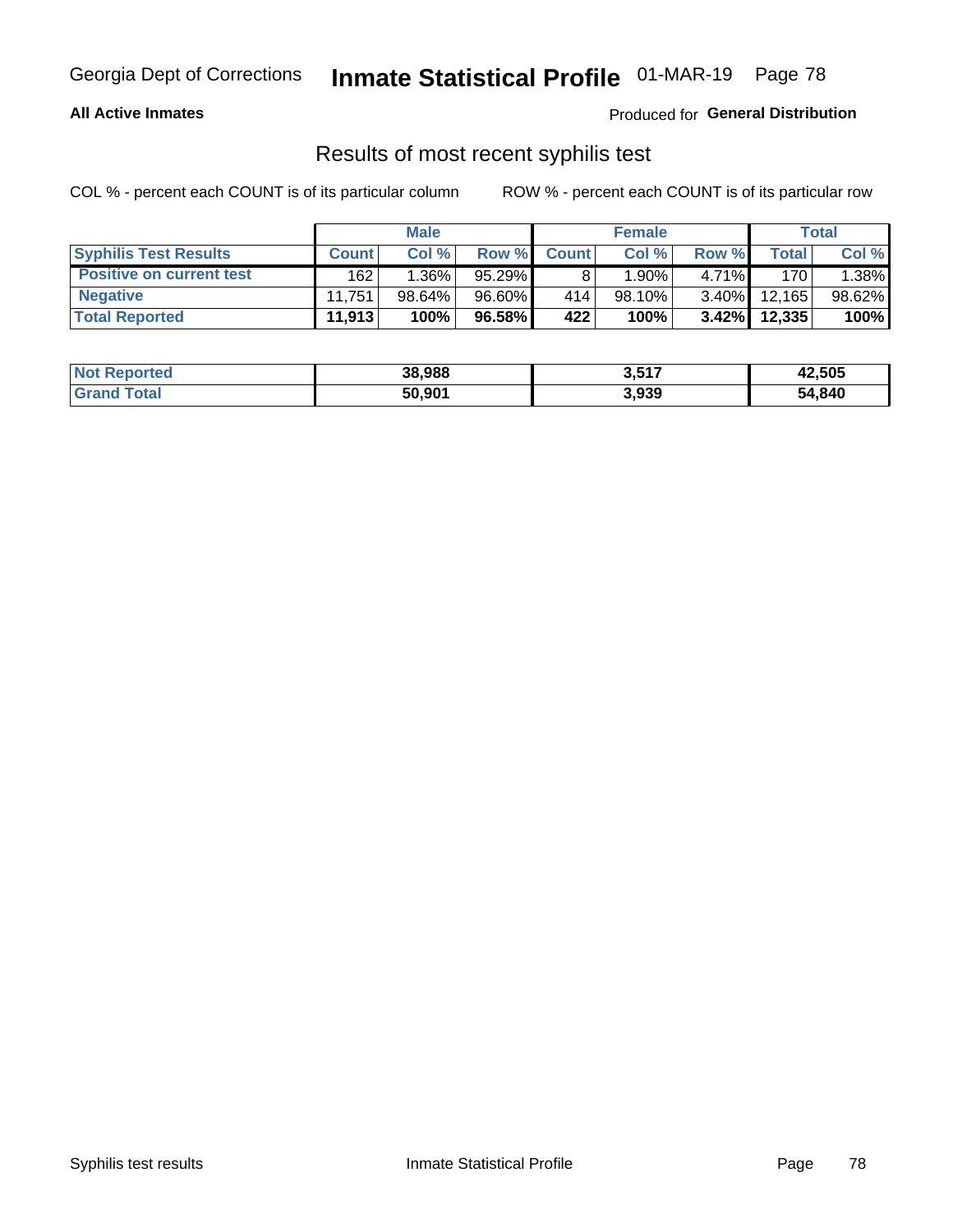Georgia Dept of Corrections **Inmate Statistical Profile** 01-MAR-19

**All Active Inmates**

Produced for **General Distribution**

## Results of most recent syphilis test

COL % - percent each COUNT is of its particular column

ROW % - percent each COUNT is of its particular row

| | Male | | | Female | | | Total | |
|---|---|---|---|---|---|---|---|---|
| **Syphilis Test Results** | **Count** | **Col %** | **Row %** | **Count** | **Col %** | **Row %** | **Total** | **Col %** |
| **Positive on current test** | 162 | 1.36% | 95.29% | 8 | 1.90% | 4.71% | 170 | 1.38% |
| **Negative** | 11,751 | 98.64% | 96.60% | 414 | 98.10% | 3.40% | 12,165 | 98.62% |
| **Total Reported** | **11,913** | **100%** | **96.58%** | **422** | **100%** | **3.42%** | **12,335** | **100%** |

| | Male | Female | Total |
|---|---|---|---|
| **Not Reported** | **38,988** | **3,517** | **42,505** |
| **Grand Total** | **50,901** | **3,939** | **54,840** |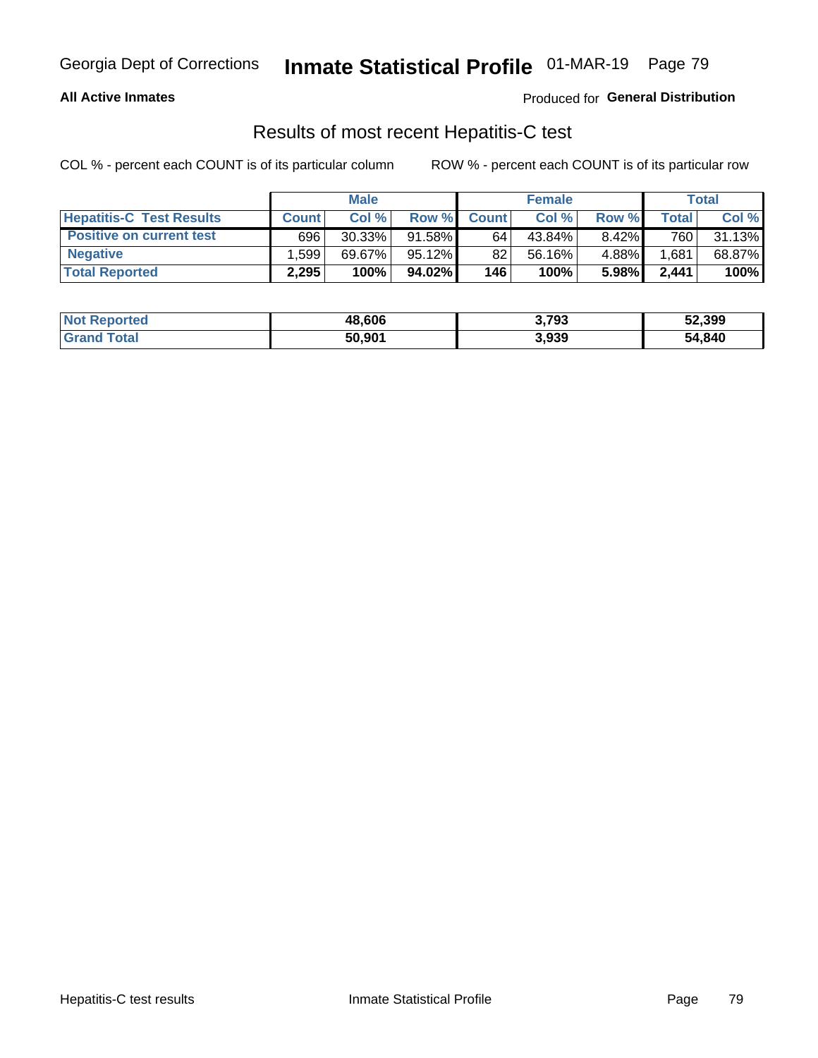Georgia Dept of Corrections **Inmate Statistical Profile** 01-MAR-19

**All Active Inmates**

Produced for **General Distribution**

## Results of most recent Hepatitis-C test

COL % - percent each COUNT is of its particular column ROW % - percent each COUNT is of its particular row

| | Male | | | Female | | | Total | |
|---|---|---|---|---|---|---|---|---|
| **Hepatitis-C Test Results** | **Count** | **Col %** | **Row %** | **Count** | **Col %** | **Row %** | **Total** | **Col %** |
| **Positive on current test** | 696 | 30.33% | 91.58% | 64 | 43.84% | 8.42% | 760 | 31.13% |
| **Negative** | 1,599 | 69.67% | 95.12% | 82 | 56.16% | 4.88% | 1,681 | 68.87% |
| **Total Reported** | **2,295** | **100%** | **94.02%** | **146** | **100%** | **5.98%** | **2,441** | **100%** |

| | Male | Female | Total |
|---|---|---|---|
| **Not Reported** | **48,606** | **3,793** | **52,399** |
| **Grand Total** | **50,901** | **3,939** | **54,840** |